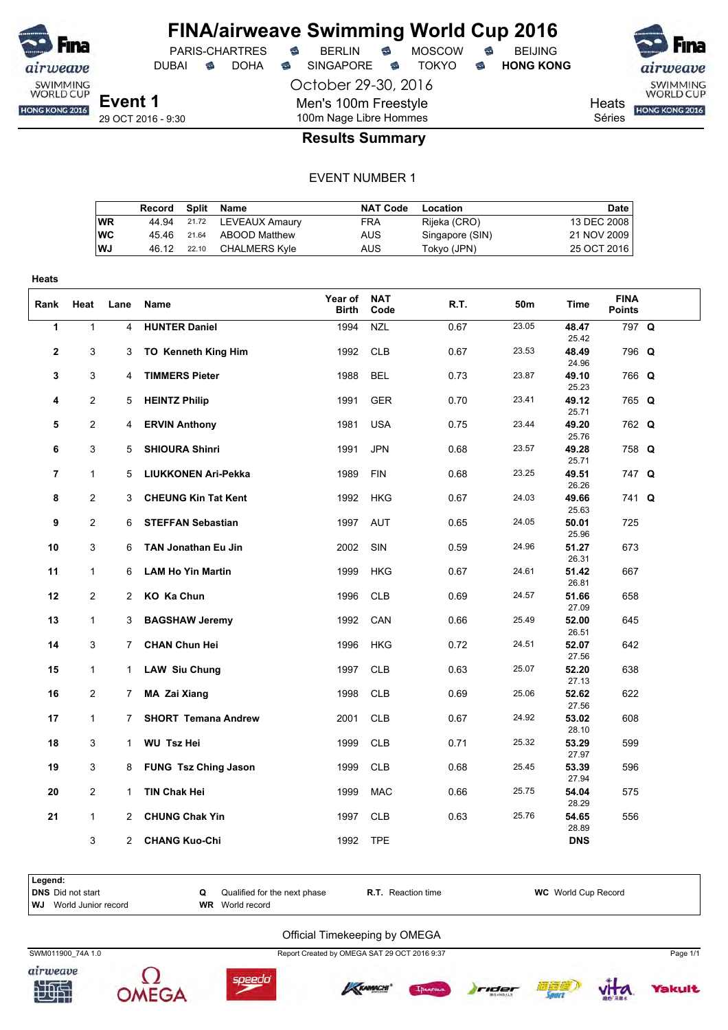# FINA/airweave Swimming World Cup 2016

PARIS-CHARTRES · BERLIN · MOSCOW · BEIJING
DUBAI · DOHA · SINGAPORE · TOKYO · **HONG KONG**

October 29-30, 2016

**Event 1**
29 OCT 2016 - 9:30

Men's 100m Freestyle
100m Nage Libre Hommes

Heats
Séries

## Results Summary

EVENT NUMBER 1

| | Record | Split | Name | NAT Code | Location | Date |
|---|---|---|---|---|---|---|
| WR | 44.94 | 21.72 | LEVEAUX Amaury | FRA | Rijeka (CRO) | 13 DEC 2008 |
| WC | 45.46 | 21.64 | ABOOD Matthew | AUS | Singapore (SIN) | 21 NOV 2009 |
| WJ | 46.12 | 22.10 | CHALMERS Kyle | AUS | Tokyo (JPN) | 25 OCT 2016 |

### Heats

| Rank | Heat | Lane | Name | Year of Birth | NAT Code | R.T. | 50m | Time | FINA Points | |
|---|---|---|---|---|---|---|---|---|---|---|
| 1 | 1 | 4 | **HUNTER Daniel** | 1994 | NZL | 0.67 | 23.05 | **48.47** 25.42 | 797 | **Q** |
| 2 | 3 | 3 | **TO Kenneth King Him** | 1992 | CLB | 0.67 | 23.53 | **48.49** 24.96 | 796 | **Q** |
| 3 | 3 | 4 | **TIMMERS Pieter** | 1988 | BEL | 0.73 | 23.87 | **49.10** 25.23 | 766 | **Q** |
| 4 | 2 | 5 | **HEINTZ Philip** | 1991 | GER | 0.70 | 23.41 | **49.12** 25.71 | 765 | **Q** |
| 5 | 2 | 4 | **ERVIN Anthony** | 1981 | USA | 0.75 | 23.44 | **49.20** 25.76 | 762 | **Q** |
| 6 | 3 | 5 | **SHIOURA Shinri** | 1991 | JPN | 0.68 | 23.57 | **49.28** 25.71 | 758 | **Q** |
| 7 | 1 | 5 | **LIUKKONEN Ari-Pekka** | 1989 | FIN | 0.68 | 23.25 | **49.51** 26.26 | 747 | **Q** |
| 8 | 2 | 3 | **CHEUNG Kin Tat Kent** | 1992 | HKG | 0.67 | 24.03 | **49.66** 25.63 | 741 | **Q** |
| 9 | 2 | 6 | **STEFFAN Sebastian** | 1997 | AUT | 0.65 | 24.05 | **50.01** 25.96 | 725 | |
| 10 | 3 | 6 | **TAN Jonathan Eu Jin** | 2002 | SIN | 0.59 | 24.96 | **51.27** 26.31 | 673 | |
| 11 | 1 | 6 | **LAM Ho Yin Martin** | 1999 | HKG | 0.67 | 24.61 | **51.42** 26.81 | 667 | |
| 12 | 2 | 2 | **KO Ka Chun** | 1996 | CLB | 0.69 | 24.57 | **51.66** 27.09 | 658 | |
| 13 | 1 | 3 | **BAGSHAW Jeremy** | 1992 | CAN | 0.66 | 25.49 | **52.00** 26.51 | 645 | |
| 14 | 3 | 7 | **CHAN Chun Hei** | 1996 | HKG | 0.72 | 24.51 | **52.07** 27.56 | 642 | |
| 15 | 1 | 1 | **LAW Siu Chung** | 1997 | CLB | 0.63 | 25.07 | **52.20** 27.13 | 638 | |
| 16 | 2 | 7 | **MA Zai Xiang** | 1998 | CLB | 0.69 | 25.06 | **52.62** 27.56 | 622 | |
| 17 | 1 | 7 | **SHORT Temana Andrew** | 2001 | CLB | 0.67 | 24.92 | **53.02** 28.10 | 608 | |
| 18 | 3 | 1 | **WU Tsz Hei** | 1999 | CLB | 0.71 | 25.32 | **53.29** 27.97 | 599 | |
| 19 | 3 | 8 | **FUNG Tsz Ching Jason** | 1999 | CLB | 0.68 | 25.45 | **53.39** 27.94 | 596 | |
| 20 | 2 | 1 | **TIN Chak Hei** | 1999 | MAC | 0.66 | 25.75 | **54.04** 28.29 | 575 | |
| 21 | 1 | 2 | **CHUNG Chak Yin** | 1997 | CLB | 0.63 | 25.76 | **54.65** 28.89 | 556 | |
| | 3 | 2 | **CHANG Kuo-Chi** | 1992 | TPE | | | **DNS** | | |

**Legend:**
**DNS** Did not start · **Q** Qualified for the next phase · **R.T.** Reaction time · **WC** World Cup Record
**WJ** World Junior record · **WR** World record

Official Timekeeping by OMEGA

SWM011900_74A 1.0 · Report Created by OMEGA SAT 29 OCT 2016 9:37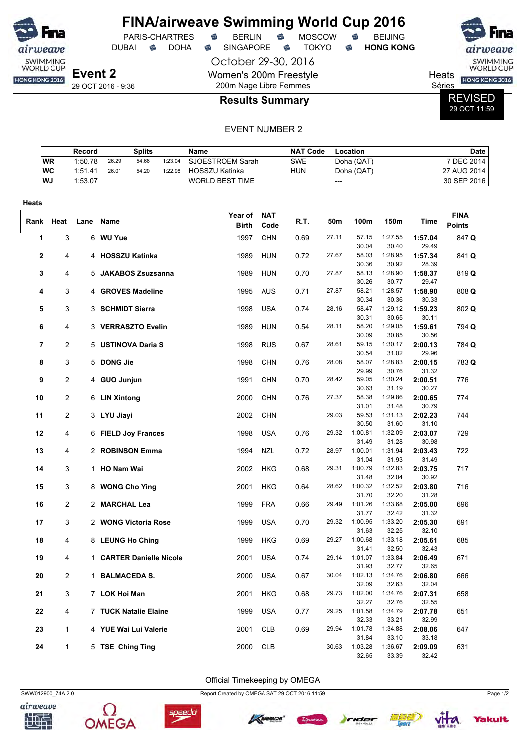# FINA/airweave Swimming World Cup 2016

PARIS-CHARTRES · BERLIN · MOSCOW · BEIJING
DUBAI · DOHA · SINGAPORE · TOKYO · **HONG KONG**

October 29-30, 2016

## Event 2

29 OCT 2016 - 9:36

Women's 200m Freestyle
200m Nage Libre Femmes

Heats
Séries

### Results Summary

REVISED
29 OCT 11:59

EVENT NUMBER 2

| | Record | Splits | | | Name | NAT Code | Location | Date |
|---|---|---|---|---|---|---|---|---|
| **WR** | 1:50.78 | 26.29 | 54.66 | 1:23.04 | SJOESTROEM Sarah | SWE | Doha (QAT) | 7 DEC 2014 |
| **WC** | 1:51.41 | 26.01 | 54.20 | 1:22.98 | HOSSZU Katinka | HUN | Doha (QAT) | 27 AUG 2014 |
| **WJ** | 1:53.07 | | | | WORLD BEST TIME | | --- | 30 SEP 2016 |

**Heats**

| Rank | Heat | Lane | Name | Year of Birth | NAT Code | R.T. | 50m | 100m | 150m | Time | FINA Points |
|---|---|---|---|---|---|---|---|---|---|---|---|
| 1 | 3 | 6 | **WU Yue** | 1997 | CHN | 0.69 | 27.11 | 57.15<br>30.04 | 1:27.55<br>30.40 | **1:57.04**<br>29.49 | 847 **Q** |
| 2 | 4 | 4 | **HOSSZU Katinka** | 1989 | HUN | 0.72 | 27.67 | 58.03<br>30.36 | 1:28.95<br>30.92 | **1:57.34**<br>28.39 | 841 **Q** |
| 3 | 4 | 5 | **JAKABOS Zsuzsanna** | 1989 | HUN | 0.70 | 27.87 | 58.13<br>30.26 | 1:28.90<br>30.77 | **1:58.37**<br>29.47 | 819 **Q** |
| 4 | 3 | 4 | **GROVES Madeline** | 1995 | AUS | 0.71 | 27.87 | 58.21<br>30.34 | 1:28.57<br>30.36 | **1:58.90**<br>30.33 | 808 **Q** |
| 5 | 3 | 3 | **SCHMIDT Sierra** | 1998 | USA | 0.74 | 28.16 | 58.47<br>30.31 | 1:29.12<br>30.65 | **1:59.23**<br>30.11 | 802 **Q** |
| 6 | 4 | 3 | **VERRASZTO Evelin** | 1989 | HUN | 0.54 | 28.11 | 58.20<br>30.09 | 1:29.05<br>30.85 | **1:59.61**<br>30.56 | 794 **Q** |
| 7 | 2 | 5 | **USTINOVA Daria S** | 1998 | RUS | 0.67 | 28.61 | 59.15<br>30.54 | 1:30.17<br>31.02 | **2:00.13**<br>29.96 | 784 **Q** |
| 8 | 3 | 5 | **DONG Jie** | 1998 | CHN | 0.76 | 28.08 | 58.07<br>29.99 | 1:28.83<br>30.76 | **2:00.15**<br>31.32 | 783 **Q** |
| 9 | 2 | 4 | **GUO Junjun** | 1991 | CHN | 0.70 | 28.42 | 59.05<br>30.63 | 1:30.24<br>31.19 | **2:00.51**<br>30.27 | 776 |
| 10 | 2 | 6 | **LIN Xintong** | 2000 | CHN | 0.76 | 27.37 | 58.38<br>31.01 | 1:29.86<br>31.48 | **2:00.65**<br>30.79 | 774 |
| 11 | 2 | 3 | **LYU Jiayi** | 2002 | CHN | | 29.03 | 59.53<br>30.50 | 1:31.13<br>31.60 | **2:02.23**<br>31.10 | 744 |
| 12 | 4 | 6 | **FIELD Joy Frances** | 1998 | USA | 0.76 | 29.32 | 1:00.81<br>31.49 | 1:32.09<br>31.28 | **2:03.07**<br>30.98 | 729 |
| 13 | 4 | 2 | **ROBINSON Emma** | 1994 | NZL | 0.72 | 28.97 | 1:00.01<br>31.04 | 1:31.94<br>31.93 | **2:03.43**<br>31.49 | 722 |
| 14 | 3 | 1 | **HO Nam Wai** | 2002 | HKG | 0.68 | 29.31 | 1:00.79<br>31.48 | 1:32.83<br>32.04 | **2:03.75**<br>30.92 | 717 |
| 15 | 3 | 8 | **WONG Cho Ying** | 2001 | HKG | 0.64 | 28.62 | 1:00.32<br>31.70 | 1:32.52<br>32.20 | **2:03.80**<br>31.28 | 716 |
| 16 | 2 | 2 | **MARCHAL Lea** | 1999 | FRA | 0.66 | 29.49 | 1:01.26<br>31.77 | 1:33.68<br>32.42 | **2:05.00**<br>31.32 | 696 |
| 17 | 3 | 2 | **WONG Victoria Rose** | 1999 | USA | 0.70 | 29.32 | 1:00.95<br>31.63 | 1:33.20<br>32.25 | **2:05.30**<br>32.10 | 691 |
| 18 | 4 | 8 | **LEUNG Ho Ching** | 1999 | HKG | 0.69 | 29.27 | 1:00.68<br>31.41 | 1:33.18<br>32.50 | **2:05.61**<br>32.43 | 685 |
| 19 | 4 | 1 | **CARTER Danielle Nicole** | 2001 | USA | 0.74 | 29.14 | 1:01.07<br>31.93 | 1:33.84<br>32.77 | **2:06.49**<br>32.65 | 671 |
| 20 | 2 | 1 | **BALMACEDA S.** | 2000 | USA | 0.67 | 30.04 | 1:02.13<br>32.09 | 1:34.76<br>32.63 | **2:06.80**<br>32.04 | 666 |
| 21 | 3 | 7 | **LOK Hoi Man** | 2001 | HKG | 0.68 | 29.73 | 1:02.00<br>32.27 | 1:34.76<br>32.76 | **2:07.31**<br>32.55 | 658 |
| 22 | 4 | 7 | **TUCK Natalie Elaine** | 1999 | USA | 0.77 | 29.25 | 1:01.58<br>32.33 | 1:34.79<br>33.21 | **2:07.78**<br>32.99 | 651 |
| 23 | 1 | 4 | **YUE Wai Lui Valerie** | 2001 | CLB | 0.69 | 29.94 | 1:01.78<br>31.84 | 1:34.88<br>33.10 | **2:08.06**<br>33.18 | 647 |
| 24 | 1 | 5 | **TSE Ching Ting** | 2000 | CLB | | 30.63 | 1:03.28<br>32.65 | 1:36.67<br>33.39 | **2:09.09**<br>32.42 | 631 |

Official Timekeeping by OMEGA

SWW012900_74A 2.0 — Report Created by OMEGA SAT 29 OCT 2016 11:59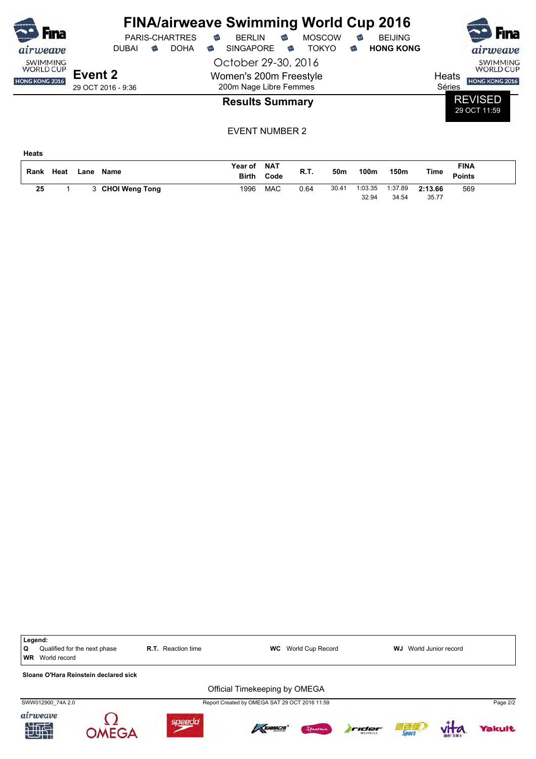# FINA/airweave Swimming World Cup 2016

PARIS-CHARTRES · BERLIN · MOSCOW · BEIJING
DUBAI · DOHA · SINGAPORE · TOKYO · **HONG KONG**

October 29-30, 2016

**Event 2**
29 OCT 2016 - 9:36

Women's 200m Freestyle
200m Nage Libre Femmes

Heats
Séries

## Results Summary

REVISED
29 OCT 11:59

EVENT NUMBER 2

**Heats**

| Rank | Heat | Lane | Name | Year of Birth | NAT Code | R.T. | 50m | 100m | 150m | Time | FINA Points |
|---|---|---|---|---|---|---|---|---|---|---|---|
| **25** | 1 | 3 | **CHOI Weng Tong** | 1996 | MAC | 0.64 | 30.41 | 1:03.35 | 1:37.89 | **2:13.66** | 569 |
| | | | | | | | | 32.94 | 34.54 | 35.77 | |

**Legend:**
**Q** Qualified for the next phase · **R.T.** Reaction time · **WC** World Cup Record · **WJ** World Junior record
**WR** World record

**Sloane O'Hara Reinstein declared sick**

Official Timekeeping by OMEGA

SWW012900_74A 2.0 · Report Created by OMEGA SAT 29 OCT 2016 11:59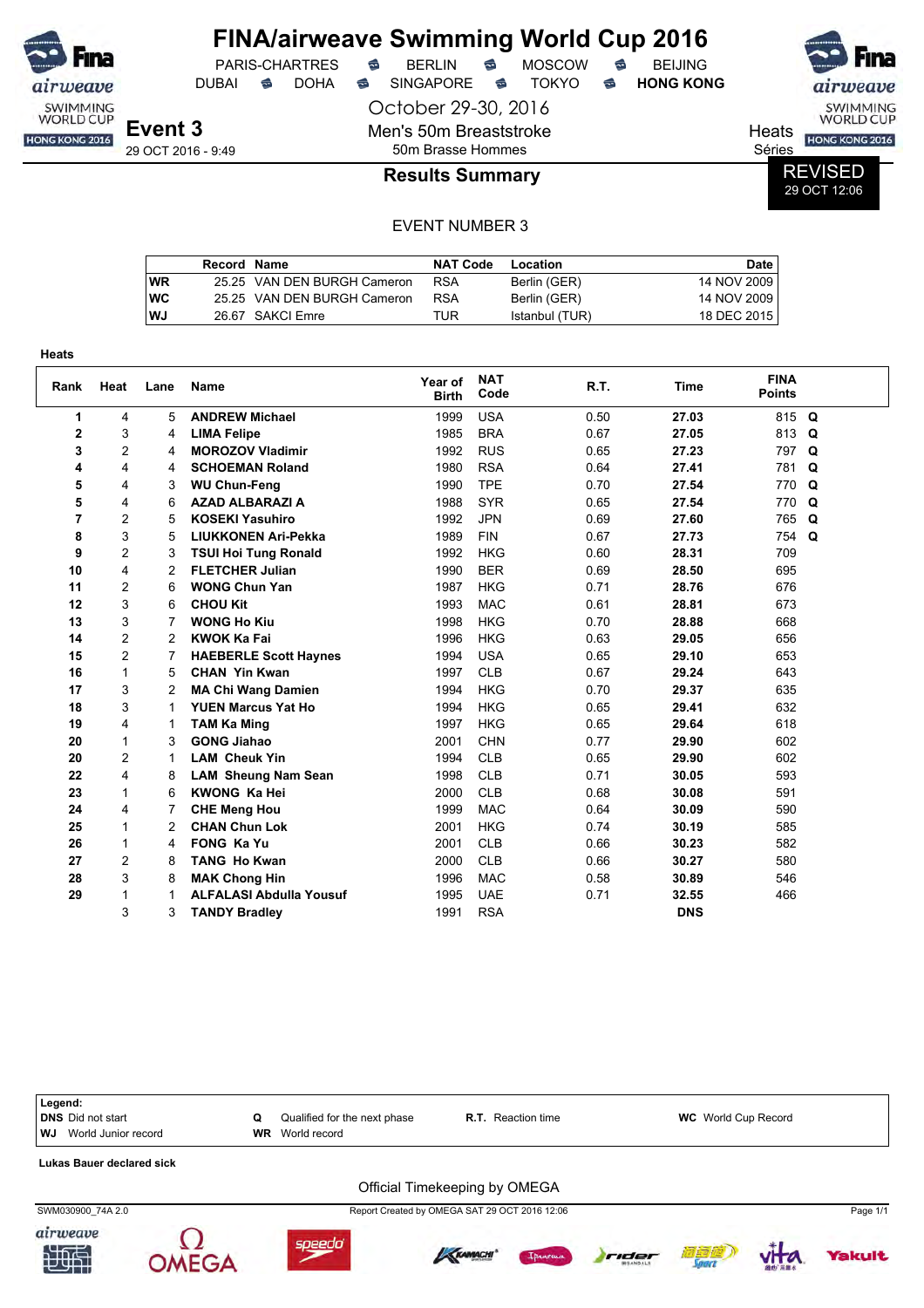# FINA/airweave Swimming World Cup 2016

PARIS-CHARTRES • BERLIN • MOSCOW • BEIJING
DUBAI • DOHA • SINGAPORE • TOKYO • **HONG KONG**

October 29-30, 2016

**Event 3**
29 OCT 2016 - 9:49

Men's 50m Breaststroke
50m Brasse Hommes

Heats
Séries

## Results Summary

REVISED
29 OCT 12:06

EVENT NUMBER 3

| | Record | Name | NAT Code | Location | Date |
|---|---|---|---|---|---|
| WR | 25.25 | VAN DEN BURGH Cameron | RSA | Berlin (GER) | 14 NOV 2009 |
| WC | 25.25 | VAN DEN BURGH Cameron | RSA | Berlin (GER) | 14 NOV 2009 |
| WJ | 26.67 | SAKCI Emre | TUR | Istanbul (TUR) | 18 DEC 2015 |

**Heats**

| Rank | Heat | Lane | Name | Year of Birth | NAT Code | R.T. | Time | FINA Points | |
|---|---|---|---|---|---|---|---|---|---|
| 1 | 4 | 5 | **ANDREW Michael** | 1999 | USA | 0.50 | **27.03** | 815 | Q |
| 2 | 3 | 4 | **LIMA Felipe** | 1985 | BRA | 0.67 | **27.05** | 813 | Q |
| 3 | 2 | 4 | **MOROZOV Vladimir** | 1992 | RUS | 0.65 | **27.23** | 797 | Q |
| 4 | 4 | 4 | **SCHOEMAN Roland** | 1980 | RSA | 0.64 | **27.41** | 781 | Q |
| 5 | 4 | 3 | **WU Chun-Feng** | 1990 | TPE | 0.70 | **27.54** | 770 | Q |
| 5 | 4 | 6 | **AZAD ALBARAZI A** | 1988 | SYR | 0.65 | **27.54** | 770 | Q |
| 7 | 2 | 5 | **KOSEKI Yasuhiro** | 1992 | JPN | 0.69 | **27.60** | 765 | Q |
| 8 | 3 | 5 | **LIUKKONEN Ari-Pekka** | 1989 | FIN | 0.67 | **27.73** | 754 | Q |
| 9 | 2 | 3 | **TSUI Hoi Tung Ronald** | 1992 | HKG | 0.60 | **28.31** | 709 | |
| 10 | 4 | 2 | **FLETCHER Julian** | 1990 | BER | 0.69 | **28.50** | 695 | |
| 11 | 2 | 6 | **WONG Chun Yan** | 1987 | HKG | 0.71 | **28.76** | 676 | |
| 12 | 3 | 6 | **CHOU Kit** | 1993 | MAC | 0.61 | **28.81** | 673 | |
| 13 | 3 | 7 | **WONG Ho Kiu** | 1998 | HKG | 0.70 | **28.88** | 668 | |
| 14 | 2 | 2 | **KWOK Ka Fai** | 1996 | HKG | 0.63 | **29.05** | 656 | |
| 15 | 2 | 7 | **HAEBERLE Scott Haynes** | 1994 | USA | 0.65 | **29.10** | 653 | |
| 16 | 1 | 5 | **CHAN Yin Kwan** | 1997 | CLB | 0.67 | **29.24** | 643 | |
| 17 | 3 | 2 | **MA Chi Wang Damien** | 1994 | HKG | 0.70 | **29.37** | 635 | |
| 18 | 3 | 1 | **YUEN Marcus Yat Ho** | 1994 | HKG | 0.65 | **29.41** | 632 | |
| 19 | 4 | 1 | **TAM Ka Ming** | 1997 | HKG | 0.65 | **29.64** | 618 | |
| 20 | 1 | 3 | **GONG Jiahao** | 2001 | CHN | 0.77 | **29.90** | 602 | |
| 20 | 2 | 1 | **LAM Cheuk Yin** | 1994 | CLB | 0.65 | **29.90** | 602 | |
| 22 | 4 | 8 | **LAM Sheung Nam Sean** | 1998 | CLB | 0.71 | **30.05** | 593 | |
| 23 | 1 | 6 | **KWONG Ka Hei** | 2000 | CLB | 0.68 | **30.08** | 591 | |
| 24 | 4 | 7 | **CHE Meng Hou** | 1999 | MAC | 0.64 | **30.09** | 590 | |
| 25 | 1 | 2 | **CHAN Chun Lok** | 2001 | HKG | 0.74 | **30.19** | 585 | |
| 26 | 1 | 4 | **FONG Ka Yu** | 2001 | CLB | 0.66 | **30.23** | 582 | |
| 27 | 2 | 8 | **TANG Ho Kwan** | 2000 | CLB | 0.66 | **30.27** | 580 | |
| 28 | 3 | 8 | **MAK Chong Hin** | 1996 | MAC | 0.58 | **30.89** | 546 | |
| 29 | 1 | 1 | **ALFALASI Abdulla Yousuf** | 1995 | UAE | 0.71 | **32.55** | 466 | |
| | 3 | 3 | **TANDY Bradley** | 1991 | RSA | | **DNS** | | |

**Legend:**

| | | | |
|---|---|---|---|
| **DNS** Did not start | **Q** Qualified for the next phase | **R.T.** Reaction time | **WC** World Cup Record |
| **WJ** World Junior record | **WR** World record | | |

**Lukas Bauer declared sick**

Official Timekeeping by OMEGA

SWM030900_74A 2.0 Report Created by OMEGA SAT 29 OCT 2016 12:06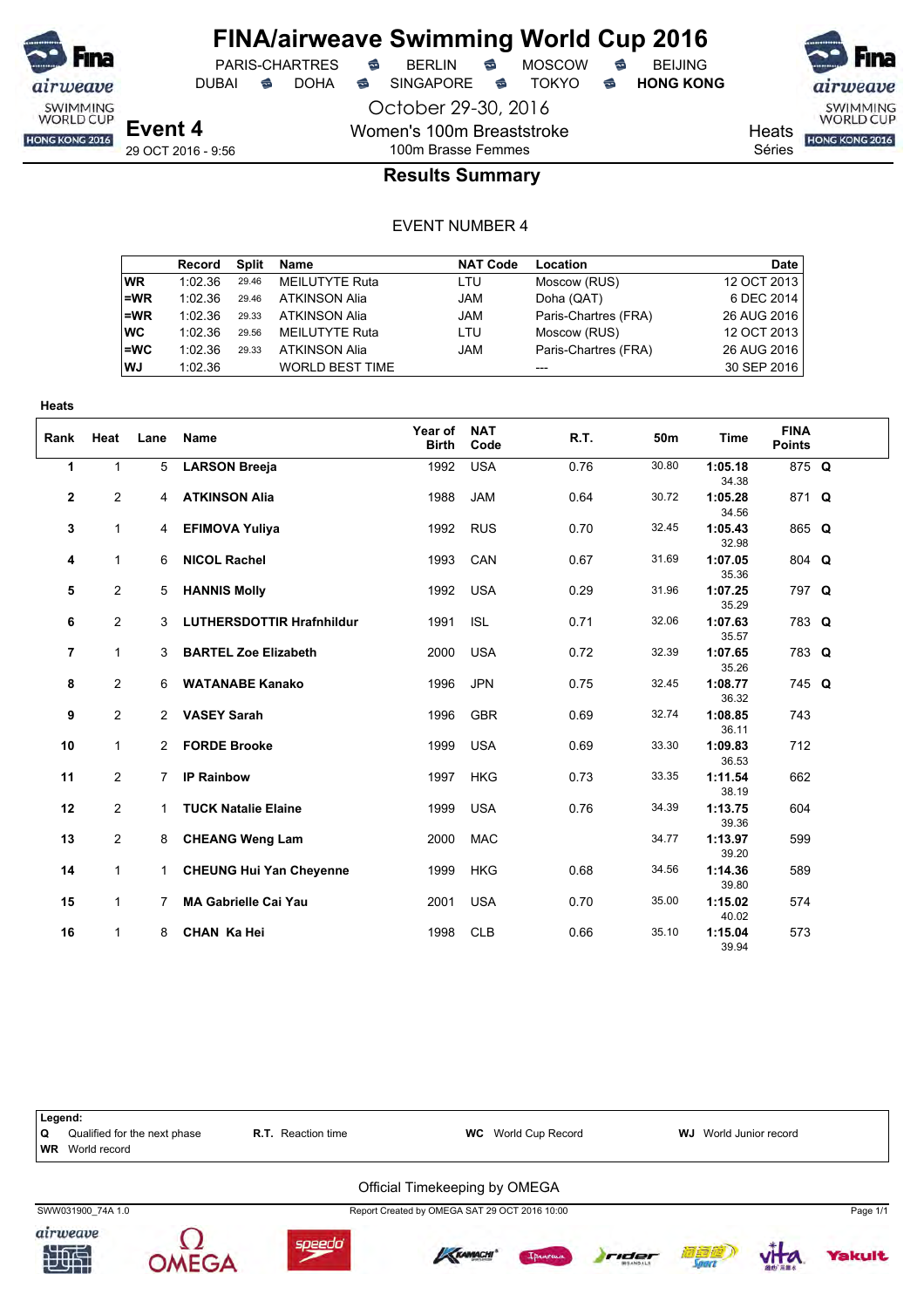# FINA/airweave Swimming World Cup 2016

PARIS-CHARTRES • BERLIN • MOSCOW • BEIJING
DUBAI • DOHA • SINGAPORE • TOKYO • **HONG KONG**

October 29-30, 2016

**Event 4**
29 OCT 2016 - 9:56

Women's 100m Breaststroke
100m Brasse Femmes

Heats
Séries

## Results Summary

EVENT NUMBER 4

| | Record | Split | Name | NAT Code | Location | Date |
|---|---|---|---|---|---|---|
| WR | 1:02.36 | 29.46 | MEILUTYTE Ruta | LTU | Moscow (RUS) | 12 OCT 2013 |
| =WR | 1:02.36 | 29.46 | ATKINSON Alia | JAM | Doha (QAT) | 6 DEC 2014 |
| =WR | 1:02.36 | 29.33 | ATKINSON Alia | JAM | Paris-Chartres (FRA) | 26 AUG 2016 |
| WC | 1:02.36 | 29.56 | MEILUTYTE Ruta | LTU | Moscow (RUS) | 12 OCT 2013 |
| =WC | 1:02.36 | 29.33 | ATKINSON Alia | JAM | Paris-Chartres (FRA) | 26 AUG 2016 |
| WJ | 1:02.36 | | WORLD BEST TIME | | --- | 30 SEP 2016 |

**Heats**

| Rank | Heat | Lane | Name | Year of Birth | NAT Code | R.T. | 50m | Time | FINA Points | |
|---|---|---|---|---|---|---|---|---|---|---|
| 1 | 1 | 5 | **LARSON Breeja** | 1992 | USA | 0.76 | 30.80 | **1:05.18** 34.38 | 875 | **Q** |
| 2 | 2 | 4 | **ATKINSON Alia** | 1988 | JAM | 0.64 | 30.72 | **1:05.28** 34.56 | 871 | **Q** |
| 3 | 1 | 4 | **EFIMOVA Yuliya** | 1992 | RUS | 0.70 | 32.45 | **1:05.43** 32.98 | 865 | **Q** |
| 4 | 1 | 6 | **NICOL Rachel** | 1993 | CAN | 0.67 | 31.69 | **1:07.05** 35.36 | 804 | **Q** |
| 5 | 2 | 5 | **HANNIS Molly** | 1992 | USA | 0.29 | 31.96 | **1:07.25** 35.29 | 797 | **Q** |
| 6 | 2 | 3 | **LUTHERSDOTTIR Hrafnhildur** | 1991 | ISL | 0.71 | 32.06 | **1:07.63** 35.57 | 783 | **Q** |
| 7 | 1 | 3 | **BARTEL Zoe Elizabeth** | 2000 | USA | 0.72 | 32.39 | **1:07.65** 35.26 | 783 | **Q** |
| 8 | 2 | 6 | **WATANABE Kanako** | 1996 | JPN | 0.75 | 32.45 | **1:08.77** 36.32 | 745 | **Q** |
| 9 | 2 | 2 | **VASEY Sarah** | 1996 | GBR | 0.69 | 32.74 | **1:08.85** 36.11 | 743 | |
| 10 | 1 | 2 | **FORDE Brooke** | 1999 | USA | 0.69 | 33.30 | **1:09.83** 36.53 | 712 | |
| 11 | 2 | 7 | **IP Rainbow** | 1997 | HKG | 0.73 | 33.35 | **1:11.54** 38.19 | 662 | |
| 12 | 2 | 1 | **TUCK Natalie Elaine** | 1999 | USA | 0.76 | 34.39 | **1:13.75** 39.36 | 604 | |
| 13 | 2 | 8 | **CHEANG Weng Lam** | 2000 | MAC | | 34.77 | **1:13.97** 39.20 | 599 | |
| 14 | 1 | 1 | **CHEUNG Hui Yan Cheyenne** | 1999 | HKG | 0.68 | 34.56 | **1:14.36** 39.80 | 589 | |
| 15 | 1 | 7 | **MA Gabrielle Cai Yau** | 2001 | USA | 0.70 | 35.00 | **1:15.02** 40.02 | 574 | |
| 16 | 1 | 8 | **CHAN Ka Hei** | 1998 | CLB | 0.66 | 35.10 | **1:15.04** 39.94 | 573 | |

**Legend:**
**Q** Qualified for the next phase — **R.T.** Reaction time — **WC** World Cup Record — **WJ** World Junior record
**WR** World record

Official Timekeeping by OMEGA

SWW031900_74A 1.0 — Report Created by OMEGA SAT 29 OCT 2016 10:00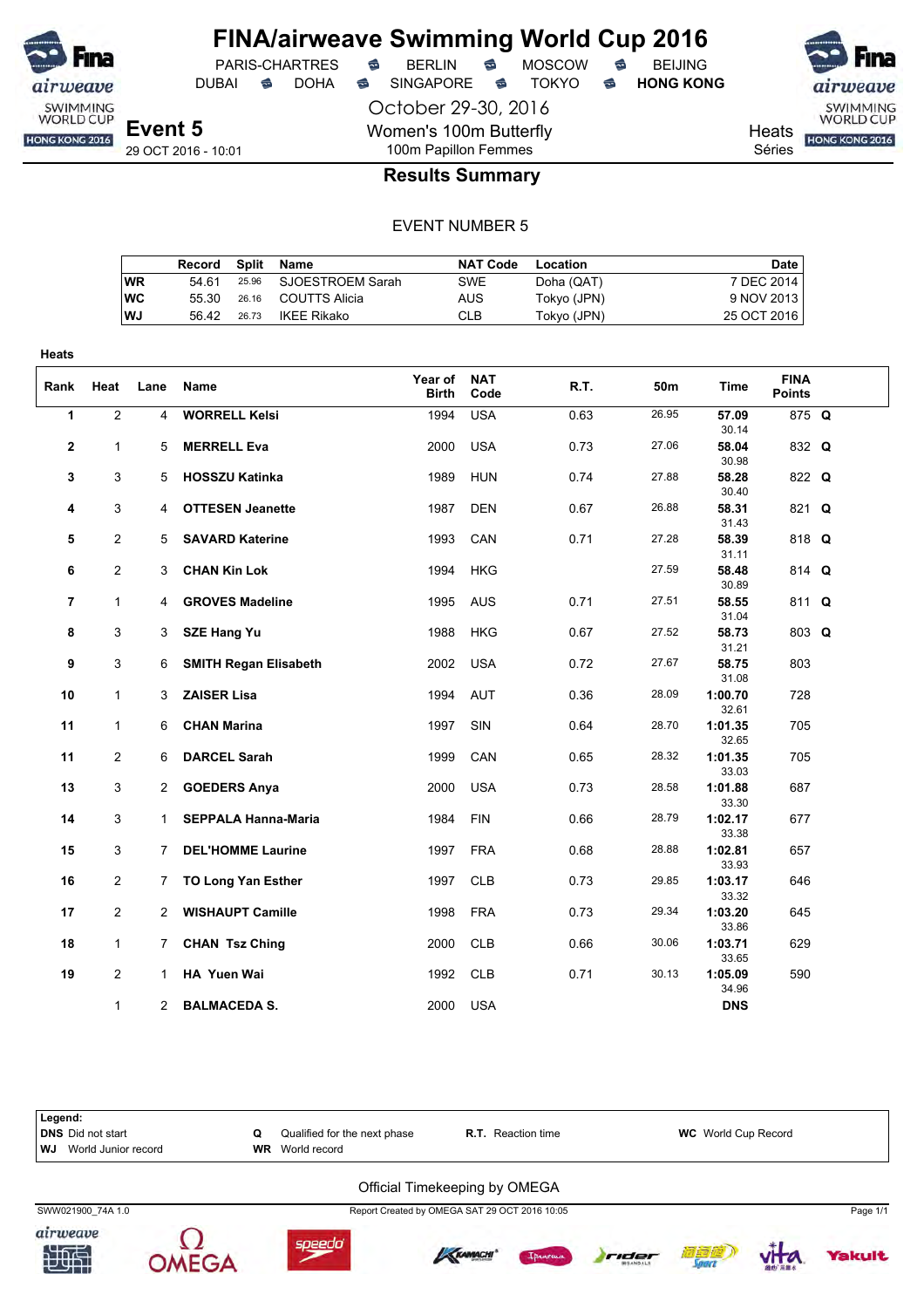# FINA/airweave Swimming World Cup 2016

PARIS-CHARTRES · BERLIN · MOSCOW · BEIJING
DUBAI · DOHA · SINGAPORE · TOKYO · **HONG KONG**

October 29-30, 2016

**Event 5**
29 OCT 2016 - 10:01

Women's 100m Butterfly
100m Papillon Femmes

Heats
Séries

## Results Summary

EVENT NUMBER 5

| | Record | Split | Name | NAT Code | Location | Date |
|---|---|---|---|---|---|---|
| WR | 54.61 | 25.96 | SJOESTROEM Sarah | SWE | Doha (QAT) | 7 DEC 2014 |
| WC | 55.30 | 26.16 | COUTTS Alicia | AUS | Tokyo (JPN) | 9 NOV 2013 |
| WJ | 56.42 | 26.73 | IKEE Rikako | CLB | Tokyo (JPN) | 25 OCT 2016 |

**Heats**

| Rank | Heat | Lane | Name | Year of Birth | NAT Code | R.T. | 50m | Time | FINA Points | |
|---|---|---|---|---|---|---|---|---|---|---|
| 1 | 2 | 4 | **WORRELL Kelsi** | 1994 | USA | 0.63 | 26.95 | **57.09** 30.14 | 875 | **Q** |
| 2 | 1 | 5 | **MERRELL Eva** | 2000 | USA | 0.73 | 27.06 | **58.04** 30.98 | 832 | **Q** |
| 3 | 3 | 5 | **HOSSZU Katinka** | 1989 | HUN | 0.74 | 27.88 | **58.28** 30.40 | 822 | **Q** |
| 4 | 3 | 4 | **OTTESEN Jeanette** | 1987 | DEN | 0.67 | 26.88 | **58.31** 31.43 | 821 | **Q** |
| 5 | 2 | 5 | **SAVARD Katerine** | 1993 | CAN | 0.71 | 27.28 | **58.39** 31.11 | 818 | **Q** |
| 6 | 2 | 3 | **CHAN Kin Lok** | 1994 | HKG | | 27.59 | **58.48** 30.89 | 814 | **Q** |
| 7 | 1 | 4 | **GROVES Madeline** | 1995 | AUS | 0.71 | 27.51 | **58.55** 31.04 | 811 | **Q** |
| 8 | 3 | 3 | **SZE Hang Yu** | 1988 | HKG | 0.67 | 27.52 | **58.73** 31.21 | 803 | **Q** |
| 9 | 3 | 6 | **SMITH Regan Elisabeth** | 2002 | USA | 0.72 | 27.67 | **58.75** 31.08 | 803 | |
| 10 | 1 | 3 | **ZAISER Lisa** | 1994 | AUT | 0.36 | 28.09 | **1:00.70** 32.61 | 728 | |
| 11 | 1 | 6 | **CHAN Marina** | 1997 | SIN | 0.64 | 28.70 | **1:01.35** 32.65 | 705 | |
| 11 | 2 | 6 | **DARCEL Sarah** | 1999 | CAN | 0.65 | 28.32 | **1:01.35** 33.03 | 705 | |
| 13 | 3 | 2 | **GOEDERS Anya** | 2000 | USA | 0.73 | 28.58 | **1:01.88** 33.30 | 687 | |
| 14 | 3 | 1 | **SEPPALA Hanna-Maria** | 1984 | FIN | 0.66 | 28.79 | **1:02.17** 33.38 | 677 | |
| 15 | 3 | 7 | **DEL'HOMME Laurine** | 1997 | FRA | 0.68 | 28.88 | **1:02.81** 33.93 | 657 | |
| 16 | 2 | 7 | **TO Long Yan Esther** | 1997 | CLB | 0.73 | 29.85 | **1:03.17** 33.32 | 646 | |
| 17 | 2 | 2 | **WISHAUPT Camille** | 1998 | FRA | 0.73 | 29.34 | **1:03.20** 33.86 | 645 | |
| 18 | 1 | 7 | **CHAN Tsz Ching** | 2000 | CLB | 0.66 | 30.06 | **1:03.71** 33.65 | 629 | |
| 19 | 2 | 1 | **HA Yuen Wai** | 1992 | CLB | 0.71 | 30.13 | **1:05.09** 34.96 | 590 | |
| | 1 | 2 | **BALMACEDA S.** | 2000 | USA | | | **DNS** | | |

**Legend:**
**DNS** Did not start | **Q** Qualified for the next phase | **R.T.** Reaction time | **WC** World Cup Record
**WJ** World Junior record | **WR** World record

Official Timekeeping by OMEGA

SWW021900_74A 1.0 · Report Created by OMEGA SAT 29 OCT 2016 10:05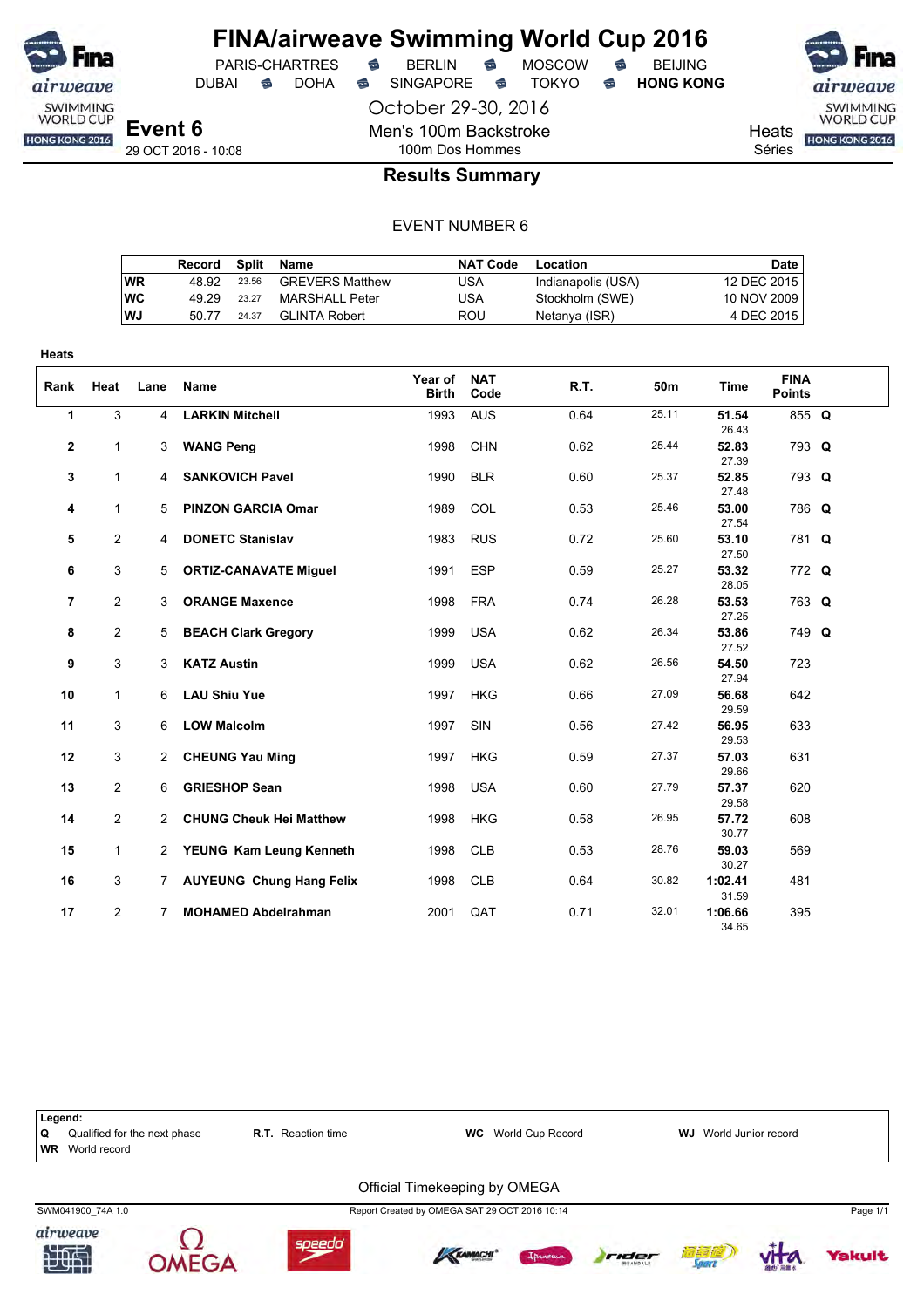# FINA/airweave Swimming World Cup 2016

PARIS-CHARTRES · BERLIN · MOSCOW · BEIJING
DUBAI · DOHA · SINGAPORE · TOKYO · **HONG KONG**

October 29-30, 2016

**Event 6**
29 OCT 2016 - 10:08

Men's 100m Backstroke
100m Dos Hommes

Heats
Séries

## Results Summary

EVENT NUMBER 6

| | Record | Split | Name | NAT Code | Location | Date |
|---|---|---|---|---|---|---|
| **WR** | 48.92 | 23.56 | GREVERS Matthew | USA | Indianapolis (USA) | 12 DEC 2015 |
| **WC** | 49.29 | 23.27 | MARSHALL Peter | USA | Stockholm (SWE) | 10 NOV 2009 |
| **WJ** | 50.77 | 24.37 | GLINTA Robert | ROU | Netanya (ISR) | 4 DEC 2015 |

**Heats**

| Rank | Heat | Lane | Name | Year of Birth | NAT Code | R.T. | 50m | Time | FINA Points | |
|---|---|---|---|---|---|---|---|---|---|---|
| 1 | 3 | 4 | **LARKIN Mitchell** | 1993 | AUS | 0.64 | 25.11 | **51.54** 26.43 | 855 | **Q** |
| 2 | 1 | 3 | **WANG Peng** | 1998 | CHN | 0.62 | 25.44 | **52.83** 27.39 | 793 | **Q** |
| 3 | 1 | 4 | **SANKOVICH Pavel** | 1990 | BLR | 0.60 | 25.37 | **52.85** 27.48 | 793 | **Q** |
| 4 | 1 | 5 | **PINZON GARCIA Omar** | 1989 | COL | 0.53 | 25.46 | **53.00** 27.54 | 786 | **Q** |
| 5 | 2 | 4 | **DONETC Stanislav** | 1983 | RUS | 0.72 | 25.60 | **53.10** 27.50 | 781 | **Q** |
| 6 | 3 | 5 | **ORTIZ-CANAVATE Miguel** | 1991 | ESP | 0.59 | 25.27 | **53.32** 28.05 | 772 | **Q** |
| 7 | 2 | 3 | **ORANGE Maxence** | 1998 | FRA | 0.74 | 26.28 | **53.53** 27.25 | 763 | **Q** |
| 8 | 2 | 5 | **BEACH Clark Gregory** | 1999 | USA | 0.62 | 26.34 | **53.86** 27.52 | 749 | **Q** |
| 9 | 3 | 3 | **KATZ Austin** | 1999 | USA | 0.62 | 26.56 | **54.50** 27.94 | 723 | |
| 10 | 1 | 6 | **LAU Shiu Yue** | 1997 | HKG | 0.66 | 27.09 | **56.68** 29.59 | 642 | |
| 11 | 3 | 6 | **LOW Malcolm** | 1997 | SIN | 0.56 | 27.42 | **56.95** 29.53 | 633 | |
| 12 | 3 | 2 | **CHEUNG Yau Ming** | 1997 | HKG | 0.59 | 27.37 | **57.03** 29.66 | 631 | |
| 13 | 2 | 6 | **GRIESHOP Sean** | 1998 | USA | 0.60 | 27.79 | **57.37** 29.58 | 620 | |
| 14 | 2 | 2 | **CHUNG Cheuk Hei Matthew** | 1998 | HKG | 0.58 | 26.95 | **57.72** 30.77 | 608 | |
| 15 | 1 | 2 | **YEUNG Kam Leung Kenneth** | 1998 | CLB | 0.53 | 28.76 | **59.03** 30.27 | 569 | |
| 16 | 3 | 7 | **AUYEUNG Chung Hang Felix** | 1998 | CLB | 0.64 | 30.82 | **1:02.41** 31.59 | 481 | |
| 17 | 2 | 7 | **MOHAMED Abdelrahman** | 2001 | QAT | 0.71 | 32.01 | **1:06.66** 34.65 | 395 | |

**Legend:**

| | | | |
|---|---|---|---|
| **Q** Qualified for the next phase | **R.T.** Reaction time | **WC** World Cup Record | **WJ** World Junior record |
| **WR** World record | | | |

Official Timekeeping by OMEGA

SWM041900_74A 1.0 · Report Created by OMEGA SAT 29 OCT 2016 10:14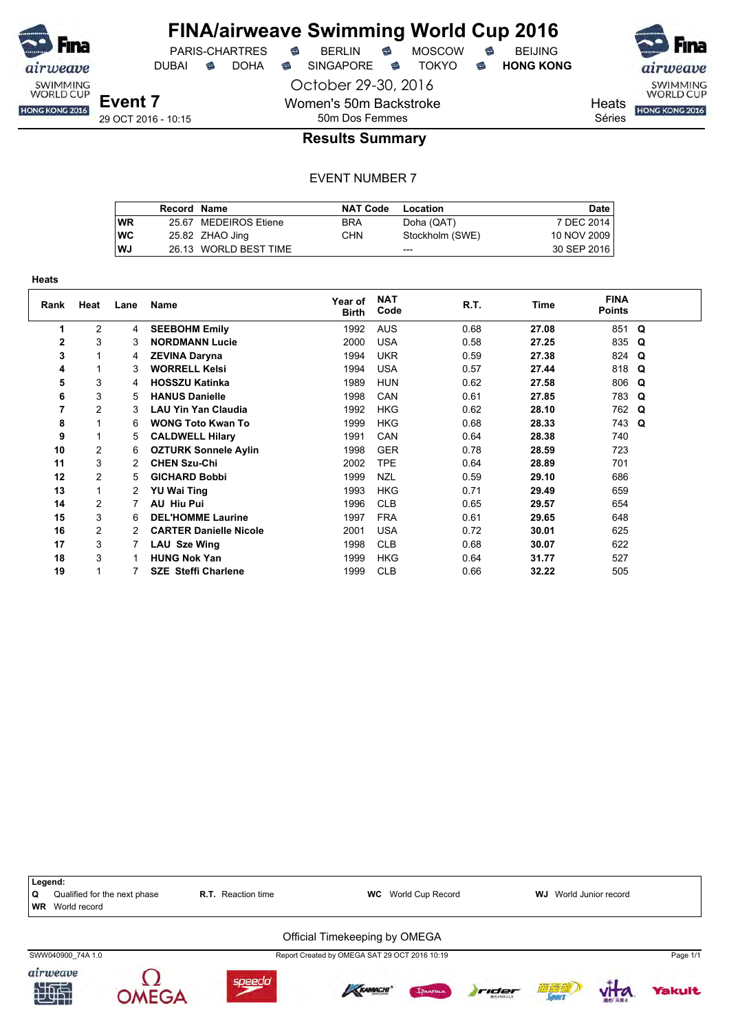# FINA/airweave Swimming World Cup 2016

PARIS-CHARTRES · BERLIN · MOSCOW · BEIJING
DUBAI · DOHA · SINGAPORE · TOKYO · **HONG KONG**

October 29-30, 2016

**Event 7**
29 OCT 2016 - 10:15

Women's 50m Backstroke
50m Dos Femmes

Heats
Séries

## Results Summary

EVENT NUMBER 7

| | Record | Name | NAT Code | Location | Date |
|---|---|---|---|---|---|
| WR | 25.67 | MEDEIROS Etiene | BRA | Doha (QAT) | 7 DEC 2014 |
| WC | 25.82 | ZHAO Jing | CHN | Stockholm (SWE) | 10 NOV 2009 |
| WJ | 26.13 | WORLD BEST TIME | | --- | 30 SEP 2016 |

### Heats

| Rank | Heat | Lane | Name | Year of Birth | NAT Code | R.T. | Time | FINA Points | |
|---|---|---|---|---|---|---|---|---|---|
| 1 | 2 | 4 | **SEEBOHM Emily** | 1992 | AUS | 0.68 | **27.08** | 851 | **Q** |
| 2 | 3 | 3 | **NORDMANN Lucie** | 2000 | USA | 0.58 | **27.25** | 835 | **Q** |
| 3 | 1 | 4 | **ZEVINA Daryna** | 1994 | UKR | 0.59 | **27.38** | 824 | **Q** |
| 4 | 1 | 3 | **WORRELL Kelsi** | 1994 | USA | 0.57 | **27.44** | 818 | **Q** |
| 5 | 3 | 4 | **HOSSZU Katinka** | 1989 | HUN | 0.62 | **27.58** | 806 | **Q** |
| 6 | 3 | 5 | **HANUS Danielle** | 1998 | CAN | 0.61 | **27.85** | 783 | **Q** |
| 7 | 2 | 3 | **LAU Yin Yan Claudia** | 1992 | HKG | 0.62 | **28.10** | 762 | **Q** |
| 8 | 1 | 6 | **WONG Toto Kwan To** | 1999 | HKG | 0.68 | **28.33** | 743 | **Q** |
| 9 | 1 | 5 | **CALDWELL Hilary** | 1991 | CAN | 0.64 | **28.38** | 740 | |
| 10 | 2 | 6 | **OZTURK Sonnele Aylin** | 1998 | GER | 0.78 | **28.59** | 723 | |
| 11 | 3 | 2 | **CHEN Szu-Chi** | 2002 | TPE | 0.64 | **28.89** | 701 | |
| 12 | 2 | 5 | **GICHARD Bobbi** | 1999 | NZL | 0.59 | **29.10** | 686 | |
| 13 | 1 | 2 | **YU Wai Ting** | 1993 | HKG | 0.71 | **29.49** | 659 | |
| 14 | 2 | 7 | **AU Hiu Pui** | 1996 | CLB | 0.65 | **29.57** | 654 | |
| 15 | 3 | 6 | **DEL'HOMME Laurine** | 1997 | FRA | 0.61 | **29.65** | 648 | |
| 16 | 2 | 2 | **CARTER Danielle Nicole** | 2001 | USA | 0.72 | **30.01** | 625 | |
| 17 | 3 | 7 | **LAU Sze Wing** | 1998 | CLB | 0.68 | **30.07** | 622 | |
| 18 | 3 | 1 | **HUNG Nok Yan** | 1999 | HKG | 0.64 | **31.77** | 527 | |
| 19 | 1 | 7 | **SZE Steffi Charlene** | 1999 | CLB | 0.66 | **32.22** | 505 | |

**Legend:**
**Q** Qualified for the next phase · **R.T.** Reaction time · **WC** World Cup Record · **WJ** World Junior record
**WR** World record

Official Timekeeping by OMEGA

SWW040900_74A 1.0 · Report Created by OMEGA SAT 29 OCT 2016 10:19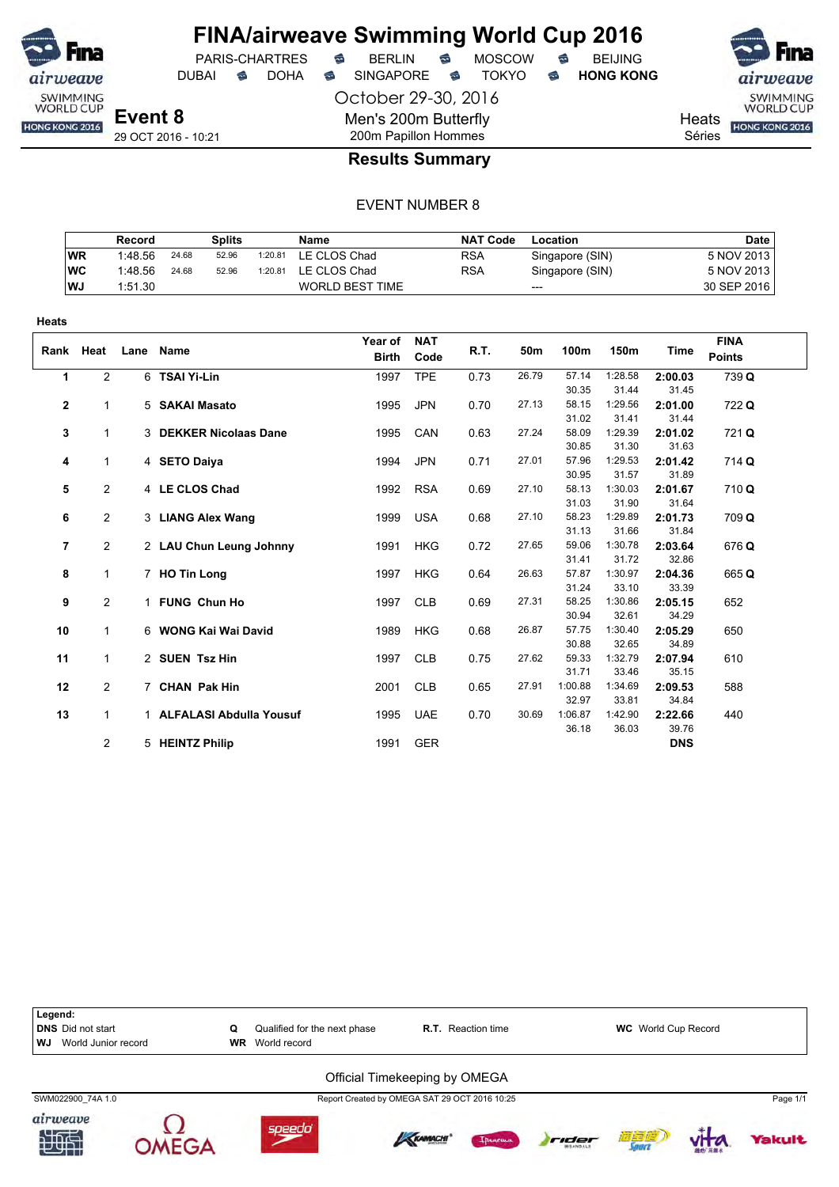# FINA/airweave Swimming World Cup 2016

PARIS-CHARTRES • BERLIN • MOSCOW • BEIJING
DUBAI • DOHA • SINGAPORE • TOKYO • **HONG KONG**

October 29-30, 2016

**Event 8**
29 OCT 2016 - 10:21

Men's 200m Butterfly
200m Papillon Hommes

Heats
Séries

## Results Summary

EVENT NUMBER 8

| | Record | Splits | | | Name | NAT Code | Location | Date |
|---|---|---|---|---|---|---|---|---|
| **WR** | 1:48.56 | 24.68 | 52.96 | 1:20.81 | LE CLOS Chad | RSA | Singapore (SIN) | 5 NOV 2013 |
| **WC** | 1:48.56 | 24.68 | 52.96 | 1:20.81 | LE CLOS Chad | RSA | Singapore (SIN) | 5 NOV 2013 |
| **WJ** | 1:51.30 | | | | WORLD BEST TIME | | --- | 30 SEP 2016 |

**Heats**

| Rank | Heat | Lane | Name | Year of Birth | NAT Code | R.T. | 50m | 100m | 150m | Time | FINA Points |
|---|---|---|---|---|---|---|---|---|---|---|---|
| 1 | 2 | 6 | **TSAI Yi-Lin** | 1997 | TPE | 0.73 | 26.79 | 57.14 | 1:28.58 | **2:00.03** | 739 **Q** |
| | | | | | | | | 30.35 | 31.44 | 31.45 | |
| 2 | 1 | 5 | **SAKAI Masato** | 1995 | JPN | 0.70 | 27.13 | 58.15 | 1:29.56 | **2:01.00** | 722 **Q** |
| | | | | | | | | 31.02 | 31.41 | 31.44 | |
| 3 | 1 | 3 | **DEKKER Nicolaas Dane** | 1995 | CAN | 0.63 | 27.24 | 58.09 | 1:29.39 | **2:01.02** | 721 **Q** |
| | | | | | | | | 30.85 | 31.30 | 31.63 | |
| 4 | 1 | 4 | **SETO Daiya** | 1994 | JPN | 0.71 | 27.01 | 57.96 | 1:29.53 | **2:01.42** | 714 **Q** |
| | | | | | | | | 30.95 | 31.57 | 31.89 | |
| 5 | 2 | 4 | **LE CLOS Chad** | 1992 | RSA | 0.69 | 27.10 | 58.13 | 1:30.03 | **2:01.67** | 710 **Q** |
| | | | | | | | | 31.03 | 31.90 | 31.64 | |
| 6 | 2 | 3 | **LIANG Alex Wang** | 1999 | USA | 0.68 | 27.10 | 58.23 | 1:29.89 | **2:01.73** | 709 **Q** |
| | | | | | | | | 31.13 | 31.66 | 31.84 | |
| 7 | 2 | 2 | **LAU Chun Leung Johnny** | 1991 | HKG | 0.72 | 27.65 | 59.06 | 1:30.78 | **2:03.64** | 676 **Q** |
| | | | | | | | | 31.41 | 31.72 | 32.86 | |
| 8 | 1 | 7 | **HO Tin Long** | 1997 | HKG | 0.64 | 26.63 | 57.87 | 1:30.97 | **2:04.36** | 665 **Q** |
| | | | | | | | | 31.24 | 33.10 | 33.39 | |
| 9 | 2 | 1 | **FUNG Chun Ho** | 1997 | CLB | 0.69 | 27.31 | 58.25 | 1:30.86 | **2:05.15** | 652 |
| | | | | | | | | 30.94 | 32.61 | 34.29 | |
| 10 | 1 | 6 | **WONG Kai Wai David** | 1989 | HKG | 0.68 | 26.87 | 57.75 | 1:30.40 | **2:05.29** | 650 |
| | | | | | | | | 30.88 | 32.65 | 34.89 | |
| 11 | 1 | 2 | **SUEN Tsz Hin** | 1997 | CLB | 0.75 | 27.62 | 59.33 | 1:32.79 | **2:07.94** | 610 |
| | | | | | | | | 31.71 | 33.46 | 35.15 | |
| 12 | 2 | 7 | **CHAN Pak Hin** | 2001 | CLB | 0.65 | 27.91 | 1:00.88 | 1:34.69 | **2:09.53** | 588 |
| | | | | | | | | 32.97 | 33.81 | 34.84 | |
| 13 | 1 | 1 | **ALFALASI Abdulla Yousuf** | 1995 | UAE | 0.70 | 30.69 | 1:06.87 | 1:42.90 | **2:22.66** | 440 |
| | | | | | | | | 36.18 | 36.03 | 39.76 | |
| | 2 | 5 | **HEINTZ Philip** | 1991 | GER | | | | | **DNS** | |

**Legend:**
**DNS** Did not start | **Q** Qualified for the next phase | **R.T.** Reaction time | **WC** World Cup Record
**WJ** World Junior record | **WR** World record

Official Timekeeping by OMEGA

SWM022900_74A 1.0 — Report Created by OMEGA SAT 29 OCT 2016 10:25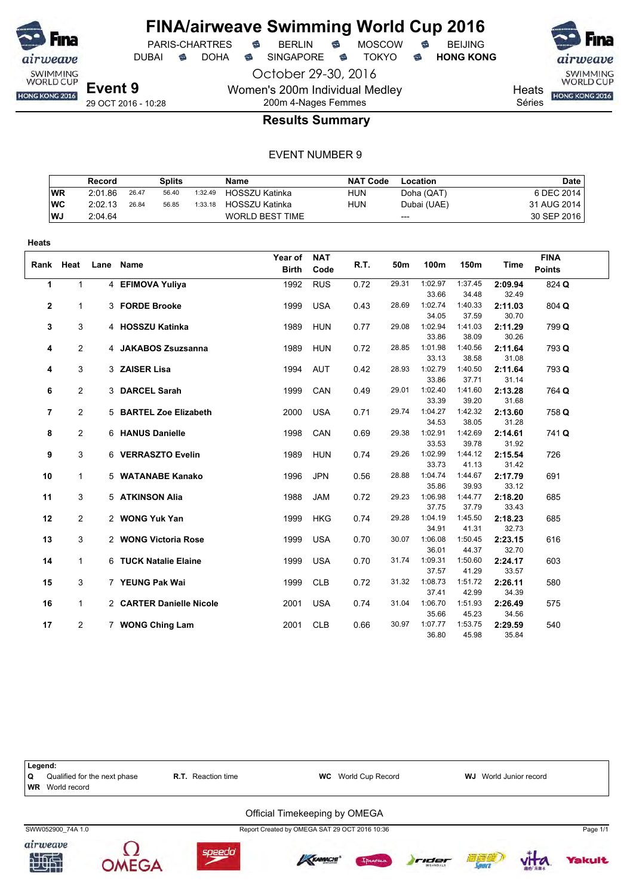# FINA/airweave Swimming World Cup 2016

PARIS-CHARTRES · BERLIN · MOSCOW · BEIJING
DUBAI · DOHA · SINGAPORE · TOKYO · **HONG KONG**

October 29-30, 2016

**Event 9**
29 OCT 2016 - 10:28

Women's 200m Individual Medley
200m 4-Nages Femmes

Heats
Séries

## Results Summary

EVENT NUMBER 9

| | Record | Splits | | | Name | NAT Code | Location | Date |
|---|---|---|---|---|---|---|---|---|
| WR | 2:01.86 | 26.47 | 56.40 | 1:32.49 | HOSSZU Katinka | HUN | Doha (QAT) | 6 DEC 2014 |
| WC | 2:02.13 | 26.84 | 56.85 | 1:33.18 | HOSSZU Katinka | HUN | Dubai (UAE) | 31 AUG 2014 |
| WJ | 2:04.64 | | | | WORLD BEST TIME | | --- | 30 SEP 2016 |

**Heats**

| Rank | Heat | Lane | Name | Year of Birth | NAT Code | R.T. | 50m | 100m | 150m | Time | FINA Points |
|---|---|---|---|---|---|---|---|---|---|---|---|
| 1 | 1 | 4 | **EFIMOVA Yuliya** | 1992 | RUS | 0.72 | 29.31 | 1:02.97 / 33.66 | 1:37.45 / 34.48 | **2:09.94** / 32.49 | 824 **Q** |
| 2 | 1 | 3 | **FORDE Brooke** | 1999 | USA | 0.43 | 28.69 | 1:02.74 / 34.05 | 1:40.33 / 37.59 | **2:11.03** / 30.70 | 804 **Q** |
| 3 | 3 | 4 | **HOSSZU Katinka** | 1989 | HUN | 0.77 | 29.08 | 1:02.94 / 33.86 | 1:41.03 / 38.09 | **2:11.29** / 30.26 | 799 **Q** |
| 4 | 2 | 4 | **JAKABOS Zsuzsanna** | 1989 | HUN | 0.72 | 28.85 | 1:01.98 / 33.13 | 1:40.56 / 38.58 | **2:11.64** / 31.08 | 793 **Q** |
| 4 | 3 | 3 | **ZAISER Lisa** | 1994 | AUT | 0.42 | 28.93 | 1:02.79 / 33.86 | 1:40.50 / 37.71 | **2:11.64** / 31.14 | 793 **Q** |
| 6 | 2 | 3 | **DARCEL Sarah** | 1999 | CAN | 0.49 | 29.01 | 1:02.40 / 33.39 | 1:41.60 / 39.20 | **2:13.28** / 31.68 | 764 **Q** |
| 7 | 2 | 5 | **BARTEL Zoe Elizabeth** | 2000 | USA | 0.71 | 29.74 | 1:04.27 / 34.53 | 1:42.32 / 38.05 | **2:13.60** / 31.28 | 758 **Q** |
| 8 | 2 | 6 | **HANUS Danielle** | 1998 | CAN | 0.69 | 29.38 | 1:02.91 / 33.53 | 1:42.69 / 39.78 | **2:14.61** / 31.92 | 741 **Q** |
| 9 | 3 | 6 | **VERRASZTO Evelin** | 1989 | HUN | 0.74 | 29.26 | 1:02.99 / 33.73 | 1:44.12 / 41.13 | **2:15.54** / 31.42 | 726 |
| 10 | 1 | 5 | **WATANABE Kanako** | 1996 | JPN | 0.56 | 28.88 | 1:04.74 / 35.86 | 1:44.67 / 39.93 | **2:17.79** / 33.12 | 691 |
| 11 | 3 | 5 | **ATKINSON Alia** | 1988 | JAM | 0.72 | 29.23 | 1:06.98 / 37.75 | 1:44.77 / 37.79 | **2:18.20** / 33.43 | 685 |
| 12 | 2 | 2 | **WONG Yuk Yan** | 1999 | HKG | 0.74 | 29.28 | 1:04.19 / 34.91 | 1:45.50 / 41.31 | **2:18.23** / 32.73 | 685 |
| 13 | 3 | 2 | **WONG Victoria Rose** | 1999 | USA | 0.70 | 30.07 | 1:06.08 / 36.01 | 1:50.45 / 44.37 | **2:23.15** / 32.70 | 616 |
| 14 | 1 | 6 | **TUCK Natalie Elaine** | 1999 | USA | 0.70 | 31.74 | 1:09.31 / 37.57 | 1:50.60 / 41.29 | **2:24.17** / 33.57 | 603 |
| 15 | 3 | 7 | **YEUNG Pak Wai** | 1999 | CLB | 0.72 | 31.32 | 1:08.73 / 37.41 | 1:51.72 / 42.99 | **2:26.11** / 34.39 | 580 |
| 16 | 1 | 2 | **CARTER Danielle Nicole** | 2001 | USA | 0.74 | 31.04 | 1:06.70 / 35.66 | 1:51.93 / 45.23 | **2:26.49** / 34.56 | 575 |
| 17 | 2 | 7 | **WONG Ching Lam** | 2001 | CLB | 0.66 | 30.97 | 1:07.77 / 36.80 | 1:53.75 / 45.98 | **2:29.59** / 35.84 | 540 |

**Legend:**
**Q** Qualified for the next phase · **R.T.** Reaction time · **WC** World Cup Record · **WJ** World Junior record
**WR** World record

Official Timekeeping by OMEGA

SWW052900_74A 1.0 · Report Created by OMEGA SAT 29 OCT 2016 10:36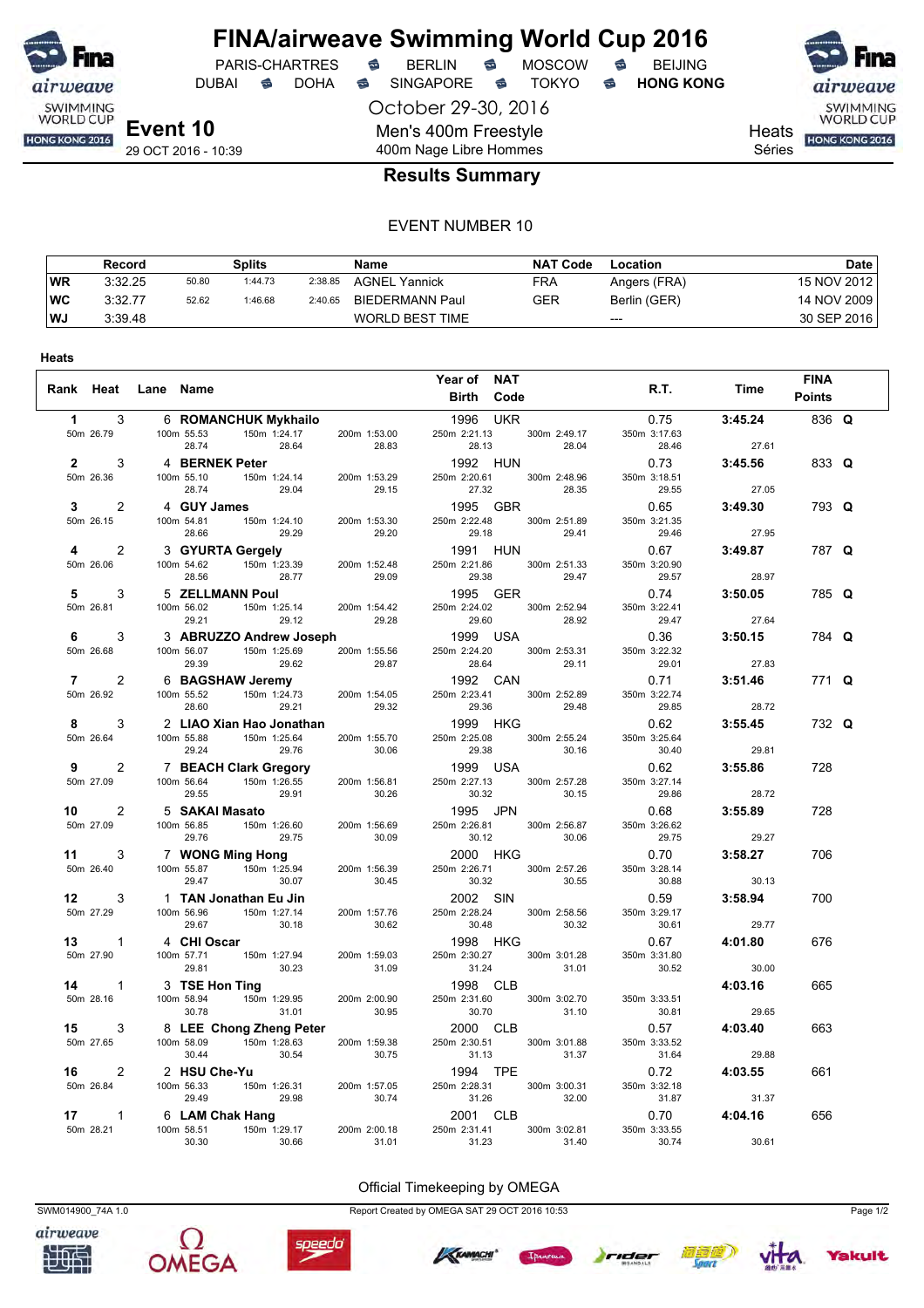# FINA/airweave Swimming World Cup 2016

PARIS-CHARTRES · BERLIN · MOSCOW · BEIJING
DUBAI · DOHA · SINGAPORE · TOKYO · **HONG KONG**

October 29-30, 2016

**Event 10**
29 OCT 2016 - 10:39

Men's 400m Freestyle
400m Nage Libre Hommes

Heats
Séries

## Results Summary

EVENT NUMBER 10

| | Record | Splits | | | Name | NAT Code | Location | Date |
|---|---|---|---|---|---|---|---|---|
| WR | 3:32.25 | 50.80 | 1:44.73 | 2:38.85 | AGNEL Yannick | FRA | Angers (FRA) | 15 NOV 2012 |
| WC | 3:32.77 | 52.62 | 1:46.68 | 2:40.65 | BIEDERMANN Paul | GER | Berlin (GER) | 14 NOV 2009 |
| WJ | 3:39.48 | | | | WORLD BEST TIME | | --- | 30 SEP 2016 |

**Heats**

| Rank | Heat | Lane | Name | Year of Birth | NAT Code | R.T. | Time | FINA Points | |
|---|---|---|---|---|---|---|---|---|---|
| 1 | 3 | 6 | ROMANCHUK Mykhailo | 1996 | UKR | 0.75 | 3:45.24 | 836 | Q |
| | | | 50m 26.79 / 100m 55.53 (28.74) / 150m 1:24.17 (28.64) / 200m 1:53.00 (28.83) / 250m 2:21.13 (28.13) / 300m 2:49.17 (28.04) / 350m 3:17.63 (28.46) / (27.61) | | | | | | |
| 2 | 3 | 4 | BERNEK Peter | 1992 | HUN | 0.73 | 3:45.56 | 833 | Q |
| | | | 50m 26.36 / 100m 55.10 (28.74) / 150m 1:24.14 (29.04) / 200m 1:53.29 (29.15) / 250m 2:20.61 (27.32) / 300m 2:48.96 (28.35) / 350m 3:18.51 (29.55) / (27.05) | | | | | | |
| 3 | 2 | 4 | GUY James | 1995 | GBR | 0.65 | 3:49.30 | 793 | Q |
| | | | 50m 26.15 / 100m 54.81 (28.66) / 150m 1:24.10 (29.29) / 200m 1:53.30 (29.20) / 250m 2:22.48 (29.18) / 300m 2:51.89 (29.41) / 350m 3:21.35 (29.46) / (27.95) | | | | | | |
| 4 | 2 | 3 | GYURTA Gergely | 1991 | HUN | 0.67 | 3:49.87 | 787 | Q |
| | | | 50m 26.06 / 100m 54.62 (28.56) / 150m 1:23.39 (28.77) / 200m 1:52.48 (29.09) / 250m 2:21.86 (29.38) / 300m 2:51.33 (29.47) / 350m 3:20.90 (29.57) / (28.97) | | | | | | |
| 5 | 3 | 5 | ZELLMANN Poul | 1995 | GER | 0.74 | 3:50.05 | 785 | Q |
| | | | 50m 26.81 / 100m 56.02 (29.21) / 150m 1:25.14 (29.12) / 200m 1:54.42 (29.28) / 250m 2:24.02 (29.60) / 300m 2:52.94 (28.92) / 350m 3:22.41 (29.47) / (27.64) | | | | | | |
| 6 | 3 | 3 | ABRUZZO Andrew Joseph | 1999 | USA | 0.36 | 3:50.15 | 784 | Q |
| | | | 50m 26.68 / 100m 56.07 (29.39) / 150m 1:25.69 (29.62) / 200m 1:55.56 (29.87) / 250m 2:24.20 (28.64) / 300m 2:53.31 (29.11) / 350m 3:22.32 (29.01) / (27.83) | | | | | | |
| 7 | 2 | 6 | BAGSHAW Jeremy | 1992 | CAN | 0.71 | 3:51.46 | 771 | Q |
| | | | 50m 26.92 / 100m 55.52 (28.60) / 150m 1:24.73 (29.21) / 200m 1:54.05 (29.32) / 250m 2:23.41 (29.36) / 300m 2:52.89 (29.48) / 350m 3:22.74 (29.85) / (28.72) | | | | | | |
| 8 | 3 | 2 | LIAO Xian Hao Jonathan | 1999 | HKG | 0.62 | 3:55.45 | 732 | Q |
| | | | 50m 26.64 / 100m 55.88 (29.24) / 150m 1:25.64 (29.76) / 200m 1:55.70 (30.06) / 250m 2:25.08 (29.38) / 300m 2:55.24 (30.16) / 350m 3:25.64 (30.40) / (29.81) | | | | | | |
| 9 | 2 | 7 | BEACH Clark Gregory | 1999 | USA | 0.62 | 3:55.86 | 728 | |
| | | | 50m 27.09 / 100m 56.64 (29.55) / 150m 1:26.55 (29.91) / 200m 1:56.81 (30.26) / 250m 2:27.13 (30.32) / 300m 2:57.28 (30.15) / 350m 3:27.14 (29.86) / (28.72) | | | | | | |
| 10 | 2 | 5 | SAKAI Masato | 1995 | JPN | 0.68 | 3:55.89 | 728 | |
| | | | 50m 27.09 / 100m 56.85 (29.76) / 150m 1:26.60 (29.75) / 200m 1:56.69 (30.09) / 250m 2:26.81 (30.12) / 300m 2:56.87 (30.06) / 350m 3:26.62 (29.75) / (29.27) | | | | | | |
| 11 | 3 | 7 | WONG Ming Hong | 2000 | HKG | 0.70 | 3:58.27 | 706 | |
| | | | 50m 26.40 / 100m 55.87 (29.47) / 150m 1:25.94 (30.07) / 200m 1:56.39 (30.45) / 250m 2:26.71 (30.32) / 300m 2:57.26 (30.55) / 350m 3:28.14 (30.88) / (30.13) | | | | | | |
| 12 | 3 | 1 | TAN Jonathan Eu Jin | 2002 | SIN | 0.59 | 3:58.94 | 700 | |
| | | | 50m 27.29 / 100m 56.96 (29.67) / 150m 1:27.14 (30.18) / 200m 1:57.76 (30.62) / 250m 2:28.24 (30.48) / 300m 2:58.56 (30.32) / 350m 3:29.17 (30.61) / (29.77) | | | | | | |
| 13 | 1 | 4 | CHI Oscar | 1998 | HKG | 0.67 | 4:01.80 | 676 | |
| | | | 50m 27.90 / 100m 57.71 (29.81) / 150m 1:27.94 (30.23) / 200m 1:59.03 (31.09) / 250m 2:30.27 (31.24) / 300m 3:01.28 (31.01) / 350m 3:31.80 (30.52) / (30.00) | | | | | | |
| 14 | 1 | 3 | TSE Hon Ting | 1998 | CLB | | 4:03.16 | 665 | |
| | | | 50m 28.16 / 100m 58.94 (30.78) / 150m 1:29.95 (31.01) / 200m 2:00.90 (30.95) / 250m 2:31.60 (30.70) / 300m 3:02.70 (31.10) / 350m 3:33.51 (30.81) / (29.65) | | | | | | |
| 15 | 3 | 8 | LEE Chong Zheng Peter | 2000 | CLB | 0.57 | 4:03.40 | 663 | |
| | | | 50m 27.65 / 100m 58.09 (30.44) / 150m 1:28.63 (30.54) / 200m 1:59.38 (30.75) / 250m 2:30.51 (31.13) / 300m 3:01.88 (31.37) / 350m 3:33.52 (31.64) / (29.88) | | | | | | |
| 16 | 2 | 2 | HSU Che-Yu | 1994 | TPE | 0.72 | 4:03.55 | 661 | |
| | | | 50m 26.84 / 100m 56.33 (29.49) / 150m 1:26.31 (29.98) / 200m 1:57.05 (30.74) / 250m 2:28.31 (31.26) / 300m 3:00.31 (32.00) / 350m 3:32.18 (31.87) / (31.37) | | | | | | |
| 17 | 1 | 6 | LAM Chak Hang | 2001 | CLB | 0.70 | 4:04.16 | 656 | |
| | | | 50m 28.21 / 100m 58.51 (30.30) / 150m 1:29.17 (30.66) / 200m 2:00.18 (31.01) / 250m 2:31.41 (31.23) / 300m 3:02.81 (31.40) / 350m 3:33.55 (30.74) / (30.61) | | | | | | |

Official Timekeeping by OMEGA

SWM014900_74A 1.0 — Report Created by OMEGA SAT 29 OCT 2016 10:53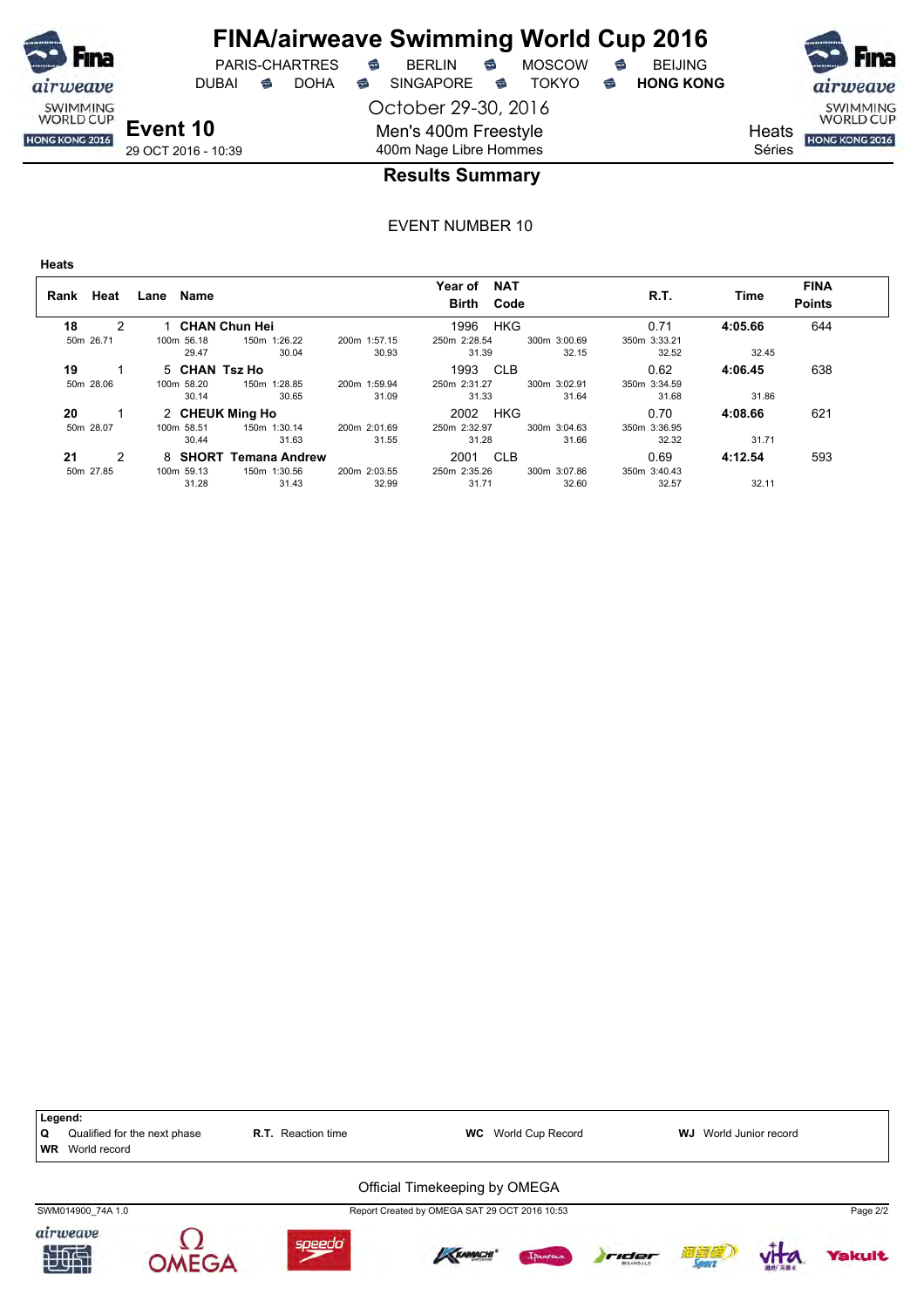# FINA/airweave Swimming World Cup 2016

PARIS-CHARTRES · BERLIN · MOSCOW · BEIJING
DUBAI · DOHA · SINGAPORE · TOKYO · **HONG KONG**

October 29-30, 2016

**Event 10**
29 OCT 2016 - 10:39

Men's 400m Freestyle
400m Nage Libre Hommes

Heats
Séries

## Results Summary

EVENT NUMBER 10

**Heats**

| Rank | Heat | Lane | Name | Year of Birth | NAT Code | R.T. | Time | FINA Points |
|---|---|---|---|---|---|---|---|---|
| **18** | 2 | 1 | **CHAN Chun Hei** | 1996 | HKG | 0.71 | **4:05.66** | 644 |
| 50m 26.71 | | 100m 58.18 (29.47) | 150m 1:26.22 (30.04) / 200m 1:57.15 (30.93) | 250m 2:28.54 (31.39) | 300m 3:00.69 (32.15) | 350m 3:33.21 (32.52) | 32.45 | |
| **19** | 1 | 5 | **CHAN Tsz Ho** | 1993 | CLB | 0.62 | **4:06.45** | 638 |
| 50m 28.06 | | 100m 58.20 (30.14) | 150m 1:28.85 (30.65) / 200m 1:59.94 (31.09) | 250m 2:31.27 (31.33) | 300m 3:02.91 (31.64) | 350m 3:34.59 (31.68) | 31.86 | |
| **20** | 1 | 2 | **CHEUK Ming Ho** | 2002 | HKG | 0.70 | **4:08.66** | 621 |
| 50m 28.07 | | 100m 58.51 (30.44) | 150m 1:30.14 (31.63) / 200m 2:01.69 (31.55) | 250m 2:32.97 (31.28) | 300m 3:04.63 (31.66) | 350m 3:36.95 (32.32) | 31.71 | |
| **21** | 2 | 8 | **SHORT Temana Andrew** | 2001 | CLB | 0.69 | **4:12.54** | 593 |
| 50m 27.85 | | 100m 59.13 (31.28) | 150m 1:30.56 (31.43) / 200m 2:03.55 (32.99) | 250m 2:35.26 (31.71) | 300m 3:07.86 (32.60) | 350m 3:40.43 (32.57) | 32.11 | |

**Legend:**
**Q** Qualified for the next phase · **R.T.** Reaction time · **WC** World Cup Record · **WJ** World Junior record
**WR** World record

Official Timekeeping by OMEGA

SWM014900_74A 1.0 · Report Created by OMEGA SAT 29 OCT 2016 10:53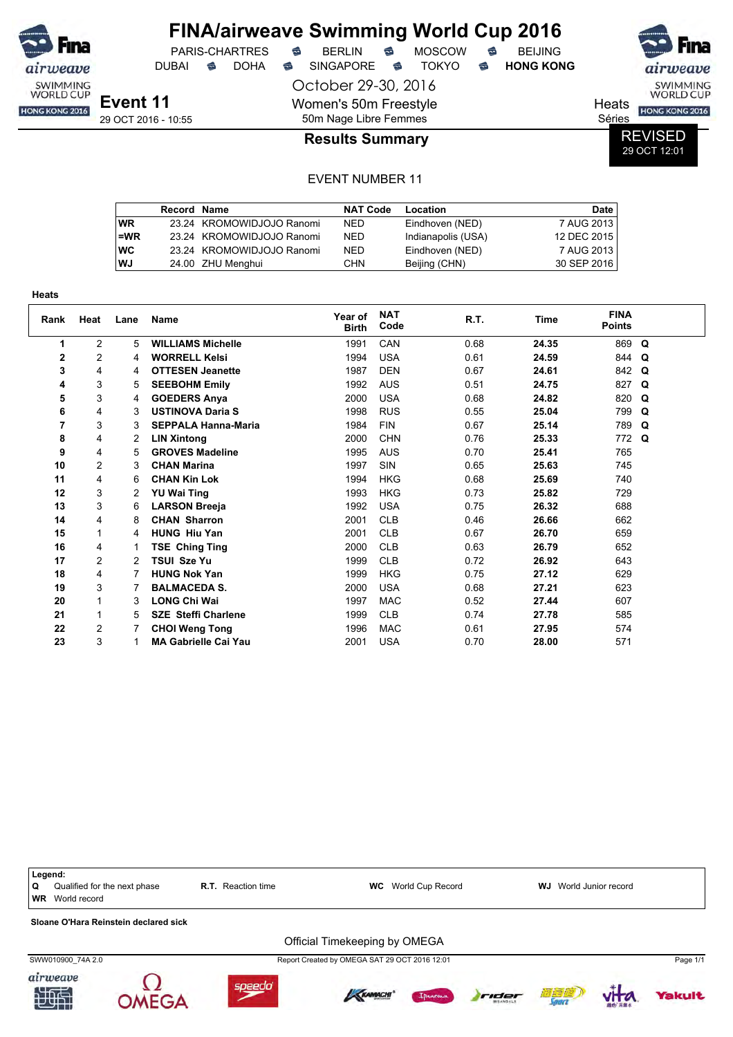# FINA/airweave Swimming World Cup 2016

PARIS-CHARTRES • BERLIN • MOSCOW • BEIJING
DUBAI • DOHA • SINGAPORE • TOKYO • **HONG KONG**

October 29-30, 2016

**Event 11**
29 OCT 2016 - 10:55

Women's 50m Freestyle
50m Nage Libre Femmes

Heats
Séries

## Results Summary

REVISED
29 OCT 12:01

EVENT NUMBER 11

| | Record | Name | NAT Code | Location | Date |
|---|---|---|---|---|---|
| WR | 23.24 | KROMOWIDJOJO Ranomi | NED | Eindhoven (NED) | 7 AUG 2013 |
| =WR | 23.24 | KROMOWIDJOJO Ranomi | NED | Indianapolis (USA) | 12 DEC 2015 |
| WC | 23.24 | KROMOWIDJOJO Ranomi | NED | Eindhoven (NED) | 7 AUG 2013 |
| WJ | 24.00 | ZHU Menghui | CHN | Beijing (CHN) | 30 SEP 2016 |

**Heats**

| Rank | Heat | Lane | Name | Year of Birth | NAT Code | R.T. | Time | FINA Points | |
|---|---|---|---|---|---|---|---|---|---|
| 1 | 2 | 5 | **WILLIAMS Michelle** | 1991 | CAN | 0.68 | **24.35** | 869 | **Q** |
| 2 | 2 | 4 | **WORRELL Kelsi** | 1994 | USA | 0.61 | **24.59** | 844 | **Q** |
| 3 | 4 | 4 | **OTTESEN Jeanette** | 1987 | DEN | 0.67 | **24.61** | 842 | **Q** |
| 4 | 3 | 5 | **SEEBOHM Emily** | 1992 | AUS | 0.51 | **24.75** | 827 | **Q** |
| 5 | 3 | 4 | **GOEDERS Anya** | 2000 | USA | 0.68 | **24.82** | 820 | **Q** |
| 6 | 4 | 3 | **USTINOVA Daria S** | 1998 | RUS | 0.55 | **25.04** | 799 | **Q** |
| 7 | 3 | 3 | **SEPPALA Hanna-Maria** | 1984 | FIN | 0.67 | **25.14** | 789 | **Q** |
| 8 | 4 | 2 | **LIN Xintong** | 2000 | CHN | 0.76 | **25.33** | 772 | **Q** |
| 9 | 4 | 5 | **GROVES Madeline** | 1995 | AUS | 0.70 | **25.41** | 765 | |
| 10 | 2 | 3 | **CHAN Marina** | 1997 | SIN | 0.65 | **25.63** | 745 | |
| 11 | 4 | 6 | **CHAN Kin Lok** | 1994 | HKG | 0.68 | **25.69** | 740 | |
| 12 | 3 | 2 | **YU Wai Ting** | 1993 | HKG | 0.73 | **25.82** | 729 | |
| 13 | 3 | 6 | **LARSON Breeja** | 1992 | USA | 0.75 | **26.32** | 688 | |
| 14 | 4 | 8 | **CHAN Sharron** | 2001 | CLB | 0.46 | **26.66** | 662 | |
| 15 | 1 | 4 | **HUNG Hiu Yan** | 2001 | CLB | 0.67 | **26.70** | 659 | |
| 16 | 4 | 1 | **TSE Ching Ting** | 2000 | CLB | 0.63 | **26.79** | 652 | |
| 17 | 2 | 2 | **TSUI Sze Yu** | 1999 | CLB | 0.72 | **26.92** | 643 | |
| 18 | 4 | 7 | **HUNG Nok Yan** | 1999 | HKG | 0.75 | **27.12** | 629 | |
| 19 | 3 | 7 | **BALMACEDA S.** | 2000 | USA | 0.68 | **27.21** | 623 | |
| 20 | 1 | 3 | **LONG Chi Wai** | 1997 | MAC | 0.52 | **27.44** | 607 | |
| 21 | 1 | 5 | **SZE Steffi Charlene** | 1999 | CLB | 0.74 | **27.78** | 585 | |
| 22 | 2 | 7 | **CHOI Weng Tong** | 1996 | MAC | 0.61 | **27.95** | 574 | |
| 23 | 3 | 1 | **MA Gabrielle Cai Yau** | 2001 | USA | 0.70 | **28.00** | 571 | |

**Legend:**
**Q** Qualified for the next phase
**WR** World record
**R.T.** Reaction time
**WC** World Cup Record
**WJ** World Junior record

**Sloane O'Hara Reinstein declared sick**

Official Timekeeping by OMEGA

SWW010900_74A 2.0 — Report Created by OMEGA SAT 29 OCT 2016 12:01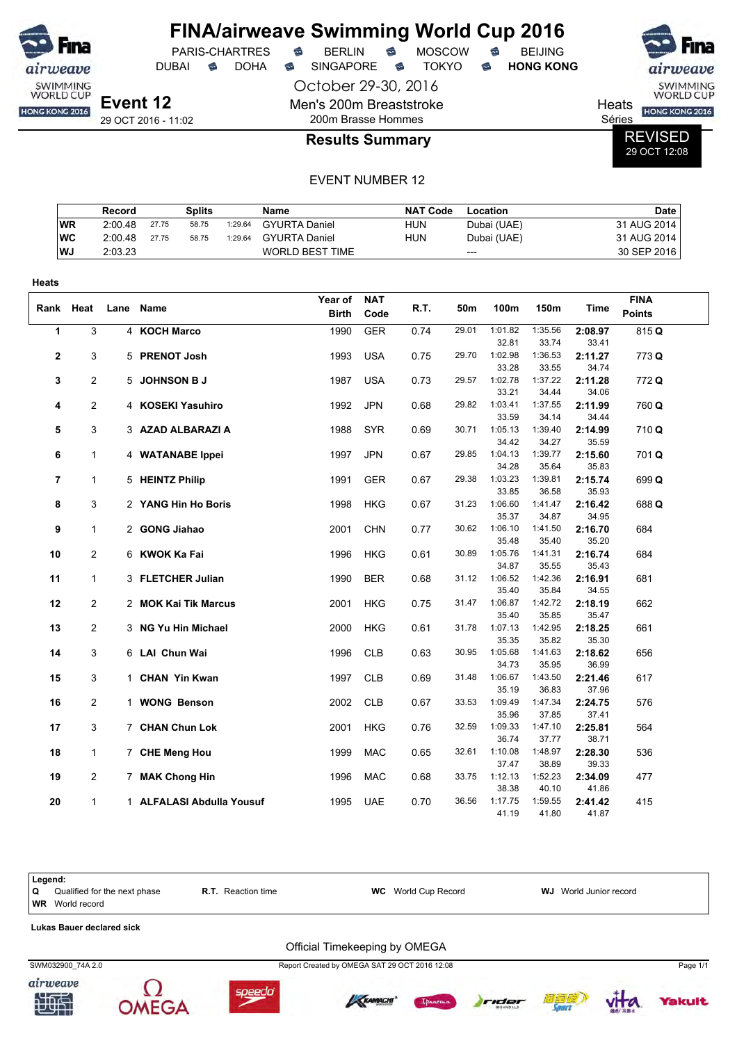# FINA/airweave Swimming World Cup 2016

PARIS-CHARTRES · BERLIN · MOSCOW · BEIJING
DUBAI · DOHA · SINGAPORE · TOKYO · **HONG KONG**

October 29-30, 2016

**Event 12**
29 OCT 2016 - 11:02

Men's 200m Breaststroke
200m Brasse Hommes

Heats
Séries

## Results Summary

REVISED
29 OCT 12:08

EVENT NUMBER 12

| | Record | Splits | | | Name | NAT Code | Location | Date |
|---|---|---|---|---|---|---|---|---|
| WR | 2:00.48 | 27.75 | 58.75 | 1:29.64 | GYURTA Daniel | HUN | Dubai (UAE) | 31 AUG 2014 |
| WC | 2:00.48 | 27.75 | 58.75 | 1:29.64 | GYURTA Daniel | HUN | Dubai (UAE) | 31 AUG 2014 |
| WJ | 2:03.23 | | | | WORLD BEST TIME | | --- | 30 SEP 2016 |

**Heats**

| Rank | Heat | Lane | Name | Year of Birth | NAT Code | R.T. | 50m | 100m | 150m | Time | FINA Points |
|---|---|---|---|---|---|---|---|---|---|---|---|
| 1 | 3 | 4 | **KOCH Marco** | 1990 | GER | 0.74 | 29.01 | 1:01.82 | 1:35.56 | **2:08.97** | 815 **Q** |
| | | | | | | | | 32.81 | 33.74 | 33.41 | |
| 2 | 3 | 5 | **PRENOT Josh** | 1993 | USA | 0.75 | 29.70 | 1:02.98 | 1:36.53 | **2:11.27** | 773 **Q** |
| | | | | | | | | 33.28 | 33.55 | 34.74 | |
| 3 | 2 | 5 | **JOHNSON B J** | 1987 | USA | 0.73 | 29.57 | 1:02.78 | 1:37.22 | **2:11.28** | 772 **Q** |
| | | | | | | | | 33.21 | 34.44 | 34.06 | |
| 4 | 2 | 4 | **KOSEKI Yasuhiro** | 1992 | JPN | 0.68 | 29.82 | 1:03.41 | 1:37.55 | **2:11.99** | 760 **Q** |
| | | | | | | | | 33.59 | 34.14 | 34.44 | |
| 5 | 3 | 3 | **AZAD ALBARAZI A** | 1988 | SYR | 0.69 | 30.71 | 1:05.13 | 1:39.40 | **2:14.99** | 710 **Q** |
| | | | | | | | | 34.42 | 34.27 | 35.59 | |
| 6 | 1 | 4 | **WATANABE Ippei** | 1997 | JPN | 0.67 | 29.85 | 1:04.13 | 1:39.77 | **2:15.60** | 701 **Q** |
| | | | | | | | | 34.28 | 35.64 | 35.83 | |
| 7 | 1 | 5 | **HEINTZ Philip** | 1991 | GER | 0.67 | 29.38 | 1:03.23 | 1:39.81 | **2:15.74** | 699 **Q** |
| | | | | | | | | 33.85 | 36.58 | 35.93 | |
| 8 | 3 | 2 | **YANG Hin Ho Boris** | 1998 | HKG | 0.67 | 31.23 | 1:06.60 | 1:41.47 | **2:16.42** | 688 **Q** |
| | | | | | | | | 35.37 | 34.87 | 34.95 | |
| 9 | 1 | 2 | **GONG Jiahao** | 2001 | CHN | 0.77 | 30.62 | 1:06.10 | 1:41.50 | **2:16.70** | 684 |
| | | | | | | | | 35.48 | 35.40 | 35.20 | |
| 10 | 2 | 6 | **KWOK Ka Fai** | 1996 | HKG | 0.61 | 30.89 | 1:05.76 | 1:41.31 | **2:16.74** | 684 |
| | | | | | | | | 34.87 | 35.55 | 35.43 | |
| 11 | 1 | 3 | **FLETCHER Julian** | 1990 | BER | 0.68 | 31.12 | 1:06.52 | 1:42.36 | **2:16.91** | 681 |
| | | | | | | | | 35.40 | 35.84 | 34.55 | |
| 12 | 2 | 2 | **MOK Kai Tik Marcus** | 2001 | HKG | 0.75 | 31.47 | 1:06.87 | 1:42.72 | **2:18.19** | 662 |
| | | | | | | | | 35.40 | 35.85 | 35.47 | |
| 13 | 2 | 3 | **NG Yu Hin Michael** | 2000 | HKG | 0.61 | 31.78 | 1:07.13 | 1:42.95 | **2:18.25** | 661 |
| | | | | | | | | 35.35 | 35.82 | 35.30 | |
| 14 | 3 | 6 | **LAI Chun Wai** | 1996 | CLB | 0.63 | 30.95 | 1:05.68 | 1:41.63 | **2:18.62** | 656 |
| | | | | | | | | 34.73 | 35.95 | 36.99 | |
| 15 | 3 | 1 | **CHAN Yin Kwan** | 1997 | CLB | 0.69 | 31.48 | 1:06.67 | 1:43.50 | **2:21.46** | 617 |
| | | | | | | | | 35.19 | 36.83 | 37.96 | |
| 16 | 2 | 1 | **WONG Benson** | 2002 | CLB | 0.67 | 33.53 | 1:09.49 | 1:47.34 | **2:24.75** | 576 |
| | | | | | | | | 35.96 | 37.85 | 37.41 | |
| 17 | 3 | 7 | **CHAN Chun Lok** | 2001 | HKG | 0.76 | 32.59 | 1:09.33 | 1:47.10 | **2:25.81** | 564 |
| | | | | | | | | 36.74 | 37.77 | 38.71 | |
| 18 | 1 | 7 | **CHE Meng Hou** | 1999 | MAC | 0.65 | 32.61 | 1:10.08 | 1:48.97 | **2:28.30** | 536 |
| | | | | | | | | 37.47 | 38.89 | 39.33 | |
| 19 | 2 | 7 | **MAK Chong Hin** | 1996 | MAC | 0.68 | 33.75 | 1:12.13 | 1:52.23 | **2:34.09** | 477 |
| | | | | | | | | 38.38 | 40.10 | 41.86 | |
| 20 | 1 | 1 | **ALFALASI Abdulla Yousuf** | 1995 | UAE | 0.70 | 36.56 | 1:17.75 | 1:59.55 | **2:41.42** | 415 |
| | | | | | | | | 41.19 | 41.80 | 41.87 | |

**Legend:**
**Q** Qualified for the next phase · **R.T.** Reaction time · **WC** World Cup Record · **WJ** World Junior record
**WR** World record

**Lukas Bauer declared sick**

Official Timekeeping by OMEGA

SWM032900_74A 2.0 · Report Created by OMEGA SAT 29 OCT 2016 12:08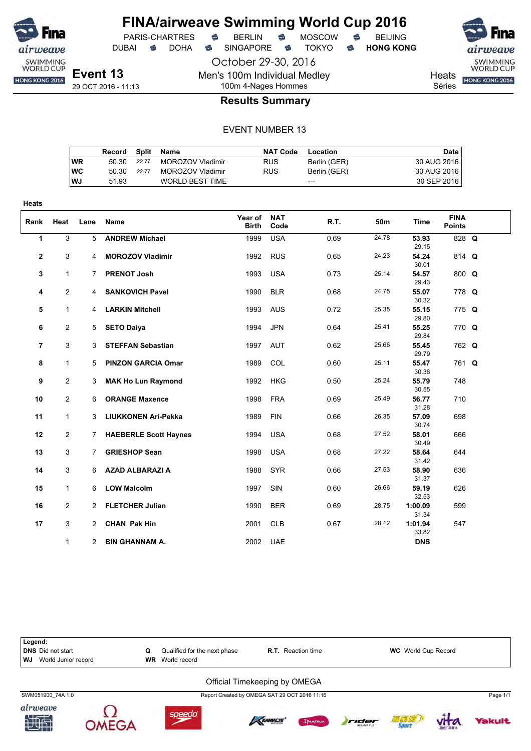# FINA/airweave Swimming World Cup 2016

PARIS-CHARTRES · BERLIN · MOSCOW · BEIJING
DUBAI · DOHA · SINGAPORE · TOKYO · **HONG KONG**

October 29-30, 2016

**Event 13**
29 OCT 2016 - 11:13

Men's 100m Individual Medley
100m 4-Nages Hommes

Heats
Séries

## Results Summary

EVENT NUMBER 13

| | Record | Split | Name | NAT Code | Location | Date |
|---|---|---|---|---|---|---|
| **WR** | 50.30 | 22.77 | MOROZOV Vladimir | RUS | Berlin (GER) | 30 AUG 2016 |
| **WC** | 50.30 | 22.77 | MOROZOV Vladimir | RUS | Berlin (GER) | 30 AUG 2016 |
| **WJ** | 51.93 | | WORLD BEST TIME | | --- | 30 SEP 2016 |

**Heats**

| Rank | Heat | Lane | Name | Year of Birth | NAT Code | R.T. | 50m | Time | FINA Points | |
|---|---|---|---|---|---|---|---|---|---|---|
| 1 | 3 | 5 | **ANDREW Michael** | 1999 | USA | 0.69 | 24.78 | **53.93** (29.15) | 828 | **Q** |
| 2 | 3 | 4 | **MOROZOV Vladimir** | 1992 | RUS | 0.65 | 24.23 | **54.24** (30.01) | 814 | **Q** |
| 3 | 1 | 7 | **PRENOT Josh** | 1993 | USA | 0.73 | 25.14 | **54.57** (29.43) | 800 | **Q** |
| 4 | 2 | 4 | **SANKOVICH Pavel** | 1990 | BLR | 0.68 | 24.75 | **55.07** (30.32) | 778 | **Q** |
| 5 | 1 | 4 | **LARKIN Mitchell** | 1993 | AUS | 0.72 | 25.35 | **55.15** (29.80) | 775 | **Q** |
| 6 | 2 | 5 | **SETO Daiya** | 1994 | JPN | 0.64 | 25.41 | **55.25** (29.84) | 770 | **Q** |
| 7 | 3 | 3 | **STEFFAN Sebastian** | 1997 | AUT | 0.62 | 25.66 | **55.45** (29.79) | 762 | **Q** |
| 8 | 1 | 5 | **PINZON GARCIA Omar** | 1989 | COL | 0.60 | 25.11 | **55.47** (30.36) | 761 | **Q** |
| 9 | 2 | 3 | **MAK Ho Lun Raymond** | 1992 | HKG | 0.50 | 25.24 | **55.79** (30.55) | 748 | |
| 10 | 2 | 6 | **ORANGE Maxence** | 1998 | FRA | 0.69 | 25.49 | **56.77** (31.28) | 710 | |
| 11 | 1 | 3 | **LIUKKONEN Ari-Pekka** | 1989 | FIN | 0.66 | 26.35 | **57.09** (30.74) | 698 | |
| 12 | 2 | 7 | **HAEBERLE Scott Haynes** | 1994 | USA | 0.68 | 27.52 | **58.01** (30.49) | 666 | |
| 13 | 3 | 7 | **GRIESHOP Sean** | 1998 | USA | 0.68 | 27.22 | **58.64** (31.42) | 644 | |
| 14 | 3 | 6 | **AZAD ALBARAZI A** | 1988 | SYR | 0.66 | 27.53 | **58.90** (31.37) | 636 | |
| 15 | 1 | 6 | **LOW Malcolm** | 1997 | SIN | 0.60 | 26.66 | **59.19** (32.53) | 626 | |
| 16 | 2 | 2 | **FLETCHER Julian** | 1990 | BER | 0.69 | 28.75 | **1:00.09** (31.34) | 599 | |
| 17 | 3 | 2 | **CHAN Pak Hin** | 2001 | CLB | 0.67 | 28.12 | **1:01.94** (33.82) | 547 | |
| | 1 | 2 | **BIN GHANNAM A.** | 2002 | UAE | | | **DNS** | | |

**Legend:**
**DNS** Did not start · **Q** Qualified for the next phase · **R.T.** Reaction time · **WC** World Cup Record
**WJ** World Junior record · **WR** World record

Official Timekeeping by OMEGA

SWM051900_74A 1.0 · Report Created by OMEGA SAT 29 OCT 2016 11:16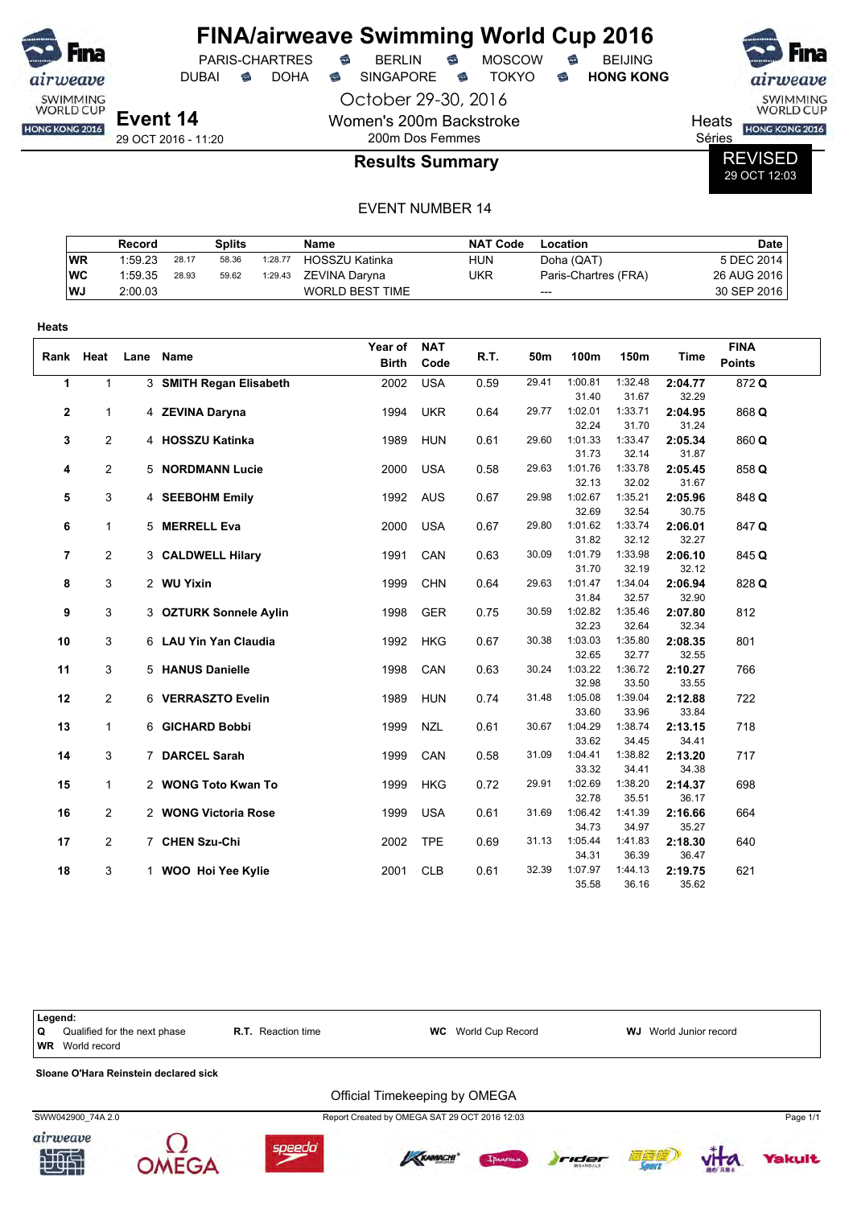# FINA/airweave Swimming World Cup 2016

PARIS-CHARTRES · BERLIN · MOSCOW · BEIJING
DUBAI · DOHA · SINGAPORE · TOKYO · **HONG KONG**

October 29-30, 2016

**Event 14**
29 OCT 2016 - 11:20

Women's 200m Backstroke
200m Dos Femmes

Heats
Séries

## Results Summary

REVISED
29 OCT 12:03

EVENT NUMBER 14

| | Record | | Splits | | Name | NAT Code | Location | Date |
|---|---|---|---|---|---|---|---|---|
| WR | 1:59.23 | 28.17 | 58.36 | 1:28.77 | HOSSZU Katinka | HUN | Doha (QAT) | 5 DEC 2014 |
| WC | 1:59.35 | 28.93 | 59.62 | 1:29.43 | ZEVINA Daryna | UKR | Paris-Chartres (FRA) | 26 AUG 2016 |
| WJ | 2:00.03 | | | | WORLD BEST TIME | | --- | 30 SEP 2016 |

**Heats**

| Rank | Heat | Lane | Name | Year of Birth | NAT Code | R.T. | 50m | 100m | 150m | Time | FINA Points |
|---|---|---|---|---|---|---|---|---|---|---|---|
| 1 | 1 | 3 | **SMITH Regan Elisabeth** | 2002 | USA | 0.59 | 29.41 | 1:00.81 | 1:32.48 | **2:04.77** | 872 **Q** |
| | | | | | | | | 31.40 | 31.67 | 32.29 | |
| 2 | 1 | 4 | **ZEVINA Daryna** | 1994 | UKR | 0.64 | 29.77 | 1:02.01 | 1:33.71 | **2:04.95** | 868 **Q** |
| | | | | | | | | 32.24 | 31.70 | 31.24 | |
| 3 | 2 | 4 | **HOSSZU Katinka** | 1989 | HUN | 0.61 | 29.60 | 1:01.33 | 1:33.47 | **2:05.34** | 860 **Q** |
| | | | | | | | | 31.73 | 32.14 | 31.87 | |
| 4 | 2 | 5 | **NORDMANN Lucie** | 2000 | USA | 0.58 | 29.63 | 1:01.76 | 1:33.78 | **2:05.45** | 858 **Q** |
| | | | | | | | | 32.13 | 32.02 | 31.67 | |
| 5 | 3 | 4 | **SEEBOHM Emily** | 1992 | AUS | 0.67 | 29.98 | 1:02.67 | 1:35.21 | **2:05.96** | 848 **Q** |
| | | | | | | | | 32.69 | 32.54 | 30.75 | |
| 6 | 1 | 5 | **MERRELL Eva** | 2000 | USA | 0.67 | 29.80 | 1:01.62 | 1:33.74 | **2:06.01** | 847 **Q** |
| | | | | | | | | 31.82 | 32.12 | 32.27 | |
| 7 | 2 | 3 | **CALDWELL Hilary** | 1991 | CAN | 0.63 | 30.09 | 1:01.79 | 1:33.98 | **2:06.10** | 845 **Q** |
| | | | | | | | | 31.70 | 32.19 | 32.12 | |
| 8 | 3 | 2 | **WU Yixin** | 1999 | CHN | 0.64 | 29.63 | 1:01.47 | 1:34.04 | **2:06.94** | 828 **Q** |
| | | | | | | | | 31.84 | 32.57 | 32.90 | |
| 9 | 3 | 3 | **OZTURK Sonnele Aylin** | 1998 | GER | 0.75 | 30.59 | 1:02.82 | 1:35.46 | **2:07.80** | 812 |
| | | | | | | | | 32.23 | 32.64 | 32.34 | |
| 10 | 3 | 6 | **LAU Yin Yan Claudia** | 1992 | HKG | 0.67 | 30.38 | 1:03.03 | 1:35.80 | **2:08.35** | 801 |
| | | | | | | | | 32.65 | 32.77 | 32.55 | |
| 11 | 3 | 5 | **HANUS Danielle** | 1998 | CAN | 0.63 | 30.24 | 1:03.22 | 1:36.72 | **2:10.27** | 766 |
| | | | | | | | | 32.98 | 33.50 | 33.55 | |
| 12 | 2 | 6 | **VERRASZTO Evelin** | 1989 | HUN | 0.74 | 31.48 | 1:05.08 | 1:39.04 | **2:12.88** | 722 |
| | | | | | | | | 33.60 | 33.96 | 33.84 | |
| 13 | 1 | 6 | **GICHARD Bobbi** | 1999 | NZL | 0.61 | 30.67 | 1:04.29 | 1:38.74 | **2:13.15** | 718 |
| | | | | | | | | 33.62 | 34.45 | 34.41 | |
| 14 | 3 | 7 | **DARCEL Sarah** | 1999 | CAN | 0.58 | 31.09 | 1:04.41 | 1:38.82 | **2:13.20** | 717 |
| | | | | | | | | 33.32 | 34.41 | 34.38 | |
| 15 | 1 | 2 | **WONG Toto Kwan To** | 1999 | HKG | 0.72 | 29.91 | 1:02.69 | 1:38.20 | **2:14.37** | 698 |
| | | | | | | | | 32.78 | 35.51 | 36.17 | |
| 16 | 2 | 2 | **WONG Victoria Rose** | 1999 | USA | 0.61 | 31.69 | 1:06.42 | 1:41.39 | **2:16.66** | 664 |
| | | | | | | | | 34.73 | 34.97 | 35.27 | |
| 17 | 2 | 7 | **CHEN Szu-Chi** | 2002 | TPE | 0.69 | 31.13 | 1:05.44 | 1:41.83 | **2:18.30** | 640 |
| | | | | | | | | 34.31 | 36.39 | 36.47 | |
| 18 | 3 | 1 | **WOO Hoi Yee Kylie** | 2001 | CLB | 0.61 | 32.39 | 1:07.97 | 1:44.13 | **2:19.75** | 621 |
| | | | | | | | | 35.58 | 36.16 | 35.62 | |

**Legend:**

| | | | |
|---|---|---|---|
| **Q** Qualified for the next phase | **R.T.** Reaction time | **WC** World Cup Record | **WJ** World Junior record |
| **WR** World record | | | |

**Sloane O'Hara Reinstein declared sick**

Official Timekeeping by OMEGA

SWW042900_74A 2.0 Report Created by OMEGA SAT 29 OCT 2016 12:03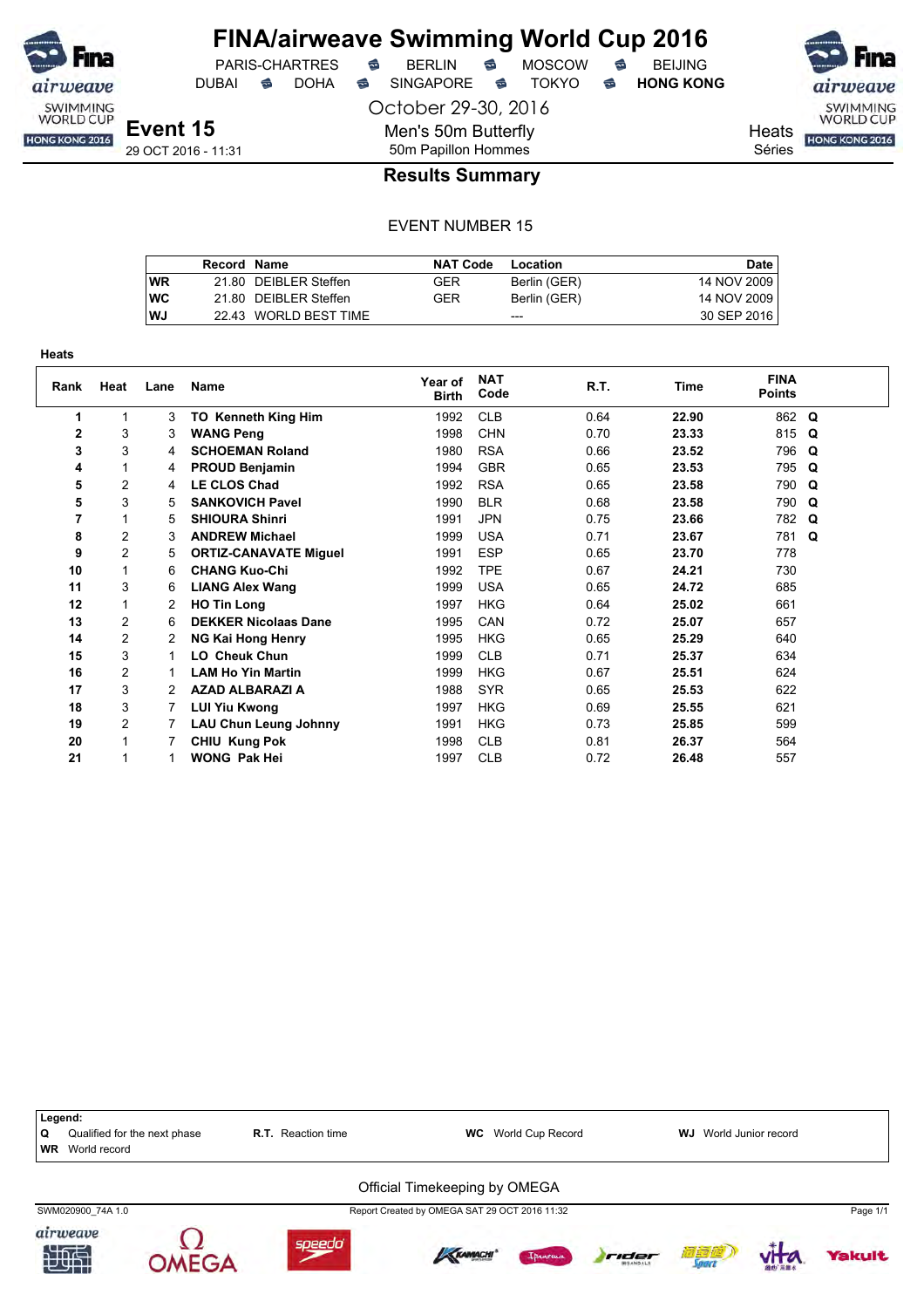# FINA/airweave Swimming World Cup 2016

PARIS-CHARTRES · BERLIN · MOSCOW · BEIJING
DUBAI · DOHA · SINGAPORE · TOKYO · **HONG KONG**

October 29-30, 2016

## Event 15

29 OCT 2016 - 11:31

Men's 50m Butterfly
50m Papillon Hommes

Heats
Séries

### Results Summary

EVENT NUMBER 15

| | Record | Name | NAT Code | Location | Date |
|---|---|---|---|---|---|
| WR | 21.80 | DEIBLER Steffen | GER | Berlin (GER) | 14 NOV 2009 |
| WC | 21.80 | DEIBLER Steffen | GER | Berlin (GER) | 14 NOV 2009 |
| WJ | 22.43 | WORLD BEST TIME | | --- | 30 SEP 2016 |

**Heats**

| Rank | Heat | Lane | Name | Year of Birth | NAT Code | R.T. | Time | FINA Points | |
|---|---|---|---|---|---|---|---|---|---|
| 1 | 1 | 3 | **TO Kenneth King Him** | 1992 | CLB | 0.64 | **22.90** | 862 | **Q** |
| 2 | 3 | 3 | **WANG Peng** | 1998 | CHN | 0.70 | **23.33** | 815 | **Q** |
| 3 | 3 | 4 | **SCHOEMAN Roland** | 1980 | RSA | 0.66 | **23.52** | 796 | **Q** |
| 4 | 1 | 4 | **PROUD Benjamin** | 1994 | GBR | 0.65 | **23.53** | 795 | **Q** |
| 5 | 2 | 4 | **LE CLOS Chad** | 1992 | RSA | 0.65 | **23.58** | 790 | **Q** |
| 5 | 3 | 5 | **SANKOVICH Pavel** | 1990 | BLR | 0.68 | **23.58** | 790 | **Q** |
| 7 | 1 | 5 | **SHIOURA Shinri** | 1991 | JPN | 0.75 | **23.66** | 782 | **Q** |
| 8 | 2 | 3 | **ANDREW Michael** | 1999 | USA | 0.71 | **23.67** | 781 | **Q** |
| 9 | 2 | 5 | **ORTIZ-CANAVATE Miguel** | 1991 | ESP | 0.65 | **23.70** | 778 | |
| 10 | 1 | 6 | **CHANG Kuo-Chi** | 1992 | TPE | 0.67 | **24.21** | 730 | |
| 11 | 3 | 6 | **LIANG Alex Wang** | 1999 | USA | 0.65 | **24.72** | 685 | |
| 12 | 1 | 2 | **HO Tin Long** | 1997 | HKG | 0.64 | **25.02** | 661 | |
| 13 | 2 | 6 | **DEKKER Nicolaas Dane** | 1995 | CAN | 0.72 | **25.07** | 657 | |
| 14 | 2 | 2 | **NG Kai Hong Henry** | 1995 | HKG | 0.65 | **25.29** | 640 | |
| 15 | 3 | 1 | **LO Cheuk Chun** | 1999 | CLB | 0.71 | **25.37** | 634 | |
| 16 | 2 | 1 | **LAM Ho Yin Martin** | 1999 | HKG | 0.67 | **25.51** | 624 | |
| 17 | 3 | 2 | **AZAD ALBARAZI A** | 1988 | SYR | 0.65 | **25.53** | 622 | |
| 18 | 3 | 7 | **LUI Yiu Kwong** | 1997 | HKG | 0.69 | **25.55** | 621 | |
| 19 | 2 | 7 | **LAU Chun Leung Johnny** | 1991 | HKG | 0.73 | **25.85** | 599 | |
| 20 | 1 | 7 | **CHIU Kung Pok** | 1998 | CLB | 0.81 | **26.37** | 564 | |
| 21 | 1 | 1 | **WONG Pak Hei** | 1997 | CLB | 0.72 | **26.48** | 557 | |

**Legend:**

| | | | |
|---|---|---|---|
| **Q** Qualified for the next phase | **R.T.** Reaction time | **WC** World Cup Record | **WJ** World Junior record |
| **WR** World record | | | |

Official Timekeeping by OMEGA

SWM020900_74A 1.0 — Report Created by OMEGA SAT 29 OCT 2016 11:32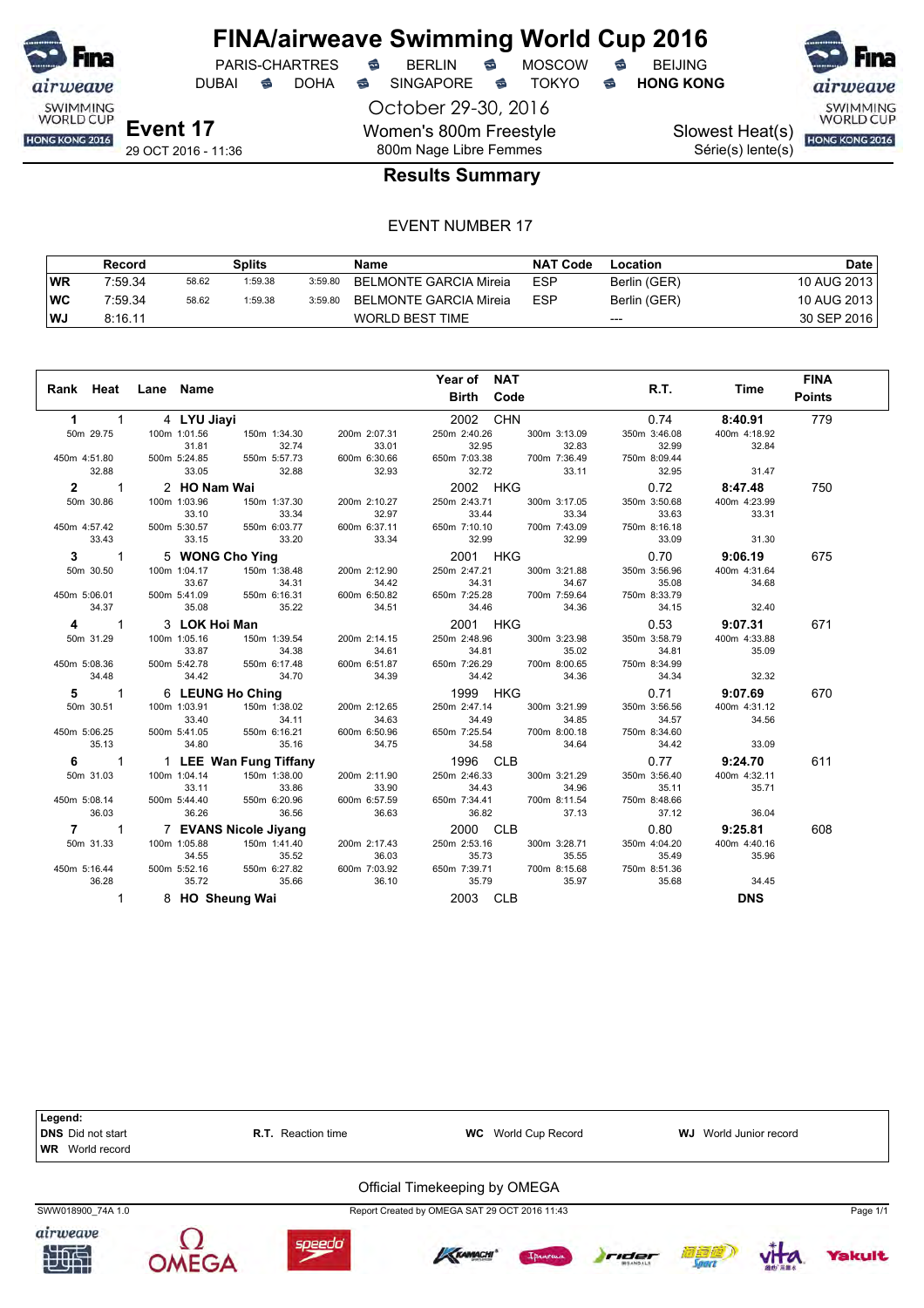# FINA/airweave Swimming World Cup 2016

PARIS-CHARTRES · BERLIN · MOSCOW · BEIJING
DUBAI · DOHA · SINGAPORE · TOKYO · **HONG KONG**

October 29-30, 2016

**Event 17**
29 OCT 2016 - 11:36

Women's 800m Freestyle
800m Nage Libre Femmes

Slowest Heat(s)
Série(s) lente(s)

## Results Summary

EVENT NUMBER 17

| | Record | Splits | | | Name | NAT Code | Location | Date |
|---|---|---|---|---|---|---|---|---|
| WR | 7:59.34 | 58.62 | 1:59.38 | 3:59.80 | BELMONTE GARCIA Mireia | ESP | Berlin (GER) | 10 AUG 2013 |
| WC | 7:59.34 | 58.62 | 1:59.38 | 3:59.80 | BELMONTE GARCIA Mireia | ESP | Berlin (GER) | 10 AUG 2013 |
| WJ | 8:16.11 | | | | WORLD BEST TIME | | --- | 30 SEP 2016 |

| Rank | Heat | Lane | Name | Year of Birth | NAT Code | R.T. | Time | FINA Points |
|---|---|---|---|---|---|---|---|---|
| 1 | 1 | 4 | **LYU Jiayi** | 2002 | CHN | 0.74 | **8:40.91** | 779 |
| 2 | 1 | 2 | **HO Nam Wai** | 2002 | HKG | 0.72 | **8:47.48** | 750 |
| 3 | 1 | 5 | **WONG Cho Ying** | 2001 | HKG | 0.70 | **9:06.19** | 675 |
| 4 | 1 | 3 | **LOK Hoi Man** | 2001 | HKG | 0.53 | **9:07.31** | 671 |
| 5 | 1 | 6 | **LEUNG Ho Ching** | 1999 | HKG | 0.71 | **9:07.69** | 670 |
| 6 | 1 | 1 | **LEE Wan Fung Tiffany** | 1996 | CLB | 0.77 | **9:24.70** | 611 |
| 7 | 1 | 7 | **EVANS Nicole Jiyang** | 2000 | CLB | 0.80 | **9:25.81** | 608 |
| | 1 | 8 | **HO Sheung Wai** | 2003 | CLB | | **DNS** | |

Splits (cumulative / split):

| Rank | 50m | 100m | 150m | 200m | 250m | 300m | 350m | 400m | 450m | 500m | 550m | 600m | 650m | 700m | 750m | 800m |
|---|---|---|---|---|---|---|---|---|---|---|---|---|---|---|---|---|
| 1 | 29.75 | 1:01.56 / 31.81 | 1:34.30 / 32.74 | 2:07.31 / 33.01 | 2:40.26 / 32.95 | 3:13.09 / 32.83 | 3:46.08 / 32.99 | 4:18.92 / 32.84 | 4:51.80 / 32.88 | 5:24.85 / 33.05 | 5:57.73 / 32.88 | 6:30.66 / 32.93 | 7:03.38 / 32.72 | 7:36.49 / 33.11 | 8:09.44 / 32.95 | 31.47 |
| 2 | 30.86 | 1:03.96 / 33.10 | 1:37.30 / 33.34 | 2:10.27 / 32.97 | 2:43.71 / 33.44 | 3:17.05 / 33.34 | 3:50.68 / 33.63 | 4:23.99 / 33.31 | 4:57.42 / 33.43 | 5:30.57 / 33.15 | 6:03.77 / 33.20 | 6:37.11 / 33.34 | 7:10.10 / 32.99 | 7:43.09 / 32.99 | 8:16.18 / 33.09 | 31.30 |
| 3 | 30.50 | 1:04.17 / 33.67 | 1:38.48 / 34.31 | 2:12.90 / 34.42 | 2:47.21 / 34.31 | 3:21.88 / 34.67 | 3:56.96 / 35.08 | 4:31.64 / 34.68 | 5:06.01 / 34.37 | 5:41.09 / 35.08 | 6:16.31 / 35.22 | 6:50.82 / 34.51 | 7:25.28 / 34.46 | 7:59.64 / 34.36 | 8:33.79 / 34.15 | 32.40 |
| 4 | 31.29 | 1:05.16 / 33.87 | 1:39.54 / 34.38 | 2:14.15 / 34.61 | 2:48.96 / 34.81 | 3:23.98 / 35.02 | 3:58.79 / 34.81 | 4:33.88 / 35.09 | 5:08.36 / 34.48 | 5:42.78 / 34.42 | 6:17.48 / 34.70 | 6:51.87 / 34.39 | 7:26.29 / 34.42 | 8:00.65 / 34.36 | 8:34.99 / 34.34 | 32.32 |
| 5 | 30.51 | 1:03.91 / 33.40 | 1:38.02 / 34.11 | 2:12.65 / 34.63 | 2:47.14 / 34.49 | 3:21.99 / 34.85 | 3:56.56 / 34.57 | 4:31.12 / 34.56 | 5:06.25 / 35.13 | 5:41.05 / 34.80 | 6:16.21 / 35.16 | 6:50.96 / 34.75 | 7:25.54 / 34.58 | 8:00.18 / 34.64 | 8:34.60 / 34.42 | 33.09 |
| 6 | 31.03 | 1:04.14 / 33.11 | 1:38.00 / 33.86 | 2:11.90 / 33.90 | 2:46.33 / 34.43 | 3:21.29 / 34.96 | 3:56.40 / 35.11 | 4:32.11 / 35.71 | 5:08.14 / 36.03 | 5:44.40 / 36.26 | 6:20.96 / 36.56 | 6:57.59 / 36.63 | 7:34.41 / 36.82 | 8:11.54 / 37.13 | 8:48.66 / 37.12 | 36.04 |
| 7 | 31.33 | 1:05.88 / 34.55 | 1:41.40 / 35.52 | 2:17.43 / 36.03 | 2:53.16 / 35.73 | 3:28.71 / 35.55 | 4:04.20 / 35.49 | 4:40.16 / 35.96 | 5:16.44 / 36.28 | 5:52.16 / 35.72 | 6:27.82 / 35.66 | 7:03.92 / 36.10 | 7:39.71 / 35.79 | 8:15.68 / 35.97 | 8:51.36 / 35.68 | 34.45 |

**Legend:**
**DNS** Did not start · **R.T.** Reaction time · **WC** World Cup Record · **WJ** World Junior record
**WR** World record

Official Timekeeping by OMEGA

SWW018900_74A 1.0 · Report Created by OMEGA SAT 29 OCT 2016 11:43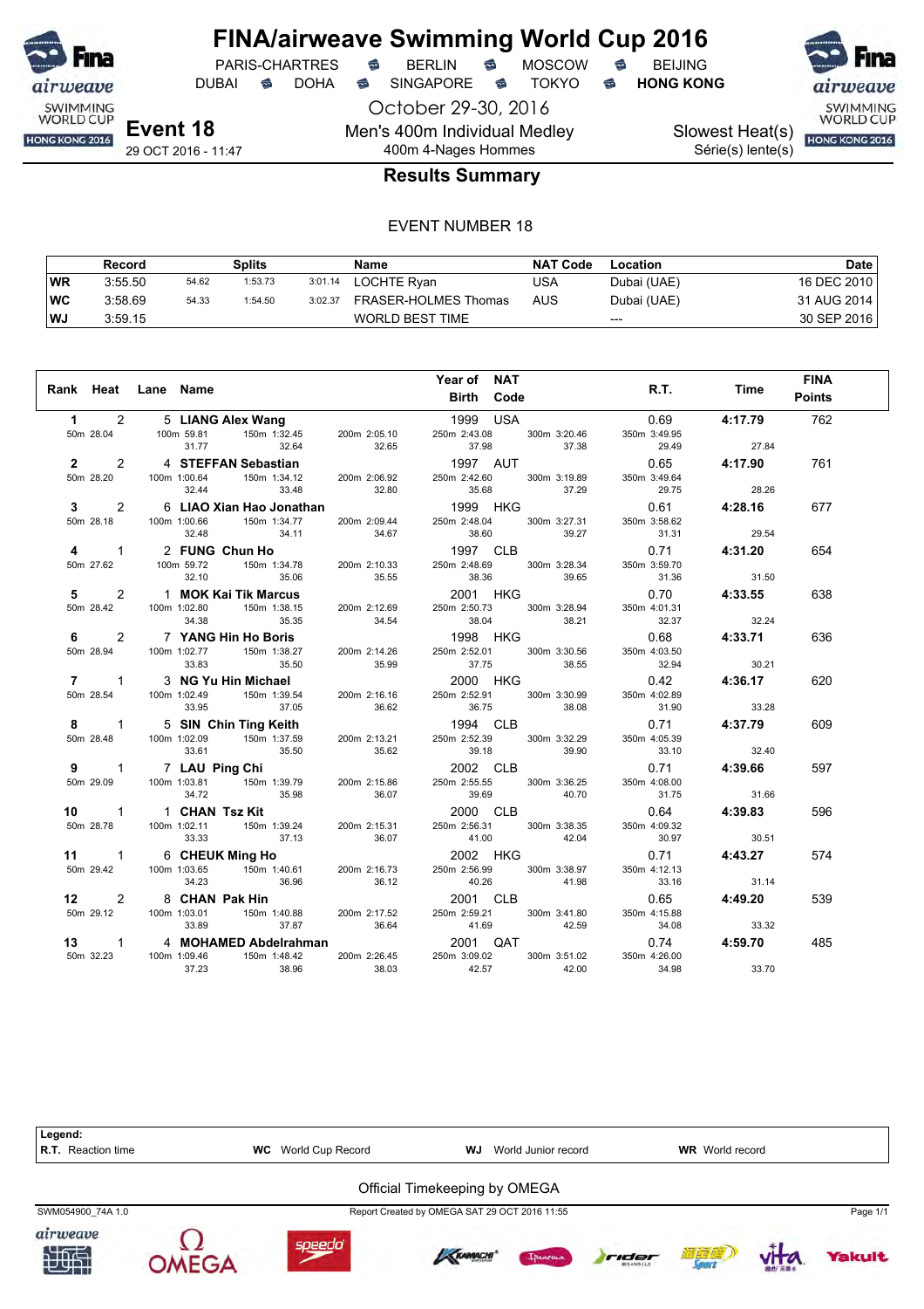# FINA/airweave Swimming World Cup 2016

PARIS-CHARTRES • BERLIN • MOSCOW • BEIJING
DUBAI • DOHA • SINGAPORE • TOKYO • **HONG KONG**

October 29-30, 2016

**Event 18** — 29 OCT 2016 - 11:47

Men's 400m Individual Medley
400m 4-Nages Hommes

Slowest Heat(s)
Série(s) lente(s)

## Results Summary

EVENT NUMBER 18

| | Record | Splits | | | Name | NAT Code | Location | Date |
|---|---|---|---|---|---|---|---|---|
| WR | 3:55.50 | 54.62 | 1:53.73 | 3:01.14 | LOCHTE Ryan | USA | Dubai (UAE) | 16 DEC 2010 |
| WC | 3:58.69 | 54.33 | 1:54.50 | 3:02.37 | FRASER-HOLMES Thomas | AUS | Dubai (UAE) | 31 AUG 2014 |
| WJ | 3:59.15 | | | | WORLD BEST TIME | | --- | 30 SEP 2016 |

| Rank | Heat | Lane | Name | Year of Birth | NAT Code | R.T. | Time | FINA Points |
|---|---|---|---|---|---|---|---|---|
| 1 | 2 | 5 | LIANG Alex Wang | 1999 | USA | 0.69 | 4:17.79 | 762 |
| | 50m 28.04 | | 100m 59.81 (31.77) · 150m 1:32.45 (32.64) · 200m 2:05.10 (32.65) | 250m 2:43.08 (37.98) | 300m 3:20.46 (37.38) | 350m 3:49.95 (29.49) | (27.84) | |
| 2 | 2 | 4 | STEFFAN Sebastian | 1997 | AUT | 0.65 | 4:17.90 | 761 |
| | 50m 28.20 | | 100m 1:00.64 (32.44) · 150m 1:34.12 (33.48) · 200m 2:06.92 (32.80) | 250m 2:42.60 (35.68) | 300m 3:19.89 (37.29) | 350m 3:49.64 (29.75) | (28.26) | |
| 3 | 2 | 6 | LIAO Xian Hao Jonathan | 1999 | HKG | 0.61 | 4:28.16 | 677 |
| | 50m 28.18 | | 100m 1:00.66 (32.48) · 150m 1:34.77 (34.11) · 200m 2:09.44 (34.67) | 250m 2:48.04 (38.60) | 300m 3:27.31 (39.27) | 350m 3:58.62 (31.31) | (29.54) | |
| 4 | 1 | 2 | FUNG Chun Ho | 1997 | CLB | 0.71 | 4:31.20 | 654 |
| | 50m 27.62 | | 100m 59.72 (32.10) · 150m 1:34.78 (35.06) · 200m 2:10.33 (35.55) | 250m 2:48.69 (38.36) | 300m 3:28.34 (39.65) | 350m 3:59.70 (31.36) | (31.50) | |
| 5 | 2 | 1 | MOK Kai Tik Marcus | 2001 | HKG | 0.70 | 4:33.55 | 638 |
| | 50m 28.42 | | 100m 1:02.80 (34.38) · 150m 1:38.15 (35.35) · 200m 2:12.69 (34.54) | 250m 2:50.73 (38.04) | 300m 3:28.94 (38.21) | 350m 4:01.31 (32.37) | (32.24) | |
| 6 | 2 | 7 | YANG Hin Ho Boris | 1998 | HKG | 0.68 | 4:33.71 | 636 |
| | 50m 28.94 | | 100m 1:02.77 (33.83) · 150m 1:38.27 (35.50) · 200m 2:14.26 (35.99) | 250m 2:52.01 (37.75) | 300m 3:30.56 (38.55) | 350m 4:03.50 (32.94) | (30.21) | |
| 7 | 1 | 3 | NG Yu Hin Michael | 2000 | HKG | 0.42 | 4:36.17 | 620 |
| | 50m 28.54 | | 100m 1:02.49 (33.95) · 150m 1:39.54 (37.05) · 200m 2:16.16 (36.62) | 250m 2:52.91 (36.75) | 300m 3:30.99 (38.08) | 350m 4:02.89 (31.90) | (33.28) | |
| 8 | 1 | 5 | SIN Chin Ting Keith | 1994 | CLB | 0.71 | 4:37.79 | 609 |
| | 50m 28.48 | | 100m 1:02.09 (33.61) · 150m 1:37.59 (35.50) · 200m 2:13.21 (35.62) | 250m 2:52.39 (39.18) | 300m 3:32.29 (39.90) | 350m 4:05.39 (33.10) | (32.40) | |
| 9 | 1 | 7 | LAU Ping Chi | 2002 | CLB | 0.71 | 4:39.66 | 597 |
| | 50m 29.09 | | 100m 1:03.81 (34.72) · 150m 1:39.79 (35.98) · 200m 2:15.86 (36.07) | 250m 2:55.55 (39.69) | 300m 3:36.25 (40.70) | 350m 4:08.00 (31.75) | (31.66) | |
| 10 | 1 | 1 | CHAN Tsz Kit | 2000 | CLB | 0.64 | 4:39.83 | 596 |
| | 50m 28.78 | | 100m 1:02.11 (33.33) · 150m 1:39.24 (37.13) · 200m 2:15.31 (36.07) | 250m 2:56.31 (41.00) | 300m 3:38.35 (42.04) | 350m 4:09.32 (30.97) | (30.51) | |
| 11 | 1 | 6 | CHEUK Ming Ho | 2002 | HKG | 0.71 | 4:43.27 | 574 |
| | 50m 29.42 | | 100m 1:03.65 (34.23) · 150m 1:40.61 (36.96) · 200m 2:16.73 (36.12) | 250m 2:56.99 (40.26) | 300m 3:38.97 (41.98) | 350m 4:12.13 (33.16) | (31.14) | |
| 12 | 2 | 8 | CHAN Pak Hin | 2001 | CLB | 0.65 | 4:49.20 | 539 |
| | 50m 29.12 | | 100m 1:03.01 (33.89) · 150m 1:40.88 (37.87) · 200m 2:17.52 (36.64) | 250m 2:59.21 (41.69) | 300m 3:41.80 (42.59) | 350m 4:15.88 (34.08) | (33.32) | |
| 13 | 1 | 4 | MOHAMED Abdelrahman | 2001 | QAT | 0.74 | 4:59.70 | 485 |
| | 50m 32.23 | | 100m 1:09.46 (37.23) · 150m 1:48.42 (38.96) · 200m 2:26.45 (38.03) | 250m 3:09.02 (42.57) | 300m 3:51.02 (42.00) | 350m 4:26.00 (34.98) | (33.70) | |

**Legend:**
**R.T.** Reaction time · **WC** World Cup Record · **WJ** World Junior record · **WR** World record

Official Timekeeping by OMEGA

SWM054900_74A 1.0 — Report Created by OMEGA SAT 29 OCT 2016 11:55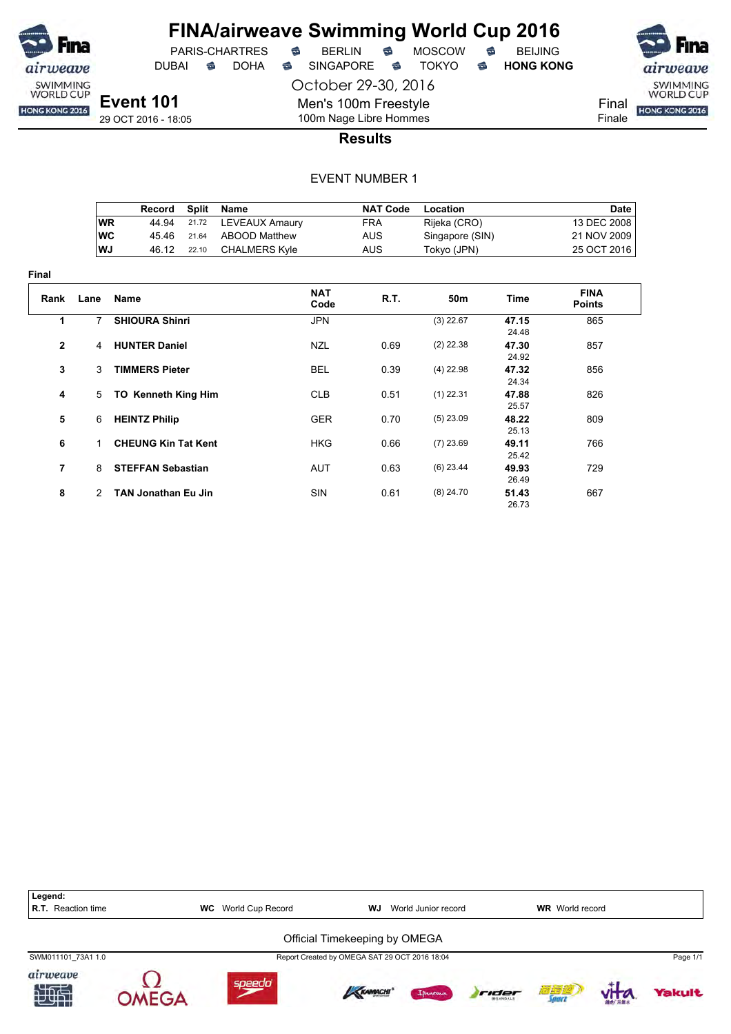# FINA/airweave Swimming World Cup 2016

PARIS-CHARTRES · BERLIN · MOSCOW · BEIJING
DUBAI · DOHA · SINGAPORE · TOKYO · **HONG KONG**

October 29-30, 2016

**Event 101**
29 OCT 2016 - 18:05

Men's 100m Freestyle
100m Nage Libre Hommes

Final
Finale

## Results

EVENT NUMBER 1

| | Record | Split | Name | NAT Code | Location | Date |
|---|---|---|---|---|---|---|
| WR | 44.94 | 21.72 | LEVEAUX Amaury | FRA | Rijeka (CRO) | 13 DEC 2008 |
| WC | 45.46 | 21.64 | ABOOD Matthew | AUS | Singapore (SIN) | 21 NOV 2009 |
| WJ | 46.12 | 22.10 | CHALMERS Kyle | AUS | Tokyo (JPN) | 25 OCT 2016 |

**Final**

| Rank | Lane | Name | NAT Code | R.T. | 50m | Time | FINA Points |
|---|---|---|---|---|---|---|---|
| 1 | 7 | **SHIOURA Shinri** | JPN | | (3) 22.67 | **47.15** 24.48 | 865 |
| 2 | 4 | **HUNTER Daniel** | NZL | 0.69 | (2) 22.38 | **47.30** 24.92 | 857 |
| 3 | 3 | **TIMMERS Pieter** | BEL | 0.39 | (4) 22.98 | **47.32** 24.34 | 856 |
| 4 | 5 | **TO Kenneth King Him** | CLB | 0.51 | (1) 22.31 | **47.88** 25.57 | 826 |
| 5 | 6 | **HEINTZ Philip** | GER | 0.70 | (5) 23.09 | **48.22** 25.13 | 809 |
| 6 | 1 | **CHEUNG Kin Tat Kent** | HKG | 0.66 | (7) 23.69 | **49.11** 25.42 | 766 |
| 7 | 8 | **STEFFAN Sebastian** | AUT | 0.63 | (6) 23.44 | **49.93** 26.49 | 729 |
| 8 | 2 | **TAN Jonathan Eu Jin** | SIN | 0.61 | (8) 24.70 | **51.43** 26.73 | 667 |

**Legend:**
**R.T.** Reaction time · **WC** World Cup Record · **WJ** World Junior record · **WR** World record

Official Timekeeping by OMEGA

SWM011101_73A1 1.0 · Report Created by OMEGA SAT 29 OCT 2016 18:04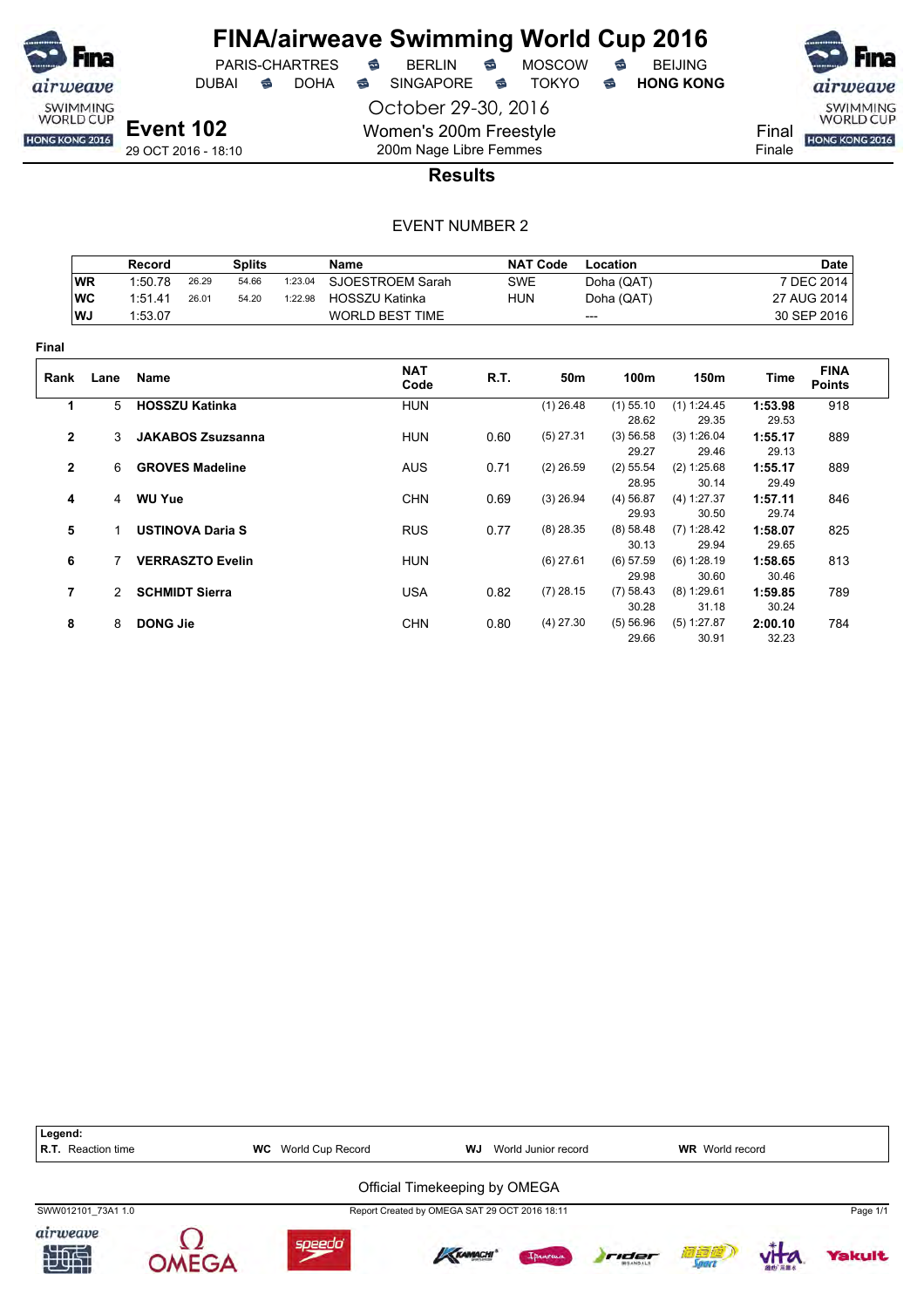# FINA/airweave Swimming World Cup 2016

PARIS-CHARTRES · BERLIN · MOSCOW · BEIJING
DUBAI · DOHA · SINGAPORE · TOKYO · **HONG KONG**

October 29-30, 2016

## Event 102

29 OCT 2016 - 18:10

Women's 200m Freestyle
200m Nage Libre Femmes

Final
Finale

### Results

EVENT NUMBER 2

| | Record | Splits | | | Name | NAT Code | Location | Date |
|---|---|---|---|---|---|---|---|---|
| WR | 1:50.78 | 26.29 | 54.66 | 1:23.04 | SJOESTROEM Sarah | SWE | Doha (QAT) | 7 DEC 2014 |
| WC | 1:51.41 | 26.01 | 54.20 | 1:22.98 | HOSSZU Katinka | HUN | Doha (QAT) | 27 AUG 2014 |
| WJ | 1:53.07 | | | | WORLD BEST TIME | | --- | 30 SEP 2016 |

**Final**

| Rank | Lane | Name | NAT Code | R.T. | 50m | 100m | 150m | Time | FINA Points |
|---|---|---|---|---|---|---|---|---|---|
| 1 | 5 | **HOSSZU Katinka** | HUN | | (1) 26.48 | (1) 55.10<br>28.62 | (1) 1:24.45<br>29.35 | **1:53.98**<br>29.53 | 918 |
| 2 | 3 | **JAKABOS Zsuzsanna** | HUN | 0.60 | (5) 27.31 | (3) 56.58<br>29.27 | (3) 1:26.04<br>29.46 | **1:55.17**<br>29.13 | 889 |
| 2 | 6 | **GROVES Madeline** | AUS | 0.71 | (2) 26.59 | (2) 55.54<br>28.95 | (2) 1:25.68<br>30.14 | **1:55.17**<br>29.49 | 889 |
| 4 | 4 | **WU Yue** | CHN | 0.69 | (3) 26.94 | (4) 56.87<br>29.93 | (4) 1:27.37<br>30.50 | **1:57.11**<br>29.74 | 846 |
| 5 | 1 | **USTINOVA Daria S** | RUS | 0.77 | (8) 28.35 | (8) 58.48<br>30.13 | (7) 1:28.42<br>29.94 | **1:58.07**<br>29.65 | 825 |
| 6 | 7 | **VERRASZTO Evelin** | HUN | | (6) 27.61 | (6) 57.59<br>29.98 | (6) 1:28.19<br>30.60 | **1:58.65**<br>30.46 | 813 |
| 7 | 2 | **SCHMIDT Sierra** | USA | 0.82 | (7) 28.15 | (7) 58.43<br>30.28 | (8) 1:29.61<br>31.18 | **1:59.85**<br>30.24 | 789 |
| 8 | 8 | **DONG Jie** | CHN | 0.80 | (4) 27.30 | (5) 56.96<br>29.66 | (5) 1:27.87<br>30.91 | **2:00.10**<br>32.23 | 784 |

**Legend:**
**R.T.** Reaction time · **WC** World Cup Record · **WJ** World Junior record · **WR** World record

Official Timekeeping by OMEGA

SWW012101_73A1 1.0 · Report Created by OMEGA SAT 29 OCT 2016 18:11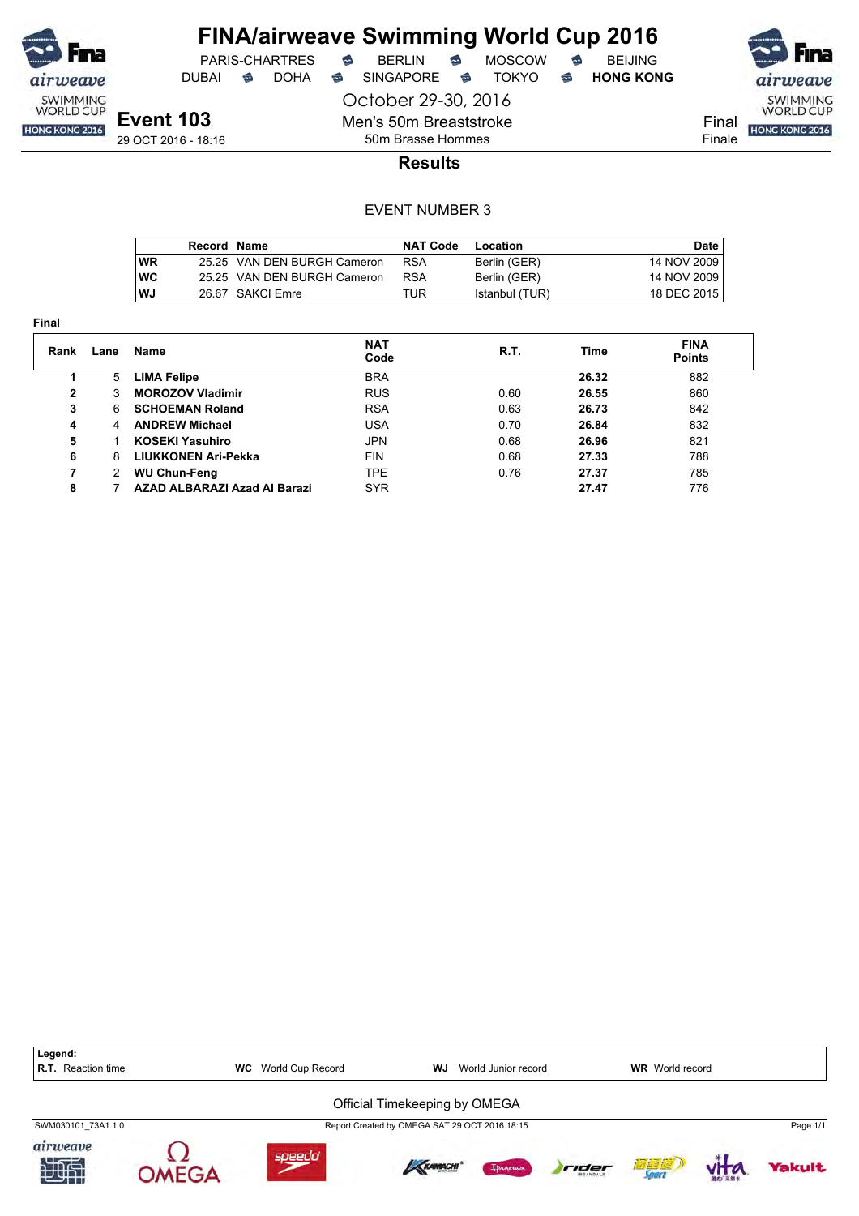# FINA/airweave Swimming World Cup 2016

PARIS-CHARTRES · BERLIN · MOSCOW · BEIJING
DUBAI · DOHA · SINGAPORE · TOKYO · **HONG KONG**

October 29-30, 2016

## Event 103

29 OCT 2016 - 18:16

Men's 50m Breaststroke
50m Brasse Hommes

Final
Finale

### Results

EVENT NUMBER 3

| | Record | Name | NAT Code | Location | Date |
|---|---|---|---|---|---|
| WR | 25.25 | VAN DEN BURGH Cameron | RSA | Berlin (GER) | 14 NOV 2009 |
| WC | 25.25 | VAN DEN BURGH Cameron | RSA | Berlin (GER) | 14 NOV 2009 |
| WJ | 26.67 | SAKCI Emre | TUR | Istanbul (TUR) | 18 DEC 2015 |

**Final**

| Rank | Lane | Name | NAT Code | R.T. | Time | FINA Points |
|---|---|---|---|---|---|---|
| 1 | 5 | **LIMA Felipe** | BRA | | **26.32** | 882 |
| 2 | 3 | **MOROZOV Vladimir** | RUS | 0.60 | **26.55** | 860 |
| 3 | 6 | **SCHOEMAN Roland** | RSA | 0.63 | **26.73** | 842 |
| 4 | 4 | **ANDREW Michael** | USA | 0.70 | **26.84** | 832 |
| 5 | 1 | **KOSEKI Yasuhiro** | JPN | 0.68 | **26.96** | 821 |
| 6 | 8 | **LIUKKONEN Ari-Pekka** | FIN | 0.68 | **27.33** | 788 |
| 7 | 2 | **WU Chun-Feng** | TPE | 0.76 | **27.37** | 785 |
| 8 | 7 | **AZAD ALBARAZI Azad Al Barazi** | SYR | | **27.47** | 776 |

**Legend:**
**R.T.** Reaction time · **WC** World Cup Record · **WJ** World Junior record · **WR** World record

Official Timekeeping by OMEGA

SWM030101_73A1 1.0 · Report Created by OMEGA SAT 29 OCT 2016 18:15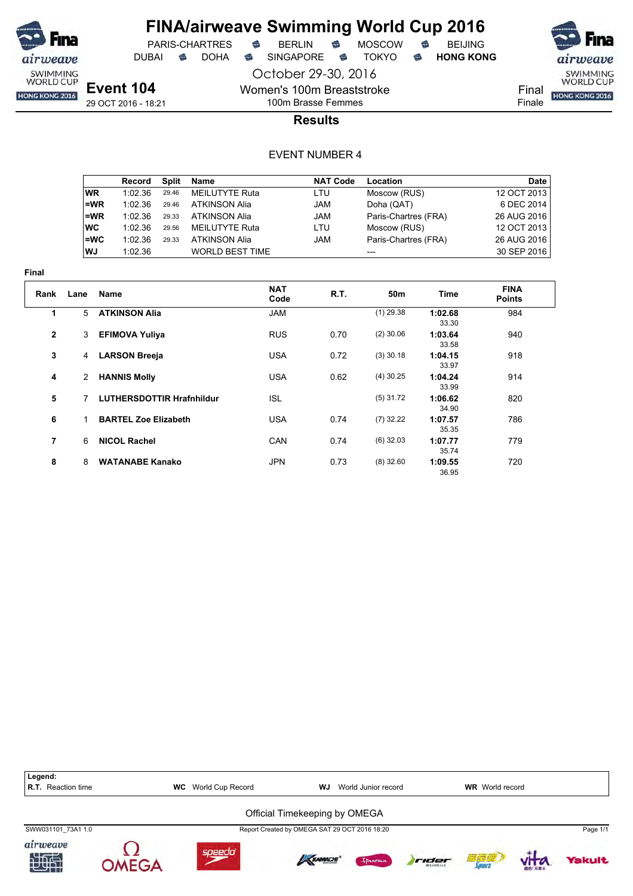# FINA/airweave Swimming World Cup 2016

PARIS-CHARTRES · BERLIN · MOSCOW · BEIJING
DUBAI · DOHA · SINGAPORE · TOKYO · **HONG KONG**

October 29-30, 2016

**Event 104**
29 OCT 2016 - 18:21

Women's 100m Breaststroke
100m Brasse Femmes

Final
Finale

## Results

EVENT NUMBER 4

| | Record | Split | Name | NAT Code | Location | Date |
|---|---|---|---|---|---|---|
| WR | 1:02.36 | 29.46 | MEILUTYTE Ruta | LTU | Moscow (RUS) | 12 OCT 2013 |
| =WR | 1:02.36 | 29.46 | ATKINSON Alia | JAM | Doha (QAT) | 6 DEC 2014 |
| =WR | 1:02.36 | 29.33 | ATKINSON Alia | JAM | Paris-Chartres (FRA) | 26 AUG 2016 |
| WC | 1:02.36 | 29.56 | MEILUTYTE Ruta | LTU | Moscow (RUS) | 12 OCT 2013 |
| =WC | 1:02.36 | 29.33 | ATKINSON Alia | JAM | Paris-Chartres (FRA) | 26 AUG 2016 |
| WJ | 1:02.36 | | WORLD BEST TIME | | --- | 30 SEP 2016 |

**Final**

| Rank | Lane | Name | NAT Code | R.T. | 50m | Time | FINA Points |
|---|---|---|---|---|---|---|---|
| 1 | 5 | **ATKINSON Alia** | JAM | | (1) 29.38 | **1:02.68** 33.30 | 984 |
| 2 | 3 | **EFIMOVA Yuliya** | RUS | 0.70 | (2) 30.06 | **1:03.64** 33.58 | 940 |
| 3 | 4 | **LARSON Breeja** | USA | 0.72 | (3) 30.18 | **1:04.15** 33.97 | 918 |
| 4 | 2 | **HANNIS Molly** | USA | 0.62 | (4) 30.25 | **1:04.24** 33.99 | 914 |
| 5 | 7 | **LUTHERSDOTTIR Hrafnhildur** | ISL | | (5) 31.72 | **1:06.62** 34.90 | 820 |
| 6 | 1 | **BARTEL Zoe Elizabeth** | USA | 0.74 | (7) 32.22 | **1:07.57** 35.35 | 786 |
| 7 | 6 | **NICOL Rachel** | CAN | 0.74 | (6) 32.03 | **1:07.77** 35.74 | 779 |
| 8 | 8 | **WATANABE Kanako** | JPN | 0.73 | (8) 32.60 | **1:09.55** 36.95 | 720 |

**Legend:**
**R.T.** Reaction time · **WC** World Cup Record · **WJ** World Junior record · **WR** World record

Official Timekeeping by OMEGA

SWW031101_73A1 1.0 · Report Created by OMEGA SAT 29 OCT 2016 18:20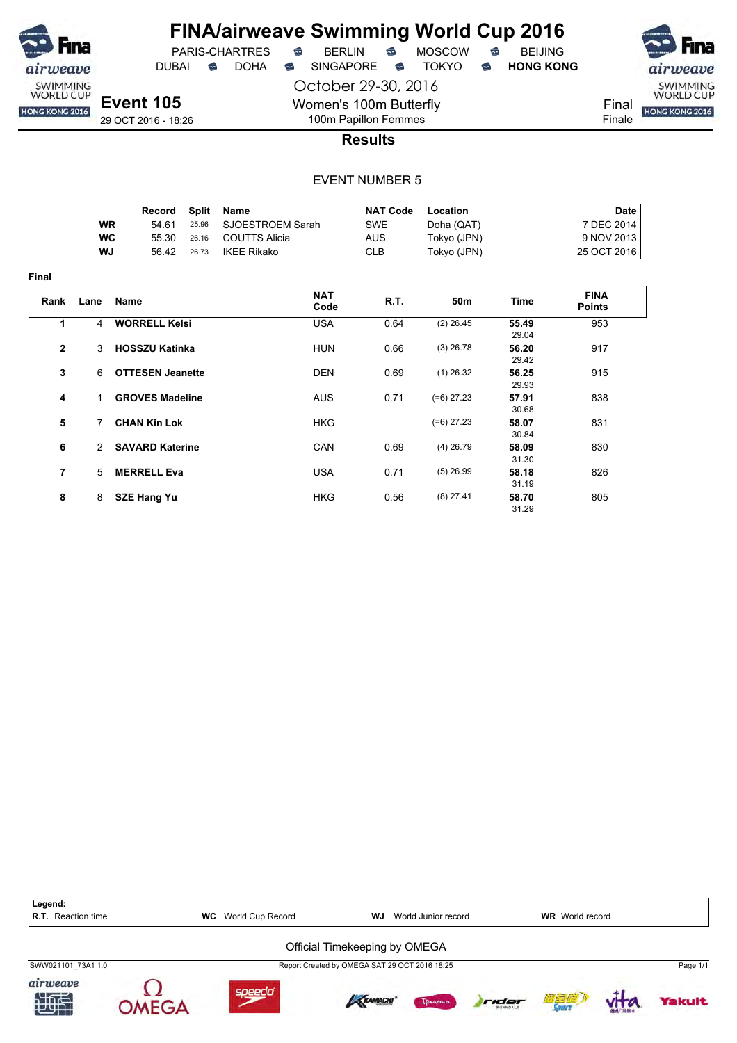# FINA/airweave Swimming World Cup 2016

PARIS-CHARTRES · BERLIN · MOSCOW · BEIJING
DUBAI · DOHA · SINGAPORE · TOKYO · **HONG KONG**

October 29-30, 2016

**Event 105**
29 OCT 2016 - 18:26

Women's 100m Butterfly
100m Papillon Femmes

Final
Finale

## Results

EVENT NUMBER 5

| | Record | Split | Name | NAT Code | Location | Date |
|---|---|---|---|---|---|---|
| WR | 54.61 | 25.96 | SJOESTROEM Sarah | SWE | Doha (QAT) | 7 DEC 2014 |
| WC | 55.30 | 26.16 | COUTTS Alicia | AUS | Tokyo (JPN) | 9 NOV 2013 |
| WJ | 56.42 | 26.73 | IKEE Rikako | CLB | Tokyo (JPN) | 25 OCT 2016 |

**Final**

| Rank | Lane | Name | NAT Code | R.T. | 50m | Time | FINA Points |
|---|---|---|---|---|---|---|---|
| 1 | 4 | **WORRELL Kelsi** | USA | 0.64 | (2) 26.45 | **55.49** 29.04 | 953 |
| 2 | 3 | **HOSSZU Katinka** | HUN | 0.66 | (3) 26.78 | **56.20** 29.42 | 917 |
| 3 | 6 | **OTTESEN Jeanette** | DEN | 0.69 | (1) 26.32 | **56.25** 29.93 | 915 |
| 4 | 1 | **GROVES Madeline** | AUS | 0.71 | (=6) 27.23 | **57.91** 30.68 | 838 |
| 5 | 7 | **CHAN Kin Lok** | HKG | | (=6) 27.23 | **58.07** 30.84 | 831 |
| 6 | 2 | **SAVARD Katerine** | CAN | 0.69 | (4) 26.79 | **58.09** 31.30 | 830 |
| 7 | 5 | **MERRELL Eva** | USA | 0.71 | (5) 26.99 | **58.18** 31.19 | 826 |
| 8 | 8 | **SZE Hang Yu** | HKG | 0.56 | (8) 27.41 | **58.70** 31.29 | 805 |

**Legend:**
**R.T.** Reaction time · **WC** World Cup Record · **WJ** World Junior record · **WR** World record

Official Timekeeping by OMEGA

SWW021101_73A1 1.0 · Report Created by OMEGA SAT 29 OCT 2016 18:25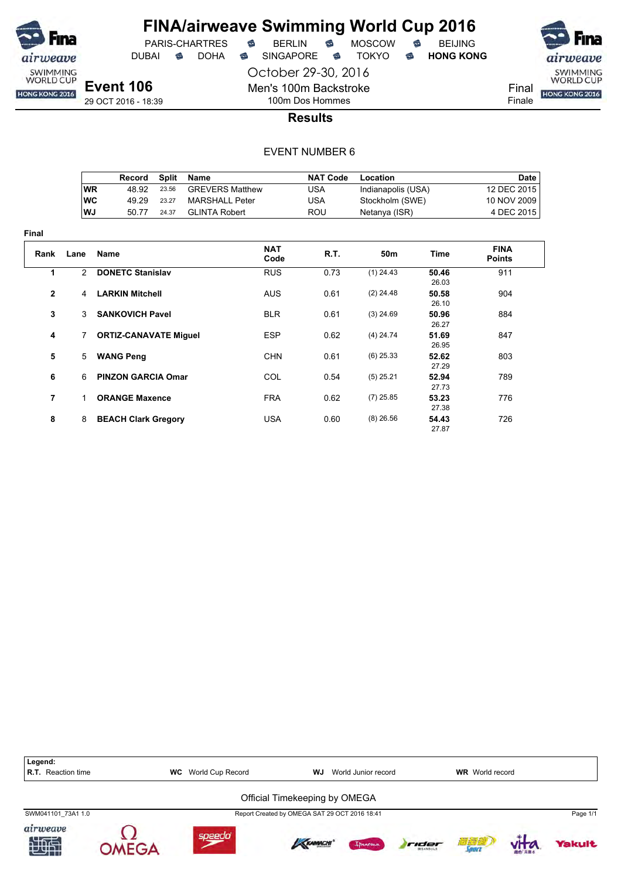# FINA/airweave Swimming World Cup 2016

PARIS-CHARTRES · BERLIN · MOSCOW · BEIJING
DUBAI · DOHA · SINGAPORE · TOKYO · **HONG KONG**

October 29-30, 2016

**Event 106**
29 OCT 2016 - 18:39

Men's 100m Backstroke
100m Dos Hommes

Final
Finale

## Results

EVENT NUMBER 6

| | Record | Split | Name | NAT Code | Location | Date |
|---|---|---|---|---|---|---|
| WR | 48.92 | 23.56 | GREVERS Matthew | USA | Indianapolis (USA) | 12 DEC 2015 |
| WC | 49.29 | 23.27 | MARSHALL Peter | USA | Stockholm (SWE) | 10 NOV 2009 |
| WJ | 50.77 | 24.37 | GLINTA Robert | ROU | Netanya (ISR) | 4 DEC 2015 |

**Final**

| Rank | Lane | Name | NAT Code | R.T. | 50m | Time | FINA Points |
|---|---|---|---|---|---|---|---|
| 1 | 2 | **DONETC Stanislav** | RUS | 0.73 | (1) 24.43 | **50.46** 26.03 | 911 |
| 2 | 4 | **LARKIN Mitchell** | AUS | 0.61 | (2) 24.48 | **50.58** 26.10 | 904 |
| 3 | 3 | **SANKOVICH Pavel** | BLR | 0.61 | (3) 24.69 | **50.96** 26.27 | 884 |
| 4 | 7 | **ORTIZ-CANAVATE Miguel** | ESP | 0.62 | (4) 24.74 | **51.69** 26.95 | 847 |
| 5 | 5 | **WANG Peng** | CHN | 0.61 | (6) 25.33 | **52.62** 27.29 | 803 |
| 6 | 6 | **PINZON GARCIA Omar** | COL | 0.54 | (5) 25.21 | **52.94** 27.73 | 789 |
| 7 | 1 | **ORANGE Maxence** | FRA | 0.62 | (7) 25.85 | **53.23** 27.38 | 776 |
| 8 | 8 | **BEACH Clark Gregory** | USA | 0.60 | (8) 26.56 | **54.43** 27.87 | 726 |

**Legend:**
**R.T.** Reaction time · **WC** World Cup Record · **WJ** World Junior record · **WR** World record

Official Timekeeping by OMEGA

SWM041101_73A1 1.0 · Report Created by OMEGA SAT 29 OCT 2016 18:41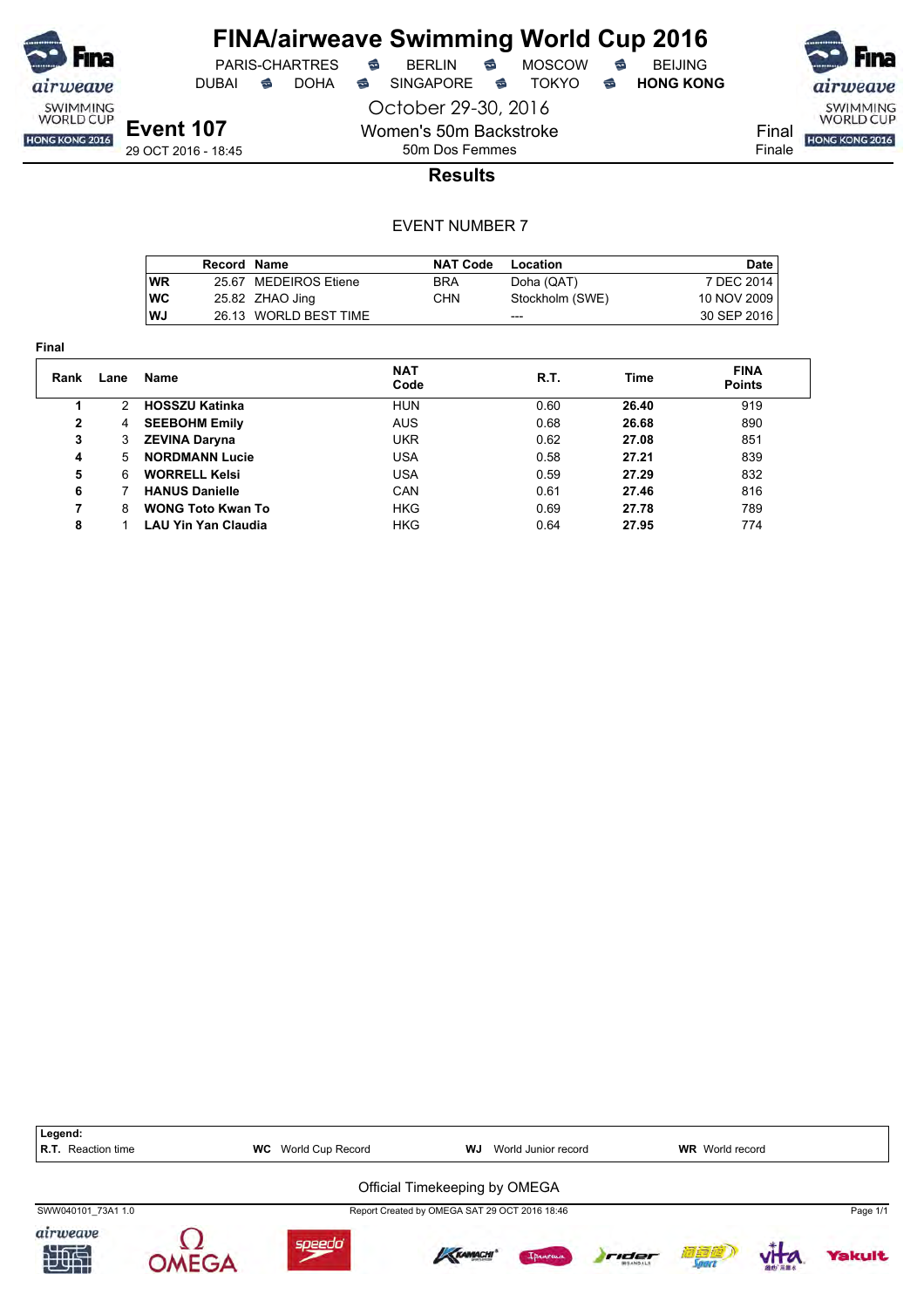# FINA/airweave Swimming World Cup 2016

PARIS-CHARTRES · BERLIN · MOSCOW · BEIJING
DUBAI · DOHA · SINGAPORE · TOKYO · **HONG KONG**

October 29-30, 2016

**Event 107**
29 OCT 2016 - 18:45

Women's 50m Backstroke
50m Dos Femmes

Final
Finale

## Results

EVENT NUMBER 7

| | Record | Name | NAT Code | Location | Date |
|---|---|---|---|---|---|
| WR | 25.67 | MEDEIROS Etiene | BRA | Doha (QAT) | 7 DEC 2014 |
| WC | 25.82 | ZHAO Jing | CHN | Stockholm (SWE) | 10 NOV 2009 |
| WJ | 26.13 | WORLD BEST TIME | | --- | 30 SEP 2016 |

**Final**

| Rank | Lane | Name | NAT Code | R.T. | Time | FINA Points |
|---|---|---|---|---|---|---|
| 1 | 2 | **HOSSZU Katinka** | HUN | 0.60 | **26.40** | 919 |
| 2 | 4 | **SEEBOHM Emily** | AUS | 0.68 | **26.68** | 890 |
| 3 | 3 | **ZEVINA Daryna** | UKR | 0.62 | **27.08** | 851 |
| 4 | 5 | **NORDMANN Lucie** | USA | 0.58 | **27.21** | 839 |
| 5 | 6 | **WORRELL Kelsi** | USA | 0.59 | **27.29** | 832 |
| 6 | 7 | **HANUS Danielle** | CAN | 0.61 | **27.46** | 816 |
| 7 | 8 | **WONG Toto Kwan To** | HKG | 0.69 | **27.78** | 789 |
| 8 | 1 | **LAU Yin Yan Claudia** | HKG | 0.64 | **27.95** | 774 |

**Legend:**
**R.T.** Reaction time · **WC** World Cup Record · **WJ** World Junior record · **WR** World record

Official Timekeeping by OMEGA

SWW040101_73A1 1.0 · Report Created by OMEGA SAT 29 OCT 2016 18:46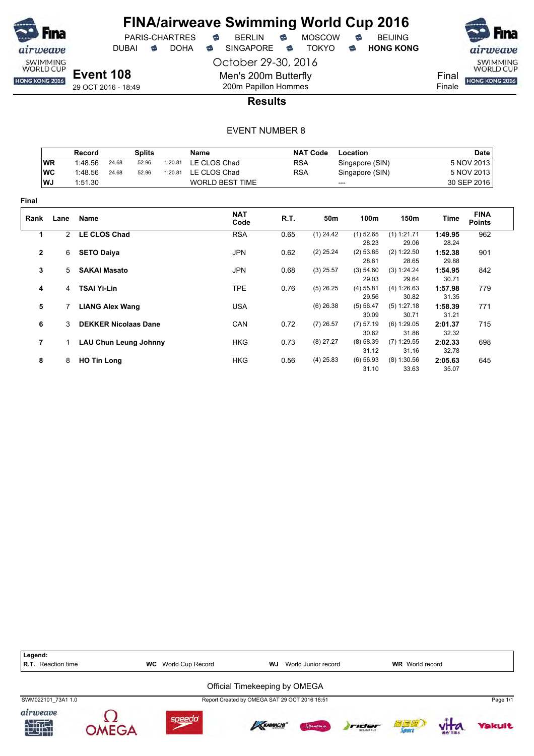# FINA/airweave Swimming World Cup 2016

PARIS-CHARTRES · BERLIN · MOSCOW · BEIJING
DUBAI · DOHA · SINGAPORE · TOKYO · **HONG KONG**

October 29-30, 2016

**Event 108**
29 OCT 2016 - 18:49

Men's 200m Butterfly
200m Papillon Hommes

Final
Finale

## Results

EVENT NUMBER 8

| | Record | | | | Name | NAT Code | Location | Date |
|---|---|---|---|---|---|---|---|---|
| WR | 1:48.56 | 24.68 | 52.96 | 1:20.81 | LE CLOS Chad | RSA | Singapore (SIN) | 5 NOV 2013 |
| WC | 1:48.56 | 24.68 | 52.96 | 1:20.81 | LE CLOS Chad | RSA | Singapore (SIN) | 5 NOV 2013 |
| WJ | 1:51.30 | | | | WORLD BEST TIME | | --- | 30 SEP 2016 |

**Final**

| Rank | Lane | Name | NAT Code | R.T. | 50m | 100m | 150m | Time | FINA Points |
|---|---|---|---|---|---|---|---|---|---|
| 1 | 2 | **LE CLOS Chad** | RSA | 0.65 | (1) 24.42 | (1) 52.65<br>28.23 | (1) 1:21.71<br>29.06 | **1:49.95**<br>28.24 | 962 |
| 2 | 6 | **SETO Daiya** | JPN | 0.62 | (2) 25.24 | (2) 53.85<br>28.61 | (2) 1:22.50<br>28.65 | **1:52.38**<br>29.88 | 901 |
| 3 | 5 | **SAKAI Masato** | JPN | 0.68 | (3) 25.57 | (3) 54.60<br>29.03 | (3) 1:24.24<br>29.64 | **1:54.95**<br>30.71 | 842 |
| 4 | 4 | **TSAI Yi-Lin** | TPE | 0.76 | (5) 26.25 | (4) 55.81<br>29.56 | (4) 1:26.63<br>30.82 | **1:57.98**<br>31.35 | 779 |
| 5 | 7 | **LIANG Alex Wang** | USA | | (6) 26.38 | (5) 56.47<br>30.09 | (5) 1:27.18<br>30.71 | **1:58.39**<br>31.21 | 771 |
| 6 | 3 | **DEKKER Nicolaas Dane** | CAN | 0.72 | (7) 26.57 | (7) 57.19<br>30.62 | (6) 1:29.05<br>31.86 | **2:01.37**<br>32.32 | 715 |
| 7 | 1 | **LAU Chun Leung Johnny** | HKG | 0.73 | (8) 27.27 | (8) 58.39<br>31.12 | (7) 1:29.55<br>31.16 | **2:02.33**<br>32.78 | 698 |
| 8 | 8 | **HO Tin Long** | HKG | 0.56 | (4) 25.83 | (6) 56.93<br>31.10 | (8) 1:30.56<br>33.63 | **2:05.63**<br>35.07 | 645 |

**Legend:**
**R.T.** Reaction time **WC** World Cup Record **WJ** World Junior record **WR** World record

Official Timekeeping by OMEGA

SWM022101_73A1 1.0 Report Created by OMEGA SAT 29 OCT 2016 18:51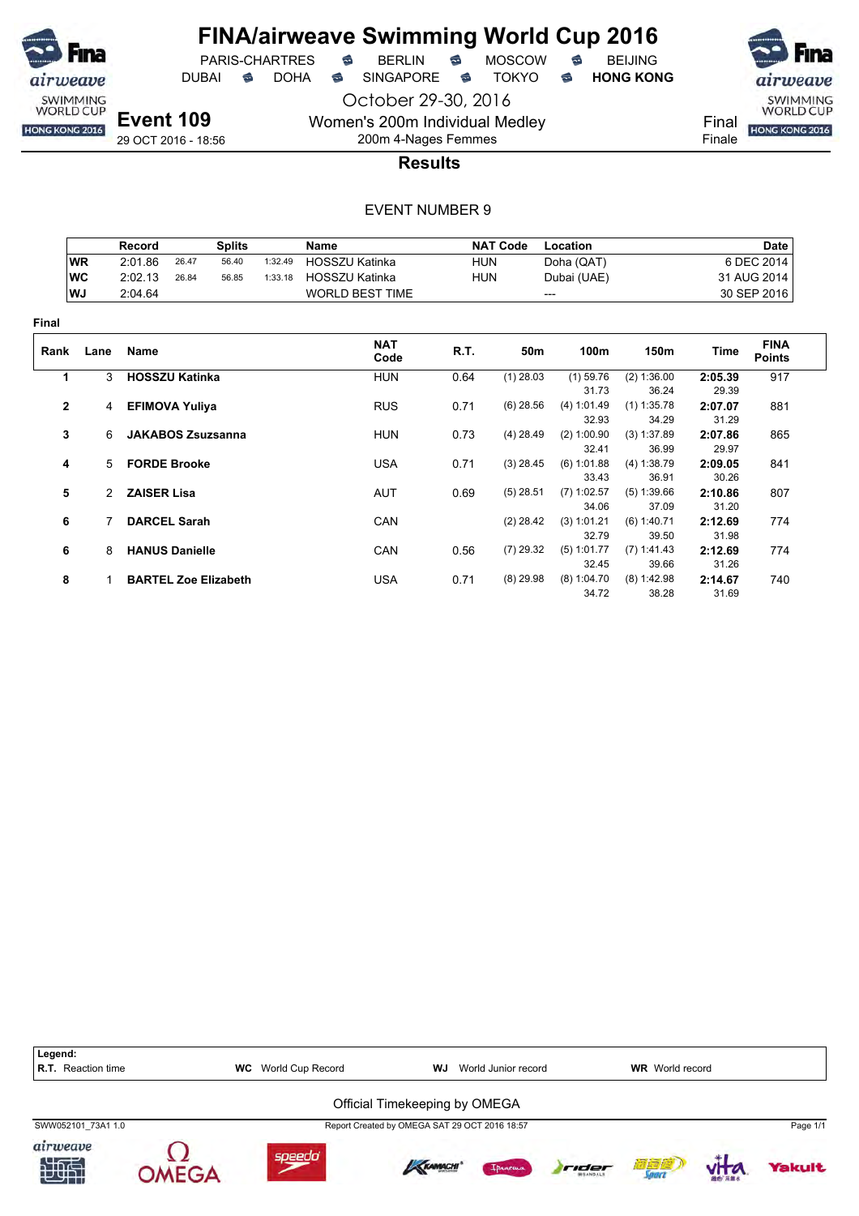# FINA/airweave Swimming World Cup 2016

PARIS-CHARTRES · BERLIN · MOSCOW · BEIJING
DUBAI · DOHA · SINGAPORE · TOKYO · **HONG KONG**

October 29-30, 2016

## Event 109

29 OCT 2016 - 18:56

Women's 200m Individual Medley
200m 4-Nages Femmes

Final
Finale

### Results

EVENT NUMBER 9

| | Record | Splits | | | Name | NAT Code | Location | Date |
|---|---|---|---|---|---|---|---|---|
| WR | 2:01.86 | 26.47 | 56.40 | 1:32.49 | HOSSZU Katinka | HUN | Doha (QAT) | 6 DEC 2014 |
| WC | 2:02.13 | 26.84 | 56.85 | 1:33.18 | HOSSZU Katinka | HUN | Dubai (UAE) | 31 AUG 2014 |
| WJ | 2:04.64 | | | | WORLD BEST TIME | | --- | 30 SEP 2016 |

**Final**

| Rank | Lane | Name | NAT Code | R.T. | 50m | 100m | 150m | Time | FINA Points |
|---|---|---|---|---|---|---|---|---|---|
| 1 | 3 | **HOSSZU Katinka** | HUN | 0.64 | (1) 28.03 | (1) 59.76<br>31.73 | (2) 1:36.00<br>36.24 | **2:05.39**<br>29.39 | 917 |
| 2 | 4 | **EFIMOVA Yuliya** | RUS | 0.71 | (6) 28.56 | (4) 1:01.49<br>32.93 | (1) 1:35.78<br>34.29 | **2:07.07**<br>31.29 | 881 |
| 3 | 6 | **JAKABOS Zsuzsanna** | HUN | 0.73 | (4) 28.49 | (2) 1:00.90<br>32.41 | (3) 1:37.89<br>36.99 | **2:07.86**<br>29.97 | 865 |
| 4 | 5 | **FORDE Brooke** | USA | 0.71 | (3) 28.45 | (6) 1:01.88<br>33.43 | (4) 1:38.79<br>36.91 | **2:09.05**<br>30.26 | 841 |
| 5 | 2 | **ZAISER Lisa** | AUT | 0.69 | (5) 28.51 | (7) 1:02.57<br>34.06 | (5) 1:39.66<br>37.09 | **2:10.86**<br>31.20 | 807 |
| 6 | 7 | **DARCEL Sarah** | CAN | | (2) 28.42 | (3) 1:01.21<br>32.79 | (6) 1:40.71<br>39.50 | **2:12.69**<br>31.98 | 774 |
| 6 | 8 | **HANUS Danielle** | CAN | 0.56 | (7) 29.32 | (5) 1:01.77<br>32.45 | (7) 1:41.43<br>39.66 | **2:12.69**<br>31.26 | 774 |
| 8 | 1 | **BARTEL Zoe Elizabeth** | USA | 0.71 | (8) 29.98 | (8) 1:04.70<br>34.72 | (8) 1:42.98<br>38.28 | **2:14.67**<br>31.69 | 740 |

**Legend:**
**R.T.** Reaction time · **WC** World Cup Record · **WJ** World Junior record · **WR** World record

Official Timekeeping by OMEGA

SWW052101_73A1 1.0 · Report Created by OMEGA SAT 29 OCT 2016 18:57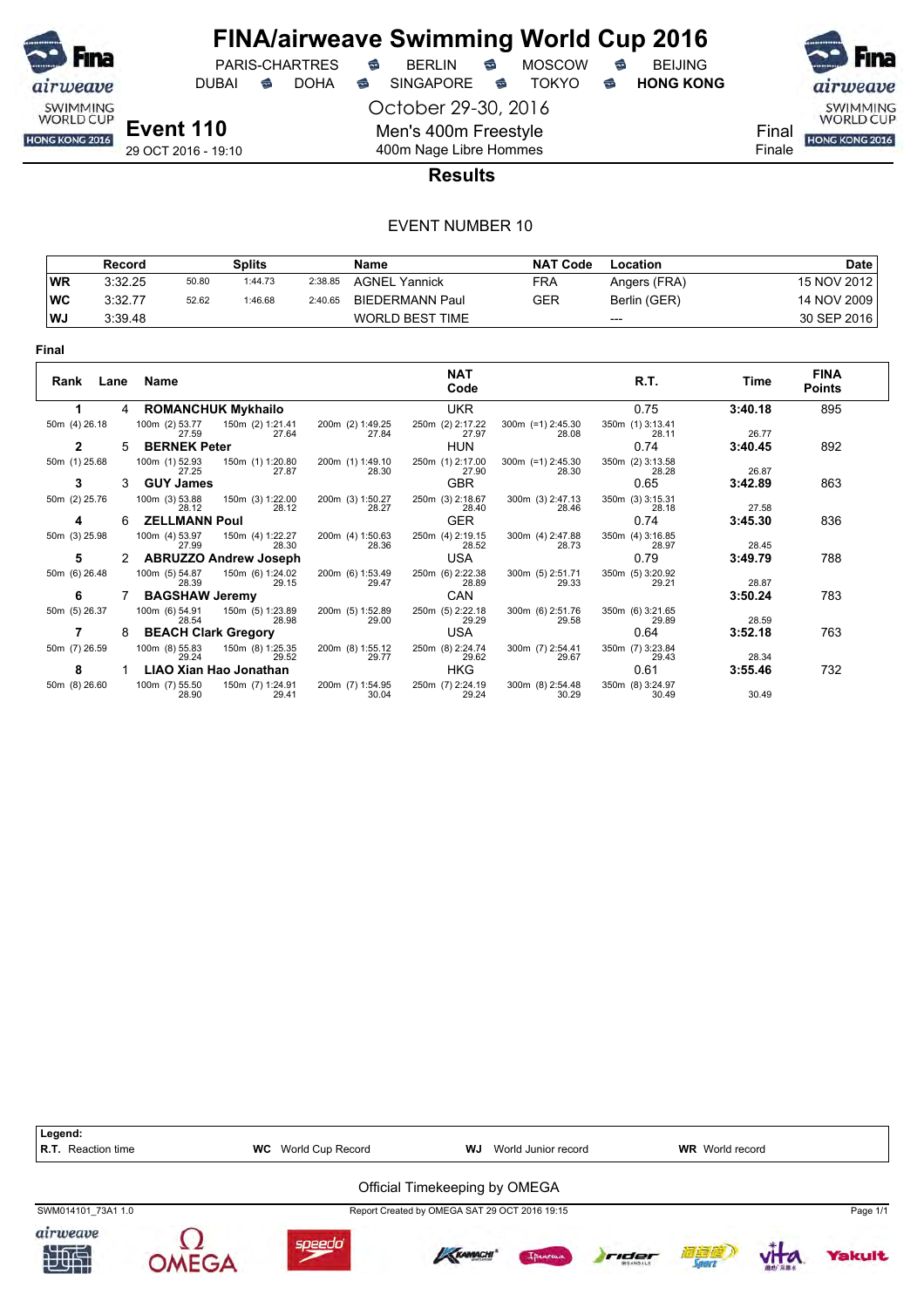# FINA/airweave Swimming World Cup 2016

PARIS-CHARTRES · BERLIN · MOSCOW · BEIJING
DUBAI · DOHA · SINGAPORE · TOKYO · **HONG KONG**

October 29-30, 2016

**Event 110**
29 OCT 2016 - 19:10

Men's 400m Freestyle
400m Nage Libre Hommes

Final
Finale

## Results

EVENT NUMBER 10

| | Record | Splits | | | Name | NAT Code | Location | Date |
|---|---|---|---|---|---|---|---|---|
| WR | 3:32.25 | 50.80 | 1:44.73 | 2:38.85 | AGNEL Yannick | FRA | Angers (FRA) | 15 NOV 2012 |
| WC | 3:32.77 | 52.62 | 1:46.68 | 2:40.65 | BIEDERMANN Paul | GER | Berlin (GER) | 14 NOV 2009 |
| WJ | 3:39.48 | | | | WORLD BEST TIME | | --- | 30 SEP 2016 |

**Final**

| Rank | Lane | Name | | | NAT Code | | R.T. | Time | FINA Points |
|---|---|---|---|---|---|---|---|---|---|
| 1 | 4 | ROMANCHUK Mykhailo | | | UKR | | 0.75 | 3:40.18 | 895 |
| 50m (4) 26.18 | 100m (2) 53.77 27.59 | 150m (2) 1:21.41 27.64 | 200m (2) 1:49.25 27.84 | 250m (2) 2:17.22 27.97 | | 300m (=1) 2:45.30 28.08 | 350m (1) 3:13.41 28.11 | 26.77 | |
| 2 | 5 | BERNEK Peter | | | HUN | | 0.74 | 3:40.45 | 892 |
| 50m (1) 25.68 | 100m (1) 52.93 27.25 | 150m (1) 1:20.80 27.87 | 200m (1) 1:49.10 28.30 | 250m (1) 2:17.00 27.90 | | 300m (=1) 2:45.30 28.30 | 350m (2) 3:13.58 28.28 | 26.87 | |
| 3 | 3 | GUY James | | | GBR | | 0.65 | 3:42.89 | 863 |
| 50m (2) 25.76 | 100m (3) 53.88 28.12 | 150m (3) 1:22.00 28.12 | 200m (3) 1:50.27 28.27 | 250m (3) 2:18.67 28.40 | | 300m (3) 2:47.13 28.46 | 350m (3) 3:15.31 28.18 | 27.58 | |
| 4 | 6 | ZELLMANN Poul | | | GER | | 0.74 | 3:45.30 | 836 |
| 50m (3) 25.98 | 100m (4) 53.97 27.99 | 150m (4) 1:22.27 28.30 | 200m (4) 1:50.63 28.36 | 250m (4) 2:19.15 28.52 | | 300m (4) 2:47.88 28.73 | 350m (4) 3:16.85 28.97 | 28.45 | |
| 5 | 2 | ABRUZZO Andrew Joseph | | | USA | | 0.79 | 3:49.79 | 788 |
| 50m (6) 26.48 | 100m (5) 54.87 28.39 | 150m (6) 1:24.02 29.15 | 200m (6) 1:53.49 29.47 | 250m (6) 2:22.38 28.89 | | 300m (5) 2:51.71 29.33 | 350m (5) 3:20.92 29.21 | 28.87 | |
| 6 | 7 | BAGSHAW Jeremy | | | CAN | | | 3:50.24 | 783 |
| 50m (5) 26.37 | 100m (6) 54.91 28.54 | 150m (5) 1:23.89 28.98 | 200m (5) 1:52.89 29.00 | 250m (5) 2:22.18 29.29 | | 300m (6) 2:51.76 29.58 | 350m (6) 3:21.65 29.89 | 28.59 | |
| 7 | 8 | BEACH Clark Gregory | | | USA | | 0.64 | 3:52.18 | 763 |
| 50m (7) 26.59 | 100m (8) 55.83 29.24 | 150m (8) 1:25.35 29.52 | 200m (8) 1:55.12 29.77 | 250m (8) 2:24.74 29.62 | | 300m (7) 2:54.41 29.67 | 350m (7) 3:23.84 29.43 | 28.34 | |
| 8 | 1 | LIAO Xian Hao Jonathan | | | HKG | | 0.61 | 3:55.46 | 732 |
| 50m (8) 26.60 | 100m (7) 55.50 28.90 | 150m (7) 1:24.91 29.41 | 200m (7) 1:54.95 30.04 | 250m (7) 2:24.19 29.24 | | 300m (8) 2:54.48 30.29 | 350m (8) 3:24.97 30.49 | 30.49 | |

**Legend:**
**R.T.** Reaction time · **WC** World Cup Record · **WJ** World Junior record · **WR** World record

Official Timekeeping by OMEGA

SWM014101_73A1 1.0 · Report Created by OMEGA SAT 29 OCT 2016 19:15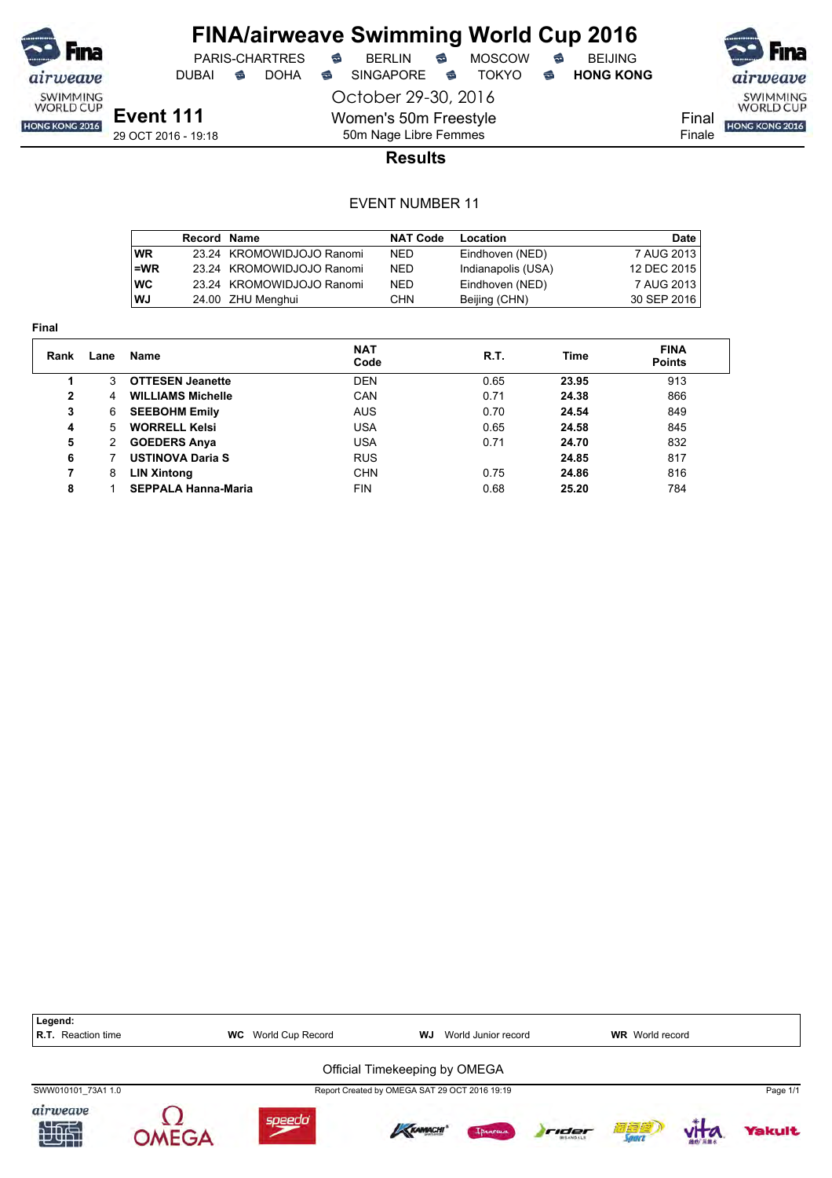# FINA/airweave Swimming World Cup 2016

PARIS-CHARTRES • BERLIN • MOSCOW • BEIJING
DUBAI • DOHA • SINGAPORE • TOKYO • **HONG KONG**

October 29-30, 2016

## Event 111

29 OCT 2016 - 19:18

Women's 50m Freestyle
50m Nage Libre Femmes

Final
Finale

### Results

EVENT NUMBER 11

| | Record | Name | NAT Code | Location | Date |
|---|---|---|---|---|---|
| WR | 23.24 | KROMOWIDJOJO Ranomi | NED | Eindhoven (NED) | 7 AUG 2013 |
| =WR | 23.24 | KROMOWIDJOJO Ranomi | NED | Indianapolis (USA) | 12 DEC 2015 |
| WC | 23.24 | KROMOWIDJOJO Ranomi | NED | Eindhoven (NED) | 7 AUG 2013 |
| WJ | 24.00 | ZHU Menghui | CHN | Beijing (CHN) | 30 SEP 2016 |

**Final**

| Rank | Lane | Name | NAT Code | R.T. | Time | FINA Points |
|---|---|---|---|---|---|---|
| 1 | 3 | **OTTESEN Jeanette** | DEN | 0.65 | **23.95** | 913 |
| 2 | 4 | **WILLIAMS Michelle** | CAN | 0.71 | **24.38** | 866 |
| 3 | 6 | **SEEBOHM Emily** | AUS | 0.70 | **24.54** | 849 |
| 4 | 5 | **WORRELL Kelsi** | USA | 0.65 | **24.58** | 845 |
| 5 | 2 | **GOEDERS Anya** | USA | 0.71 | **24.70** | 832 |
| 6 | 7 | **USTINOVA Daria S** | RUS | | **24.85** | 817 |
| 7 | 8 | **LIN Xintong** | CHN | 0.75 | **24.86** | 816 |
| 8 | 1 | **SEPPALA Hanna-Maria** | FIN | 0.68 | **25.20** | 784 |

**Legend:**
**R.T.** Reaction time **WC** World Cup Record **WJ** World Junior record **WR** World record

Official Timekeeping by OMEGA

SWW010101_73A1 1.0 Report Created by OMEGA SAT 29 OCT 2016 19:19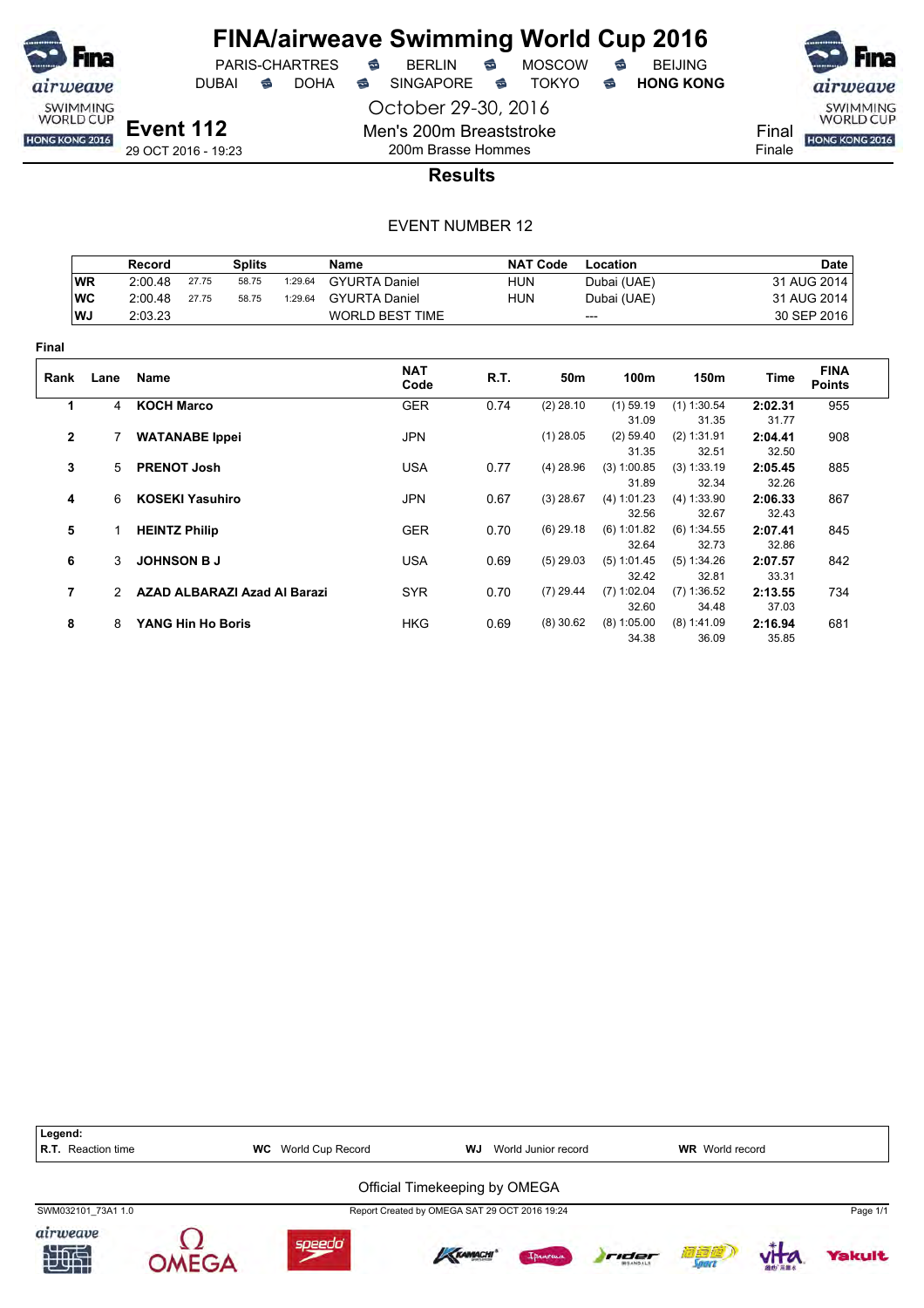# FINA/airweave Swimming World Cup 2016

PARIS-CHARTRES • BERLIN • MOSCOW • BEIJING
DUBAI • DOHA • SINGAPORE • TOKYO • **HONG KONG**

October 29-30, 2016

## Event 112

29 OCT 2016 - 19:23

Men's 200m Breaststroke
200m Brasse Hommes

Final
Finale

### Results

EVENT NUMBER 12

| | Record | Splits | | | Name | NAT Code | Location | Date |
|---|---|---|---|---|---|---|---|---|
| WR | 2:00.48 | 27.75 | 58.75 | 1:29.64 | GYURTA Daniel | HUN | Dubai (UAE) | 31 AUG 2014 |
| WC | 2:00.48 | 27.75 | 58.75 | 1:29.64 | GYURTA Daniel | HUN | Dubai (UAE) | 31 AUG 2014 |
| WJ | 2:03.23 | | | | WORLD BEST TIME | | --- | 30 SEP 2016 |

**Final**

| Rank | Lane | Name | NAT Code | R.T. | 50m | 100m | 150m | Time | FINA Points |
|---|---|---|---|---|---|---|---|---|---|
| 1 | 4 | **KOCH Marco** | GER | 0.74 | (2) 28.10 | (1) 59.19<br>31.09 | (1) 1:30.54<br>31.35 | **2:02.31**<br>31.77 | 955 |
| 2 | 7 | **WATANABE Ippei** | JPN | | (1) 28.05 | (2) 59.40<br>31.35 | (2) 1:31.91<br>32.51 | **2:04.41**<br>32.50 | 908 |
| 3 | 5 | **PRENOT Josh** | USA | 0.77 | (4) 28.96 | (3) 1:00.85<br>31.89 | (3) 1:33.19<br>32.34 | **2:05.45**<br>32.26 | 885 |
| 4 | 6 | **KOSEKI Yasuhiro** | JPN | 0.67 | (3) 28.67 | (4) 1:01.23<br>32.56 | (4) 1:33.90<br>32.67 | **2:06.33**<br>32.43 | 867 |
| 5 | 1 | **HEINTZ Philip** | GER | 0.70 | (6) 29.18 | (6) 1:01.82<br>32.64 | (6) 1:34.55<br>32.73 | **2:07.41**<br>32.86 | 845 |
| 6 | 3 | **JOHNSON B J** | USA | 0.69 | (5) 29.03 | (5) 1:01.45<br>32.42 | (5) 1:34.26<br>32.81 | **2:07.57**<br>33.31 | 842 |
| 7 | 2 | **AZAD ALBARAZI Azad Al Barazi** | SYR | 0.70 | (7) 29.44 | (7) 1:02.04<br>32.60 | (7) 1:36.52<br>34.48 | **2:13.55**<br>37.03 | 734 |
| 8 | 8 | **YANG Hin Ho Boris** | HKG | 0.69 | (8) 30.62 | (8) 1:05.00<br>34.38 | (8) 1:41.09<br>36.09 | **2:16.94**<br>35.85 | 681 |

**Legend:**
**R.T.** Reaction time **WC** World Cup Record **WJ** World Junior record **WR** World record

Official Timekeeping by OMEGA

SWM032101_73A1 1.0 Report Created by OMEGA SAT 29 OCT 2016 19:24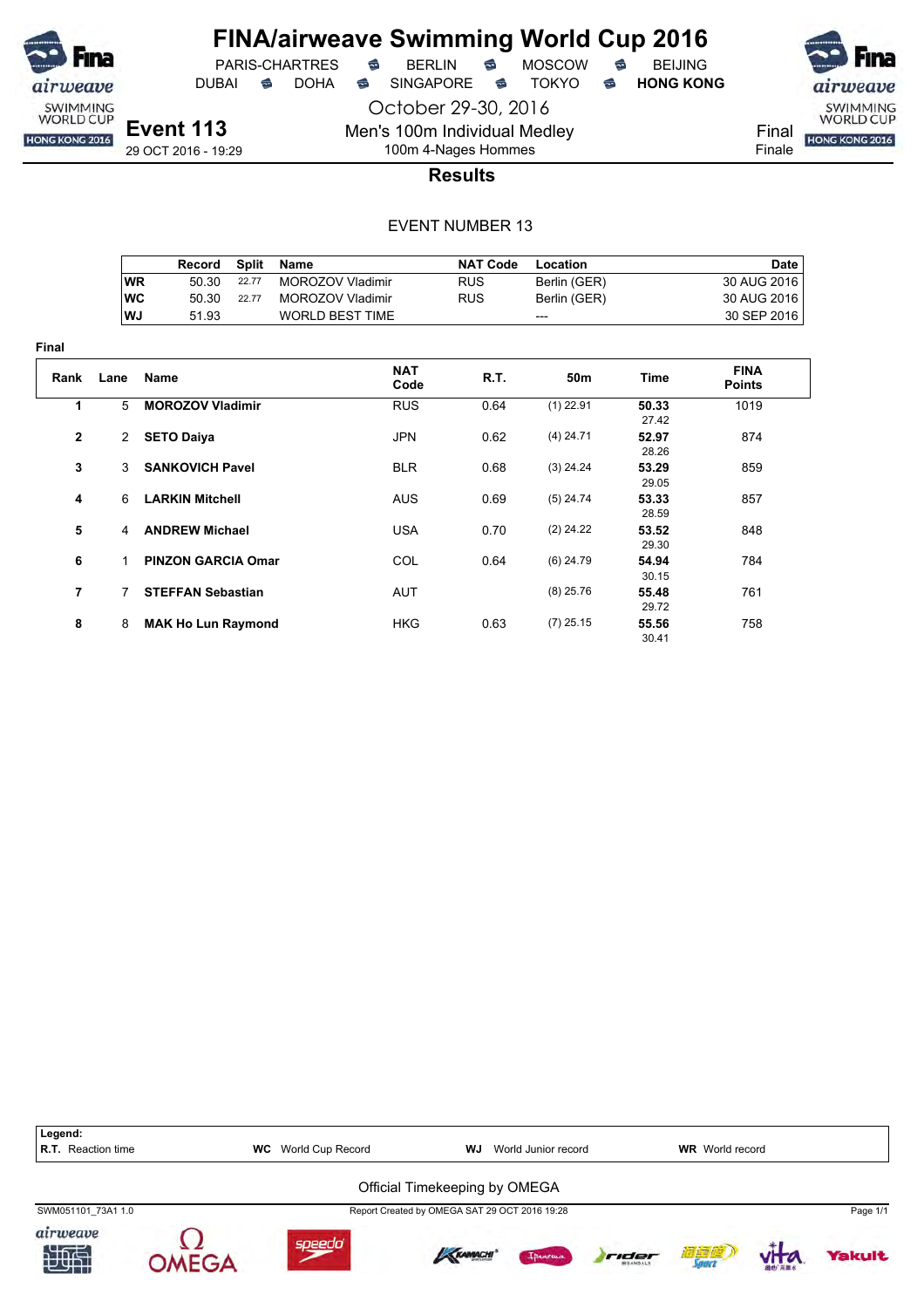# FINA/airweave Swimming World Cup 2016

PARIS-CHARTRES · BERLIN · MOSCOW · BEIJING
DUBAI · DOHA · SINGAPORE · TOKYO · **HONG KONG**

October 29-30, 2016

**Event 113**
29 OCT 2016 - 19:29

Men's 100m Individual Medley
100m 4-Nages Hommes

Final
Finale

## Results

EVENT NUMBER 13

| | Record | Split | Name | NAT Code | Location | Date |
|---|---|---|---|---|---|---|
| WR | 50.30 | 22.77 | MOROZOV Vladimir | RUS | Berlin (GER) | 30 AUG 2016 |
| WC | 50.30 | 22.77 | MOROZOV Vladimir | RUS | Berlin (GER) | 30 AUG 2016 |
| WJ | 51.93 | | WORLD BEST TIME | | --- | 30 SEP 2016 |

**Final**

| Rank | Lane | Name | NAT Code | R.T. | 50m | Time | FINA Points |
|---|---|---|---|---|---|---|---|
| 1 | 5 | **MOROZOV Vladimir** | RUS | 0.64 | (1) 22.91 | **50.33** 27.42 | 1019 |
| 2 | 2 | **SETO Daiya** | JPN | 0.62 | (4) 24.71 | **52.97** 28.26 | 874 |
| 3 | 3 | **SANKOVICH Pavel** | BLR | 0.68 | (3) 24.24 | **53.29** 29.05 | 859 |
| 4 | 6 | **LARKIN Mitchell** | AUS | 0.69 | (5) 24.74 | **53.33** 28.59 | 857 |
| 5 | 4 | **ANDREW Michael** | USA | 0.70 | (2) 24.22 | **53.52** 29.30 | 848 |
| 6 | 1 | **PINZON GARCIA Omar** | COL | 0.64 | (6) 24.79 | **54.94** 30.15 | 784 |
| 7 | 7 | **STEFFAN Sebastian** | AUT | | (8) 25.76 | **55.48** 29.72 | 761 |
| 8 | 8 | **MAK Ho Lun Raymond** | HKG | 0.63 | (7) 25.15 | **55.56** 30.41 | 758 |

**Legend:**
**R.T.** Reaction time · **WC** World Cup Record · **WJ** World Junior record · **WR** World record

Official Timekeeping by OMEGA

SWM051101_73A1 1.0 · Report Created by OMEGA SAT 29 OCT 2016 19:28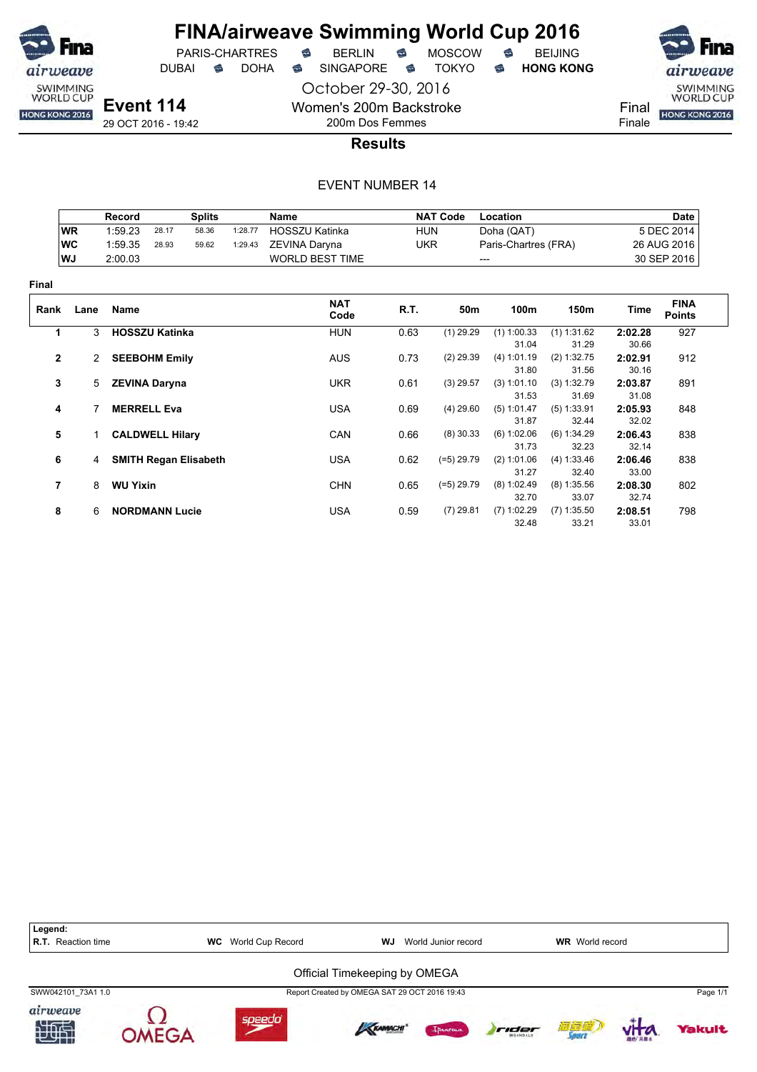# FINA/airweave Swimming World Cup 2016

PARIS-CHARTRES · BERLIN · MOSCOW · BEIJING
DUBAI · DOHA · SINGAPORE · TOKYO · **HONG KONG**

October 29-30, 2016

## Event 114

29 OCT 2016 - 19:42

Women's 200m Backstroke
200m Dos Femmes

Final
Finale

### Results

EVENT NUMBER 14

| | Record | Splits | | | Name | NAT Code | Location | Date |
|---|---|---|---|---|---|---|---|---|
| WR | 1:59.23 | 28.17 | 58.36 | 1:28.77 | HOSSZU Katinka | HUN | Doha (QAT) | 5 DEC 2014 |
| WC | 1:59.35 | 28.93 | 59.62 | 1:29.43 | ZEVINA Daryna | UKR | Paris-Chartres (FRA) | 26 AUG 2016 |
| WJ | 2:00.03 | | | | WORLD BEST TIME | | --- | 30 SEP 2016 |

**Final**

| Rank | Lane | Name | NAT Code | R.T. | 50m | 100m | 150m | Time | FINA Points |
|---|---|---|---|---|---|---|---|---|---|
| 1 | 3 | **HOSSZU Katinka** | HUN | 0.63 | (1) 29.29 | (1) 1:00.33 | (1) 1:31.62 | **2:02.28** | 927 |
| | | | | | | 31.04 | 31.29 | 30.66 | |
| 2 | 2 | **SEEBOHM Emily** | AUS | 0.73 | (2) 29.39 | (4) 1:01.19 | (2) 1:32.75 | **2:02.91** | 912 |
| | | | | | | 31.80 | 31.56 | 30.16 | |
| 3 | 5 | **ZEVINA Daryna** | UKR | 0.61 | (3) 29.57 | (3) 1:01.10 | (3) 1:32.79 | **2:03.87** | 891 |
| | | | | | | 31.53 | 31.69 | 31.08 | |
| 4 | 7 | **MERRELL Eva** | USA | 0.69 | (4) 29.60 | (5) 1:01.47 | (5) 1:33.91 | **2:05.93** | 848 |
| | | | | | | 31.87 | 32.44 | 32.02 | |
| 5 | 1 | **CALDWELL Hilary** | CAN | 0.66 | (8) 30.33 | (6) 1:02.06 | (6) 1:34.29 | **2:06.43** | 838 |
| | | | | | | 31.73 | 32.23 | 32.14 | |
| 6 | 4 | **SMITH Regan Elisabeth** | USA | 0.62 | (=5) 29.79 | (2) 1:01.06 | (4) 1:33.46 | **2:06.46** | 838 |
| | | | | | | 31.27 | 32.40 | 33.00 | |
| 7 | 8 | **WU Yixin** | CHN | 0.65 | (=5) 29.79 | (8) 1:02.49 | (8) 1:35.56 | **2:08.30** | 802 |
| | | | | | | 32.70 | 33.07 | 32.74 | |
| 8 | 6 | **NORDMANN Lucie** | USA | 0.59 | (7) 29.81 | (7) 1:02.29 | (7) 1:35.50 | **2:08.51** | 798 |
| | | | | | | 32.48 | 33.21 | 33.01 | |

**Legend:**
**R.T.** Reaction time · **WC** World Cup Record · **WJ** World Junior record · **WR** World record

Official Timekeeping by OMEGA

SWW042101_73A1 1.0 · Report Created by OMEGA SAT 29 OCT 2016 19:43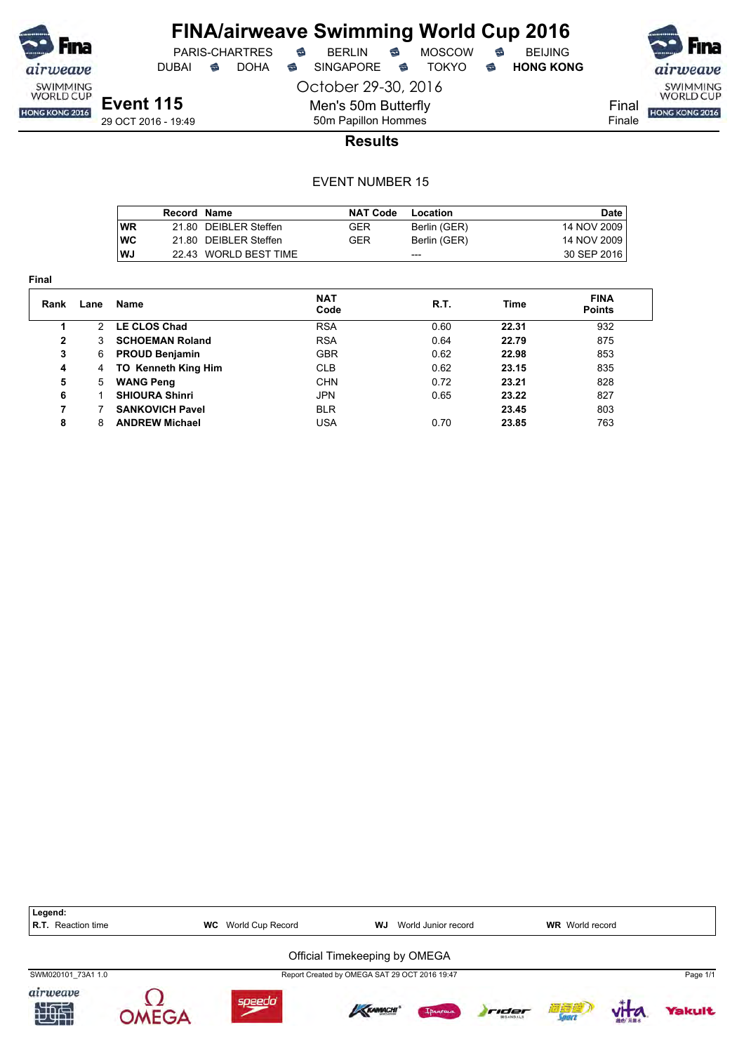# FINA/airweave Swimming World Cup 2016

PARIS-CHARTRES · BERLIN · MOSCOW · BEIJING
DUBAI · DOHA · SINGAPORE · TOKYO · **HONG KONG**

October 29-30, 2016

## Event 115

29 OCT 2016 - 19:49

Men's 50m Butterfly
50m Papillon Hommes

Final
Finale

### Results

EVENT NUMBER 15

| Record | | Name | NAT Code | Location | Date |
|---|---|---|---|---|---|
| WR | 21.80 | DEIBLER Steffen | GER | Berlin (GER) | 14 NOV 2009 |
| WC | 21.80 | DEIBLER Steffen | GER | Berlin (GER) | 14 NOV 2009 |
| WJ | 22.43 | WORLD BEST TIME | | --- | 30 SEP 2016 |

**Final**

| Rank | Lane | Name | NAT Code | R.T. | Time | FINA Points |
|---|---|---|---|---|---|---|
| 1 | 2 | **LE CLOS Chad** | RSA | 0.60 | **22.31** | 932 |
| 2 | 3 | **SCHOEMAN Roland** | RSA | 0.64 | **22.79** | 875 |
| 3 | 6 | **PROUD Benjamin** | GBR | 0.62 | **22.98** | 853 |
| 4 | 4 | **TO Kenneth King Him** | CLB | 0.62 | **23.15** | 835 |
| 5 | 5 | **WANG Peng** | CHN | 0.72 | **23.21** | 828 |
| 6 | 1 | **SHIOURA Shinri** | JPN | 0.65 | **23.22** | 827 |
| 7 | 7 | **SANKOVICH Pavel** | BLR | | **23.45** | 803 |
| 8 | 8 | **ANDREW Michael** | USA | 0.70 | **23.85** | 763 |

**Legend:**
**R.T.** Reaction time · **WC** World Cup Record · **WJ** World Junior record · **WR** World record

Official Timekeeping by OMEGA

SWM020101_73A1 1.0 · Report Created by OMEGA SAT 29 OCT 2016 19:47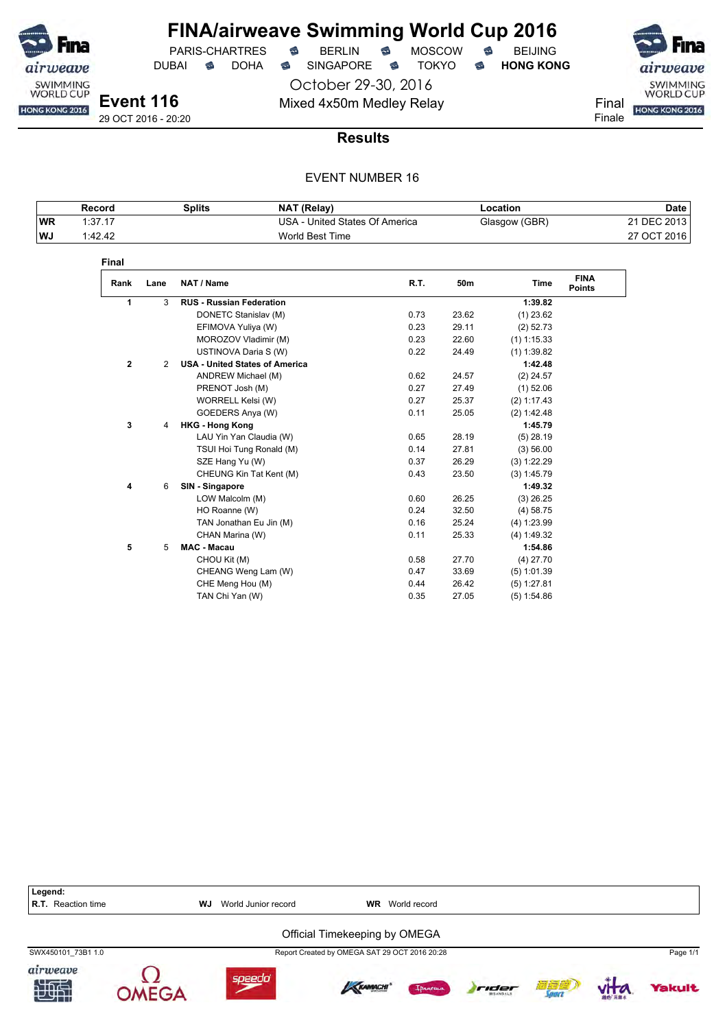# FINA/airweave Swimming World Cup 2016

PARIS-CHARTRES · BERLIN · MOSCOW · BEIJING
DUBAI · DOHA · SINGAPORE · TOKYO · **HONG KONG**

October 29-30, 2016

## Event 116

29 OCT 2016 - 20:20

Mixed 4x50m Medley Relay

Final
Finale

### Results

EVENT NUMBER 16

| | Record | Splits | NAT (Relay) | Location | Date |
|---|---|---|---|---|---|
| WR | 1:37.17 | | USA - United States Of America | Glasgow (GBR) | 21 DEC 2013 |
| WJ | 1:42.42 | | World Best Time | | 27 OCT 2016 |

**Final**

| Rank | Lane | NAT / Name | R.T. | 50m | Time | FINA Points |
|---|---|---|---|---|---|---|
| **1** | 3 | **RUS - Russian Federation** | | | **1:39.82** | |
| | | DONETC Stanislav (M) | 0.73 | 23.62 | (1) 23.62 | |
| | | EFIMOVA Yuliya (W) | 0.23 | 29.11 | (2) 52.73 | |
| | | MOROZOV Vladimir (M) | 0.23 | 22.60 | (1) 1:15.33 | |
| | | USTINOVA Daria S (W) | 0.22 | 24.49 | (1) 1:39.82 | |
| **2** | 2 | **USA - United States of America** | | | **1:42.48** | |
| | | ANDREW Michael (M) | 0.62 | 24.57 | (2) 24.57 | |
| | | PRENOT Josh (M) | 0.27 | 27.49 | (1) 52.06 | |
| | | WORRELL Kelsi (W) | 0.27 | 25.37 | (2) 1:17.43 | |
| | | GOEDERS Anya (W) | 0.11 | 25.05 | (2) 1:42.48 | |
| **3** | 4 | **HKG - Hong Kong** | | | **1:45.79** | |
| | | LAU Yin Yan Claudia (W) | 0.65 | 28.19 | (5) 28.19 | |
| | | TSUI Hoi Tung Ronald (M) | 0.14 | 27.81 | (3) 56.00 | |
| | | SZE Hang Yu (W) | 0.37 | 26.29 | (3) 1:22.29 | |
| | | CHEUNG Kin Tat Kent (M) | 0.43 | 23.50 | (3) 1:45.79 | |
| **4** | 6 | **SIN - Singapore** | | | **1:49.32** | |
| | | LOW Malcolm (M) | 0.60 | 26.25 | (3) 26.25 | |
| | | HO Roanne (W) | 0.24 | 32.50 | (4) 58.75 | |
| | | TAN Jonathan Eu Jin (M) | 0.16 | 25.24 | (4) 1:23.99 | |
| | | CHAN Marina (W) | 0.11 | 25.33 | (4) 1:49.32 | |
| **5** | 5 | **MAC - Macau** | | | **1:54.86** | |
| | | CHOU Kit (M) | 0.58 | 27.70 | (4) 27.70 | |
| | | CHEANG Weng Lam (W) | 0.47 | 33.69 | (5) 1:01.39 | |
| | | CHE Meng Hou (M) | 0.44 | 26.42 | (5) 1:27.81 | |
| | | TAN Chi Yan (W) | 0.35 | 27.05 | (5) 1:54.86 | |

**Legend:**
**R.T.** Reaction time · **WJ** World Junior record · **WR** World record

Official Timekeeping by OMEGA

SWX450101_73B1 1.0 · Report Created by OMEGA SAT 29 OCT 2016 20:28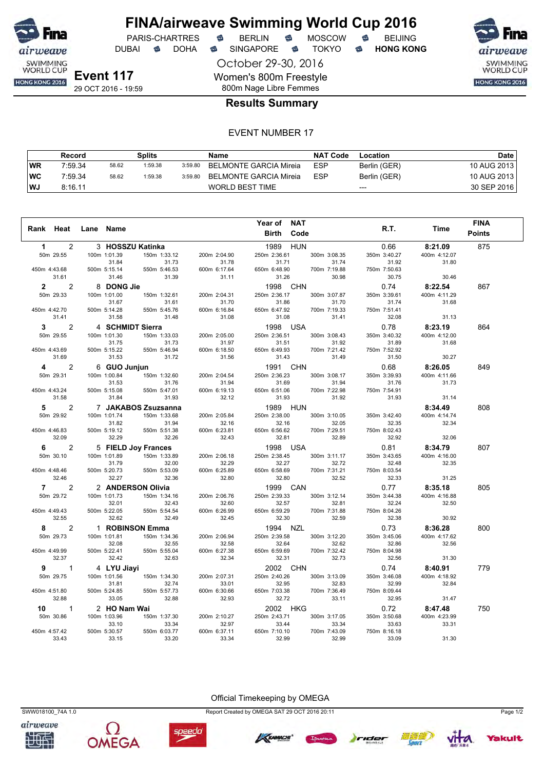# FINA/airweave Swimming World Cup 2016

PARIS-CHARTRES · BERLIN · MOSCOW · BEIJING
DUBAI · DOHA · SINGAPORE · TOKYO · **HONG KONG**

October 29-30, 2016

**Event 117**
29 OCT 2016 - 19:59

Women's 800m Freestyle
800m Nage Libre Femmes

## Results Summary

EVENT NUMBER 17

| | Record | Splits | | | Name | NAT Code | Location | Date |
|---|---|---|---|---|---|---|---|---|
| WR | 7:59.34 | 58.62 | 1:59.38 | 3:59.80 | BELMONTE GARCIA Mireia | ESP | Berlin (GER) | 10 AUG 2013 |
| WC | 7:59.34 | 58.62 | 1:59.38 | 3:59.80 | BELMONTE GARCIA Mireia | ESP | Berlin (GER) | 10 AUG 2013 |
| WJ | 8:16.11 | | | | WORLD BEST TIME | | --- | 30 SEP 2016 |

| Rank | Heat | Lane | Name | Year of Birth | NAT Code | R.T. | Time | FINA Points |
|---|---|---|---|---|---|---|---|---|
| 1 | 2 | 3 | HOSSZU Katinka | 1989 | HUN | 0.66 | 8:21.09 | 875 |
| 2 | 2 | 8 | DONG Jie | 1998 | CHN | 0.74 | 8:22.54 | 867 |
| 3 | 2 | 4 | SCHMIDT Sierra | 1998 | USA | 0.78 | 8:23.19 | 864 |
| 4 | 2 | 6 | GUO Junjun | 1991 | CHN | 0.68 | 8:26.05 | 849 |
| 5 | 2 | 7 | JAKABOS Zsuzsanna | 1989 | HUN | | 8:34.49 | 808 |
| 6 | 2 | 5 | FIELD Joy Frances | 1998 | USA | 0.81 | 8:34.79 | 807 |
| 7 | 2 | 2 | ANDERSON Olivia | 1999 | CAN | 0.77 | 8:35.18 | 805 |
| 8 | 2 | 1 | ROBINSON Emma | 1994 | NZL | 0.73 | 8:36.28 | 800 |
| 9 | 1 | 4 | LYU Jiayi | 2002 | CHN | 0.74 | 8:40.91 | 779 |
| 10 | 1 | 2 | HO Nam Wai | 2002 | HKG | 0.72 | 8:47.48 | 750 |

**Splits**

| Rank | Name | 50m | 100m | 150m | 200m | 250m | 300m | 350m | 400m | 450m | 500m | 550m | 600m | 650m | 700m | 750m | 800m |
|---|---|---|---|---|---|---|---|---|---|---|---|---|---|---|---|---|---|
| 1 | HOSSZU Katinka | 29.55 | 1:01.39 (31.84) | 1:33.12 (31.73) | 2:04.90 (31.78) | 2:36.61 (31.71) | 3:08.35 (31.74) | 3:40.27 (31.92) | 4:12.07 (31.80) | 4:43.68 (31.61) | 5:15.14 (31.46) | 5:46.53 (31.39) | 6:17.64 (31.11) | 6:48.90 (31.26) | 7:19.88 (30.98) | 7:50.63 (30.75) | 8:21.09 (30.46) |
| 2 | DONG Jie | 29.33 | 1:01.00 (31.67) | 1:32.61 (31.61) | 2:04.31 (31.70) | 2:36.17 (31.86) | 3:07.87 (31.70) | 3:39.61 (31.74) | 4:11.29 (31.68) | 4:42.70 (31.41) | 5:14.28 (31.58) | 5:45.76 (31.48) | 6:16.84 (31.08) | 6:47.92 (31.08) | 7:19.33 (31.41) | 7:51.41 (32.08) | 8:22.54 (31.13) |
| 3 | SCHMIDT Sierra | 29.55 | 1:01.30 (31.75) | 1:33.03 (31.73) | 2:05.00 (31.97) | 2:36.51 (31.51) | 3:08.43 (31.92) | 3:40.32 (31.89) | 4:12.00 (31.68) | 4:43.69 (31.69) | 5:15.22 (31.53) | 5:46.94 (31.72) | 6:18.50 (31.56) | 6:49.93 (31.43) | 7:21.42 (31.49) | 7:52.92 (31.50) | 8:23.19 (30.27) |
| 4 | GUO Junjun | 29.31 | 1:00.84 (31.53) | 1:32.60 (31.76) | 2:04.54 (31.94) | 2:36.23 (31.69) | 3:08.17 (31.94) | 3:39.93 (31.76) | 4:11.66 (31.73) | 4:43.24 (31.58) | 5:15.08 (31.84) | 5:47.01 (31.93) | 6:19.13 (32.12) | 6:51.06 (31.93) | 7:22.98 (31.92) | 7:54.91 (31.93) | 8:26.05 (31.14) |
| 5 | JAKABOS Zsuzsanna | 29.92 | 1:01.74 (31.82) | 1:33.68 (31.94) | 2:05.84 (32.16) | 2:38.00 (32.16) | 3:10.05 (32.05) | 3:42.40 (32.35) | 4:14.74 (32.34) | 4:46.83 (32.09) | 5:19.12 (32.29) | 5:51.38 (32.26) | 6:23.81 (32.43) | 6:56.62 (32.81) | 7:29.51 (32.89) | 8:02.43 (32.92) | 8:34.49 (32.06) |
| 6 | FIELD Joy Frances | 30.10 | 1:01.89 (31.79) | 1:33.89 (32.00) | 2:06.18 (32.29) | 2:38.45 (32.27) | 3:11.17 (32.72) | 3:43.65 (32.48) | 4:16.00 (32.35) | 4:48.46 (32.46) | 5:20.73 (32.27) | 5:53.09 (32.36) | 6:25.89 (32.80) | 6:58.69 (32.80) | 7:31.21 (32.52) | 8:03.54 (32.33) | 8:34.79 (31.25) |
| 7 | ANDERSON Olivia | 29.72 | 1:01.73 (32.01) | 1:34.16 (32.43) | 2:06.76 (32.60) | 2:39.33 (32.57) | 3:12.14 (32.81) | 3:44.38 (32.24) | 4:16.88 (32.50) | 4:49.43 (32.55) | 5:22.05 (32.62) | 5:54.54 (32.49) | 6:26.99 (32.45) | 6:59.29 (32.30) | 7:31.88 (32.59) | 8:04.26 (32.38) | 8:35.18 (30.92) |
| 8 | ROBINSON Emma | 29.73 | 1:01.81 (32.08) | 1:34.36 (32.55) | 2:06.94 (32.58) | 2:39.58 (32.64) | 3:12.20 (32.62) | 3:45.06 (32.86) | 4:17.62 (32.56) | 4:49.99 (32.37) | 5:22.41 (32.42) | 5:55.04 (32.63) | 6:27.38 (32.34) | 6:59.69 (32.31) | 7:32.42 (32.73) | 8:04.98 (32.56) | 8:36.28 (31.30) |
| 9 | LYU Jiayi | 29.75 | 1:01.56 (31.81) | 1:34.30 (32.74) | 2:07.31 (33.01) | 2:40.26 (32.95) | 3:13.09 (32.83) | 3:46.08 (32.99) | 4:18.92 (32.84) | 4:51.80 (32.88) | 5:24.85 (33.05) | 5:57.73 (32.88) | 6:30.66 (32.93) | 7:03.38 (32.72) | 7:36.49 (33.11) | 8:09.44 (32.95) | 8:40.91 (31.47) |
| 10 | HO Nam Wai | 30.86 | 1:03.96 (33.10) | 1:37.30 (33.34) | 2:10.27 (32.97) | 2:43.71 (33.44) | 3:17.05 (33.34) | 3:50.68 (33.63) | 4:23.99 (33.31) | 4:57.42 (33.43) | 5:30.57 (33.15) | 6:03.77 (33.20) | 6:37.11 (33.34) | 7:10.10 (32.99) | 7:43.09 (32.99) | 8:16.18 (33.09) | 8:47.48 (31.30) |

Official Timekeeping by OMEGA

SWW018100_74A 1.0 · Report Created by OMEGA SAT 29 OCT 2016 20:11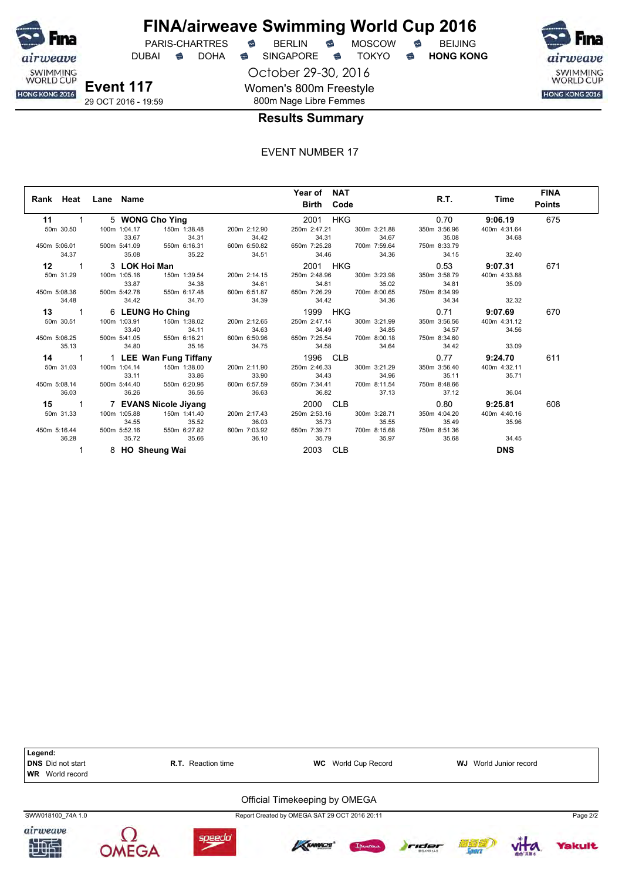# FINA/airweave Swimming World Cup 2016

PARIS-CHARTRES · BERLIN · MOSCOW · BEIJING
DUBAI · DOHA · SINGAPORE · TOKYO · **HONG KONG**

October 29-30, 2016

**Event 117**
29 OCT 2016 - 19:59

Women's 800m Freestyle
800m Nage Libre Femmes

## Results Summary

EVENT NUMBER 17

| Rank | Heat | Lane | Name | Year of Birth | NAT Code | R.T. | Time | FINA Points |
|---|---|---|---|---|---|---|---|---|
| **11** | 1 | 5 | **WONG Cho Ying** | 2001 | HKG | 0.70 | **9:06.19** | 675 |
| | | | 50m 30.50 · 100m 1:04.17 (33.67) · 150m 1:38.48 (34.31) · 200m 2:12.90 (34.42) · 250m 2:47.21 (34.31) · 300m 3:21.88 (34.67) · 350m 3:56.96 (35.08) · 400m 4:31.64 (34.68) | | | | | |
| | | | 450m 5:06.01 (34.37) · 500m 5:41.09 (35.08) · 550m 6:16.31 (35.22) · 600m 6:50.82 (34.51) · 650m 7:25.28 (34.46) · 700m 7:59.64 (34.36) · 750m 8:33.79 (34.15) · (32.40) | | | | | |
| **12** | 1 | 3 | **LOK Hoi Man** | 2001 | HKG | 0.53 | **9:07.31** | 671 |
| | | | 50m 31.29 · 100m 1:05.16 (33.87) · 150m 1:39.54 (34.38) · 200m 2:14.15 (34.61) · 250m 2:48.96 (34.81) · 300m 3:23.98 (35.02) · 350m 3:58.79 (34.81) · 400m 4:33.88 (35.09) | | | | | |
| | | | 450m 5:08.36 (34.48) · 500m 5:42.78 (34.42) · 550m 6:17.48 (34.70) · 600m 6:51.87 (34.39) · 650m 7:26.29 (34.42) · 700m 8:00.65 (34.36) · 750m 8:34.99 (34.34) · (32.32) | | | | | |
| **13** | 1 | 6 | **LEUNG Ho Ching** | 1999 | HKG | 0.71 | **9:07.69** | 670 |
| | | | 50m 30.51 · 100m 1:03.91 (33.40) · 150m 1:38.02 (34.11) · 200m 2:12.65 (34.63) · 250m 2:47.14 (34.49) · 300m 3:21.99 (34.85) · 350m 3:56.56 (34.57) · 400m 4:31.12 (34.56) | | | | | |
| | | | 450m 5:06.25 (35.13) · 500m 5:41.05 (34.80) · 550m 6:16.21 (35.16) · 600m 6:50.96 (34.75) · 650m 7:25.54 (34.58) · 700m 8:00.18 (34.64) · 750m 8:34.60 (34.42) · (33.09) | | | | | |
| **14** | 1 | 1 | **LEE Wan Fung Tiffany** | 1996 | CLB | 0.77 | **9:24.70** | 611 |
| | | | 50m 31.03 · 100m 1:04.14 (33.11) · 150m 1:38.00 (33.86) · 200m 2:11.90 (33.90) · 250m 2:46.33 (34.43) · 300m 3:21.29 (34.96) · 350m 3:56.40 (35.11) · 400m 4:32.11 (35.71) | | | | | |
| | | | 450m 5:08.14 (36.03) · 500m 5:44.40 (36.26) · 550m 6:20.96 (36.56) · 600m 6:57.59 (36.63) · 650m 7:34.41 (36.82) · 700m 8:11.54 (37.13) · 750m 8:48.66 (37.12) · (36.04) | | | | | |
| **15** | 1 | 7 | **EVANS Nicole Jiyang** | 2000 | CLB | 0.80 | **9:25.81** | 608 |
| | | | 50m 31.33 · 100m 1:05.88 (34.55) · 150m 1:41.40 (35.52) · 200m 2:17.43 (36.03) · 250m 2:53.16 (35.73) · 300m 3:28.71 (35.55) · 350m 4:04.20 (35.49) · 400m 4:40.16 (35.96) | | | | | |
| | | | 450m 5:16.44 (36.28) · 500m 5:52.16 (35.72) · 550m 6:27.82 (35.66) · 600m 7:03.92 (36.10) · 650m 7:39.71 (35.79) · 700m 8:15.68 (35.97) · 750m 8:51.36 (35.68) · (34.45) | | | | | |
| | 1 | 8 | **HO Sheung Wai** | 2003 | CLB | | **DNS** | |

**Legend:**
**DNS** Did not start · **R.T.** Reaction time · **WC** World Cup Record · **WJ** World Junior record
**WR** World record

Official Timekeeping by OMEGA

SWW018100_74A 1.0 · Report Created by OMEGA SAT 29 OCT 2016 20:11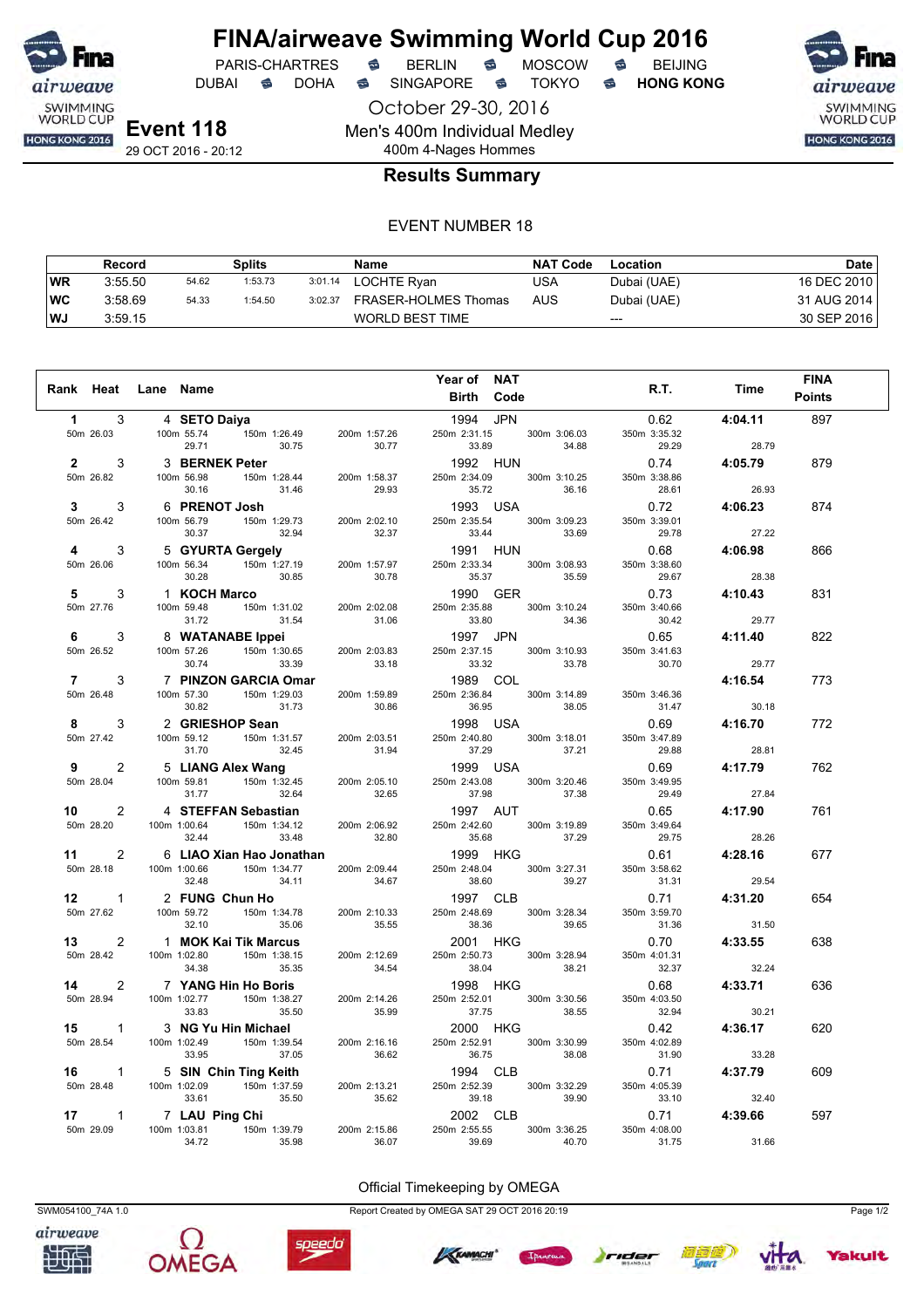# FINA/airweave Swimming World Cup 2016

PARIS-CHARTRES · BERLIN · MOSCOW · BEIJING
DUBAI · DOHA · SINGAPORE · TOKYO · **HONG KONG**

October 29-30, 2016

## Event 118

29 OCT 2016 - 20:12

Men's 400m Individual Medley
400m 4-Nages Hommes

### Results Summary

EVENT NUMBER 18

| | Record | Splits | | | Name | NAT Code | Location | Date |
|---|---|---|---|---|---|---|---|---|
| WR | 3:55.50 | 54.62 | 1:53.73 | 3:01.14 | LOCHTE Ryan | USA | Dubai (UAE) | 16 DEC 2010 |
| WC | 3:58.69 | 54.33 | 1:54.50 | 3:02.37 | FRASER-HOLMES Thomas | AUS | Dubai (UAE) | 31 AUG 2014 |
| WJ | 3:59.15 | | | | WORLD BEST TIME | | --- | 30 SEP 2016 |

| Rank | Heat | Lane | Name | Year of Birth | NAT Code | R.T. | Time | FINA Points |
|---|---|---|---|---|---|---|---|---|
| 1 | 3 | 4 | SETO Daiya | 1994 | JPN | 0.62 | 4:04.11 | 897 |
| 50m 26.03 | | | 100m 55.74 (29.71) · 150m 1:26.49 (30.75) · 200m 1:57.26 (30.77) | 250m 2:31.15 (33.89) · 300m 3:06.03 (34.88) | | 350m 3:35.32 (29.29) | 28.79 | |
| 2 | 3 | 3 | BERNEK Peter | 1992 | HUN | 0.74 | 4:05.79 | 879 |
| 50m 26.82 | | | 100m 56.98 (30.16) · 150m 1:28.44 (31.46) · 200m 1:58.37 (29.93) | 250m 2:34.09 (35.72) · 300m 3:10.25 (36.16) | | 350m 3:38.86 (28.61) | 26.93 | |
| 3 | 3 | 6 | PRENOT Josh | 1993 | USA | 0.72 | 4:06.23 | 874 |
| 50m 26.42 | | | 100m 56.79 (30.37) · 150m 1:29.73 (32.94) · 200m 2:02.10 (32.37) | 250m 2:35.54 (33.44) · 300m 3:09.23 (33.69) | | 350m 3:39.01 (29.78) | 27.22 | |
| 4 | 3 | 5 | GYURTA Gergely | 1991 | HUN | 0.68 | 4:06.98 | 866 |
| 50m 26.06 | | | 100m 56.34 (30.28) · 150m 1:27.19 (30.85) · 200m 1:57.97 (30.78) | 250m 2:33.34 (35.37) · 300m 3:08.93 (35.59) | | 350m 3:38.60 (29.67) | 28.38 | |
| 5 | 3 | 1 | KOCH Marco | 1990 | GER | 0.73 | 4:10.43 | 831 |
| 50m 27.76 | | | 100m 59.48 (31.72) · 150m 1:31.02 (31.54) · 200m 2:02.08 (31.06) | 250m 2:35.88 (33.80) · 300m 3:10.24 (34.36) | | 350m 3:40.66 (30.42) | 29.77 | |
| 6 | 3 | 8 | WATANABE Ippei | 1997 | JPN | 0.65 | 4:11.40 | 822 |
| 50m 26.52 | | | 100m 57.26 (30.74) · 150m 1:30.65 (33.39) · 200m 2:03.83 (33.18) | 250m 2:37.15 (33.32) · 300m 3:10.93 (33.78) | | 350m 3:41.63 (30.70) | 29.77 | |
| 7 | 3 | 7 | PINZON GARCIA Omar | 1989 | COL | | 4:16.54 | 773 |
| 50m 26.48 | | | 100m 57.30 (30.82) · 150m 1:29.03 (31.73) · 200m 1:59.89 (30.86) | 250m 2:36.84 (36.95) · 300m 3:14.89 (38.05) | | 350m 3:46.36 (31.47) | 30.18 | |
| 8 | 3 | 2 | GRIESHOP Sean | 1998 | USA | 0.69 | 4:16.70 | 772 |
| 50m 27.42 | | | 100m 59.12 (31.70) · 150m 1:31.57 (32.45) · 200m 2:03.51 (31.94) | 250m 2:40.80 (37.29) · 300m 3:18.01 (37.21) | | 350m 3:47.89 (29.88) | 28.81 | |
| 9 | 2 | 5 | LIANG Alex Wang | 1999 | USA | 0.69 | 4:17.79 | 762 |
| 50m 28.04 | | | 100m 59.81 (31.77) · 150m 1:32.45 (32.64) · 200m 2:05.10 (32.65) | 250m 2:43.08 (37.98) · 300m 3:20.46 (37.38) | | 350m 3:49.95 (29.49) | 27.84 | |
| 10 | 2 | 4 | STEFFAN Sebastian | 1997 | AUT | 0.65 | 4:17.90 | 761 |
| 50m 28.20 | | | 100m 1:00.64 (32.44) · 150m 1:34.12 (33.48) · 200m 2:06.92 (32.80) | 250m 2:42.60 (35.68) · 300m 3:19.89 (37.29) | | 350m 3:49.64 (29.75) | 28.26 | |
| 11 | 2 | 6 | LIAO Xian Hao Jonathan | 1999 | HKG | 0.61 | 4:28.16 | 677 |
| 50m 28.18 | | | 100m 1:00.66 (32.48) · 150m 1:34.77 (34.11) · 200m 2:09.44 (34.67) | 250m 2:48.04 (38.60) · 300m 3:27.31 (39.27) | | 350m 3:58.62 (31.31) | 29.54 | |
| 12 | 1 | 2 | FUNG Chun Ho | 1997 | CLB | 0.71 | 4:31.20 | 654 |
| 50m 27.62 | | | 100m 59.72 (32.10) · 150m 1:34.78 (35.06) · 200m 2:10.33 (35.55) | 250m 2:48.69 (38.36) · 300m 3:28.34 (39.65) | | 350m 3:59.70 (31.36) | 31.50 | |
| 13 | 2 | 1 | MOK Kai Tik Marcus | 2001 | HKG | 0.70 | 4:33.55 | 638 |
| 50m 28.42 | | | 100m 1:02.80 (34.38) · 150m 1:38.15 (35.35) · 200m 2:12.69 (34.54) | 250m 2:50.73 (38.04) · 300m 3:28.94 (38.21) | | 350m 4:01.31 (32.37) | 32.24 | |
| 14 | 2 | 7 | YANG Hin Ho Boris | 1998 | HKG | 0.68 | 4:33.71 | 636 |
| 50m 28.94 | | | 100m 1:02.77 (33.83) · 150m 1:38.27 (35.50) · 200m 2:14.26 (35.99) | 250m 2:52.01 (37.75) · 300m 3:30.56 (38.55) | | 350m 4:03.50 (32.94) | 30.21 | |
| 15 | 1 | 3 | NG Yu Hin Michael | 2000 | HKG | 0.42 | 4:36.17 | 620 |
| 50m 28.54 | | | 100m 1:02.49 (33.95) · 150m 1:39.54 (37.05) · 200m 2:16.16 (36.62) | 250m 2:52.91 (36.75) · 300m 3:30.99 (38.08) | | 350m 4:02.89 (31.90) | 33.28 | |
| 16 | 1 | 5 | SIN Chin Ting Keith | 1994 | CLB | 0.71 | 4:37.79 | 609 |
| 50m 28.48 | | | 100m 1:02.09 (33.61) · 150m 1:37.59 (35.50) · 200m 2:13.21 (35.62) | 250m 2:52.39 (39.18) · 300m 3:32.29 (39.90) | | 350m 4:05.39 (33.10) | 32.40 | |
| 17 | 1 | 7 | LAU Ping Chi | 2002 | CLB | 0.71 | 4:39.66 | 597 |
| 50m 29.09 | | | 100m 1:03.81 (34.72) · 150m 1:39.79 (35.98) · 200m 2:15.86 (36.07) | 250m 2:55.55 (39.69) · 300m 3:36.25 (40.70) | | 350m 4:08.00 (31.75) | 31.66 | |

Official Timekeeping by OMEGA

SWM054100_74A 1.0 · Report Created by OMEGA SAT 29 OCT 2016 20:19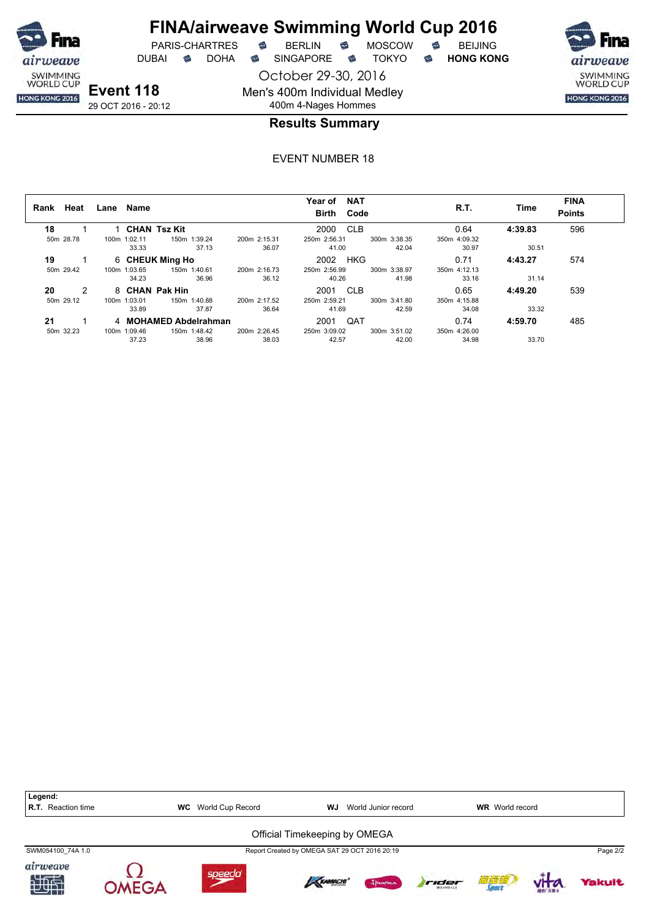# FINA/airweave Swimming World Cup 2016

PARIS-CHARTRES · BERLIN · MOSCOW · BEIJING
DUBAI · DOHA · SINGAPORE · TOKYO · **HONG KONG**

October 29-30, 2016

**Event 118**
29 OCT 2016 - 20:12

Men's 400m Individual Medley
400m 4-Nages Hommes

## Results Summary

EVENT NUMBER 18

| Rank | Heat | Lane | Name | Year of Birth | NAT Code | R.T. | Time | FINA Points |
|---|---|---|---|---|---|---|---|---|
| **18** | 1 | 1 | **CHAN Tsz Kit** | 2000 | CLB | 0.64 | **4:39.83** | 596 |
| | 50m 28.78 | 100m 1:02.11 / 33.33 | 150m 1:39.24 / 37.13 | 200m 2:15.31 / 36.07 | 250m 2:56.31 / 41.00 | 300m 3:38.35 / 42.04 | 350m 4:09.32 / 30.97 | 30.51 |
| **19** | 1 | 6 | **CHEUK Ming Ho** | 2002 | HKG | 0.71 | **4:43.27** | 574 |
| | 50m 29.42 | 100m 1:03.65 / 34.23 | 150m 1:40.61 / 36.96 | 200m 2:16.73 / 36.12 | 250m 2:56.99 / 40.26 | 300m 3:38.97 / 41.98 | 350m 4:12.13 / 33.16 | 31.14 |
| **20** | 2 | 8 | **CHAN Pak Hin** | 2001 | CLB | 0.65 | **4:49.20** | 539 |
| | 50m 29.12 | 100m 1:03.01 / 33.89 | 150m 1:40.88 / 37.87 | 200m 2:17.52 / 36.64 | 250m 2:59.21 / 41.69 | 300m 3:41.80 / 42.59 | 350m 4:15.88 / 34.08 | 33.32 |
| **21** | 1 | 4 | **MOHAMED Abdelrahman** | 2001 | QAT | 0.74 | **4:59.70** | 485 |
| | 50m 32.23 | 100m 1:09.46 / 37.23 | 150m 1:48.42 / 38.96 | 200m 2:26.45 / 38.03 | 250m 3:09.02 / 42.57 | 300m 3:51.02 / 42.00 | 350m 4:26.00 / 34.98 | 33.70 |

**Legend:**
**R.T.** Reaction time · **WC** World Cup Record · **WJ** World Junior record · **WR** World record

Official Timekeeping by OMEGA

SWM054100_74A 1.0 · Report Created by OMEGA SAT 29 OCT 2016 20:19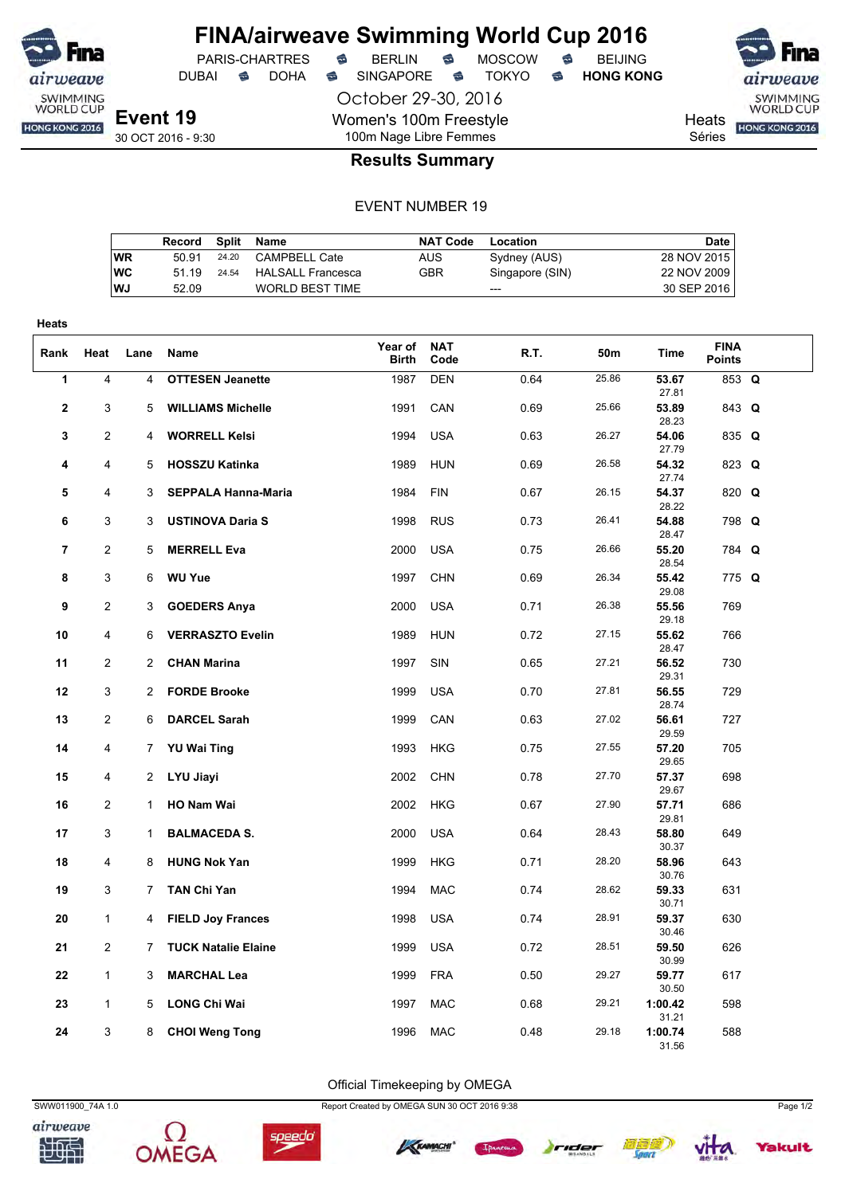# FINA/airweave Swimming World Cup 2016

PARIS-CHARTRES · BERLIN · MOSCOW · BEIJING
DUBAI · DOHA · SINGAPORE · TOKYO · **HONG KONG**

October 29-30, 2016

**Event 19**
30 OCT 2016 - 9:30

Women's 100m Freestyle
100m Nage Libre Femmes

Heats
Séries

## Results Summary

EVENT NUMBER 19

| | Record | Split | Name | NAT Code | Location | Date |
|---|---|---|---|---|---|---|
| WR | 50.91 | 24.20 | CAMPBELL Cate | AUS | Sydney (AUS) | 28 NOV 2015 |
| WC | 51.19 | 24.54 | HALSALL Francesca | GBR | Singapore (SIN) | 22 NOV 2009 |
| WJ | 52.09 | | WORLD BEST TIME | | --- | 30 SEP 2016 |

**Heats**

| Rank | Heat | Lane | Name | Year of Birth | NAT Code | R.T. | 50m | Time | FINA Points | |
|---|---|---|---|---|---|---|---|---|---|---|
| 1 | 4 | 4 | **OTTESEN Jeanette** | 1987 | DEN | 0.64 | 25.86 | **53.67** 27.81 | 853 | **Q** |
| 2 | 3 | 5 | **WILLIAMS Michelle** | 1991 | CAN | 0.69 | 25.66 | **53.89** 28.23 | 843 | **Q** |
| 3 | 2 | 4 | **WORRELL Kelsi** | 1994 | USA | 0.63 | 26.27 | **54.06** 27.79 | 835 | **Q** |
| 4 | 4 | 5 | **HOSSZU Katinka** | 1989 | HUN | 0.69 | 26.58 | **54.32** 27.74 | 823 | **Q** |
| 5 | 4 | 3 | **SEPPALA Hanna-Maria** | 1984 | FIN | 0.67 | 26.15 | **54.37** 28.22 | 820 | **Q** |
| 6 | 3 | 3 | **USTINOVA Daria S** | 1998 | RUS | 0.73 | 26.41 | **54.88** 28.47 | 798 | **Q** |
| 7 | 2 | 5 | **MERRELL Eva** | 2000 | USA | 0.75 | 26.66 | **55.20** 28.54 | 784 | **Q** |
| 8 | 3 | 6 | **WU Yue** | 1997 | CHN | 0.69 | 26.34 | **55.42** 29.08 | 775 | **Q** |
| 9 | 2 | 3 | **GOEDERS Anya** | 2000 | USA | 0.71 | 26.38 | **55.56** 29.18 | 769 | |
| 10 | 4 | 6 | **VERRASZTO Evelin** | 1989 | HUN | 0.72 | 27.15 | **55.62** 28.47 | 766 | |
| 11 | 2 | 2 | **CHAN Marina** | 1997 | SIN | 0.65 | 27.21 | **56.52** 29.31 | 730 | |
| 12 | 3 | 2 | **FORDE Brooke** | 1999 | USA | 0.70 | 27.81 | **56.55** 28.74 | 729 | |
| 13 | 2 | 6 | **DARCEL Sarah** | 1999 | CAN | 0.63 | 27.02 | **56.61** 29.59 | 727 | |
| 14 | 4 | 7 | **YU Wai Ting** | 1993 | HKG | 0.75 | 27.55 | **57.20** 29.65 | 705 | |
| 15 | 4 | 2 | **LYU Jiayi** | 2002 | CHN | 0.78 | 27.70 | **57.37** 29.67 | 698 | |
| 16 | 2 | 1 | **HO Nam Wai** | 2002 | HKG | 0.67 | 27.90 | **57.71** 29.81 | 686 | |
| 17 | 3 | 1 | **BALMACEDA S.** | 2000 | USA | 0.64 | 28.43 | **58.80** 30.37 | 649 | |
| 18 | 4 | 8 | **HUNG Nok Yan** | 1999 | HKG | 0.71 | 28.20 | **58.96** 30.76 | 643 | |
| 19 | 3 | 7 | **TAN Chi Yan** | 1994 | MAC | 0.74 | 28.62 | **59.33** 30.71 | 631 | |
| 20 | 1 | 4 | **FIELD Joy Frances** | 1998 | USA | 0.74 | 28.91 | **59.37** 30.46 | 630 | |
| 21 | 2 | 7 | **TUCK Natalie Elaine** | 1999 | USA | 0.72 | 28.51 | **59.50** 30.99 | 626 | |
| 22 | 1 | 3 | **MARCHAL Lea** | 1999 | FRA | 0.50 | 29.27 | **59.77** 30.50 | 617 | |
| 23 | 1 | 5 | **LONG Chi Wai** | 1997 | MAC | 0.68 | 29.21 | **1:00.42** 31.21 | 598 | |
| 24 | 3 | 8 | **CHOI Weng Tong** | 1996 | MAC | 0.48 | 29.18 | **1:00.74** 31.56 | 588 | |

Official Timekeeping by OMEGA

SWW011900_74A 1.0 · Report Created by OMEGA SUN 30 OCT 2016 9:38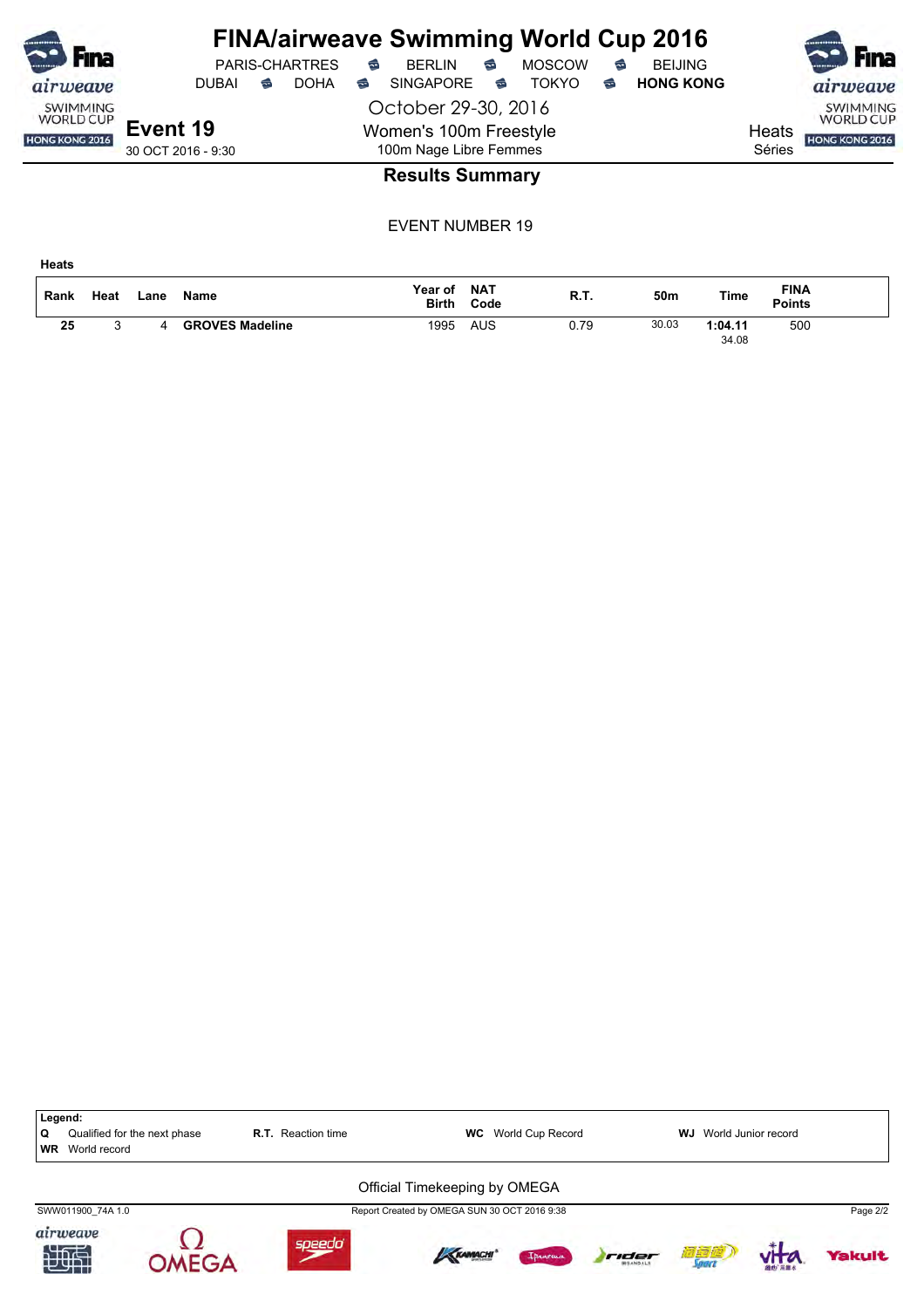# FINA/airweave Swimming World Cup 2016

PARIS-CHARTRES · BERLIN · MOSCOW · BEIJING
DUBAI · DOHA · SINGAPORE · TOKYO · **HONG KONG**

October 29-30, 2016

**Event 19**
30 OCT 2016 - 9:30

Women's 100m Freestyle
100m Nage Libre Femmes

Heats
Séries

## Results Summary

EVENT NUMBER 19

**Heats**

| Rank | Heat | Lane | Name | Year of Birth | NAT Code | R.T. | 50m | Time | FINA Points |
|---|---|---|---|---|---|---|---|---|---|
| **25** | 3 | 4 | **GROVES Madeline** | 1995 | AUS | 0.79 | 30.03 | **1:04.11** | 500 |
| | | | | | | | | 34.08 | |

**Legend:**
**Q** Qualified for the next phase · **R.T.** Reaction time · **WC** World Cup Record · **WJ** World Junior record
**WR** World record

Official Timekeeping by OMEGA

SWW011900_74A 1.0 · Report Created by OMEGA SUN 30 OCT 2016 9:38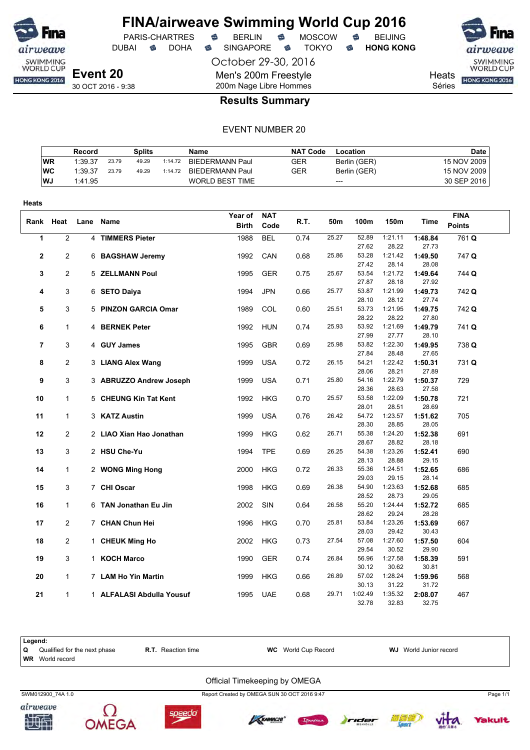# FINA/airweave Swimming World Cup 2016

PARIS-CHARTRES · BERLIN · MOSCOW · BEIJING
DUBAI · DOHA · SINGAPORE · TOKYO · **HONG KONG**

October 29-30, 2016

**Event 20**
30 OCT 2016 - 9:38

Men's 200m Freestyle
200m Nage Libre Hommes

Heats
Séries

## Results Summary

EVENT NUMBER 20

| | Record | Splits | | | Name | NAT Code | Location | Date |
|---|---|---|---|---|---|---|---|---|
| WR | 1:39.37 | 23.79 | 49.29 | 1:14.72 | BIEDERMANN Paul | GER | Berlin (GER) | 15 NOV 2009 |
| WC | 1:39.37 | 23.79 | 49.29 | 1:14.72 | BIEDERMANN Paul | GER | Berlin (GER) | 15 NOV 2009 |
| WJ | 1:41.95 | | | | WORLD BEST TIME | | --- | 30 SEP 2016 |

**Heats**

| Rank | Heat | Lane | Name | Year of Birth | NAT Code | R.T. | 50m | 100m | 150m | Time | FINA Points |
|---|---|---|---|---|---|---|---|---|---|---|---|
| 1 | 2 | 4 | **TIMMERS Pieter** | 1988 | BEL | 0.74 | 25.27 | 52.89 / 27.62 | 1:21.11 / 28.22 | **1:48.84** / 27.73 | 761 **Q** |
| 2 | 2 | 6 | **BAGSHAW Jeremy** | 1992 | CAN | 0.68 | 25.86 | 53.28 / 27.42 | 1:21.42 / 28.14 | **1:49.50** / 28.08 | 747 **Q** |
| 3 | 2 | 5 | **ZELLMANN Poul** | 1995 | GER | 0.75 | 25.67 | 53.54 / 27.87 | 1:21.72 / 28.18 | **1:49.64** / 27.92 | 744 **Q** |
| 4 | 3 | 6 | **SETO Daiya** | 1994 | JPN | 0.66 | 25.77 | 53.87 / 28.10 | 1:21.99 / 28.12 | **1:49.73** / 27.74 | 742 **Q** |
| 5 | 3 | 5 | **PINZON GARCIA Omar** | 1989 | COL | 0.60 | 25.51 | 53.73 / 28.22 | 1:21.95 / 28.22 | **1:49.75** / 27.80 | 742 **Q** |
| 6 | 1 | 4 | **BERNEK Peter** | 1992 | HUN | 0.74 | 25.93 | 53.92 / 27.99 | 1:21.69 / 27.77 | **1:49.79** / 28.10 | 741 **Q** |
| 7 | 3 | 4 | **GUY James** | 1995 | GBR | 0.69 | 25.98 | 53.82 / 27.84 | 1:22.30 / 28.48 | **1:49.95** / 27.65 | 738 **Q** |
| 8 | 2 | 3 | **LIANG Alex Wang** | 1999 | USA | 0.72 | 26.15 | 54.21 / 28.06 | 1:22.42 / 28.21 | **1:50.31** / 27.89 | 731 **Q** |
| 9 | 3 | 3 | **ABRUZZO Andrew Joseph** | 1999 | USA | 0.71 | 25.80 | 54.16 / 28.36 | 1:22.79 / 28.63 | **1:50.37** / 27.58 | 729 |
| 10 | 1 | 5 | **CHEUNG Kin Tat Kent** | 1992 | HKG | 0.70 | 25.57 | 53.58 / 28.01 | 1:22.09 / 28.51 | **1:50.78** / 28.69 | 721 |
| 11 | 1 | 3 | **KATZ Austin** | 1999 | USA | 0.76 | 26.42 | 54.72 / 28.30 | 1:23.57 / 28.85 | **1:51.62** / 28.05 | 705 |
| 12 | 2 | 2 | **LIAO Xian Hao Jonathan** | 1999 | HKG | 0.62 | 26.71 | 55.38 / 28.67 | 1:24.20 / 28.82 | **1:52.38** / 28.18 | 691 |
| 13 | 3 | 2 | **HSU Che-Yu** | 1994 | TPE | 0.69 | 26.25 | 54.38 / 28.13 | 1:23.26 / 28.88 | **1:52.41** / 29.15 | 690 |
| 14 | 1 | 2 | **WONG Ming Hong** | 2000 | HKG | 0.72 | 26.33 | 55.36 / 29.03 | 1:24.51 / 29.15 | **1:52.65** / 28.14 | 686 |
| 15 | 3 | 7 | **CHI Oscar** | 1998 | HKG | 0.69 | 26.38 | 54.90 / 28.52 | 1:23.63 / 28.73 | **1:52.68** / 29.05 | 685 |
| 16 | 1 | 6 | **TAN Jonathan Eu Jin** | 2002 | SIN | 0.64 | 26.58 | 55.20 / 28.62 | 1:24.44 / 29.24 | **1:52.72** / 28.28 | 685 |
| 17 | 2 | 7 | **CHAN Chun Hei** | 1996 | HKG | 0.70 | 25.81 | 53.84 / 28.03 | 1:23.26 / 29.42 | **1:53.69** / 30.43 | 667 |
| 18 | 2 | 1 | **CHEUK Ming Ho** | 2002 | HKG | 0.73 | 27.54 | 57.08 / 29.54 | 1:27.60 / 30.52 | **1:57.50** / 29.90 | 604 |
| 19 | 3 | 1 | **KOCH Marco** | 1990 | GER | 0.74 | 26.84 | 56.96 / 30.12 | 1:27.58 / 30.62 | **1:58.39** / 30.81 | 591 |
| 20 | 1 | 7 | **LAM Ho Yin Martin** | 1999 | HKG | 0.66 | 26.89 | 57.02 / 30.13 | 1:28.24 / 31.22 | **1:59.96** / 31.72 | 568 |
| 21 | 1 | 1 | **ALFALASI Abdulla Yousuf** | 1995 | UAE | 0.68 | 29.71 | 1:02.49 / 32.78 | 1:35.32 / 32.83 | **2:08.07** / 32.75 | 467 |

**Legend:**
**Q** Qualified for the next phase · **R.T.** Reaction time · **WC** World Cup Record · **WJ** World Junior record
**WR** World record

Official Timekeeping by OMEGA

SWM012900_74A 1.0 · Report Created by OMEGA SUN 30 OCT 2016 9:47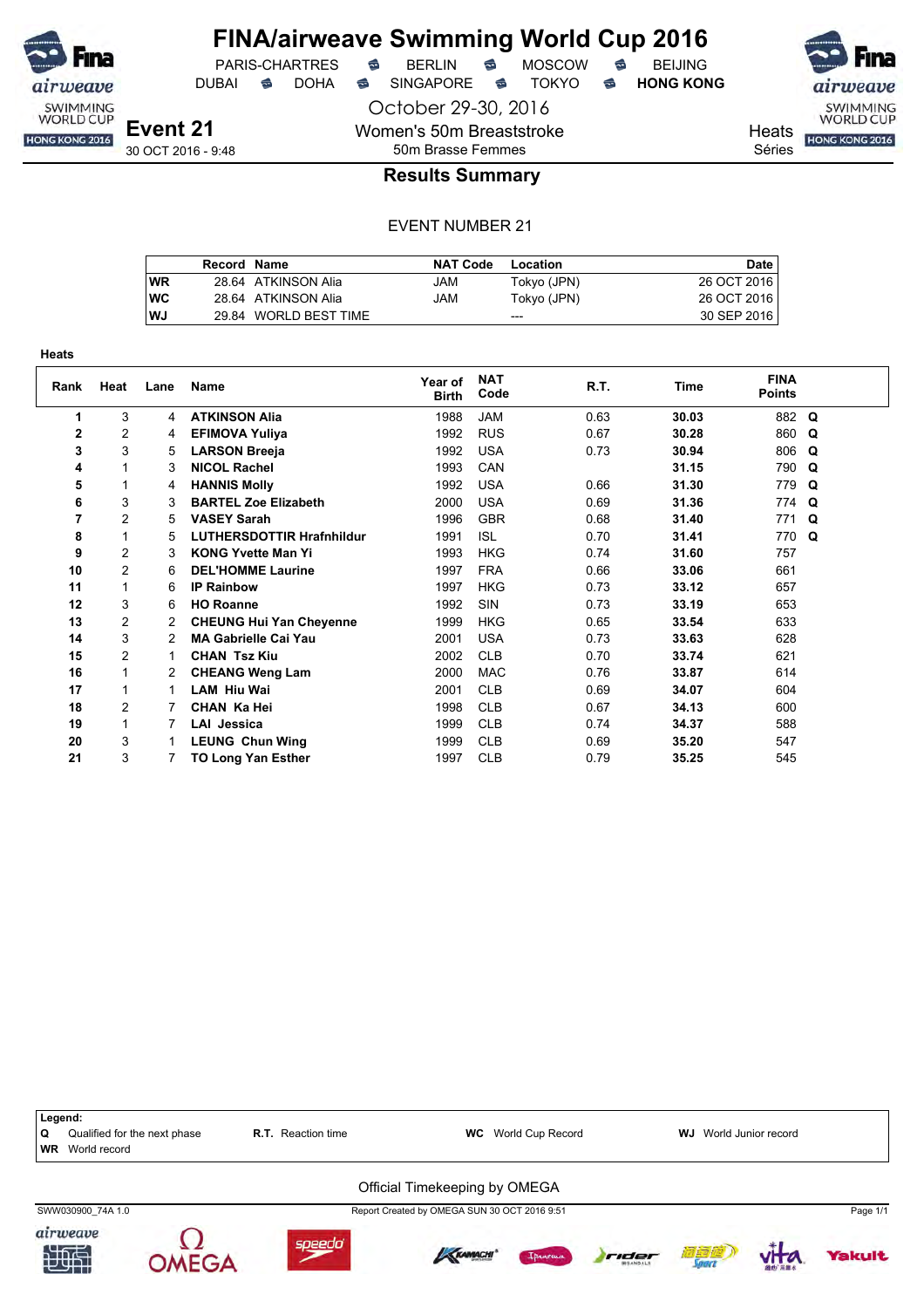# FINA/airweave Swimming World Cup 2016

PARIS-CHARTRES · BERLIN · MOSCOW · BEIJING
DUBAI · DOHA · SINGAPORE · TOKYO · **HONG KONG**

October 29-30, 2016

## Event 21

30 OCT 2016 - 9:48

Women's 50m Breaststroke
50m Brasse Femmes

Heats
Séries

### Results Summary

EVENT NUMBER 21

| | Record | Name | NAT Code | Location | Date |
|---|---|---|---|---|---|
| WR | 28.64 | ATKINSON Alia | JAM | Tokyo (JPN) | 26 OCT 2016 |
| WC | 28.64 | ATKINSON Alia | JAM | Tokyo (JPN) | 26 OCT 2016 |
| WJ | 29.84 | WORLD BEST TIME | | --- | 30 SEP 2016 |

**Heats**

| Rank | Heat | Lane | Name | Year of Birth | NAT Code | R.T. | Time | FINA Points | |
|---|---|---|---|---|---|---|---|---|---|
| 1 | 3 | 4 | **ATKINSON Alia** | 1988 | JAM | 0.63 | **30.03** | 882 | **Q** |
| 2 | 2 | 4 | **EFIMOVA Yuliya** | 1992 | RUS | 0.67 | **30.28** | 860 | **Q** |
| 3 | 3 | 5 | **LARSON Breeja** | 1992 | USA | 0.73 | **30.94** | 806 | **Q** |
| 4 | 1 | 3 | **NICOL Rachel** | 1993 | CAN | | **31.15** | 790 | **Q** |
| 5 | 1 | 4 | **HANNIS Molly** | 1992 | USA | 0.66 | **31.30** | 779 | **Q** |
| 6 | 3 | 3 | **BARTEL Zoe Elizabeth** | 2000 | USA | 0.69 | **31.36** | 774 | **Q** |
| 7 | 2 | 5 | **VASEY Sarah** | 1996 | GBR | 0.68 | **31.40** | 771 | **Q** |
| 8 | 1 | 5 | **LUTHERSDOTTIR Hrafnhildur** | 1991 | ISL | 0.70 | **31.41** | 770 | **Q** |
| 9 | 2 | 3 | **KONG Yvette Man Yi** | 1993 | HKG | 0.74 | **31.60** | 757 | |
| 10 | 2 | 6 | **DEL'HOMME Laurine** | 1997 | FRA | 0.66 | **33.06** | 661 | |
| 11 | 1 | 6 | **IP Rainbow** | 1997 | HKG | 0.73 | **33.12** | 657 | |
| 12 | 3 | 6 | **HO Roanne** | 1992 | SIN | 0.73 | **33.19** | 653 | |
| 13 | 2 | 2 | **CHEUNG Hui Yan Cheyenne** | 1999 | HKG | 0.65 | **33.54** | 633 | |
| 14 | 3 | 2 | **MA Gabrielle Cai Yau** | 2001 | USA | 0.73 | **33.63** | 628 | |
| 15 | 2 | 1 | **CHAN Tsz Kiu** | 2002 | CLB | 0.70 | **33.74** | 621 | |
| 16 | 1 | 2 | **CHEANG Weng Lam** | 2000 | MAC | 0.76 | **33.87** | 614 | |
| 17 | 1 | 1 | **LAM Hiu Wai** | 2001 | CLB | 0.69 | **34.07** | 604 | |
| 18 | 2 | 7 | **CHAN Ka Hei** | 1998 | CLB | 0.67 | **34.13** | 600 | |
| 19 | 1 | 7 | **LAI Jessica** | 1999 | CLB | 0.74 | **34.37** | 588 | |
| 20 | 3 | 1 | **LEUNG Chun Wing** | 1999 | CLB | 0.69 | **35.20** | 547 | |
| 21 | 3 | 7 | **TO Long Yan Esther** | 1997 | CLB | 0.79 | **35.25** | 545 | |

**Legend:**
**Q** Qualified for the next phase · **R.T.** Reaction time · **WC** World Cup Record · **WJ** World Junior record
**WR** World record

Official Timekeeping by OMEGA

SWW030900_74A 1.0 · Report Created by OMEGA SUN 30 OCT 2016 9:51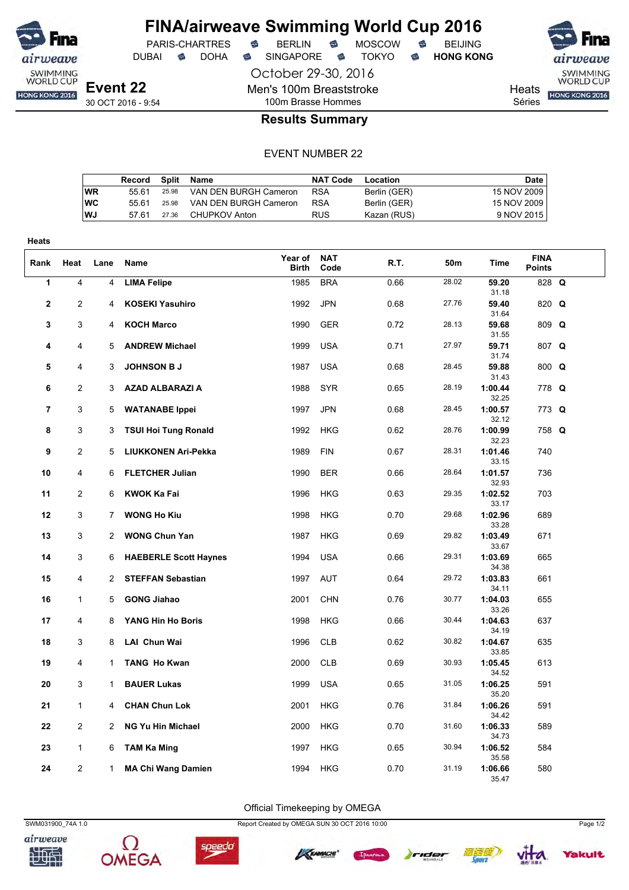# FINA/airweave Swimming World Cup 2016

PARIS-CHARTRES · BERLIN · MOSCOW · BEIJING
DUBAI · DOHA · SINGAPORE · TOKYO · **HONG KONG**

October 29-30, 2016

**Event 22**
30 OCT 2016 - 9:54

Men's 100m Breaststroke
100m Brasse Hommes

Heats
Séries

## Results Summary

EVENT NUMBER 22

| | Record | Split | Name | NAT Code | Location | Date |
|---|---|---|---|---|---|---|
| WR | 55.61 | 25.98 | VAN DEN BURGH Cameron | RSA | Berlin (GER) | 15 NOV 2009 |
| WC | 55.61 | 25.98 | VAN DEN BURGH Cameron | RSA | Berlin (GER) | 15 NOV 2009 |
| WJ | 57.61 | 27.36 | CHUPKOV Anton | RUS | Kazan (RUS) | 9 NOV 2015 |

**Heats**

| Rank | Heat | Lane | Name | Year of Birth | NAT Code | R.T. | 50m | Time | FINA Points | |
|---|---|---|---|---|---|---|---|---|---|---|
| 1 | 4 | 4 | **LIMA Felipe** | 1985 | BRA | 0.66 | 28.02 | **59.20** 31.18 | 828 | **Q** |
| 2 | 2 | 4 | **KOSEKI Yasuhiro** | 1992 | JPN | 0.68 | 27.76 | **59.40** 31.64 | 820 | **Q** |
| 3 | 3 | 4 | **KOCH Marco** | 1990 | GER | 0.72 | 28.13 | **59.68** 31.55 | 809 | **Q** |
| 4 | 4 | 5 | **ANDREW Michael** | 1999 | USA | 0.71 | 27.97 | **59.71** 31.74 | 807 | **Q** |
| 5 | 4 | 3 | **JOHNSON B J** | 1987 | USA | 0.68 | 28.45 | **59.88** 31.43 | 800 | **Q** |
| 6 | 2 | 3 | **AZAD ALBARAZI A** | 1988 | SYR | 0.65 | 28.19 | **1:00.44** 32.25 | 778 | **Q** |
| 7 | 3 | 5 | **WATANABE Ippei** | 1997 | JPN | 0.68 | 28.45 | **1:00.57** 32.12 | 773 | **Q** |
| 8 | 3 | 3 | **TSUI Hoi Tung Ronald** | 1992 | HKG | 0.62 | 28.76 | **1:00.99** 32.23 | 758 | **Q** |
| 9 | 2 | 5 | **LIUKKONEN Ari-Pekka** | 1989 | FIN | 0.67 | 28.31 | **1:01.46** 33.15 | 740 | |
| 10 | 4 | 6 | **FLETCHER Julian** | 1990 | BER | 0.66 | 28.64 | **1:01.57** 32.93 | 736 | |
| 11 | 2 | 6 | **KWOK Ka Fai** | 1996 | HKG | 0.63 | 29.35 | **1:02.52** 33.17 | 703 | |
| 12 | 3 | 7 | **WONG Ho Kiu** | 1998 | HKG | 0.70 | 29.68 | **1:02.96** 33.28 | 689 | |
| 13 | 3 | 2 | **WONG Chun Yan** | 1987 | HKG | 0.69 | 29.82 | **1:03.49** 33.67 | 671 | |
| 14 | 3 | 6 | **HAEBERLE Scott Haynes** | 1994 | USA | 0.66 | 29.31 | **1:03.69** 34.38 | 665 | |
| 15 | 4 | 2 | **STEFFAN Sebastian** | 1997 | AUT | 0.64 | 29.72 | **1:03.83** 34.11 | 661 | |
| 16 | 1 | 5 | **GONG Jiahao** | 2001 | CHN | 0.76 | 30.77 | **1:04.03** 33.26 | 655 | |
| 17 | 4 | 8 | **YANG Hin Ho Boris** | 1998 | HKG | 0.66 | 30.44 | **1:04.63** 34.19 | 637 | |
| 18 | 3 | 8 | **LAI Chun Wai** | 1996 | CLB | 0.62 | 30.82 | **1:04.67** 33.85 | 635 | |
| 19 | 4 | 1 | **TANG Ho Kwan** | 2000 | CLB | 0.69 | 30.93 | **1:05.45** 34.52 | 613 | |
| 20 | 3 | 1 | **BAUER Lukas** | 1999 | USA | 0.65 | 31.05 | **1:06.25** 35.20 | 591 | |
| 21 | 1 | 4 | **CHAN Chun Lok** | 2001 | HKG | 0.76 | 31.84 | **1:06.26** 34.42 | 591 | |
| 22 | 2 | 2 | **NG Yu Hin Michael** | 2000 | HKG | 0.70 | 31.60 | **1:06.33** 34.73 | 589 | |
| 23 | 1 | 6 | **TAM Ka Ming** | 1997 | HKG | 0.65 | 30.94 | **1:06.52** 35.58 | 584 | |
| 24 | 2 | 1 | **MA Chi Wang Damien** | 1994 | HKG | 0.70 | 31.19 | **1:06.66** 35.47 | 580 | |

Official Timekeeping by OMEGA

SWM031900_74A 1.0 — Report Created by OMEGA SUN 30 OCT 2016 10:00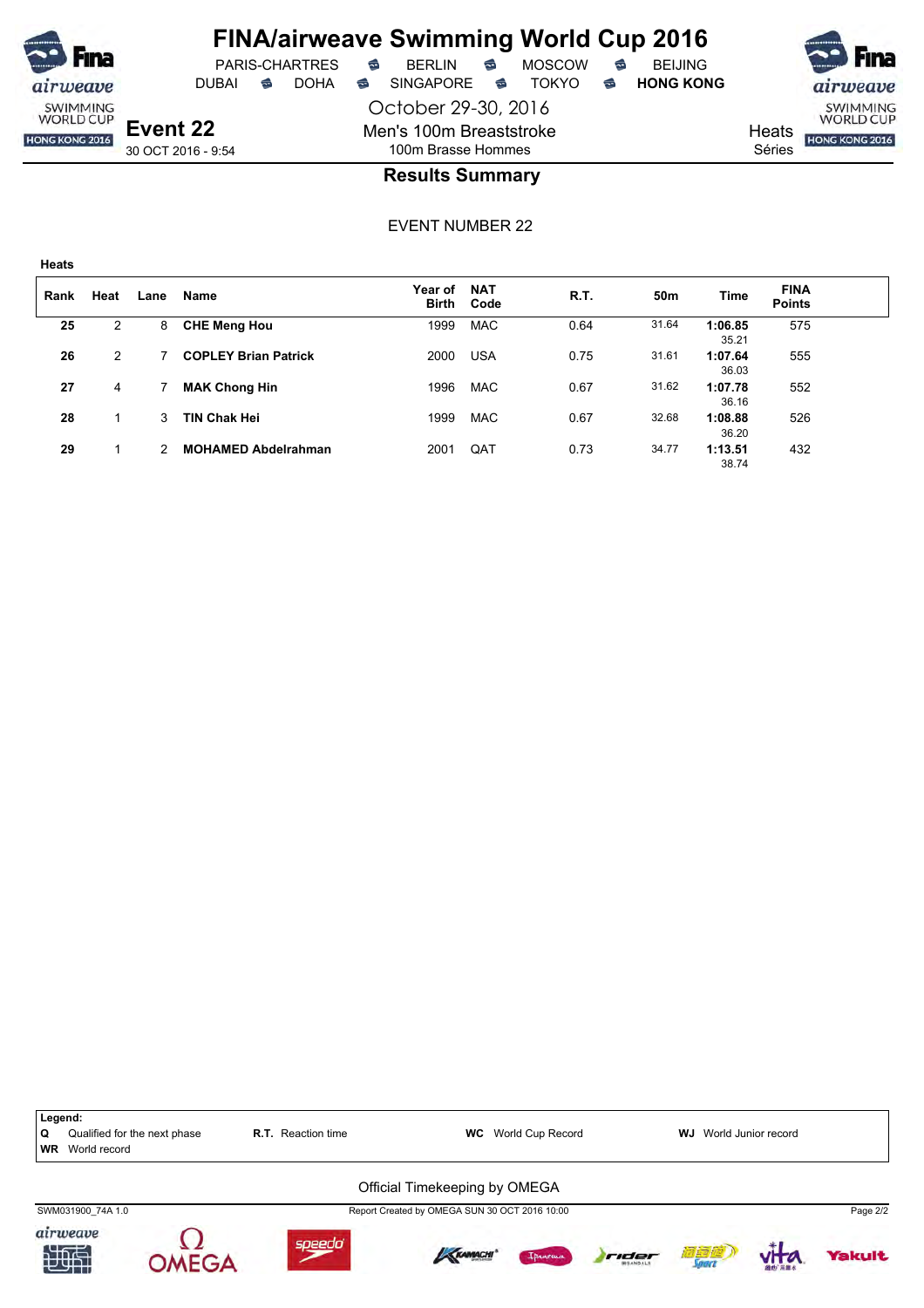# FINA/airweave Swimming World Cup 2016

PARIS-CHARTRES · BERLIN · MOSCOW · BEIJING
DUBAI · DOHA · SINGAPORE · TOKYO · **HONG KONG**

October 29-30, 2016

**Event 22**
30 OCT 2016 - 9:54

Men's 100m Breaststroke
100m Brasse Hommes

Heats
Séries

## Results Summary

EVENT NUMBER 22

**Heats**

| Rank | Heat | Lane | Name | Year of Birth | NAT Code | R.T. | 50m | Time | FINA Points |
|---|---|---|---|---|---|---|---|---|---|
| **25** | 2 | 8 | **CHE Meng Hou** | 1999 | MAC | 0.64 | 31.64 | **1:06.85** 35.21 | 575 |
| **26** | 2 | 7 | **COPLEY Brian Patrick** | 2000 | USA | 0.75 | 31.61 | **1:07.64** 36.03 | 555 |
| **27** | 4 | 7 | **MAK Chong Hin** | 1996 | MAC | 0.67 | 31.62 | **1:07.78** 36.16 | 552 |
| **28** | 1 | 3 | **TIN Chak Hei** | 1999 | MAC | 0.67 | 32.68 | **1:08.88** 36.20 | 526 |
| **29** | 1 | 2 | **MOHAMED Abdelrahman** | 2001 | QAT | 0.73 | 34.77 | **1:13.51** 38.74 | 432 |

**Legend:**
**Q** Qualified for the next phase · **R.T.** Reaction time · **WC** World Cup Record · **WJ** World Junior record
**WR** World record

Official Timekeeping by OMEGA

SWM031900_74A 1.0 · Report Created by OMEGA SUN 30 OCT 2016 10:00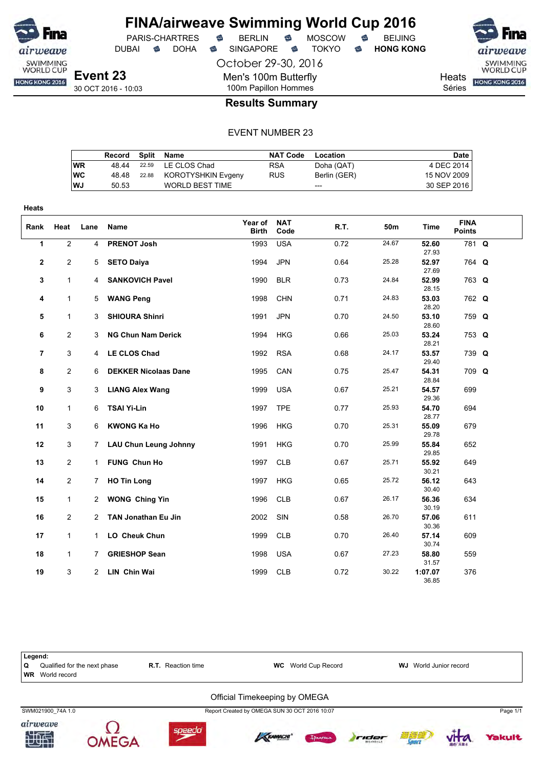# FINA/airweave Swimming World Cup 2016

PARIS-CHARTRES • BERLIN • MOSCOW • BEIJING
DUBAI • DOHA • SINGAPORE • TOKYO • **HONG KONG**

October 29-30, 2016

## Event 23

30 OCT 2016 - 10:03

Men's 100m Butterfly
100m Papillon Hommes

Heats
Séries

## Results Summary

EVENT NUMBER 23

| | Record | Split | Name | NAT Code | Location | Date |
|---|---|---|---|---|---|---|
| WR | 48.44 | 22.59 | LE CLOS Chad | RSA | Doha (QAT) | 4 DEC 2014 |
| WC | 48.48 | 22.88 | KOROTYSHKIN Evgeny | RUS | Berlin (GER) | 15 NOV 2009 |
| WJ | 50.53 | | WORLD BEST TIME | | --- | 30 SEP 2016 |

**Heats**

| Rank | Heat | Lane | Name | Year of Birth | NAT Code | R.T. | 50m | Time | FINA Points | |
|---|---|---|---|---|---|---|---|---|---|---|
| 1 | 2 | 4 | **PRENOT Josh** | 1993 | USA | 0.72 | 24.67 | **52.60** 27.93 | 781 | **Q** |
| 2 | 2 | 5 | **SETO Daiya** | 1994 | JPN | 0.64 | 25.28 | **52.97** 27.69 | 764 | **Q** |
| 3 | 1 | 4 | **SANKOVICH Pavel** | 1990 | BLR | 0.73 | 24.84 | **52.99** 28.15 | 763 | **Q** |
| 4 | 1 | 5 | **WANG Peng** | 1998 | CHN | 0.71 | 24.83 | **53.03** 28.20 | 762 | **Q** |
| 5 | 1 | 3 | **SHIOURA Shinri** | 1991 | JPN | 0.70 | 24.50 | **53.10** 28.60 | 759 | **Q** |
| 6 | 2 | 3 | **NG Chun Nam Derick** | 1994 | HKG | 0.66 | 25.03 | **53.24** 28.21 | 753 | **Q** |
| 7 | 3 | 4 | **LE CLOS Chad** | 1992 | RSA | 0.68 | 24.17 | **53.57** 29.40 | 739 | **Q** |
| 8 | 2 | 6 | **DEKKER Nicolaas Dane** | 1995 | CAN | 0.75 | 25.47 | **54.31** 28.84 | 709 | **Q** |
| 9 | 3 | 3 | **LIANG Alex Wang** | 1999 | USA | 0.67 | 25.21 | **54.57** 29.36 | 699 | |
| 10 | 1 | 6 | **TSAI Yi-Lin** | 1997 | TPE | 0.77 | 25.93 | **54.70** 28.77 | 694 | |
| 11 | 3 | 6 | **KWONG Ka Ho** | 1996 | HKG | 0.70 | 25.31 | **55.09** 29.78 | 679 | |
| 12 | 3 | 7 | **LAU Chun Leung Johnny** | 1991 | HKG | 0.70 | 25.99 | **55.84** 29.85 | 652 | |
| 13 | 2 | 1 | **FUNG Chun Ho** | 1997 | CLB | 0.67 | 25.71 | **55.92** 30.21 | 649 | |
| 14 | 2 | 7 | **HO Tin Long** | 1997 | HKG | 0.65 | 25.72 | **56.12** 30.40 | 643 | |
| 15 | 1 | 2 | **WONG Ching Yin** | 1996 | CLB | 0.67 | 26.17 | **56.36** 30.19 | 634 | |
| 16 | 2 | 2 | **TAN Jonathan Eu Jin** | 2002 | SIN | 0.58 | 26.70 | **57.06** 30.36 | 611 | |
| 17 | 1 | 1 | **LO Cheuk Chun** | 1999 | CLB | 0.70 | 26.40 | **57.14** 30.74 | 609 | |
| 18 | 1 | 7 | **GRIESHOP Sean** | 1998 | USA | 0.67 | 27.23 | **58.80** 31.57 | 559 | |
| 19 | 3 | 2 | **LIN Chin Wai** | 1999 | CLB | 0.72 | 30.22 | **1:07.07** 36.85 | 376 | |

**Legend:**
**Q** Qualified for the next phase
**R.T.** Reaction time
**WC** World Cup Record
**WJ** World Junior record
**WR** World record

Official Timekeeping by OMEGA

SWM021900_74A 1.0 — Report Created by OMEGA SUN 30 OCT 2016 10:07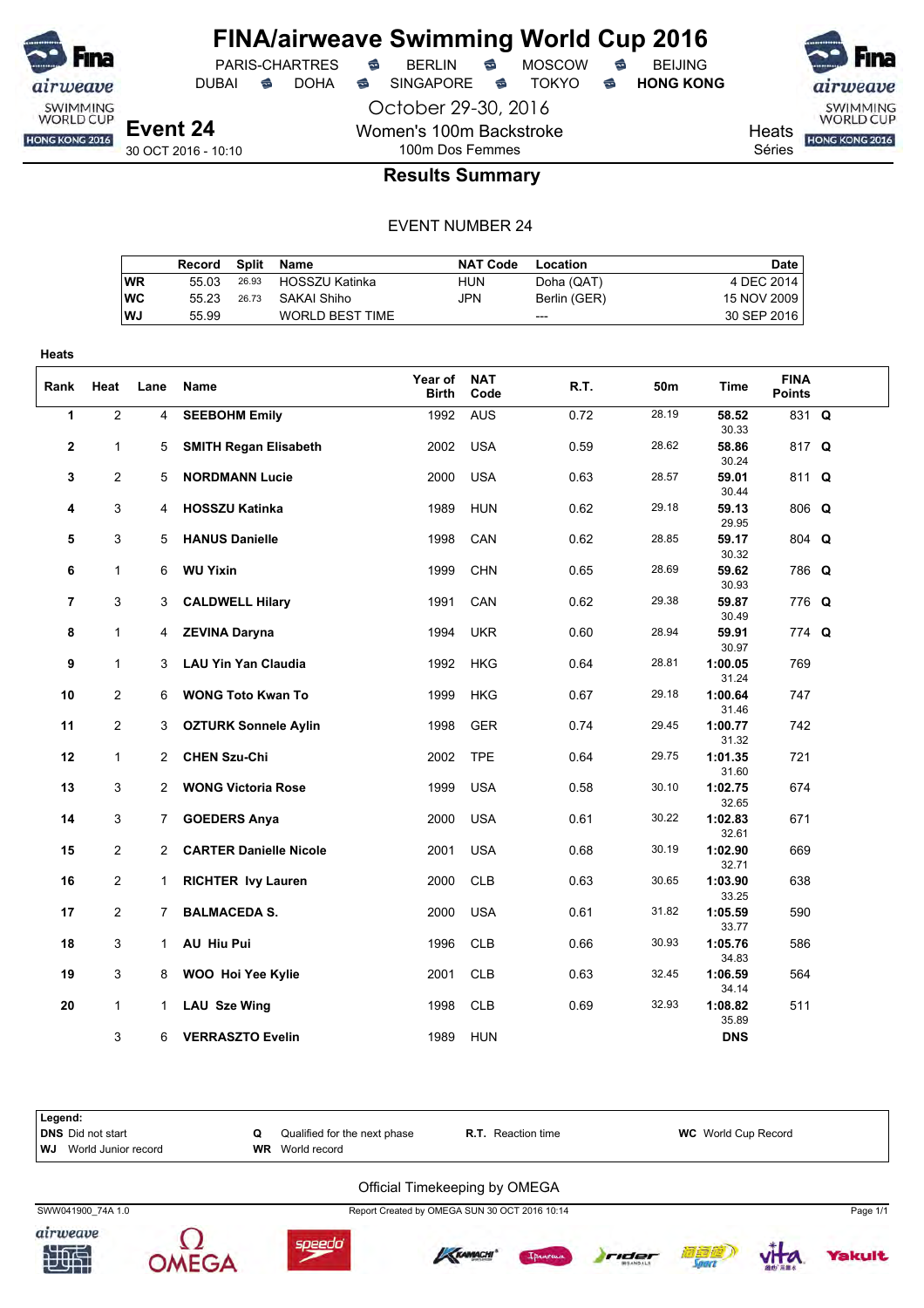# FINA/airweave Swimming World Cup 2016

PARIS-CHARTRES · BERLIN · MOSCOW · BEIJING
DUBAI · DOHA · SINGAPORE · TOKYO · **HONG KONG**

October 29-30, 2016

## Event 24

30 OCT 2016 - 10:10

Women's 100m Backstroke
100m Dos Femmes

Heats
Séries

### Results Summary

EVENT NUMBER 24

| | Record | Split | Name | NAT Code | Location | Date |
|---|---|---|---|---|---|---|
| WR | 55.03 | 26.93 | HOSSZU Katinka | HUN | Doha (QAT) | 4 DEC 2014 |
| WC | 55.23 | 26.73 | SAKAI Shiho | JPN | Berlin (GER) | 15 NOV 2009 |
| WJ | 55.99 | | WORLD BEST TIME | | --- | 30 SEP 2016 |

**Heats**

| Rank | Heat | Lane | Name | Year of Birth | NAT Code | R.T. | 50m | Time | FINA Points | |
|---|---|---|---|---|---|---|---|---|---|---|
| 1 | 2 | 4 | **SEEBOHM Emily** | 1992 | AUS | 0.72 | 28.19 | **58.52** 30.33 | 831 | **Q** |
| 2 | 1 | 5 | **SMITH Regan Elisabeth** | 2002 | USA | 0.59 | 28.62 | **58.86** 30.24 | 817 | **Q** |
| 3 | 2 | 5 | **NORDMANN Lucie** | 2000 | USA | 0.63 | 28.57 | **59.01** 30.44 | 811 | **Q** |
| 4 | 3 | 4 | **HOSSZU Katinka** | 1989 | HUN | 0.62 | 29.18 | **59.13** 29.95 | 806 | **Q** |
| 5 | 3 | 5 | **HANUS Danielle** | 1998 | CAN | 0.62 | 28.85 | **59.17** 30.32 | 804 | **Q** |
| 6 | 1 | 6 | **WU Yixin** | 1999 | CHN | 0.65 | 28.69 | **59.62** 30.93 | 786 | **Q** |
| 7 | 3 | 3 | **CALDWELL Hilary** | 1991 | CAN | 0.62 | 29.38 | **59.87** 30.49 | 776 | **Q** |
| 8 | 1 | 4 | **ZEVINA Daryna** | 1994 | UKR | 0.60 | 28.94 | **59.91** 30.97 | 774 | **Q** |
| 9 | 1 | 3 | **LAU Yin Yan Claudia** | 1992 | HKG | 0.64 | 28.81 | **1:00.05** 31.24 | 769 | |
| 10 | 2 | 6 | **WONG Toto Kwan To** | 1999 | HKG | 0.67 | 29.18 | **1:00.64** 31.46 | 747 | |
| 11 | 2 | 3 | **OZTURK Sonnele Aylin** | 1998 | GER | 0.74 | 29.45 | **1:00.77** 31.32 | 742 | |
| 12 | 1 | 2 | **CHEN Szu-Chi** | 2002 | TPE | 0.64 | 29.75 | **1:01.35** 31.60 | 721 | |
| 13 | 3 | 2 | **WONG Victoria Rose** | 1999 | USA | 0.58 | 30.10 | **1:02.75** 32.65 | 674 | |
| 14 | 3 | 7 | **GOEDERS Anya** | 2000 | USA | 0.61 | 30.22 | **1:02.83** 32.61 | 671 | |
| 15 | 2 | 2 | **CARTER Danielle Nicole** | 2001 | USA | 0.68 | 30.19 | **1:02.90** 32.71 | 669 | |
| 16 | 2 | 1 | **RICHTER Ivy Lauren** | 2000 | CLB | 0.63 | 30.65 | **1:03.90** 33.25 | 638 | |
| 17 | 2 | 7 | **BALMACEDA S.** | 2000 | USA | 0.61 | 31.82 | **1:05.59** 33.77 | 590 | |
| 18 | 3 | 1 | **AU Hiu Pui** | 1996 | CLB | 0.66 | 30.93 | **1:05.76** 34.83 | 586 | |
| 19 | 3 | 8 | **WOO Hoi Yee Kylie** | 2001 | CLB | 0.63 | 32.45 | **1:06.59** 34.14 | 564 | |
| 20 | 1 | 1 | **LAU Sze Wing** | 1998 | CLB | 0.69 | 32.93 | **1:08.82** 35.89 | 511 | |
| | 3 | 6 | **VERRASZTO Evelin** | 1989 | HUN | | | **DNS** | | |

**Legend:**

| | | | |
|---|---|---|---|
| **DNS** Did not start | **Q** Qualified for the next phase | **R.T.** Reaction time | **WC** World Cup Record |
| **WJ** World Junior record | **WR** World record | | |

Official Timekeeping by OMEGA

SWW041900_74A 1.0 — Report Created by OMEGA SUN 30 OCT 2016 10:14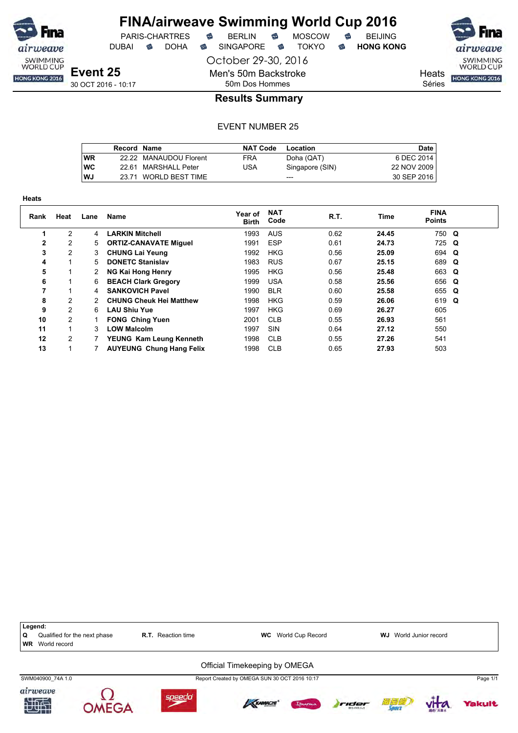# FINA/airweave Swimming World Cup 2016

PARIS-CHARTRES · BERLIN · MOSCOW · BEIJING
DUBAI · DOHA · SINGAPORE · TOKYO · **HONG KONG**

October 29-30, 2016

## Event 25

30 OCT 2016 - 10:17

Men's 50m Backstroke
50m Dos Hommes

Heats
Séries

### Results Summary

EVENT NUMBER 25

| | Record | Name | NAT Code | Location | Date |
|---|---|---|---|---|---|
| **WR** | 22.22 | MANAUDOU Florent | FRA | Doha (QAT) | 6 DEC 2014 |
| **WC** | 22.61 | MARSHALL Peter | USA | Singapore (SIN) | 22 NOV 2009 |
| **WJ** | 23.71 | WORLD BEST TIME | | --- | 30 SEP 2016 |

**Heats**

| Rank | Heat | Lane | Name | Year of Birth | NAT Code | R.T. | Time | FINA Points | |
|---|---|---|---|---|---|---|---|---|---|
| **1** | 2 | 4 | **LARKIN Mitchell** | 1993 | AUS | 0.62 | **24.45** | 750 | **Q** |
| **2** | 2 | 5 | **ORTIZ-CANAVATE Miguel** | 1991 | ESP | 0.61 | **24.73** | 725 | **Q** |
| **3** | 2 | 3 | **CHUNG Lai Yeung** | 1992 | HKG | 0.56 | **25.09** | 694 | **Q** |
| **4** | 1 | 5 | **DONETC Stanislav** | 1983 | RUS | 0.67 | **25.15** | 689 | **Q** |
| **5** | 1 | 2 | **NG Kai Hong Henry** | 1995 | HKG | 0.56 | **25.48** | 663 | **Q** |
| **6** | 1 | 6 | **BEACH Clark Gregory** | 1999 | USA | 0.58 | **25.56** | 656 | **Q** |
| **7** | 1 | 4 | **SANKOVICH Pavel** | 1990 | BLR | 0.60 | **25.58** | 655 | **Q** |
| **8** | 2 | 2 | **CHUNG Cheuk Hei Matthew** | 1998 | HKG | 0.59 | **26.06** | 619 | **Q** |
| **9** | 2 | 6 | **LAU Shiu Yue** | 1997 | HKG | 0.69 | **26.27** | 605 | |
| **10** | 2 | 1 | **FONG Ching Yuen** | 2001 | CLB | 0.55 | **26.93** | 561 | |
| **11** | 1 | 3 | **LOW Malcolm** | 1997 | SIN | 0.64 | **27.12** | 550 | |
| **12** | 2 | 7 | **YEUNG Kam Leung Kenneth** | 1998 | CLB | 0.55 | **27.26** | 541 | |
| **13** | 1 | 7 | **AUYEUNG Chung Hang Felix** | 1998 | CLB | 0.65 | **27.93** | 503 | |

**Legend:**
**Q** Qualified for the next phase · **R.T.** Reaction time · **WC** World Cup Record · **WJ** World Junior record
**WR** World record

Official Timekeeping by OMEGA

SWM040900_74A 1.0 · Report Created by OMEGA SUN 30 OCT 2016 10:17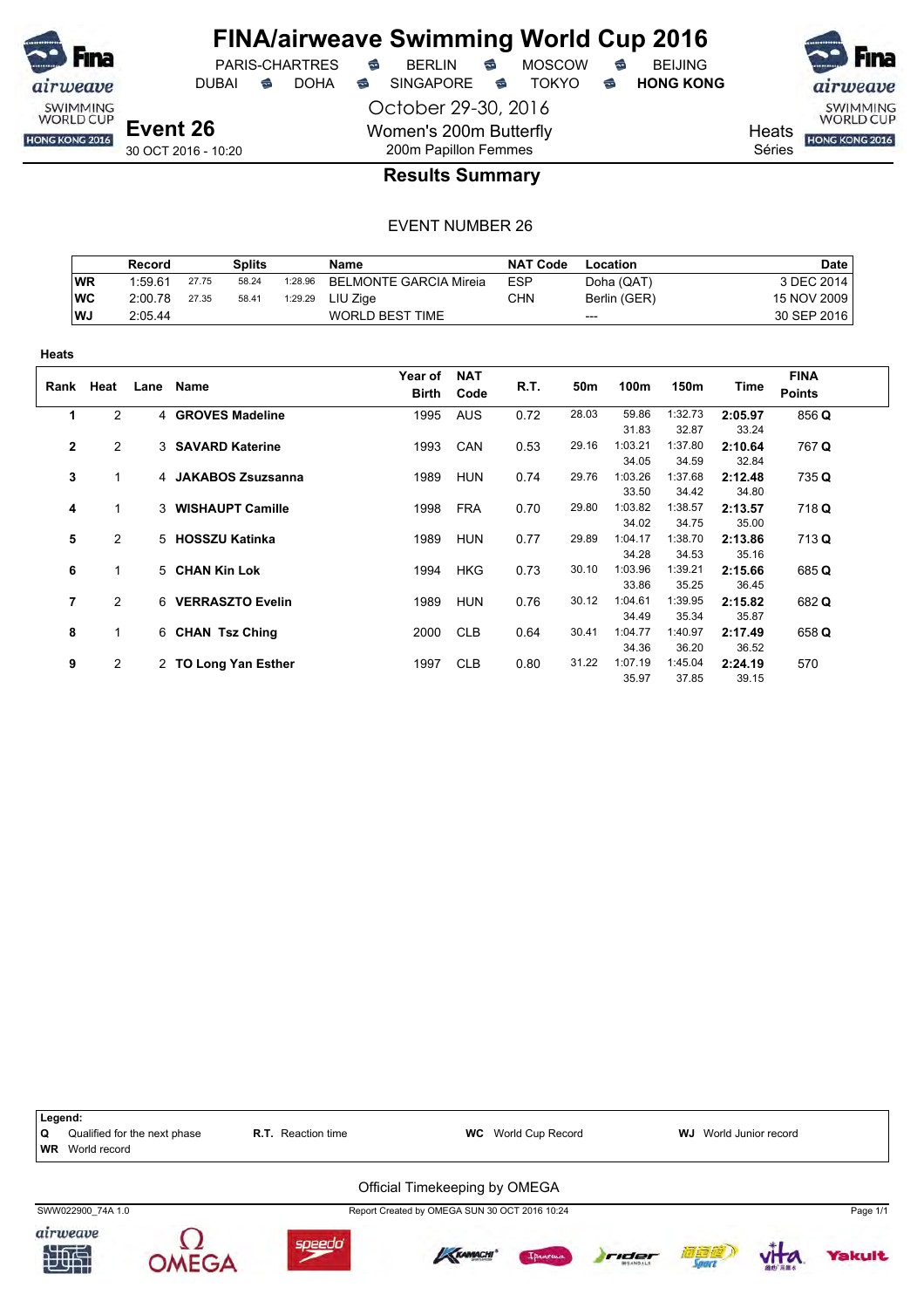# FINA/airweave Swimming World Cup 2016

PARIS-CHARTRES · BERLIN · MOSCOW · BEIJING
DUBAI · DOHA · SINGAPORE · TOKYO · **HONG KONG**

October 29-30, 2016

**Event 26**
30 OCT 2016 - 10:20

Women's 200m Butterfly
200m Papillon Femmes

Heats
Séries

## Results Summary

EVENT NUMBER 26

| | Record | Splits | | | Name | NAT Code | Location | Date |
|---|---|---|---|---|---|---|---|---|
| WR | 1:59.61 | 27.75 | 58.24 | 1:28.96 | BELMONTE GARCIA Mireia | ESP | Doha (QAT) | 3 DEC 2014 |
| WC | 2:00.78 | 27.35 | 58.41 | 1:29.29 | LIU Zige | CHN | Berlin (GER) | 15 NOV 2009 |
| WJ | 2:05.44 | | | | WORLD BEST TIME | | --- | 30 SEP 2016 |

**Heats**

| Rank | Heat | Lane | Name | Year of Birth | NAT Code | R.T. | 50m | 100m | 150m | Time | FINA Points |
|---|---|---|---|---|---|---|---|---|---|---|---|
| 1 | 2 | 4 | **GROVES Madeline** | 1995 | AUS | 0.72 | 28.03 | 59.86 | 1:32.73 | **2:05.97** | 856 **Q** |
| | | | | | | | | 31.83 | 32.87 | 33.24 | |
| 2 | 2 | 3 | **SAVARD Katerine** | 1993 | CAN | 0.53 | 29.16 | 1:03.21 | 1:37.80 | **2:10.64** | 767 **Q** |
| | | | | | | | | 34.05 | 34.59 | 32.84 | |
| 3 | 1 | 4 | **JAKABOS Zsuzsanna** | 1989 | HUN | 0.74 | 29.76 | 1:03.26 | 1:37.68 | **2:12.48** | 735 **Q** |
| | | | | | | | | 33.50 | 34.42 | 34.80 | |
| 4 | 1 | 3 | **WISHAUPT Camille** | 1998 | FRA | 0.70 | 29.80 | 1:03.82 | 1:38.57 | **2:13.57** | 718 **Q** |
| | | | | | | | | 34.02 | 34.75 | 35.00 | |
| 5 | 2 | 5 | **HOSSZU Katinka** | 1989 | HUN | 0.77 | 29.89 | 1:04.17 | 1:38.70 | **2:13.86** | 713 **Q** |
| | | | | | | | | 34.28 | 34.53 | 35.16 | |
| 6 | 1 | 5 | **CHAN Kin Lok** | 1994 | HKG | 0.73 | 30.10 | 1:03.96 | 1:39.21 | **2:15.66** | 685 **Q** |
| | | | | | | | | 33.86 | 35.25 | 36.45 | |
| 7 | 2 | 6 | **VERRASZTO Evelin** | 1989 | HUN | 0.76 | 30.12 | 1:04.61 | 1:39.95 | **2:15.82** | 682 **Q** |
| | | | | | | | | 34.49 | 35.34 | 35.87 | |
| 8 | 1 | 6 | **CHAN Tsz Ching** | 2000 | CLB | 0.64 | 30.41 | 1:04.77 | 1:40.97 | **2:17.49** | 658 **Q** |
| | | | | | | | | 34.36 | 36.20 | 36.52 | |
| 9 | 2 | 2 | **TO Long Yan Esther** | 1997 | CLB | 0.80 | 31.22 | 1:07.19 | 1:45.04 | **2:24.19** | 570 |
| | | | | | | | | 35.97 | 37.85 | 39.15 | |

**Legend:**
**Q** Qualified for the next phase · **R.T.** Reaction time · **WC** World Cup Record · **WJ** World Junior record
**WR** World record

Official Timekeeping by OMEGA

SWW022900_74A 1.0 · Report Created by OMEGA SUN 30 OCT 2016 10:24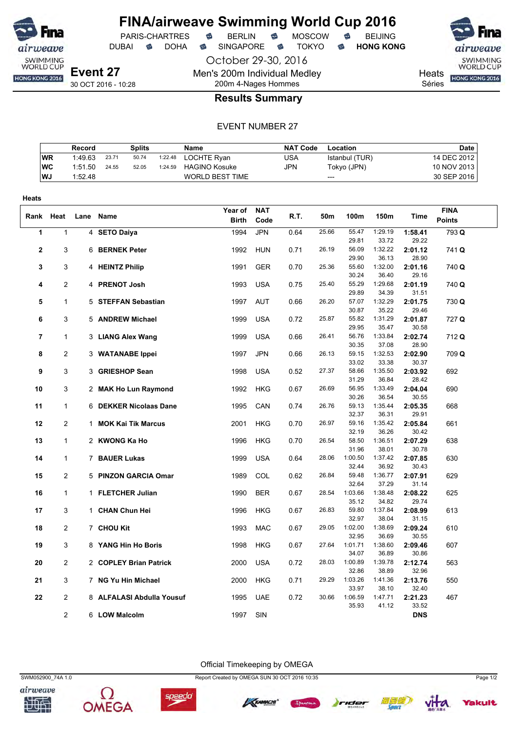# FINA/airweave Swimming World Cup 2016

PARIS-CHARTRES · BERLIN · MOSCOW · BEIJING
DUBAI · DOHA · SINGAPORE · TOKYO · **HONG KONG**

October 29-30, 2016

**Event 27**
30 OCT 2016 - 10:28

Men's 200m Individual Medley
200m 4-Nages Hommes

Heats
Séries

## Results Summary

EVENT NUMBER 27

| | Record | Splits | | | Name | NAT Code | Location | Date |
|---|---|---|---|---|---|---|---|---|
| WR | 1:49.63 | 23.71 | 50.74 | 1:22.48 | LOCHTE Ryan | USA | Istanbul (TUR) | 14 DEC 2012 |
| WC | 1:51.50 | 24.55 | 52.05 | 1:24.59 | HAGINO Kosuke | JPN | Tokyo (JPN) | 10 NOV 2013 |
| WJ | 1:52.48 | | | | WORLD BEST TIME | | --- | 30 SEP 2016 |

**Heats**

| Rank | Heat | Lane | Name | Year of Birth | NAT Code | R.T. | 50m | 100m | 150m | Time | FINA Points |
|---|---|---|---|---|---|---|---|---|---|---|---|
| 1 | 1 | 4 | **SETO Daiya** | 1994 | JPN | 0.64 | 25.66 | 55.47<br>29.81 | 1:29.19<br>33.72 | **1:58.41**<br>29.22 | 793 **Q** |
| 2 | 3 | 6 | **BERNEK Peter** | 1992 | HUN | 0.71 | 26.19 | 56.09<br>29.90 | 1:32.22<br>36.13 | **2:01.12**<br>28.90 | 741 **Q** |
| 3 | 3 | 4 | **HEINTZ Philip** | 1991 | GER | 0.70 | 25.36 | 55.60<br>30.24 | 1:32.00<br>36.40 | **2:01.16**<br>29.16 | 740 **Q** |
| 4 | 2 | 4 | **PRENOT Josh** | 1993 | USA | 0.75 | 25.40 | 55.29<br>29.89 | 1:29.68<br>34.39 | **2:01.19**<br>31.51 | 740 **Q** |
| 5 | 1 | 5 | **STEFFAN Sebastian** | 1997 | AUT | 0.66 | 26.20 | 57.07<br>30.87 | 1:32.29<br>35.22 | **2:01.75**<br>29.46 | 730 **Q** |
| 6 | 3 | 5 | **ANDREW Michael** | 1999 | USA | 0.72 | 25.87 | 55.82<br>29.95 | 1:31.29<br>35.47 | **2:01.87**<br>30.58 | 727 **Q** |
| 7 | 1 | 3 | **LIANG Alex Wang** | 1999 | USA | 0.66 | 26.41 | 56.76<br>30.35 | 1:33.84<br>37.08 | **2:02.74**<br>28.90 | 712 **Q** |
| 8 | 2 | 3 | **WATANABE Ippei** | 1997 | JPN | 0.66 | 26.13 | 59.15<br>33.02 | 1:32.53<br>33.38 | **2:02.90**<br>30.37 | 709 **Q** |
| 9 | 3 | 3 | **GRIESHOP Sean** | 1998 | USA | 0.52 | 27.37 | 58.66<br>31.29 | 1:35.50<br>36.84 | **2:03.92**<br>28.42 | 692 |
| 10 | 3 | 2 | **MAK Ho Lun Raymond** | 1992 | HKG | 0.67 | 26.69 | 56.95<br>30.26 | 1:33.49<br>36.54 | **2:04.04**<br>30.55 | 690 |
| 11 | 1 | 6 | **DEKKER Nicolaas Dane** | 1995 | CAN | 0.74 | 26.76 | 59.13<br>32.37 | 1:35.44<br>36.31 | **2:05.35**<br>29.91 | 668 |
| 12 | 2 | 1 | **MOK Kai Tik Marcus** | 2001 | HKG | 0.70 | 26.97 | 59.16<br>32.19 | 1:35.42<br>36.26 | **2:05.84**<br>30.42 | 661 |
| 13 | 1 | 2 | **KWONG Ka Ho** | 1996 | HKG | 0.70 | 26.54 | 58.50<br>31.96 | 1:36.51<br>38.01 | **2:07.29**<br>30.78 | 638 |
| 14 | 1 | 7 | **BAUER Lukas** | 1999 | USA | 0.64 | 28.06 | 1:00.50<br>32.44 | 1:37.42<br>36.92 | **2:07.85**<br>30.43 | 630 |
| 15 | 2 | 5 | **PINZON GARCIA Omar** | 1989 | COL | 0.62 | 26.84 | 59.48<br>32.64 | 1:36.77<br>37.29 | **2:07.91**<br>31.14 | 629 |
| 16 | 1 | 1 | **FLETCHER Julian** | 1990 | BER | 0.67 | 28.54 | 1:03.66<br>35.12 | 1:38.48<br>34.82 | **2:08.22**<br>29.74 | 625 |
| 17 | 3 | 1 | **CHAN Chun Hei** | 1996 | HKG | 0.67 | 26.83 | 59.80<br>32.97 | 1:37.84<br>38.04 | **2:08.99**<br>31.15 | 613 |
| 18 | 2 | 7 | **CHOU Kit** | 1993 | MAC | 0.67 | 29.05 | 1:02.00<br>32.95 | 1:38.69<br>36.69 | **2:09.24**<br>30.55 | 610 |
| 19 | 3 | 8 | **YANG Hin Ho Boris** | 1998 | HKG | 0.67 | 27.64 | 1:01.71<br>34.07 | 1:38.60<br>36.89 | **2:09.46**<br>30.86 | 607 |
| 20 | 2 | 2 | **COPLEY Brian Patrick** | 2000 | USA | 0.72 | 28.03 | 1:00.89<br>32.86 | 1:39.78<br>38.89 | **2:12.74**<br>32.96 | 563 |
| 21 | 3 | 7 | **NG Yu Hin Michael** | 2000 | HKG | 0.71 | 29.29 | 1:03.26<br>33.97 | 1:41.36<br>38.10 | **2:13.76**<br>32.40 | 550 |
| 22 | 2 | 8 | **ALFALASI Abdulla Yousuf** | 1995 | UAE | 0.72 | 30.66 | 1:06.59<br>35.93 | 1:47.71<br>41.12 | **2:21.23**<br>33.52 | 467 |
| | 2 | 6 | **LOW Malcolm** | 1997 | SIN | | | | | **DNS** | |

Official Timekeeping by OMEGA

SWM052900_74A 1.0 Report Created by OMEGA SUN 30 OCT 2016 10:35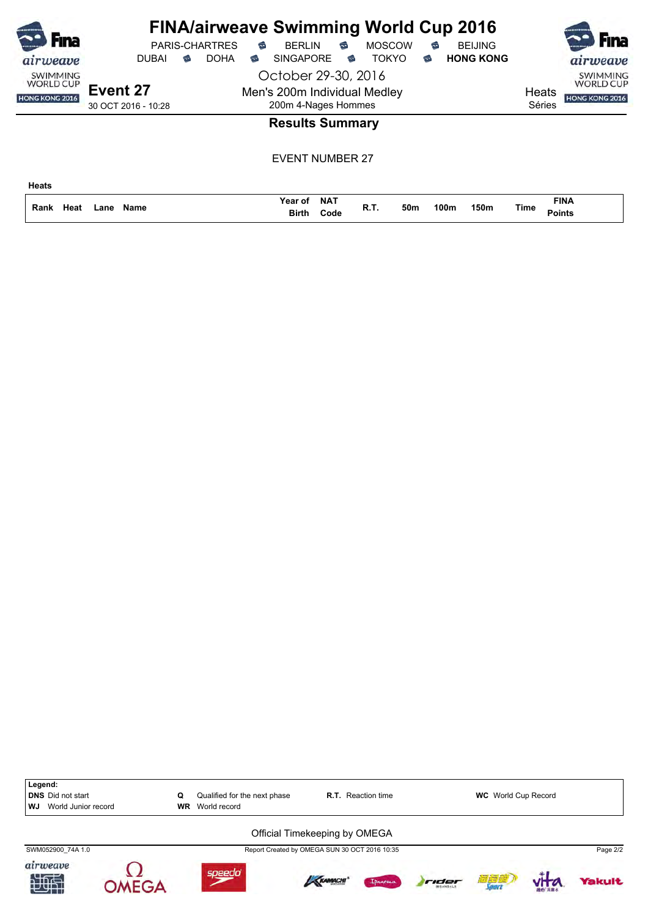# FINA/airweave Swimming World Cup 2016

PARIS-CHARTRES · BERLIN · MOSCOW · BEIJING
DUBAI · DOHA · SINGAPORE · TOKYO · **HONG KONG**

October 29-30, 2016

**Event 27**
30 OCT 2016 - 10:28

Men's 200m Individual Medley
200m 4-Nages Hommes

Heats
Séries

## Results Summary

EVENT NUMBER 27

**Heats**

| Rank | Heat | Lane | Name | Year of Birth | NAT Code | R.T. | 50m | 100m | 150m | Time | FINA Points |
|---|---|---|---|---|---|---|---|---|---|---|---|

**Legend:**

| | | | |
|---|---|---|---|
| **DNS** Did not start | **Q** Qualified for the next phase | **R.T.** Reaction time | **WC** World Cup Record |
| **WJ** World Junior record | **WR** World record | | |

Official Timekeeping by OMEGA

SWM052900_74A 1.0 — Report Created by OMEGA SUN 30 OCT 2016 10:35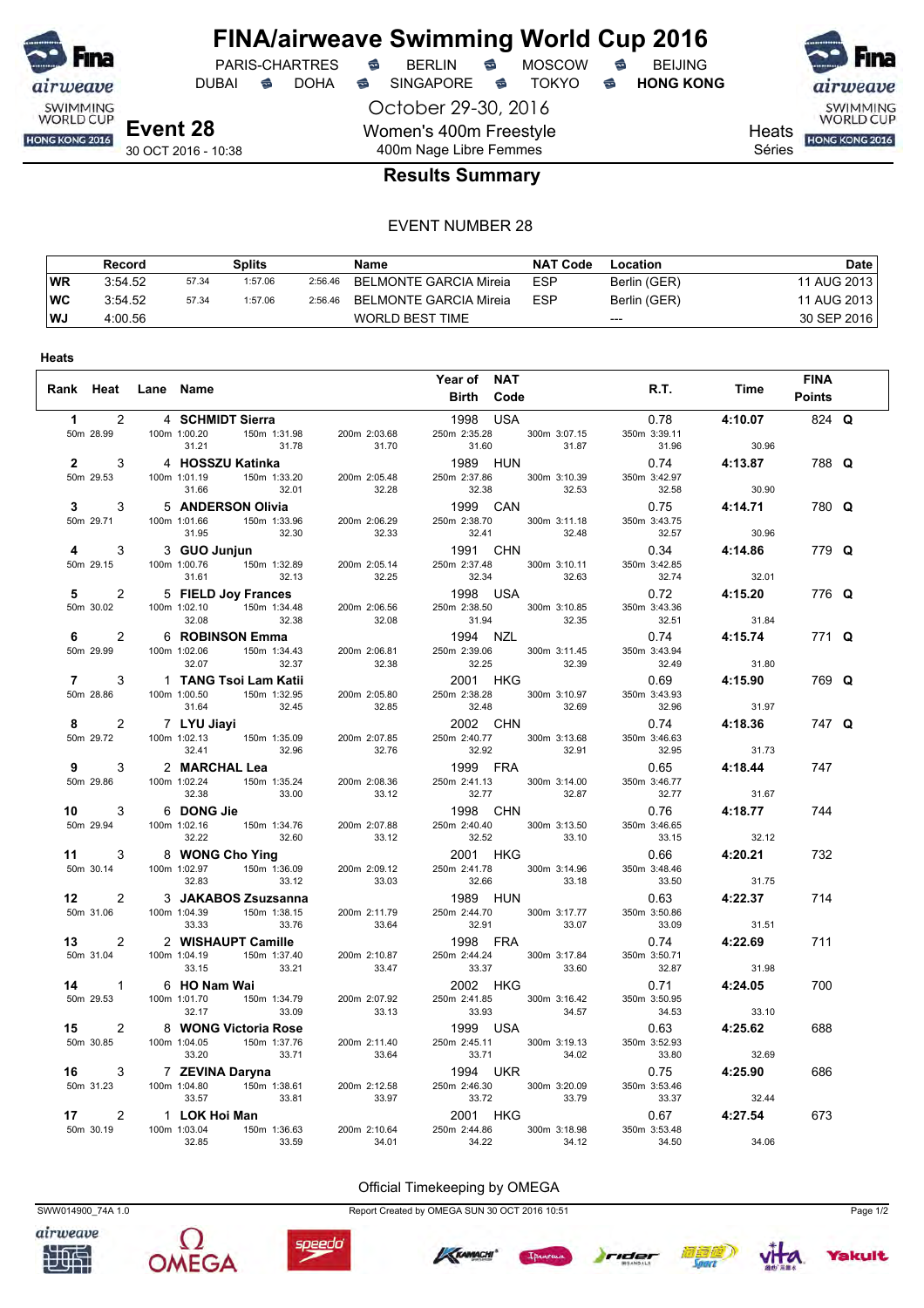# FINA/airweave Swimming World Cup 2016

PARIS-CHARTRES · BERLIN · MOSCOW · BEIJING
DUBAI · DOHA · SINGAPORE · TOKYO · **HONG KONG**

October 29-30, 2016

**Event 28**
30 OCT 2016 - 10:38

Women's 400m Freestyle
400m Nage Libre Femmes

Heats
Séries

## Results Summary

EVENT NUMBER 28

| | Record | Splits | | | Name | NAT Code | Location | Date |
|---|---|---|---|---|---|---|---|---|
| WR | 3:54.52 | 57.34 | 1:57.06 | 2:56.46 | BELMONTE GARCIA Mireia | ESP | Berlin (GER) | 11 AUG 2013 |
| WC | 3:54.52 | 57.34 | 1:57.06 | 2:56.46 | BELMONTE GARCIA Mireia | ESP | Berlin (GER) | 11 AUG 2013 |
| WJ | 4:00.56 | | | | WORLD BEST TIME | | --- | 30 SEP 2016 |

**Heats**

| Rank | Heat | Lane | Name | Year of Birth | NAT Code | R.T. | Time | FINA Points | |
|---|---|---|---|---|---|---|---|---|---|
| 1 | 2 | 4 | **SCHMIDT Sierra** | 1998 | USA | 0.78 | **4:10.07** | 824 | **Q** |
| | | | 50m 28.99 · 100m 1:00.20 (31.21) · 150m 1:31.98 (31.78) · 200m 2:03.68 (31.70) · 250m 2:35.28 (31.60) · 300m 3:07.15 (31.87) · 350m 3:39.11 (31.96) · (30.96) | | | | | | |
| 2 | 3 | 4 | **HOSSZU Katinka** | 1989 | HUN | 0.74 | **4:13.87** | 788 | **Q** |
| | | | 50m 29.53 · 100m 1:01.19 (31.66) · 150m 1:33.20 (32.01) · 200m 2:05.48 (32.28) · 250m 2:37.86 (32.38) · 300m 3:10.39 (32.53) · 350m 3:42.97 (32.58) · (30.90) | | | | | | |
| 3 | 3 | 5 | **ANDERSON Olivia** | 1999 | CAN | 0.75 | **4:14.71** | 780 | **Q** |
| | | | 50m 29.71 · 100m 1:01.66 (31.95) · 150m 1:33.96 (32.30) · 200m 2:06.29 (32.33) · 250m 2:38.70 (32.41) · 300m 3:11.18 (32.48) · 350m 3:43.75 (32.57) · (30.96) | | | | | | |
| 4 | 3 | 3 | **GUO Junjun** | 1991 | CHN | 0.34 | **4:14.86** | 779 | **Q** |
| | | | 50m 29.15 · 100m 1:00.76 (31.61) · 150m 1:32.89 (32.13) · 200m 2:05.14 (32.25) · 250m 2:37.48 (32.34) · 300m 3:10.11 (32.63) · 350m 3:42.85 (32.74) · (32.01) | | | | | | |
| 5 | 2 | 5 | **FIELD Joy Frances** | 1998 | USA | 0.72 | **4:15.20** | 776 | **Q** |
| | | | 50m 30.02 · 100m 1:02.10 (32.08) · 150m 1:34.48 (32.38) · 200m 2:06.56 (32.08) · 250m 2:38.50 (31.94) · 300m 3:10.85 (32.35) · 350m 3:43.36 (32.51) · (31.84) | | | | | | |
| 6 | 2 | 6 | **ROBINSON Emma** | 1994 | NZL | 0.74 | **4:15.74** | 771 | **Q** |
| | | | 50m 29.99 · 100m 1:02.06 (32.07) · 150m 1:34.43 (32.37) · 200m 2:06.81 (32.38) · 250m 2:39.06 (32.25) · 300m 3:11.45 (32.39) · 350m 3:43.94 (32.49) · (31.80) | | | | | | |
| 7 | 3 | 1 | **TANG Tsoi Lam Katii** | 2001 | HKG | 0.69 | **4:15.90** | 769 | **Q** |
| | | | 50m 28.86 · 100m 1:00.50 (31.64) · 150m 1:32.95 (32.45) · 200m 2:05.80 (32.85) · 250m 2:38.28 (32.48) · 300m 3:10.97 (32.69) · 350m 3:43.93 (32.96) · (31.97) | | | | | | |
| 8 | 2 | 7 | **LYU Jiayi** | 2002 | CHN | 0.74 | **4:18.36** | 747 | **Q** |
| | | | 50m 29.72 · 100m 1:02.13 (32.41) · 150m 1:35.09 (32.96) · 200m 2:07.85 (32.76) · 250m 2:40.77 (32.92) · 300m 3:13.68 (32.91) · 350m 3:46.63 (32.95) · (31.73) | | | | | | |
| 9 | 3 | 2 | **MARCHAL Lea** | 1999 | FRA | 0.65 | **4:18.44** | 747 | |
| | | | 50m 29.86 · 100m 1:02.24 (32.38) · 150m 1:35.24 (33.00) · 200m 2:08.36 (33.12) · 250m 2:41.13 (32.77) · 300m 3:14.00 (32.87) · 350m 3:46.77 (32.77) · (31.67) | | | | | | |
| 10 | 3 | 6 | **DONG Jie** | 1998 | CHN | 0.76 | **4:18.77** | 744 | |
| | | | 50m 29.94 · 100m 1:02.16 (32.22) · 150m 1:34.76 (32.60) · 200m 2:07.88 (33.12) · 250m 2:40.40 (32.52) · 300m 3:13.50 (33.10) · 350m 3:46.65 (33.15) · (32.12) | | | | | | |
| 11 | 3 | 8 | **WONG Cho Ying** | 2001 | HKG | 0.66 | **4:20.21** | 732 | |
| | | | 50m 30.14 · 100m 1:02.97 (32.83) · 150m 1:36.09 (33.12) · 200m 2:09.12 (33.03) · 250m 2:41.78 (32.66) · 300m 3:14.96 (33.18) · 350m 3:48.46 (33.50) · (31.75) | | | | | | |
| 12 | 2 | 3 | **JAKABOS Zsuzsanna** | 1989 | HUN | 0.63 | **4:22.37** | 714 | |
| | | | 50m 31.06 · 100m 1:04.39 (33.33) · 150m 1:38.15 (33.76) · 200m 2:11.79 (33.64) · 250m 2:44.70 (32.91) · 300m 3:17.77 (33.07) · 350m 3:50.86 (33.09) · (31.51) | | | | | | |
| 13 | 2 | 2 | **WISHAUPT Camille** | 1998 | FRA | 0.74 | **4:22.69** | 711 | |
| | | | 50m 31.04 · 100m 1:04.19 (33.15) · 150m 1:37.40 (33.21) · 200m 2:10.87 (33.47) · 250m 2:44.24 (33.37) · 300m 3:17.84 (33.60) · 350m 3:50.71 (32.87) · (31.98) | | | | | | |
| 14 | 1 | 6 | **HO Nam Wai** | 2002 | HKG | 0.71 | **4:24.05** | 700 | |
| | | | 50m 29.53 · 100m 1:01.70 (32.17) · 150m 1:34.79 (33.09) · 200m 2:07.92 (33.13) · 250m 2:41.85 (33.93) · 300m 3:16.42 (34.57) · 350m 3:50.95 (34.53) · (33.10) | | | | | | |
| 15 | 2 | 8 | **WONG Victoria Rose** | 1999 | USA | 0.63 | **4:25.62** | 688 | |
| | | | 50m 30.85 · 100m 1:04.05 (33.20) · 150m 1:37.76 (33.71) · 200m 2:11.40 (33.64) · 250m 2:45.11 (33.71) · 300m 3:19.13 (34.02) · 350m 3:52.93 (33.80) · (32.69) | | | | | | |
| 16 | 3 | 7 | **ZEVINA Daryna** | 1994 | UKR | 0.75 | **4:25.90** | 686 | |
| | | | 50m 31.23 · 100m 1:04.80 (33.57) · 150m 1:38.61 (33.81) · 200m 2:12.58 (33.97) · 250m 2:46.30 (33.72) · 300m 3:20.09 (33.79) · 350m 3:53.46 (33.37) · (32.44) | | | | | | |
| 17 | 2 | 1 | **LOK Hoi Man** | 2001 | HKG | 0.67 | **4:27.54** | 673 | |
| | | | 50m 30.19 · 100m 1:03.04 (32.85) · 150m 1:36.63 (33.59) · 200m 2:10.64 (34.01) · 250m 2:44.86 (34.22) · 300m 3:18.98 (34.12) · 350m 3:53.48 (34.50) · (34.06) | | | | | | |

Official Timekeeping by OMEGA

SWW014900_74A 1.0 · Report Created by OMEGA SUN 30 OCT 2016 10:51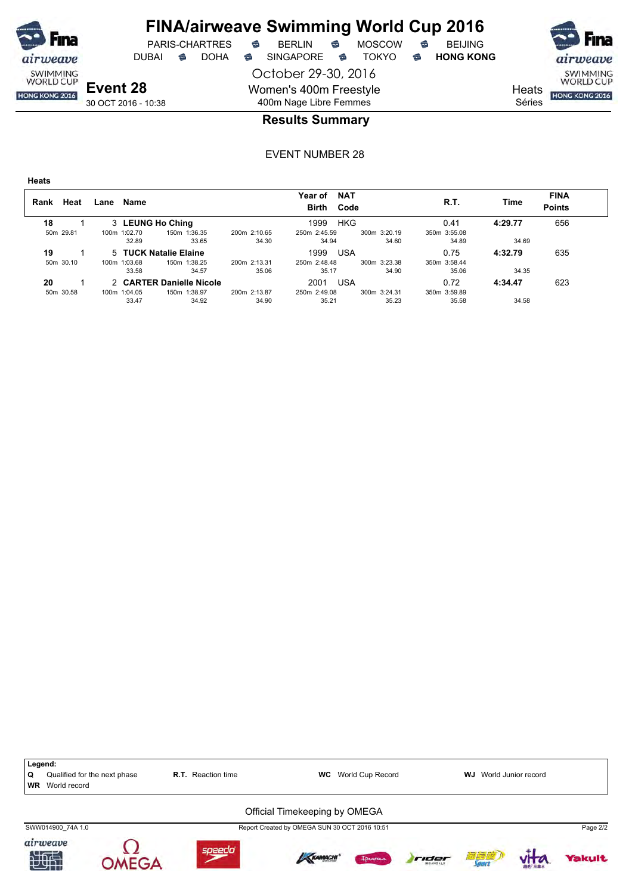# FINA/airweave Swimming World Cup 2016

PARIS-CHARTRES • BERLIN • MOSCOW • BEIJING
DUBAI • DOHA • SINGAPORE • TOKYO • **HONG KONG**

October 29-30, 2016

**Event 28**
30 OCT 2016 - 10:38

Women's 400m Freestyle
400m Nage Libre Femmes

Heats
Séries

## Results Summary

EVENT NUMBER 28

**Heats**

| Rank | Heat | Lane | Name | Year of Birth | NAT Code | R.T. | Time | FINA Points |
|---|---|---|---|---|---|---|---|---|
| **18** | 1 | 3 | **LEUNG Ho Ching** | 1999 | HKG | 0.41 | **4:29.77** | 656 |
| 50m 29.81 | | 100m 1:02.70 / 32.89 | 150m 1:36.35 / 33.65 | 200m 2:10.65 / 34.30 | 250m 2:45.59 / 34.94 | 300m 3:20.19 / 34.60 | 350m 3:55.08 / 34.89 | 34.69 |
| **19** | 1 | 5 | **TUCK Natalie Elaine** | 1999 | USA | 0.75 | **4:32.79** | 635 |
| 50m 30.10 | | 100m 1:03.68 / 33.58 | 150m 1:38.25 / 34.57 | 200m 2:13.31 / 35.06 | 250m 2:48.48 / 35.17 | 300m 3:23.38 / 34.90 | 350m 3:58.44 / 35.06 | 34.35 |
| **20** | 1 | 2 | **CARTER Danielle Nicole** | 2001 | USA | 0.72 | **4:34.47** | 623 |
| 50m 30.58 | | 100m 1:04.05 / 33.47 | 150m 1:38.97 / 34.92 | 200m 2:13.87 / 34.90 | 250m 2:49.08 / 35.21 | 300m 3:24.31 / 35.23 | 350m 3:59.89 / 35.58 | 34.58 |

**Legend:**
**Q** Qualified for the next phase — **R.T.** Reaction time — **WC** World Cup Record — **WJ** World Junior record
**WR** World record

Official Timekeeping by OMEGA

SWW014900_74A 1.0 — Report Created by OMEGA SUN 30 OCT 2016 10:51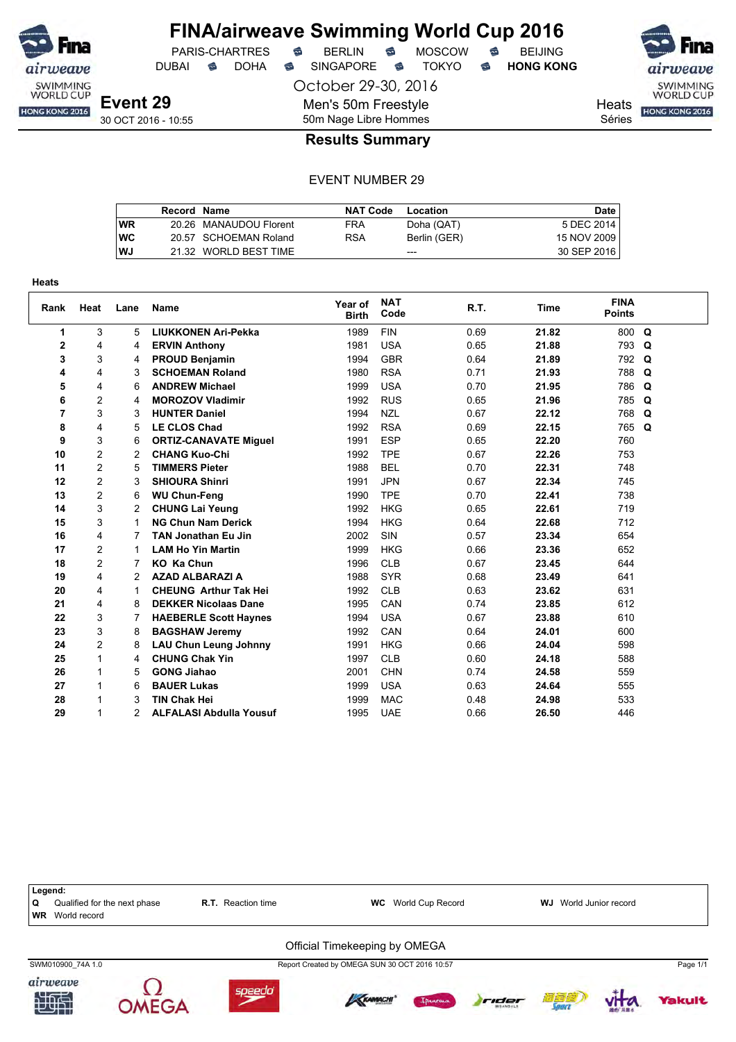# FINA/airweave Swimming World Cup 2016

PARIS-CHARTRES • BERLIN • MOSCOW • BEIJING
DUBAI • DOHA • SINGAPORE • TOKYO • **HONG KONG**

October 29-30, 2016

## Event 29

30 OCT 2016 - 10:55

Men's 50m Freestyle
50m Nage Libre Hommes

Heats
Séries

### Results Summary

EVENT NUMBER 29

| | Record | Name | NAT Code | Location | Date |
|---|---|---|---|---|---|
| WR | 20.26 | MANAUDOU Florent | FRA | Doha (QAT) | 5 DEC 2014 |
| WC | 20.57 | SCHOEMAN Roland | RSA | Berlin (GER) | 15 NOV 2009 |
| WJ | 21.32 | WORLD BEST TIME | | --- | 30 SEP 2016 |

**Heats**

| Rank | Heat | Lane | Name | Year of Birth | NAT Code | R.T. | Time | FINA Points | |
|---|---|---|---|---|---|---|---|---|---|
| 1 | 3 | 5 | **LIUKKONEN Ari-Pekka** | 1989 | FIN | 0.69 | **21.82** | 800 | **Q** |
| 2 | 4 | 4 | **ERVIN Anthony** | 1981 | USA | 0.65 | **21.88** | 793 | **Q** |
| 3 | 3 | 4 | **PROUD Benjamin** | 1994 | GBR | 0.64 | **21.89** | 792 | **Q** |
| 4 | 4 | 3 | **SCHOEMAN Roland** | 1980 | RSA | 0.71 | **21.93** | 788 | **Q** |
| 5 | 4 | 6 | **ANDREW Michael** | 1999 | USA | 0.70 | **21.95** | 786 | **Q** |
| 6 | 2 | 4 | **MOROZOV Vladimir** | 1992 | RUS | 0.65 | **21.96** | 785 | **Q** |
| 7 | 3 | 3 | **HUNTER Daniel** | 1994 | NZL | 0.67 | **22.12** | 768 | **Q** |
| 8 | 4 | 5 | **LE CLOS Chad** | 1992 | RSA | 0.69 | **22.15** | 765 | **Q** |
| 9 | 3 | 6 | **ORTIZ-CANAVATE Miguel** | 1991 | ESP | 0.65 | **22.20** | 760 | |
| 10 | 2 | 2 | **CHANG Kuo-Chi** | 1992 | TPE | 0.67 | **22.26** | 753 | |
| 11 | 2 | 5 | **TIMMERS Pieter** | 1988 | BEL | 0.70 | **22.31** | 748 | |
| 12 | 2 | 3 | **SHIOURA Shinri** | 1991 | JPN | 0.67 | **22.34** | 745 | |
| 13 | 2 | 6 | **WU Chun-Feng** | 1990 | TPE | 0.70 | **22.41** | 738 | |
| 14 | 3 | 2 | **CHUNG Lai Yeung** | 1992 | HKG | 0.65 | **22.61** | 719 | |
| 15 | 3 | 1 | **NG Chun Nam Derick** | 1994 | HKG | 0.64 | **22.68** | 712 | |
| 16 | 4 | 7 | **TAN Jonathan Eu Jin** | 2002 | SIN | 0.57 | **23.34** | 654 | |
| 17 | 2 | 1 | **LAM Ho Yin Martin** | 1999 | HKG | 0.66 | **23.36** | 652 | |
| 18 | 2 | 7 | **KO Ka Chun** | 1996 | CLB | 0.67 | **23.45** | 644 | |
| 19 | 4 | 2 | **AZAD ALBARAZI A** | 1988 | SYR | 0.68 | **23.49** | 641 | |
| 20 | 4 | 1 | **CHEUNG Arthur Tak Hei** | 1992 | CLB | 0.63 | **23.62** | 631 | |
| 21 | 4 | 8 | **DEKKER Nicolaas Dane** | 1995 | CAN | 0.74 | **23.85** | 612 | |
| 22 | 3 | 7 | **HAEBERLE Scott Haynes** | 1994 | USA | 0.67 | **23.88** | 610 | |
| 23 | 3 | 8 | **BAGSHAW Jeremy** | 1992 | CAN | 0.64 | **24.01** | 600 | |
| 24 | 2 | 8 | **LAU Chun Leung Johnny** | 1991 | HKG | 0.66 | **24.04** | 598 | |
| 25 | 1 | 4 | **CHUNG Chak Yin** | 1997 | CLB | 0.60 | **24.18** | 588 | |
| 26 | 1 | 5 | **GONG Jiahao** | 2001 | CHN | 0.74 | **24.58** | 559 | |
| 27 | 1 | 6 | **BAUER Lukas** | 1999 | USA | 0.63 | **24.64** | 555 | |
| 28 | 1 | 3 | **TIN Chak Hei** | 1999 | MAC | 0.48 | **24.98** | 533 | |
| 29 | 1 | 2 | **ALFALASI Abdulla Yousuf** | 1995 | UAE | 0.66 | **26.50** | 446 | |

**Legend:**

- **Q** Qualified for the next phase
- **R.T.** Reaction time
- **WC** World Cup Record
- **WJ** World Junior record
- **WR** World record

Official Timekeeping by OMEGA

SWM010900_74A 1.0 — Report Created by OMEGA SUN 30 OCT 2016 10:57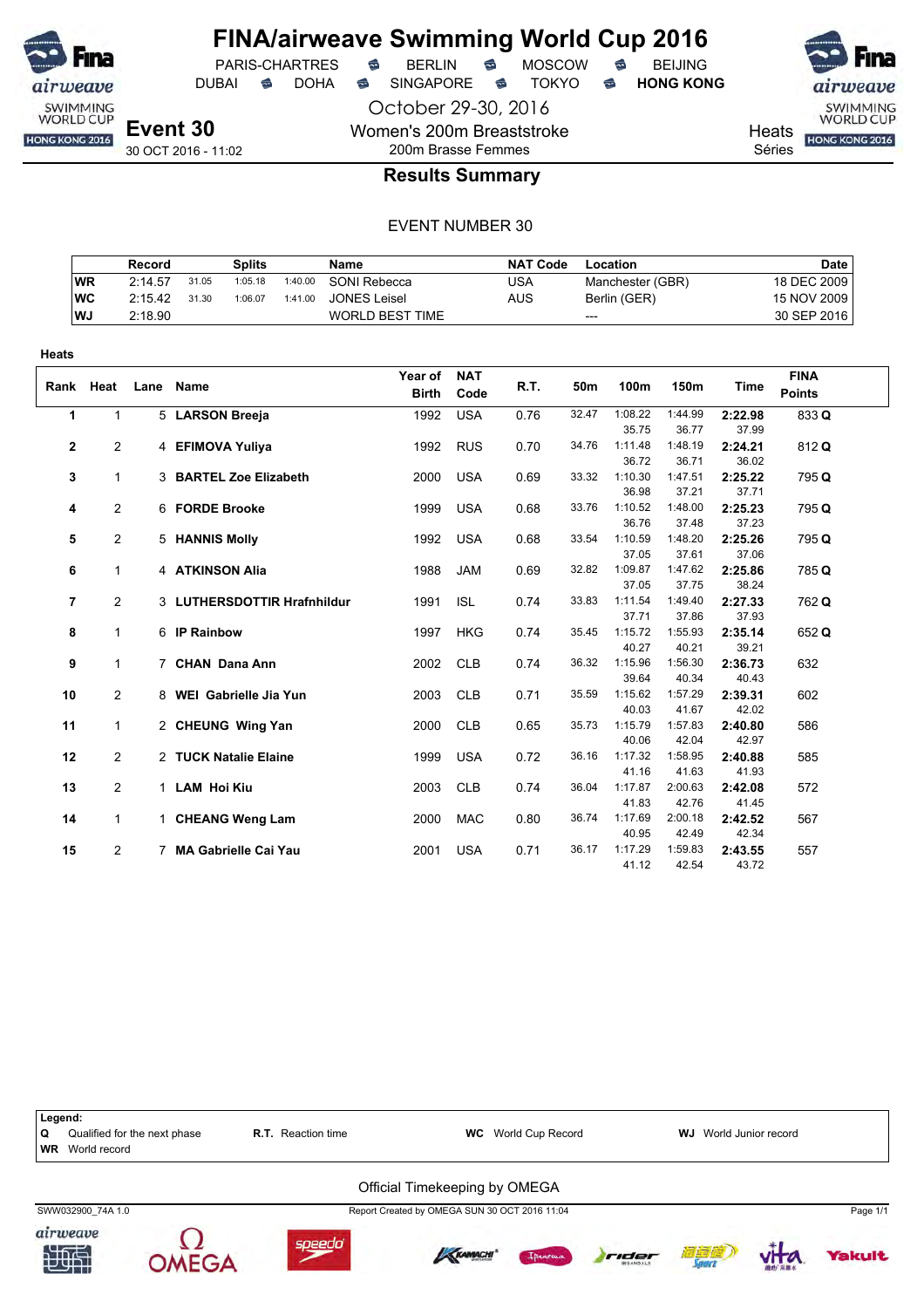# FINA/airweave Swimming World Cup 2016

PARIS-CHARTRES · BERLIN · MOSCOW · BEIJING
DUBAI · DOHA · SINGAPORE · TOKYO · **HONG KONG**

October 29-30, 2016

## Event 30

30 OCT 2016 - 11:02

Women's 200m Breaststroke
200m Brasse Femmes

Heats
Séries

## Results Summary

EVENT NUMBER 30

| | Record | Splits | | | Name | NAT Code | Location | Date |
|---|---|---|---|---|---|---|---|---|
| WR | 2:14.57 | 31.05 | 1:05.18 | 1:40.00 | SONI Rebecca | USA | Manchester (GBR) | 18 DEC 2009 |
| WC | 2:15.42 | 31.30 | 1:06.07 | 1:41.00 | JONES Leisel | AUS | Berlin (GER) | 15 NOV 2009 |
| WJ | 2:18.90 | | | | WORLD BEST TIME | | --- | 30 SEP 2016 |

**Heats**

| Rank | Heat | Lane | Name | Year of Birth | NAT Code | R.T. | 50m | 100m | 150m | Time | FINA Points |
|---|---|---|---|---|---|---|---|---|---|---|---|
| 1 | 1 | 5 | **LARSON Breeja** | 1992 | USA | 0.76 | 32.47 | 1:08.22<br>35.75 | 1:44.99<br>36.77 | **2:22.98**<br>37.99 | 833 **Q** |
| 2 | 2 | 4 | **EFIMOVA Yuliya** | 1992 | RUS | 0.70 | 34.76 | 1:11.48<br>36.72 | 1:48.19<br>36.71 | **2:24.21**<br>36.02 | 812 **Q** |
| 3 | 1 | 3 | **BARTEL Zoe Elizabeth** | 2000 | USA | 0.69 | 33.32 | 1:10.30<br>36.98 | 1:47.51<br>37.21 | **2:25.22**<br>37.71 | 795 **Q** |
| 4 | 2 | 6 | **FORDE Brooke** | 1999 | USA | 0.68 | 33.76 | 1:10.52<br>36.76 | 1:48.00<br>37.48 | **2:25.23**<br>37.23 | 795 **Q** |
| 5 | 2 | 5 | **HANNIS Molly** | 1992 | USA | 0.68 | 33.54 | 1:10.59<br>37.05 | 1:48.20<br>37.61 | **2:25.26**<br>37.06 | 795 **Q** |
| 6 | 1 | 4 | **ATKINSON Alia** | 1988 | JAM | 0.69 | 32.82 | 1:09.87<br>37.05 | 1:47.62<br>37.75 | **2:25.86**<br>38.24 | 785 **Q** |
| 7 | 2 | 3 | **LUTHERSDOTTIR Hrafnhildur** | 1991 | ISL | 0.74 | 33.83 | 1:11.54<br>37.71 | 1:49.40<br>37.86 | **2:27.33**<br>37.93 | 762 **Q** |
| 8 | 1 | 6 | **IP Rainbow** | 1997 | HKG | 0.74 | 35.45 | 1:15.72<br>40.27 | 1:55.93<br>40.21 | **2:35.14**<br>39.21 | 652 **Q** |
| 9 | 1 | 7 | **CHAN Dana Ann** | 2002 | CLB | 0.74 | 36.32 | 1:15.96<br>39.64 | 1:56.30<br>40.34 | **2:36.73**<br>40.43 | 632 |
| 10 | 2 | 8 | **WEI Gabrielle Jia Yun** | 2003 | CLB | 0.71 | 35.59 | 1:15.62<br>40.03 | 1:57.29<br>41.67 | **2:39.31**<br>42.02 | 602 |
| 11 | 1 | 2 | **CHEUNG Wing Yan** | 2000 | CLB | 0.65 | 35.73 | 1:15.79<br>40.06 | 1:57.83<br>42.04 | **2:40.80**<br>42.97 | 586 |
| 12 | 2 | 2 | **TUCK Natalie Elaine** | 1999 | USA | 0.72 | 36.16 | 1:17.32<br>41.16 | 1:58.95<br>41.63 | **2:40.88**<br>41.93 | 585 |
| 13 | 2 | 1 | **LAM Hoi Kiu** | 2003 | CLB | 0.74 | 36.04 | 1:17.87<br>41.83 | 2:00.63<br>42.76 | **2:42.08**<br>41.45 | 572 |
| 14 | 1 | 1 | **CHEANG Weng Lam** | 2000 | MAC | 0.80 | 36.74 | 1:17.69<br>40.95 | 2:00.18<br>42.49 | **2:42.52**<br>42.34 | 567 |
| 15 | 2 | 7 | **MA Gabrielle Cai Yau** | 2001 | USA | 0.71 | 36.17 | 1:17.29<br>41.12 | 1:59.83<br>42.54 | **2:43.55**<br>43.72 | 557 |

**Legend:**
**Q** Qualified for the next phase · **R.T.** Reaction time · **WC** World Cup Record · **WJ** World Junior record
**WR** World record

Official Timekeeping by OMEGA

SWW032900_74A 1.0 · Report Created by OMEGA SUN 30 OCT 2016 11:04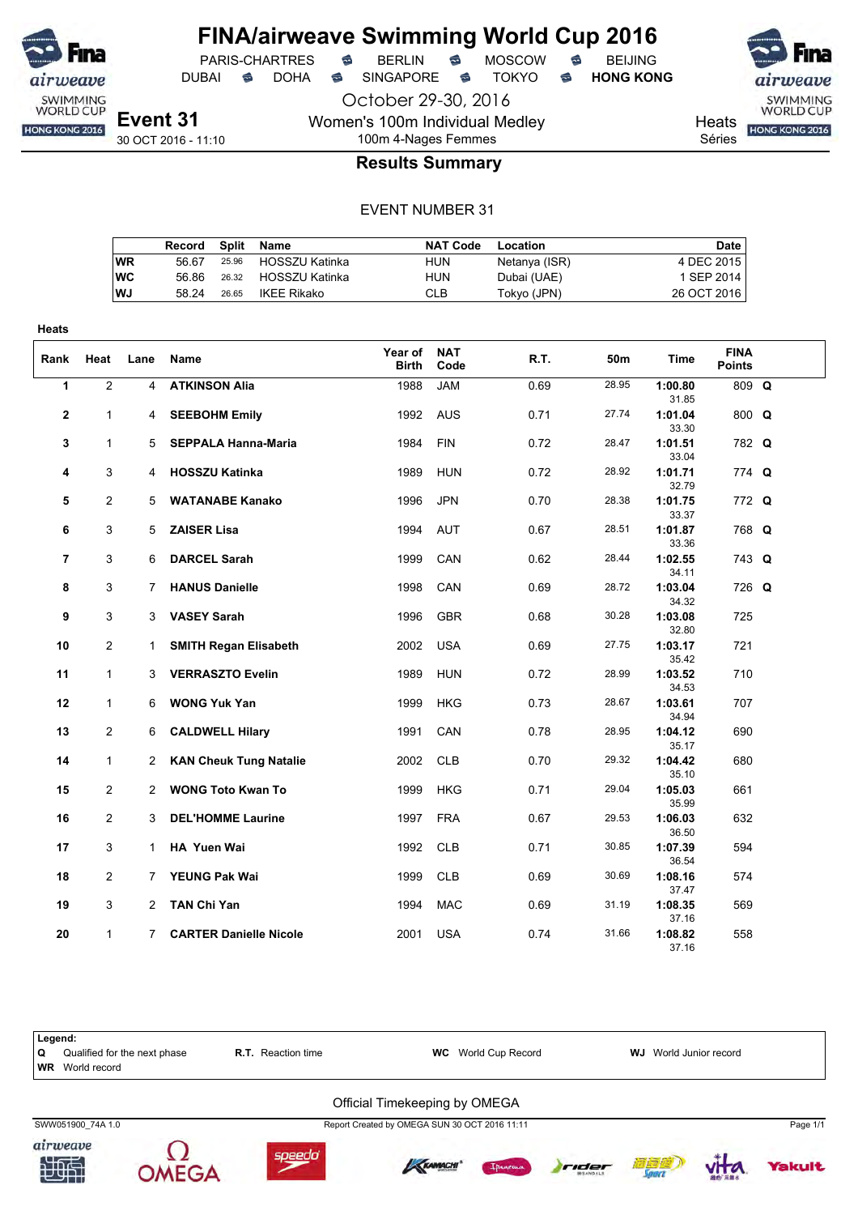# FINA/airweave Swimming World Cup 2016

PARIS-CHARTRES · BERLIN · MOSCOW · BEIJING
DUBAI · DOHA · SINGAPORE · TOKYO · **HONG KONG**

October 29-30, 2016

**Event 31** — 30 OCT 2016 - 11:10

Women's 100m Individual Medley
100m 4-Nages Femmes

Heats / Séries

## Results Summary

EVENT NUMBER 31

| | Record | Split | Name | NAT Code | Location | Date |
|---|---|---|---|---|---|---|
| WR | 56.67 | 25.96 | HOSSZU Katinka | HUN | Netanya (ISR) | 4 DEC 2015 |
| WC | 56.86 | 26.32 | HOSSZU Katinka | HUN | Dubai (UAE) | 1 SEP 2014 |
| WJ | 58.24 | 26.65 | IKEE Rikako | CLB | Tokyo (JPN) | 26 OCT 2016 |

**Heats**

| Rank | Heat | Lane | Name | Year of Birth | NAT Code | R.T. | 50m | Time | FINA Points | |
|---|---|---|---|---|---|---|---|---|---|---|
| 1 | 2 | 4 | **ATKINSON Alia** | 1988 | JAM | 0.69 | 28.95 | **1:00.80** 31.85 | 809 | **Q** |
| 2 | 1 | 4 | **SEEBOHM Emily** | 1992 | AUS | 0.71 | 27.74 | **1:01.04** 33.30 | 800 | **Q** |
| 3 | 1 | 5 | **SEPPALA Hanna-Maria** | 1984 | FIN | 0.72 | 28.47 | **1:01.51** 33.04 | 782 | **Q** |
| 4 | 3 | 4 | **HOSSZU Katinka** | 1989 | HUN | 0.72 | 28.92 | **1:01.71** 32.79 | 774 | **Q** |
| 5 | 2 | 5 | **WATANABE Kanako** | 1996 | JPN | 0.70 | 28.38 | **1:01.75** 33.37 | 772 | **Q** |
| 6 | 3 | 5 | **ZAISER Lisa** | 1994 | AUT | 0.67 | 28.51 | **1:01.87** 33.36 | 768 | **Q** |
| 7 | 3 | 6 | **DARCEL Sarah** | 1999 | CAN | 0.62 | 28.44 | **1:02.55** 34.11 | 743 | **Q** |
| 8 | 3 | 7 | **HANUS Danielle** | 1998 | CAN | 0.69 | 28.72 | **1:03.04** 34.32 | 726 | **Q** |
| 9 | 3 | 3 | **VASEY Sarah** | 1996 | GBR | 0.68 | 30.28 | **1:03.08** 32.80 | 725 | |
| 10 | 2 | 1 | **SMITH Regan Elisabeth** | 2002 | USA | 0.69 | 27.75 | **1:03.17** 35.42 | 721 | |
| 11 | 1 | 3 | **VERRASZTO Evelin** | 1989 | HUN | 0.72 | 28.99 | **1:03.52** 34.53 | 710 | |
| 12 | 1 | 6 | **WONG Yuk Yan** | 1999 | HKG | 0.73 | 28.67 | **1:03.61** 34.94 | 707 | |
| 13 | 2 | 6 | **CALDWELL Hilary** | 1991 | CAN | 0.78 | 28.95 | **1:04.12** 35.17 | 690 | |
| 14 | 1 | 2 | **KAN Cheuk Tung Natalie** | 2002 | CLB | 0.70 | 29.32 | **1:04.42** 35.10 | 680 | |
| 15 | 2 | 2 | **WONG Toto Kwan To** | 1999 | HKG | 0.71 | 29.04 | **1:05.03** 35.99 | 661 | |
| 16 | 2 | 3 | **DEL'HOMME Laurine** | 1997 | FRA | 0.67 | 29.53 | **1:06.03** 36.50 | 632 | |
| 17 | 3 | 1 | **HA Yuen Wai** | 1992 | CLB | 0.71 | 30.85 | **1:07.39** 36.54 | 594 | |
| 18 | 2 | 7 | **YEUNG Pak Wai** | 1999 | CLB | 0.69 | 30.69 | **1:08.16** 37.47 | 574 | |
| 19 | 3 | 2 | **TAN Chi Yan** | 1994 | MAC | 0.69 | 31.19 | **1:08.35** 37.16 | 569 | |
| 20 | 1 | 7 | **CARTER Danielle Nicole** | 2001 | USA | 0.74 | 31.66 | **1:08.82** 37.16 | 558 | |

**Legend:**
- **Q** Qualified for the next phase
- **WR** World record
- **R.T.** Reaction time
- **WC** World Cup Record
- **WJ** World Junior record

Official Timekeeping by OMEGA

SWW051900_74A 1.0 — Report Created by OMEGA SUN 30 OCT 2016 11:11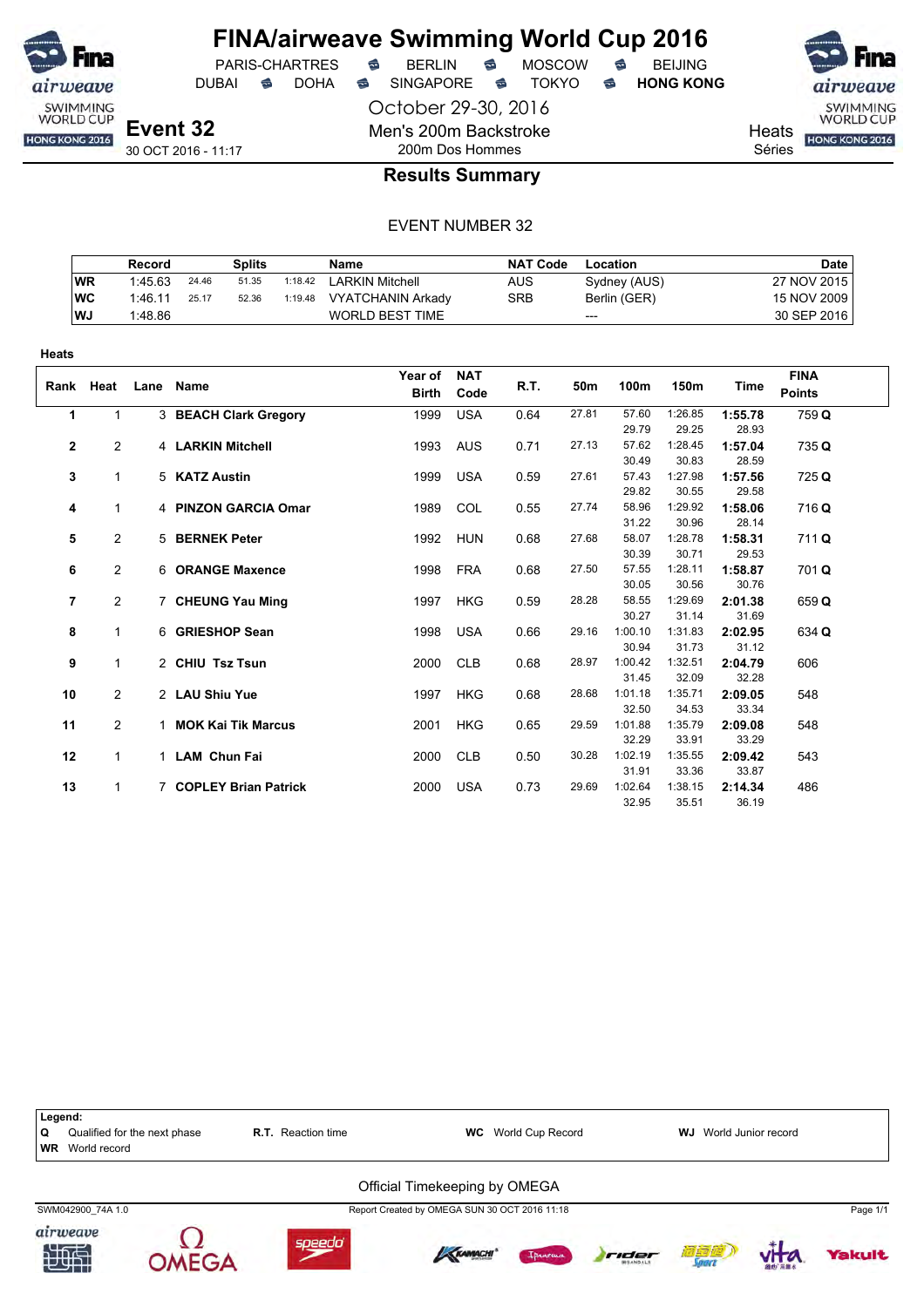# FINA/airweave Swimming World Cup 2016

PARIS-CHARTRES · BERLIN · MOSCOW · BEIJING
DUBAI · DOHA · SINGAPORE · TOKYO · **HONG KONG**

October 29-30, 2016

## Event 32

30 OCT 2016 - 11:17

Men's 200m Backstroke
200m Dos Hommes

Heats
Séries

### Results Summary

EVENT NUMBER 32

| | Record | Splits | | | Name | NAT Code | Location | Date |
|---|---|---|---|---|---|---|---|---|
| WR | 1:45.63 | 24.46 | 51.35 | 1:18.42 | LARKIN Mitchell | AUS | Sydney (AUS) | 27 NOV 2015 |
| WC | 1:46.11 | 25.17 | 52.36 | 1:19.48 | VYATCHANIN Arkady | SRB | Berlin (GER) | 15 NOV 2009 |
| WJ | 1:48.86 | | | | WORLD BEST TIME | | --- | 30 SEP 2016 |

**Heats**

| Rank | Heat | Lane | Name | Year of Birth | NAT Code | R.T. | 50m | 100m | 150m | Time | FINA Points |
|---|---|---|---|---|---|---|---|---|---|---|---|
| **1** | 1 | 3 | **BEACH Clark Gregory** | 1999 | USA | 0.64 | 27.81 | 57.60 / 29.79 | 1:26.85 / 29.25 | **1:55.78** / 28.93 | 759 **Q** |
| **2** | 2 | 4 | **LARKIN Mitchell** | 1993 | AUS | 0.71 | 27.13 | 57.62 / 30.49 | 1:28.45 / 30.83 | **1:57.04** / 28.59 | 735 **Q** |
| **3** | 1 | 5 | **KATZ Austin** | 1999 | USA | 0.59 | 27.61 | 57.43 / 29.82 | 1:27.98 / 30.55 | **1:57.56** / 29.58 | 725 **Q** |
| **4** | 1 | 4 | **PINZON GARCIA Omar** | 1989 | COL | 0.55 | 27.74 | 58.96 / 31.22 | 1:29.92 / 30.96 | **1:58.06** / 28.14 | 716 **Q** |
| **5** | 2 | 5 | **BERNEK Peter** | 1992 | HUN | 0.68 | 27.68 | 58.07 / 30.39 | 1:28.78 / 30.71 | **1:58.31** / 29.53 | 711 **Q** |
| **6** | 2 | 6 | **ORANGE Maxence** | 1998 | FRA | 0.68 | 27.50 | 57.55 / 30.05 | 1:28.11 / 30.56 | **1:58.87** / 30.76 | 701 **Q** |
| **7** | 2 | 7 | **CHEUNG Yau Ming** | 1997 | HKG | 0.59 | 28.28 | 58.55 / 30.27 | 1:29.69 / 31.14 | **2:01.38** / 31.69 | 659 **Q** |
| **8** | 1 | 6 | **GRIESHOP Sean** | 1998 | USA | 0.66 | 29.16 | 1:00.10 / 30.94 | 1:31.83 / 31.73 | **2:02.95** / 31.12 | 634 **Q** |
| **9** | 1 | 2 | **CHIU Tsz Tsun** | 2000 | CLB | 0.68 | 28.97 | 1:00.42 / 31.45 | 1:32.51 / 32.09 | **2:04.79** / 32.28 | 606 |
| **10** | 2 | 2 | **LAU Shiu Yue** | 1997 | HKG | 0.68 | 28.68 | 1:01.18 / 32.50 | 1:35.71 / 34.53 | **2:09.05** / 33.34 | 548 |
| **11** | 2 | 1 | **MOK Kai Tik Marcus** | 2001 | HKG | 0.65 | 29.59 | 1:01.88 / 32.29 | 1:35.79 / 33.91 | **2:09.08** / 33.29 | 548 |
| **12** | 1 | 1 | **LAM Chun Fai** | 2000 | CLB | 0.50 | 30.28 | 1:02.19 / 31.91 | 1:35.55 / 33.36 | **2:09.42** / 33.87 | 543 |
| **13** | 1 | 7 | **COPLEY Brian Patrick** | 2000 | USA | 0.73 | 29.69 | 1:02.64 / 32.95 | 1:38.15 / 35.51 | **2:14.34** / 36.19 | 486 |

**Legend:**

| | | | | | | | |
|---|---|---|---|---|---|---|---|
| **Q** | Qualified for the next phase | **R.T.** | Reaction time | **WC** | World Cup Record | **WJ** | World Junior record |
| **WR** | World record | | | | | | |

Official Timekeeping by OMEGA

SWM042900_74A 1.0 · Report Created by OMEGA SUN 30 OCT 2016 11:18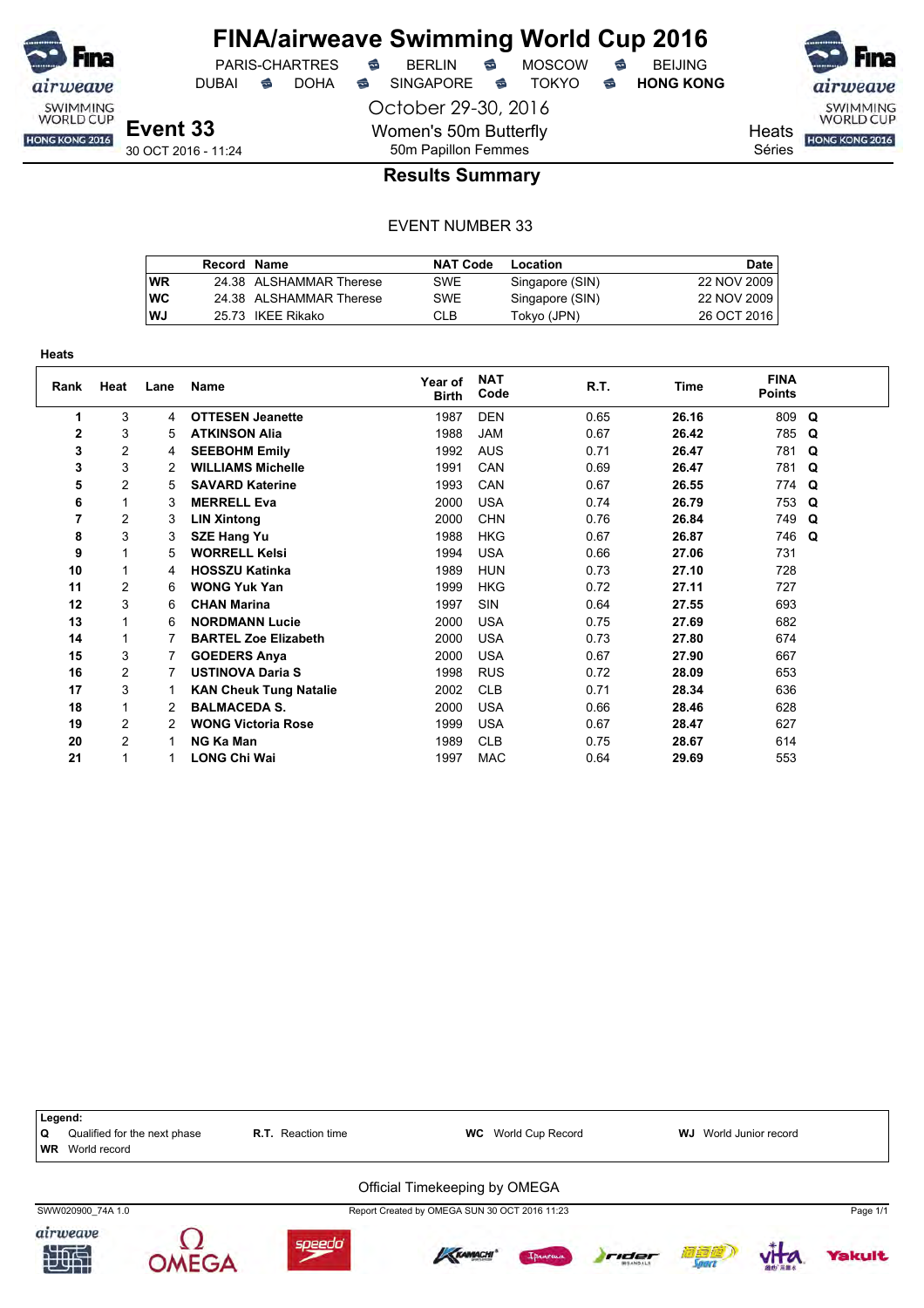# FINA/airweave Swimming World Cup 2016

PARIS-CHARTRES · BERLIN · MOSCOW · BEIJING
DUBAI · DOHA · SINGAPORE · TOKYO · **HONG KONG**

October 29-30, 2016

## Event 33

30 OCT 2016 - 11:24

Women's 50m Butterfly
50m Papillon Femmes

Heats
Séries

### Results Summary

EVENT NUMBER 33

| | Record | Name | NAT Code | Location | Date |
|---|---|---|---|---|---|
| WR | 24.38 | ALSHAMMAR Therese | SWE | Singapore (SIN) | 22 NOV 2009 |
| WC | 24.38 | ALSHAMMAR Therese | SWE | Singapore (SIN) | 22 NOV 2009 |
| WJ | 25.73 | IKEE Rikako | CLB | Tokyo (JPN) | 26 OCT 2016 |

**Heats**

| Rank | Heat | Lane | Name | Year of Birth | NAT Code | R.T. | Time | FINA Points | |
|---|---|---|---|---|---|---|---|---|---|
| 1 | 3 | 4 | **OTTESEN Jeanette** | 1987 | DEN | 0.65 | **26.16** | 809 | Q |
| 2 | 3 | 5 | **ATKINSON Alia** | 1988 | JAM | 0.67 | **26.42** | 785 | Q |
| 3 | 2 | 4 | **SEEBOHM Emily** | 1992 | AUS | 0.71 | **26.47** | 781 | Q |
| 3 | 3 | 2 | **WILLIAMS Michelle** | 1991 | CAN | 0.69 | **26.47** | 781 | Q |
| 5 | 2 | 5 | **SAVARD Katerine** | 1993 | CAN | 0.67 | **26.55** | 774 | Q |
| 6 | 1 | 3 | **MERRELL Eva** | 2000 | USA | 0.74 | **26.79** | 753 | Q |
| 7 | 2 | 3 | **LIN Xintong** | 2000 | CHN | 0.76 | **26.84** | 749 | Q |
| 8 | 3 | 3 | **SZE Hang Yu** | 1988 | HKG | 0.67 | **26.87** | 746 | Q |
| 9 | 1 | 5 | **WORRELL Kelsi** | 1994 | USA | 0.66 | **27.06** | 731 | |
| 10 | 1 | 4 | **HOSSZU Katinka** | 1989 | HUN | 0.73 | **27.10** | 728 | |
| 11 | 2 | 6 | **WONG Yuk Yan** | 1999 | HKG | 0.72 | **27.11** | 727 | |
| 12 | 3 | 6 | **CHAN Marina** | 1997 | SIN | 0.64 | **27.55** | 693 | |
| 13 | 1 | 6 | **NORDMANN Lucie** | 2000 | USA | 0.75 | **27.69** | 682 | |
| 14 | 1 | 7 | **BARTEL Zoe Elizabeth** | 2000 | USA | 0.73 | **27.80** | 674 | |
| 15 | 3 | 7 | **GOEDERS Anya** | 2000 | USA | 0.67 | **27.90** | 667 | |
| 16 | 2 | 7 | **USTINOVA Daria S** | 1998 | RUS | 0.72 | **28.09** | 653 | |
| 17 | 3 | 1 | **KAN Cheuk Tung Natalie** | 2002 | CLB | 0.71 | **28.34** | 636 | |
| 18 | 1 | 2 | **BALMACEDA S.** | 2000 | USA | 0.66 | **28.46** | 628 | |
| 19 | 2 | 2 | **WONG Victoria Rose** | 1999 | USA | 0.67 | **28.47** | 627 | |
| 20 | 2 | 1 | **NG Ka Man** | 1989 | CLB | 0.75 | **28.67** | 614 | |
| 21 | 1 | 1 | **LONG Chi Wai** | 1997 | MAC | 0.64 | **29.69** | 553 | |

**Legend:**

- **Q** Qualified for the next phase
- **R.T.** Reaction time
- **WC** World Cup Record
- **WJ** World Junior record
- **WR** World record

Official Timekeeping by OMEGA

SWW020900_74A 1.0 — Report Created by OMEGA SUN 30 OCT 2016 11:23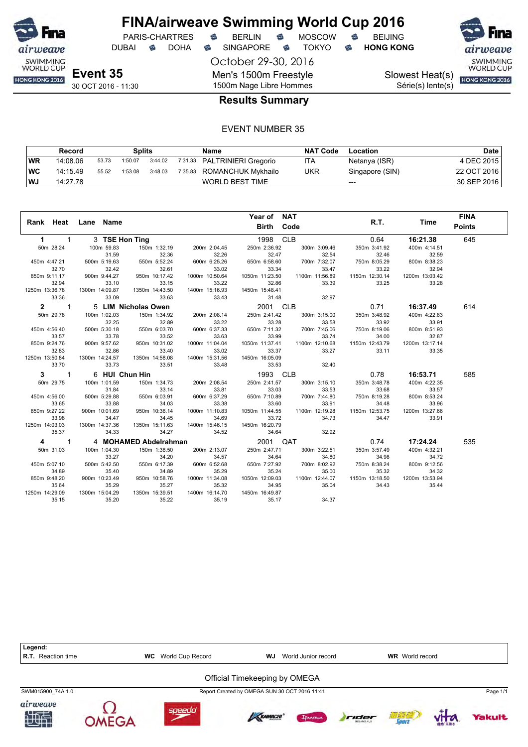# FINA/airweave Swimming World Cup 2016

PARIS-CHARTRES · BERLIN · MOSCOW · BEIJING
DUBAI · DOHA · SINGAPORE · TOKYO · **HONG KONG**

October 29-30, 2016

**Event 35**
30 OCT 2016 - 11:30

Men's 1500m Freestyle
1500m Nage Libre Hommes

Slowest Heat(s)
Série(s) lente(s)

## Results Summary

EVENT NUMBER 35

| | Record | Splits | | | | Name | NAT Code | Location | Date |
|---|---|---|---|---|---|---|---|---|---|
| WR | 14:08.06 | 53.73 | 1:50.07 | 3:44.02 | 7:31.33 | PALTRINIERI Gregorio | ITA | Netanya (ISR) | 4 DEC 2015 |
| WC | 14:15.49 | 55.52 | 1:53.08 | 3:48.03 | 7:35.83 | ROMANCHUK Mykhailo | UKR | Singapore (SIN) | 22 OCT 2016 |
| WJ | 14:27.78 | | | | | WORLD BEST TIME | | --- | 30 SEP 2016 |

| Rank | Heat | Lane | Name | Year of Birth | NAT Code | R.T. | Time | FINA Points |
|---|---|---|---|---|---|---|---|---|
| 1 | 1 | 3 | **TSE Hon Ting** | 1998 | CLB | 0.64 | **16:21.38** | 645 |
| 2 | 1 | 5 | **LIM Nicholas Owen** | 2001 | CLB | 0.71 | **16:37.49** | 614 |
| 3 | 1 | 6 | **HUI Chun Hin** | 1993 | CLB | 0.78 | **16:53.71** | 585 |
| 4 | 1 | 4 | **MOHAMED Abdelrahman** | 2001 | QAT | 0.74 | **17:24.24** | 535 |

**1. TSE Hon Ting** – splits

| Distance | Time | Split |
|---|---|---|
| 50m | 28.24 | |
| 100m | 59.83 | 31.59 |
| 150m | 1:32.19 | 32.36 |
| 200m | 2:04.45 | 32.26 |
| 250m | 2:36.92 | 32.47 |
| 300m | 3:09.46 | 32.54 |
| 350m | 3:41.92 | 32.46 |
| 400m | 4:14.51 | 32.59 |
| 450m | 4:47.21 | 32.70 |
| 500m | 5:19.63 | 32.42 |
| 550m | 5:52.24 | 32.61 |
| 600m | 6:25.26 | 33.02 |
| 650m | 6:58.60 | 33.34 |
| 700m | 7:32.07 | 33.47 |
| 750m | 8:05.29 | 33.22 |
| 800m | 8:38.23 | 32.94 |
| 850m | 9:11.17 | 32.94 |
| 900m | 9:44.27 | 33.10 |
| 950m | 10:17.42 | 33.15 |
| 1000m | 10:50.64 | 33.22 |
| 1050m | 11:23.50 | 32.86 |
| 1100m | 11:56.89 | 33.39 |
| 1150m | 12:30.14 | 33.25 |
| 1200m | 13:03.42 | 33.28 |
| 1250m | 13:36.78 | 33.36 |
| 1300m | 14:09.87 | 33.09 |
| 1350m | 14:43.50 | 33.63 |
| 1400m | 15:16.93 | 33.43 |
| 1450m | 15:48.41 | 31.48 |
| 1500m | 16:21.38 | 32.97 |

**2. LIM Nicholas Owen** – splits

| Distance | Time | Split |
|---|---|---|
| 50m | 29.78 | |
| 100m | 1:02.03 | 32.25 |
| 150m | 1:34.92 | 32.89 |
| 200m | 2:08.14 | 33.22 |
| 250m | 2:41.42 | 33.28 |
| 300m | 3:15.00 | 33.58 |
| 350m | 3:48.92 | 33.92 |
| 400m | 4:22.83 | 33.91 |
| 450m | 4:56.40 | 33.57 |
| 500m | 5:30.18 | 33.78 |
| 550m | 6:03.70 | 33.52 |
| 600m | 6:37.33 | 33.63 |
| 650m | 7:11.32 | 33.99 |
| 700m | 7:45.06 | 33.74 |
| 750m | 8:19.06 | 34.00 |
| 800m | 8:51.93 | 32.87 |
| 850m | 9:24.76 | 32.83 |
| 900m | 9:57.62 | 32.86 |
| 950m | 10:31.02 | 33.40 |
| 1000m | 11:04.04 | 33.02 |
| 1050m | 11:37.41 | 33.37 |
| 1100m | 12:10.68 | 33.27 |
| 1150m | 12:43.79 | 33.11 |
| 1200m | 13:17.14 | 33.35 |
| 1250m | 13:50.84 | 33.70 |
| 1300m | 14:24.57 | 33.73 |
| 1350m | 14:58.08 | 33.51 |
| 1400m | 15:31.56 | 33.48 |
| 1450m | 16:05.09 | 33.53 |
| 1500m | 16:37.49 | 32.40 |

**3. HUI Chun Hin** – splits

| Distance | Time | Split |
|---|---|---|
| 50m | 29.75 | |
| 100m | 1:01.59 | 31.84 |
| 150m | 1:34.73 | 33.14 |
| 200m | 2:08.54 | 33.81 |
| 250m | 2:41.57 | 33.03 |
| 300m | 3:15.10 | 33.53 |
| 350m | 3:48.78 | 33.68 |
| 400m | 4:22.35 | 33.57 |
| 450m | 4:56.00 | 33.65 |
| 500m | 5:29.88 | 33.88 |
| 550m | 6:03.91 | 34.03 |
| 600m | 6:37.29 | 33.38 |
| 650m | 7:10.89 | 33.60 |
| 700m | 7:44.80 | 33.91 |
| 750m | 8:19.28 | 34.48 |
| 800m | 8:53.24 | 33.96 |
| 850m | 9:27.22 | 33.98 |
| 900m | 10:01.69 | 34.47 |
| 950m | 10:36.14 | 34.45 |
| 1000m | 11:10.83 | 34.69 |
| 1050m | 11:44.55 | 33.72 |
| 1100m | 12:19.28 | 34.73 |
| 1150m | 12:53.75 | 34.47 |
| 1200m | 13:27.66 | 33.91 |
| 1250m | 14:03.03 | 35.37 |
| 1300m | 14:37.36 | 34.33 |
| 1350m | 15:11.63 | 34.27 |
| 1400m | 15:46.15 | 34.52 |
| 1450m | 16:20.79 | 34.64 |
| 1500m | 16:53.71 | 32.92 |

**4. MOHAMED Abdelrahman** – splits

| Distance | Time | Split |
|---|---|---|
| 50m | 31.03 | |
| 100m | 1:04.30 | 33.27 |
| 150m | 1:38.50 | 34.20 |
| 200m | 2:13.07 | 34.57 |
| 250m | 2:47.71 | 34.64 |
| 300m | 3:22.51 | 34.80 |
| 350m | 3:57.49 | 34.98 |
| 400m | 4:32.21 | 34.72 |
| 450m | 5:07.10 | 34.89 |
| 500m | 5:42.50 | 35.40 |
| 550m | 6:17.39 | 34.89 |
| 600m | 6:52.68 | 35.29 |
| 650m | 7:27.92 | 35.24 |
| 700m | 8:02.92 | 35.00 |
| 750m | 8:38.24 | 35.32 |
| 800m | 9:12.56 | 34.32 |
| 850m | 9:48.20 | 35.64 |
| 900m | 10:23.49 | 35.29 |
| 950m | 10:58.76 | 35.27 |
| 1000m | 11:34.08 | 35.32 |
| 1050m | 12:09.03 | 34.95 |
| 1100m | 12:44.07 | 35.04 |
| 1150m | 13:18.50 | 34.43 |
| 1200m | 13:53.94 | 35.44 |
| 1250m | 14:29.09 | 35.15 |
| 1300m | 15:04.29 | 35.20 |
| 1350m | 15:39.51 | 35.22 |
| 1400m | 16:14.70 | 35.19 |
| 1450m | 16:49.87 | 35.17 |
| 1500m | 17:24.24 | 34.37 |

**Legend:**
**R.T.** Reaction time · **WC** World Cup Record · **WJ** World Junior record · **WR** World record

Official Timekeeping by OMEGA

SWM015900_74A 1.0 · Report Created by OMEGA SUN 30 OCT 2016 11:41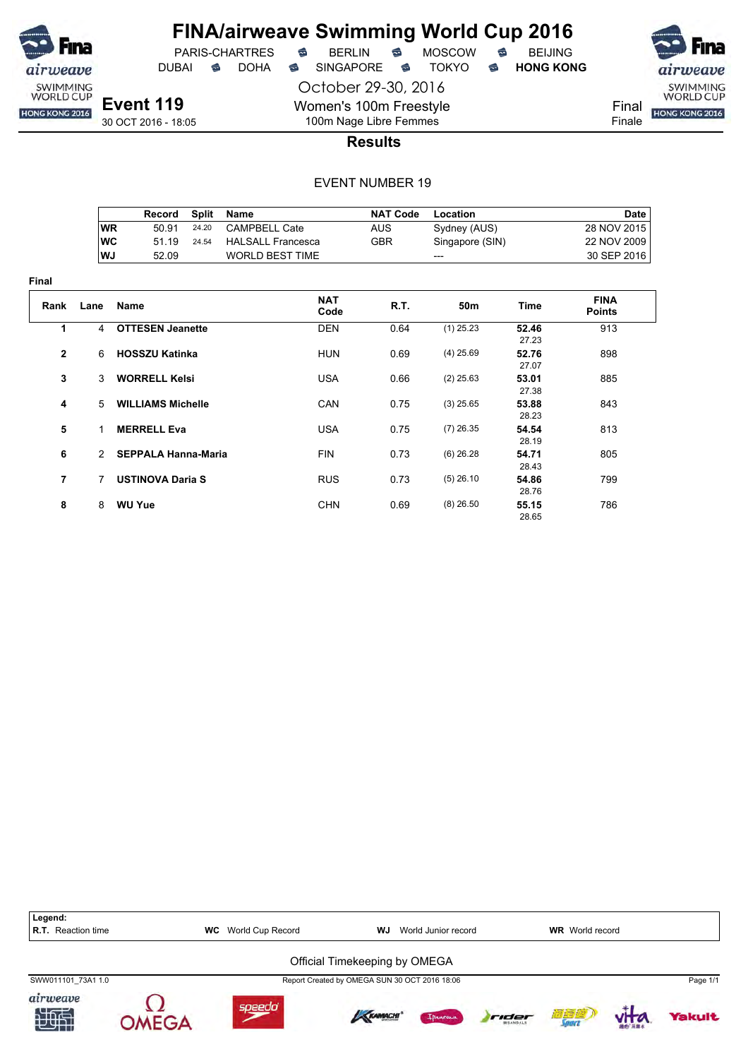# FINA/airweave Swimming World Cup 2016

PARIS-CHARTRES · BERLIN · MOSCOW · BEIJING
DUBAI · DOHA · SINGAPORE · TOKYO · **HONG KONG**

October 29-30, 2016

**Event 119**
30 OCT 2016 - 18:05

Women's 100m Freestyle
100m Nage Libre Femmes

Final
Finale

## Results

EVENT NUMBER 19

| | Record | Split | Name | NAT Code | Location | Date |
|---|---|---|---|---|---|---|
| WR | 50.91 | 24.20 | CAMPBELL Cate | AUS | Sydney (AUS) | 28 NOV 2015 |
| WC | 51.19 | 24.54 | HALSALL Francesca | GBR | Singapore (SIN) | 22 NOV 2009 |
| WJ | 52.09 | | WORLD BEST TIME | | --- | 30 SEP 2016 |

**Final**

| Rank | Lane | Name | NAT Code | R.T. | 50m | Time | FINA Points |
|---|---|---|---|---|---|---|---|
| 1 | 4 | **OTTESEN Jeanette** | DEN | 0.64 | (1) 25.23 | **52.46** 27.23 | 913 |
| 2 | 6 | **HOSSZU Katinka** | HUN | 0.69 | (4) 25.69 | **52.76** 27.07 | 898 |
| 3 | 3 | **WORRELL Kelsi** | USA | 0.66 | (2) 25.63 | **53.01** 27.38 | 885 |
| 4 | 5 | **WILLIAMS Michelle** | CAN | 0.75 | (3) 25.65 | **53.88** 28.23 | 843 |
| 5 | 1 | **MERRELL Eva** | USA | 0.75 | (7) 26.35 | **54.54** 28.19 | 813 |
| 6 | 2 | **SEPPALA Hanna-Maria** | FIN | 0.73 | (6) 26.28 | **54.71** 28.43 | 805 |
| 7 | 7 | **USTINOVA Daria S** | RUS | 0.73 | (5) 26.10 | **54.86** 28.76 | 799 |
| 8 | 8 | **WU Yue** | CHN | 0.69 | (8) 26.50 | **55.15** 28.65 | 786 |

**Legend:**
**R.T.** Reaction time · **WC** World Cup Record · **WJ** World Junior record · **WR** World record

Official Timekeeping by OMEGA

SWW011101_73A1 1.0 · Report Created by OMEGA SUN 30 OCT 2016 18:06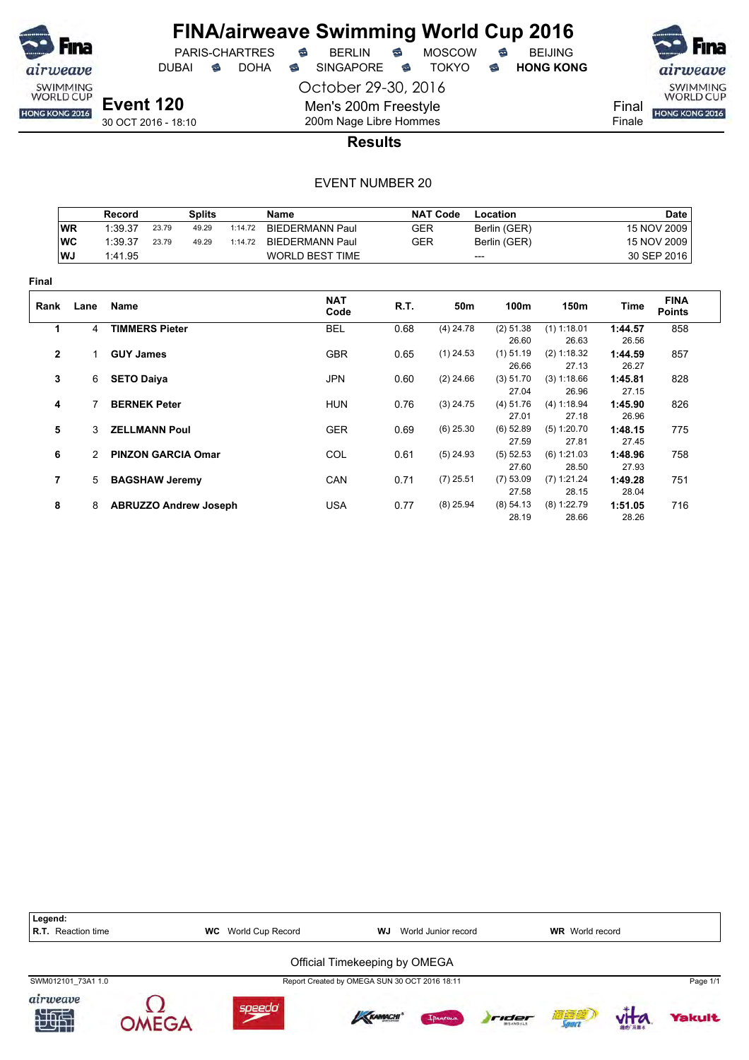# FINA/airweave Swimming World Cup 2016

PARIS-CHARTRES · BERLIN · MOSCOW · BEIJING
DUBAI · DOHA · SINGAPORE · TOKYO · **HONG KONG**

October 29-30, 2016

**Event 120**
30 OCT 2016 - 18:10

Men's 200m Freestyle
200m Nage Libre Hommes

Final
Finale

## Results

EVENT NUMBER 20

| | Record | Splits | | | Name | NAT Code | Location | Date |
|---|---|---|---|---|---|---|---|---|
| WR | 1:39.37 | 23.79 | 49.29 | 1:14.72 | BIEDERMANN Paul | GER | Berlin (GER) | 15 NOV 2009 |
| WC | 1:39.37 | 23.79 | 49.29 | 1:14.72 | BIEDERMANN Paul | GER | Berlin (GER) | 15 NOV 2009 |
| WJ | 1:41.95 | | | | WORLD BEST TIME | | --- | 30 SEP 2016 |

**Final**

| Rank | Lane | Name | NAT Code | R.T. | 50m | 100m | 150m | Time | FINA Points |
|---|---|---|---|---|---|---|---|---|---|
| 1 | 4 | **TIMMERS Pieter** | BEL | 0.68 | (4) 24.78 | (2) 51.38<br>26.60 | (1) 1:18.01<br>26.63 | **1:44.57**<br>26.56 | 858 |
| 2 | 1 | **GUY James** | GBR | 0.65 | (1) 24.53 | (1) 51.19<br>26.66 | (2) 1:18.32<br>27.13 | **1:44.59**<br>26.27 | 857 |
| 3 | 6 | **SETO Daiya** | JPN | 0.60 | (2) 24.66 | (3) 51.70<br>27.04 | (3) 1:18.66<br>26.96 | **1:45.81**<br>27.15 | 828 |
| 4 | 7 | **BERNEK Peter** | HUN | 0.76 | (3) 24.75 | (4) 51.76<br>27.01 | (4) 1:18.94<br>27.18 | **1:45.90**<br>26.96 | 826 |
| 5 | 3 | **ZELLMANN Poul** | GER | 0.69 | (6) 25.30 | (6) 52.89<br>27.59 | (5) 1:20.70<br>27.81 | **1:48.15**<br>27.45 | 775 |
| 6 | 2 | **PINZON GARCIA Omar** | COL | 0.61 | (5) 24.93 | (5) 52.53<br>27.60 | (6) 1:21.03<br>28.50 | **1:48.96**<br>27.93 | 758 |
| 7 | 5 | **BAGSHAW Jeremy** | CAN | 0.71 | (7) 25.51 | (7) 53.09<br>27.58 | (7) 1:21.24<br>28.15 | **1:49.28**<br>28.04 | 751 |
| 8 | 8 | **ABRUZZO Andrew Joseph** | USA | 0.77 | (8) 25.94 | (8) 54.13<br>28.19 | (8) 1:22.79<br>28.66 | **1:51.05**<br>28.26 | 716 |

**Legend:**
**R.T.** Reaction time · **WC** World Cup Record · **WJ** World Junior record · **WR** World record

Official Timekeeping by OMEGA

SWM012101_73A1 1.0 · Report Created by OMEGA SUN 30 OCT 2016 18:11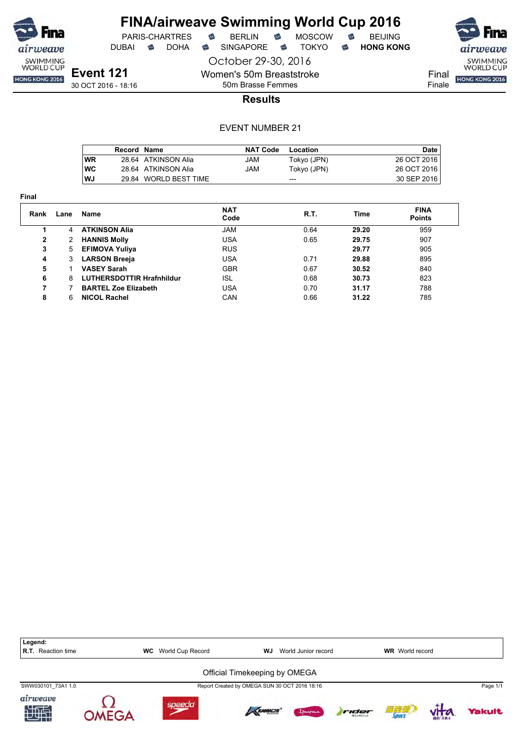# FINA/airweave Swimming World Cup 2016

PARIS-CHARTRES · BERLIN · MOSCOW · BEIJING
DUBAI · DOHA · SINGAPORE · TOKYO · **HONG KONG**

October 29-30, 2016

**Event 121**
30 OCT 2016 - 18:16

Women's 50m Breaststroke
50m Brasse Femmes

Final
Finale

## Results

EVENT NUMBER 21

| | Record | Name | NAT Code | Location | Date |
|---|---|---|---|---|---|
| WR | 28.64 | ATKINSON Alia | JAM | Tokyo (JPN) | 26 OCT 2016 |
| WC | 28.64 | ATKINSON Alia | JAM | Tokyo (JPN) | 26 OCT 2016 |
| WJ | 29.84 | WORLD BEST TIME | | --- | 30 SEP 2016 |

**Final**

| Rank | Lane | Name | NAT Code | R.T. | Time | FINA Points |
|---|---|---|---|---|---|---|
| **1** | 4 | **ATKINSON Alia** | JAM | 0.64 | **29.20** | 959 |
| **2** | 2 | **HANNIS Molly** | USA | 0.65 | **29.75** | 907 |
| **3** | 5 | **EFIMOVA Yuliya** | RUS | | **29.77** | 905 |
| **4** | 3 | **LARSON Breeja** | USA | 0.71 | **29.88** | 895 |
| **5** | 1 | **VASEY Sarah** | GBR | 0.67 | **30.52** | 840 |
| **6** | 8 | **LUTHERSDOTTIR Hrafnhildur** | ISL | 0.68 | **30.73** | 823 |
| **7** | 7 | **BARTEL Zoe Elizabeth** | USA | 0.70 | **31.17** | 788 |
| **8** | 6 | **NICOL Rachel** | CAN | 0.66 | **31.22** | 785 |

**Legend:**
**R.T.** Reaction time · **WC** World Cup Record · **WJ** World Junior record · **WR** World record

Official Timekeeping by OMEGA

SWW030101_73A1 1.0 · Report Created by OMEGA SUN 30 OCT 2016 18:16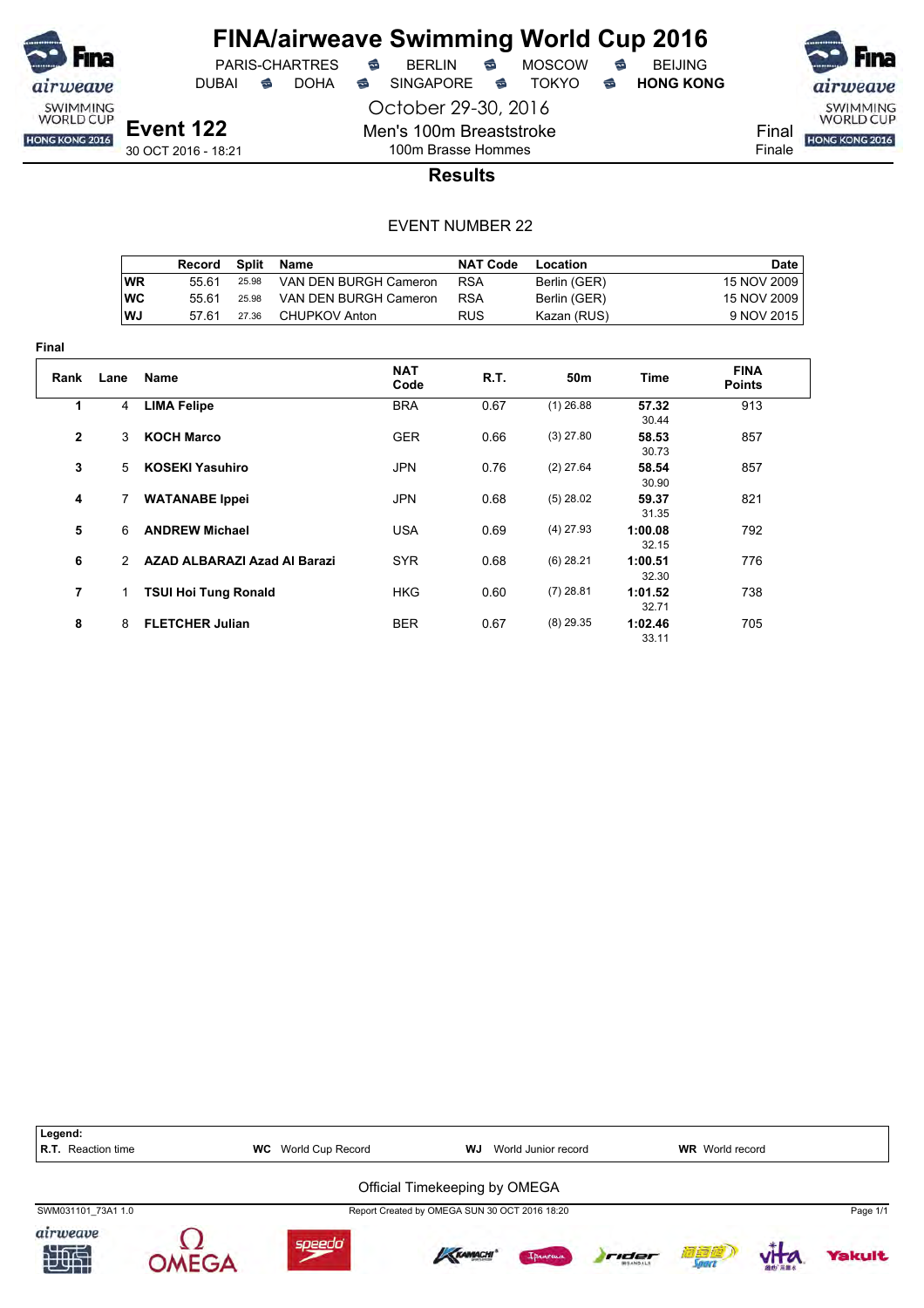# FINA/airweave Swimming World Cup 2016

PARIS-CHARTRES · BERLIN · MOSCOW · BEIJING
DUBAI · DOHA · SINGAPORE · TOKYO · **HONG KONG**

October 29-30, 2016

**Event 122**
30 OCT 2016 - 18:21

Men's 100m Breaststroke
100m Brasse Hommes

Final
Finale

## Results

EVENT NUMBER 22

| | Record | Split | Name | NAT Code | Location | Date |
|---|---|---|---|---|---|---|
| WR | 55.61 | 25.98 | VAN DEN BURGH Cameron | RSA | Berlin (GER) | 15 NOV 2009 |
| WC | 55.61 | 25.98 | VAN DEN BURGH Cameron | RSA | Berlin (GER) | 15 NOV 2009 |
| WJ | 57.61 | 27.36 | CHUPKOV Anton | RUS | Kazan (RUS) | 9 NOV 2015 |

**Final**

| Rank | Lane | Name | NAT Code | R.T. | 50m | Time | FINA Points |
|---|---|---|---|---|---|---|---|
| 1 | 4 | **LIMA Felipe** | BRA | 0.67 | (1) 26.88 | **57.32** 30.44 | 913 |
| 2 | 3 | **KOCH Marco** | GER | 0.66 | (3) 27.80 | **58.53** 30.73 | 857 |
| 3 | 5 | **KOSEKI Yasuhiro** | JPN | 0.76 | (2) 27.64 | **58.54** 30.90 | 857 |
| 4 | 7 | **WATANABE Ippei** | JPN | 0.68 | (5) 28.02 | **59.37** 31.35 | 821 |
| 5 | 6 | **ANDREW Michael** | USA | 0.69 | (4) 27.93 | **1:00.08** 32.15 | 792 |
| 6 | 2 | **AZAD ALBARAZI Azad Al Barazi** | SYR | 0.68 | (6) 28.21 | **1:00.51** 32.30 | 776 |
| 7 | 1 | **TSUI Hoi Tung Ronald** | HKG | 0.60 | (7) 28.81 | **1:01.52** 32.71 | 738 |
| 8 | 8 | **FLETCHER Julian** | BER | 0.67 | (8) 29.35 | **1:02.46** 33.11 | 705 |

**Legend:**
**R.T.** Reaction time · **WC** World Cup Record · **WJ** World Junior record · **WR** World record

Official Timekeeping by OMEGA

SWM031101_73A1 1.0 · Report Created by OMEGA SUN 30 OCT 2016 18:20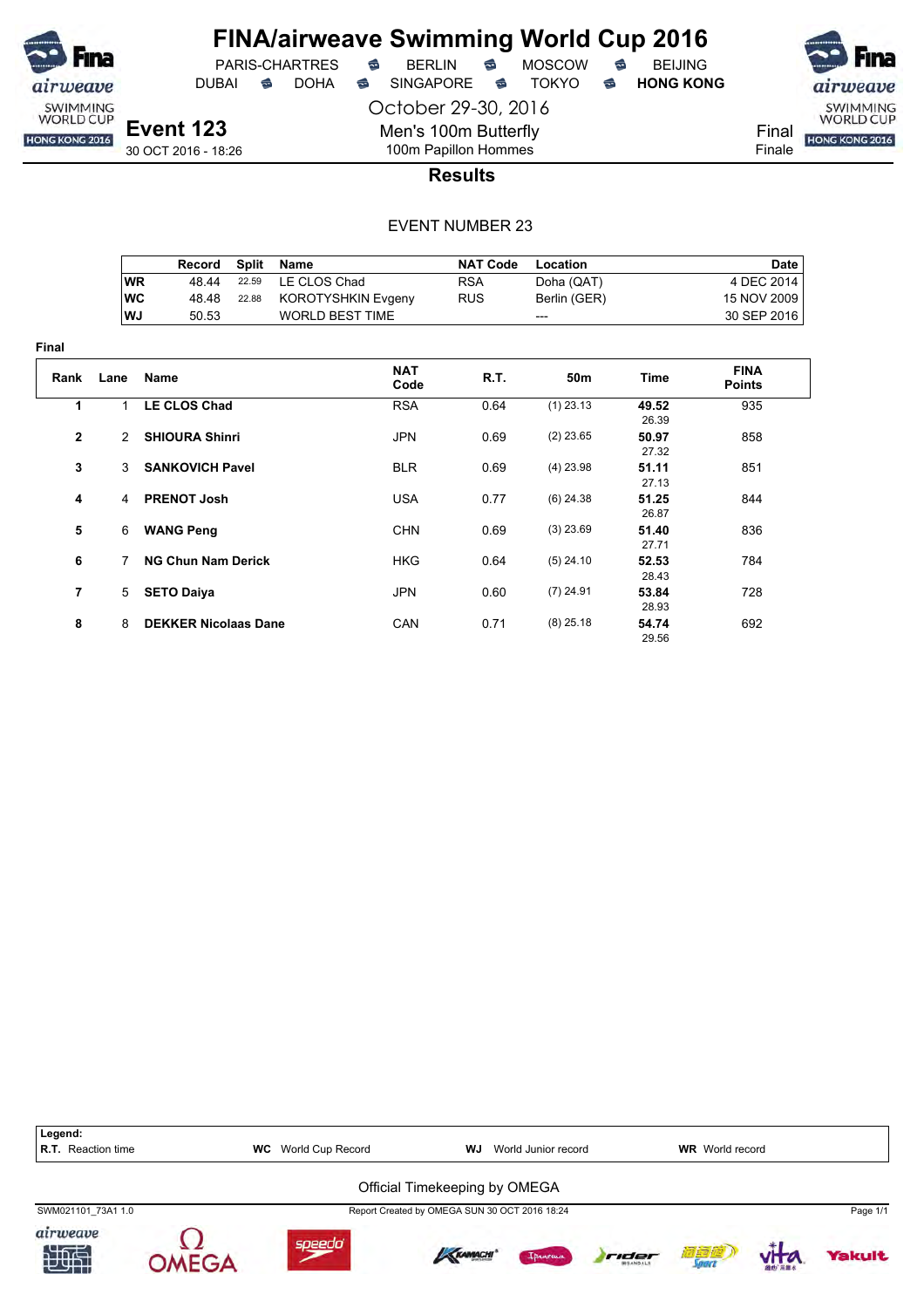# FINA/airweave Swimming World Cup 2016

PARIS-CHARTRES · BERLIN · MOSCOW · BEIJING
DUBAI · DOHA · SINGAPORE · TOKYO · **HONG KONG**

October 29-30, 2016

## Event 123

30 OCT 2016 - 18:26

Men's 100m Butterfly
100m Papillon Hommes

Final
Finale

### Results

EVENT NUMBER 23

| | Record | Split | Name | NAT Code | Location | Date |
|---|---|---|---|---|---|---|
| WR | 48.44 | 22.59 | LE CLOS Chad | RSA | Doha (QAT) | 4 DEC 2014 |
| WC | 48.48 | 22.88 | KOROTYSHKIN Evgeny | RUS | Berlin (GER) | 15 NOV 2009 |
| WJ | 50.53 | | WORLD BEST TIME | | --- | 30 SEP 2016 |

**Final**

| Rank | Lane | Name | NAT Code | R.T. | 50m | Time | FINA Points |
|---|---|---|---|---|---|---|---|
| 1 | 1 | **LE CLOS Chad** | RSA | 0.64 | (1) 23.13 | **49.52** 26.39 | 935 |
| 2 | 2 | **SHIOURA Shinri** | JPN | 0.69 | (2) 23.65 | **50.97** 27.32 | 858 |
| 3 | 3 | **SANKOVICH Pavel** | BLR | 0.69 | (4) 23.98 | **51.11** 27.13 | 851 |
| 4 | 4 | **PRENOT Josh** | USA | 0.77 | (6) 24.38 | **51.25** 26.87 | 844 |
| 5 | 6 | **WANG Peng** | CHN | 0.69 | (3) 23.69 | **51.40** 27.71 | 836 |
| 6 | 7 | **NG Chun Nam Derick** | HKG | 0.64 | (5) 24.10 | **52.53** 28.43 | 784 |
| 7 | 5 | **SETO Daiya** | JPN | 0.60 | (7) 24.91 | **53.84** 28.93 | 728 |
| 8 | 8 | **DEKKER Nicolaas Dane** | CAN | 0.71 | (8) 25.18 | **54.74** 29.56 | 692 |

**Legend:**
**R.T.** Reaction time · **WC** World Cup Record · **WJ** World Junior record · **WR** World record

Official Timekeeping by OMEGA

SWM021101_73A1 1.0 · Report Created by OMEGA SUN 30 OCT 2016 18:24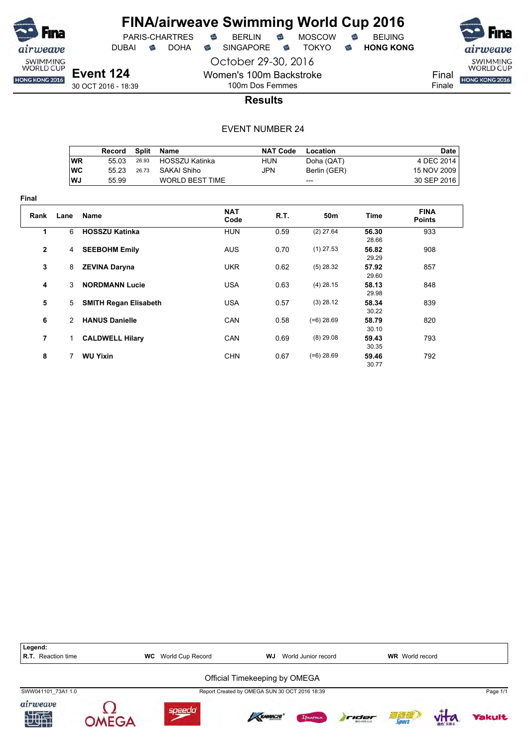# FINA/airweave Swimming World Cup 2016

PARIS-CHARTRES · BERLIN · MOSCOW · BEIJING
DUBAI · DOHA · SINGAPORE · TOKYO · **HONG KONG**

October 29-30, 2016

**Event 124**
30 OCT 2016 - 18:39

Women's 100m Backstroke
100m Dos Femmes

Final
Finale

## Results

EVENT NUMBER 24

| | Record | Split | Name | NAT Code | Location | Date |
|---|---|---|---|---|---|---|
| WR | 55.03 | 26.93 | HOSSZU Katinka | HUN | Doha (QAT) | 4 DEC 2014 |
| WC | 55.23 | 26.73 | SAKAI Shiho | JPN | Berlin (GER) | 15 NOV 2009 |
| WJ | 55.99 | | WORLD BEST TIME | | --- | 30 SEP 2016 |

**Final**

| Rank | Lane | Name | NAT Code | R.T. | 50m | Time | FINA Points |
|---|---|---|---|---|---|---|---|
| 1 | 6 | **HOSSZU Katinka** | HUN | 0.59 | (2) 27.64 | **56.30** 28.66 | 933 |
| 2 | 4 | **SEEBOHM Emily** | AUS | 0.70 | (1) 27.53 | **56.82** 29.29 | 908 |
| 3 | 8 | **ZEVINA Daryna** | UKR | 0.62 | (5) 28.32 | **57.92** 29.60 | 857 |
| 4 | 3 | **NORDMANN Lucie** | USA | 0.63 | (4) 28.15 | **58.13** 29.98 | 848 |
| 5 | 5 | **SMITH Regan Elisabeth** | USA | 0.57 | (3) 28.12 | **58.34** 30.22 | 839 |
| 6 | 2 | **HANUS Danielle** | CAN | 0.58 | (=6) 28.69 | **58.79** 30.10 | 820 |
| 7 | 1 | **CALDWELL Hilary** | CAN | 0.69 | (8) 29.08 | **59.43** 30.35 | 793 |
| 8 | 7 | **WU Yixin** | CHN | 0.67 | (=6) 28.69 | **59.46** 30.77 | 792 |

**Legend:**
**R.T.** Reaction time · **WC** World Cup Record · **WJ** World Junior record · **WR** World record

Official Timekeeping by OMEGA

SWW041101_73A1 1.0 · Report Created by OMEGA SUN 30 OCT 2016 18:39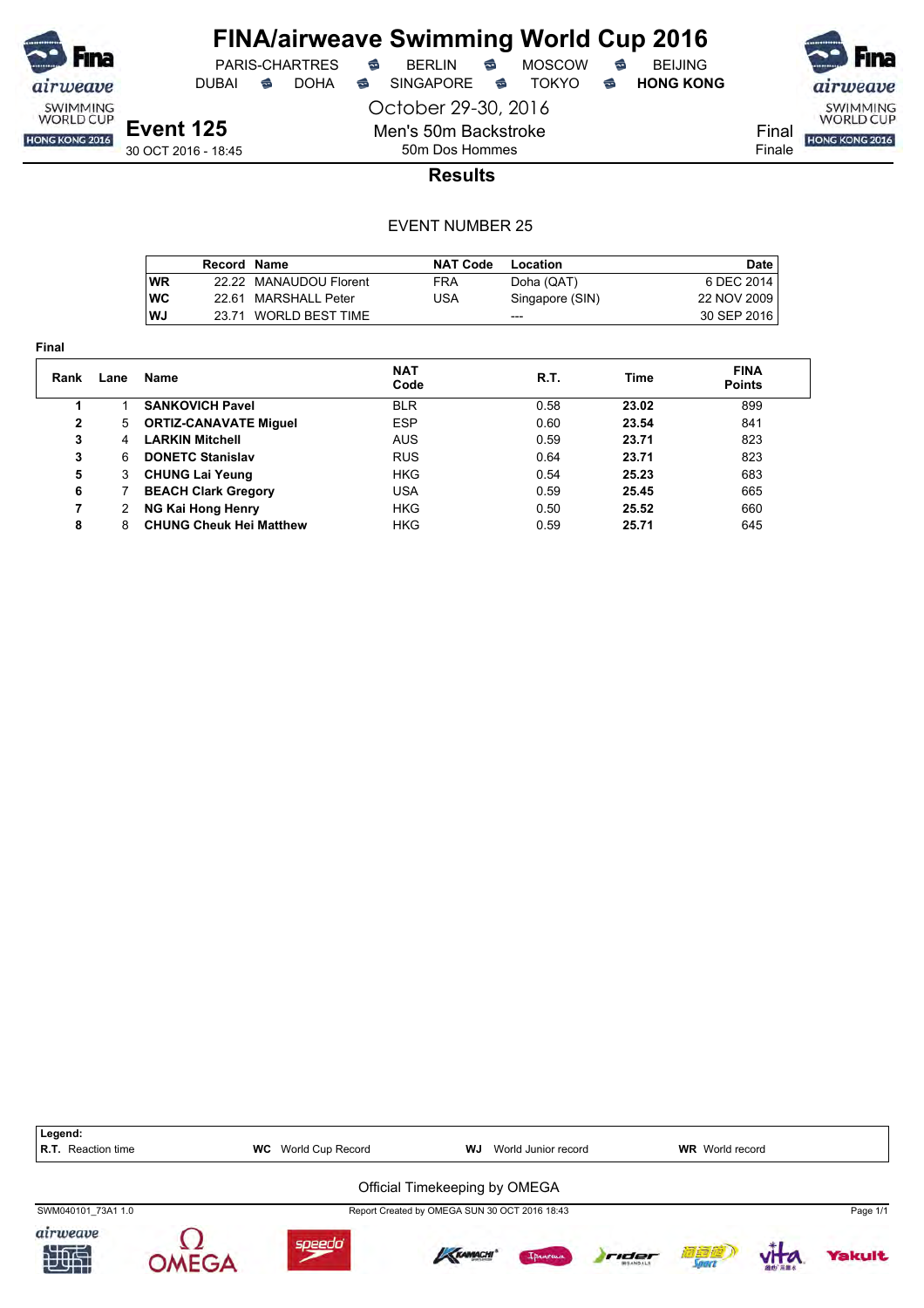# FINA/airweave Swimming World Cup 2016

PARIS-CHARTRES · BERLIN · MOSCOW · BEIJING
DUBAI · DOHA · SINGAPORE · TOKYO · **HONG KONG**

October 29-30, 2016

## Event 125

30 OCT 2016 - 18:45

Men's 50m Backstroke
50m Dos Hommes

Final
Finale

### Results

EVENT NUMBER 25

| | Record | Name | NAT Code | Location | Date |
|---|---|---|---|---|---|
| WR | 22.22 | MANAUDOU Florent | FRA | Doha (QAT) | 6 DEC 2014 |
| WC | 22.61 | MARSHALL Peter | USA | Singapore (SIN) | 22 NOV 2009 |
| WJ | 23.71 | WORLD BEST TIME | | --- | 30 SEP 2016 |

**Final**

| Rank | Lane | Name | NAT Code | R.T. | Time | FINA Points |
|---|---|---|---|---|---|---|
| 1 | 1 | **SANKOVICH Pavel** | BLR | 0.58 | **23.02** | 899 |
| 2 | 5 | **ORTIZ-CANAVATE Miguel** | ESP | 0.60 | **23.54** | 841 |
| 3 | 4 | **LARKIN Mitchell** | AUS | 0.59 | **23.71** | 823 |
| 3 | 6 | **DONETC Stanislav** | RUS | 0.64 | **23.71** | 823 |
| 5 | 3 | **CHUNG Lai Yeung** | HKG | 0.54 | **25.23** | 683 |
| 6 | 7 | **BEACH Clark Gregory** | USA | 0.59 | **25.45** | 665 |
| 7 | 2 | **NG Kai Hong Henry** | HKG | 0.50 | **25.52** | 660 |
| 8 | 8 | **CHUNG Cheuk Hei Matthew** | HKG | 0.59 | **25.71** | 645 |

**Legend:**
**R.T.** Reaction time · **WC** World Cup Record · **WJ** World Junior record · **WR** World record

Official Timekeeping by OMEGA

SWM040101_73A1 1.0 · Report Created by OMEGA SUN 30 OCT 2016 18:43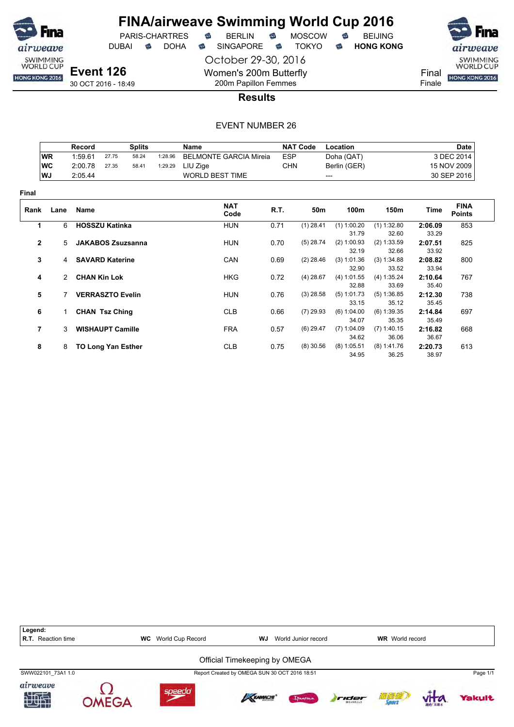# FINA/airweave Swimming World Cup 2016

PARIS-CHARTRES · BERLIN · MOSCOW · BEIJING
DUBAI · DOHA · SINGAPORE · TOKYO · **HONG KONG**

October 29-30, 2016

## Event 126

30 OCT 2016 - 18:49

Women's 200m Butterfly
200m Papillon Femmes

Final
Finale

### Results

EVENT NUMBER 26

| | Record | Splits | | | Name | NAT Code | Location | Date |
|---|---|---|---|---|---|---|---|---|
| WR | 1:59.61 | 27.75 | 58.24 | 1:28.96 | BELMONTE GARCIA Mireia | ESP | Doha (QAT) | 3 DEC 2014 |
| WC | 2:00.78 | 27.35 | 58.41 | 1:29.29 | LIU Zige | CHN | Berlin (GER) | 15 NOV 2009 |
| WJ | 2:05.44 | | | | WORLD BEST TIME | | --- | 30 SEP 2016 |

**Final**

| Rank | Lane | Name | NAT Code | R.T. | 50m | 100m | 150m | Time | FINA Points |
|---|---|---|---|---|---|---|---|---|---|
| 1 | 6 | **HOSSZU Katinka** | HUN | 0.71 | (1) 28.41 | (1) 1:00.20 | (1) 1:32.80 | **2:06.09** | 853 |
| | | | | | | 31.79 | 32.60 | 33.29 | |
| 2 | 5 | **JAKABOS Zsuzsanna** | HUN | 0.70 | (5) 28.74 | (2) 1:00.93 | (2) 1:33.59 | **2:07.51** | 825 |
| | | | | | | 32.19 | 32.66 | 33.92 | |
| 3 | 4 | **SAVARD Katerine** | CAN | 0.69 | (2) 28.46 | (3) 1:01.36 | (3) 1:34.88 | **2:08.82** | 800 |
| | | | | | | 32.90 | 33.52 | 33.94 | |
| 4 | 2 | **CHAN Kin Lok** | HKG | 0.72 | (4) 28.67 | (4) 1:01.55 | (4) 1:35.24 | **2:10.64** | 767 |
| | | | | | | 32.88 | 33.69 | 35.40 | |
| 5 | 7 | **VERRASZTO Evelin** | HUN | 0.76 | (3) 28.58 | (5) 1:01.73 | (5) 1:36.85 | **2:12.30** | 738 |
| | | | | | | 33.15 | 35.12 | 35.45 | |
| 6 | 1 | **CHAN Tsz Ching** | CLB | 0.66 | (7) 29.93 | (6) 1:04.00 | (6) 1:39.35 | **2:14.84** | 697 |
| | | | | | | 34.07 | 35.35 | 35.49 | |
| 7 | 3 | **WISHAUPT Camille** | FRA | 0.57 | (6) 29.47 | (7) 1:04.09 | (7) 1:40.15 | **2:16.82** | 668 |
| | | | | | | 34.62 | 36.06 | 36.67 | |
| 8 | 8 | **TO Long Yan Esther** | CLB | 0.75 | (8) 30.56 | (8) 1:05.51 | (8) 1:41.76 | **2:20.73** | 613 |
| | | | | | | 34.95 | 36.25 | 38.97 | |

**Legend:**
**R.T.** Reaction time · **WC** World Cup Record · **WJ** World Junior record · **WR** World record

Official Timekeeping by OMEGA

SWW022101_73A1 1.0 · Report Created by OMEGA SUN 30 OCT 2016 18:51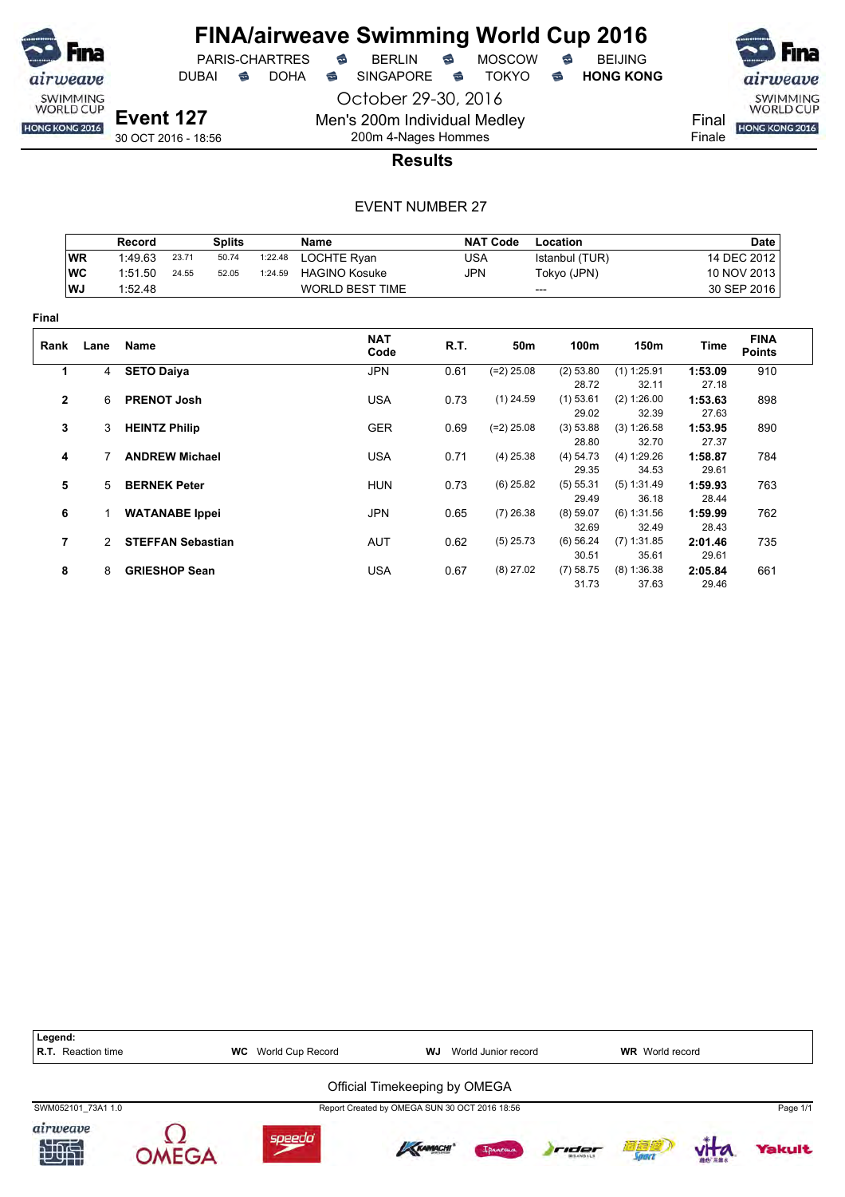# FINA/airweave Swimming World Cup 2016

PARIS-CHARTRES · BERLIN · MOSCOW · BEIJING
DUBAI · DOHA · SINGAPORE · TOKYO · **HONG KONG**

October 29-30, 2016

**Event 127**
30 OCT 2016 - 18:56

Men's 200m Individual Medley
200m 4-Nages Hommes

Final
Finale

## Results

EVENT NUMBER 27

| | Record | Splits | | | Name | NAT Code | Location | Date |
|---|---|---|---|---|---|---|---|---|
| WR | 1:49.63 | 23.71 | 50.74 | 1:22.48 | LOCHTE Ryan | USA | Istanbul (TUR) | 14 DEC 2012 |
| WC | 1:51.50 | 24.55 | 52.05 | 1:24.59 | HAGINO Kosuke | JPN | Tokyo (JPN) | 10 NOV 2013 |
| WJ | 1:52.48 | | | | WORLD BEST TIME | | --- | 30 SEP 2016 |

**Final**

| Rank | Lane | Name | NAT Code | R.T. | 50m | 100m | 150m | Time | FINA Points |
|---|---|---|---|---|---|---|---|---|---|
| 1 | 4 | **SETO Daiya** | JPN | 0.61 | (=2) 25.08 | (2) 53.80<br>28.72 | (1) 1:25.91<br>32.11 | **1:53.09**<br>27.18 | 910 |
| 2 | 6 | **PRENOT Josh** | USA | 0.73 | (1) 24.59 | (1) 53.61<br>29.02 | (2) 1:26.00<br>32.39 | **1:53.63**<br>27.63 | 898 |
| 3 | 3 | **HEINTZ Philip** | GER | 0.69 | (=2) 25.08 | (3) 53.88<br>28.80 | (3) 1:26.58<br>32.70 | **1:53.95**<br>27.37 | 890 |
| 4 | 7 | **ANDREW Michael** | USA | 0.71 | (4) 25.38 | (4) 54.73<br>29.35 | (4) 1:29.26<br>34.53 | **1:58.87**<br>29.61 | 784 |
| 5 | 5 | **BERNEK Peter** | HUN | 0.73 | (6) 25.82 | (5) 55.31<br>29.49 | (5) 1:31.49<br>36.18 | **1:59.93**<br>28.44 | 763 |
| 6 | 1 | **WATANABE Ippei** | JPN | 0.65 | (7) 26.38 | (8) 59.07<br>32.69 | (6) 1:31.56<br>32.49 | **1:59.99**<br>28.43 | 762 |
| 7 | 2 | **STEFFAN Sebastian** | AUT | 0.62 | (5) 25.73 | (6) 56.24<br>30.51 | (7) 1:31.85<br>35.61 | **2:01.46**<br>29.61 | 735 |
| 8 | 8 | **GRIESHOP Sean** | USA | 0.67 | (8) 27.02 | (7) 58.75<br>31.73 | (8) 1:36.38<br>37.63 | **2:05.84**<br>29.46 | 661 |

**Legend:**
**R.T.** Reaction time · **WC** World Cup Record · **WJ** World Junior record · **WR** World record

Official Timekeeping by OMEGA

SWM052101_73A1 1.0 · Report Created by OMEGA SUN 30 OCT 2016 18:56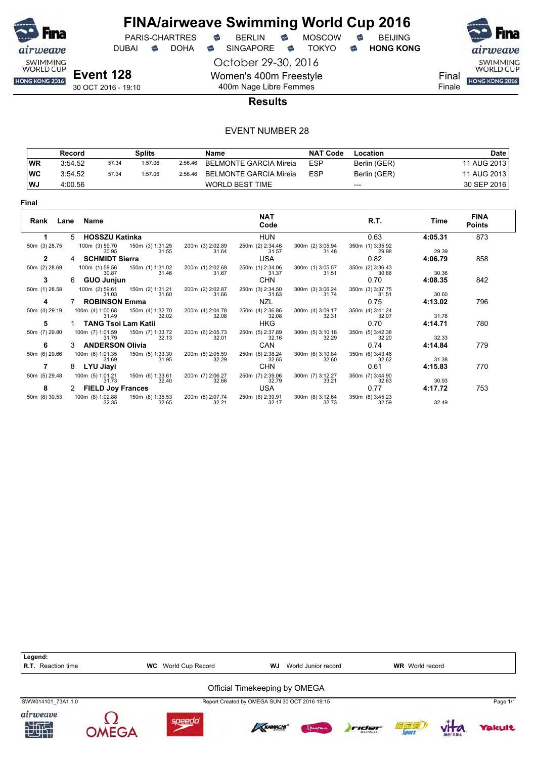# FINA/airweave Swimming World Cup 2016

PARIS-CHARTRES · BERLIN · MOSCOW · BEIJING
DUBAI · DOHA · SINGAPORE · TOKYO · **HONG KONG**

October 29-30, 2016

**Event 128**
30 OCT 2016 - 19:10

Women's 400m Freestyle
400m Nage Libre Femmes

Final
Finale

## Results

EVENT NUMBER 28

| | Record | Splits | | | Name | NAT Code | Location | Date |
|---|---|---|---|---|---|---|---|---|
| WR | 3:54.52 | 57.34 | 1:57.06 | 2:56.46 | BELMONTE GARCIA Mireia | ESP | Berlin (GER) | 11 AUG 2013 |
| WC | 3:54.52 | 57.34 | 1:57.06 | 2:56.46 | BELMONTE GARCIA Mireia | ESP | Berlin (GER) | 11 AUG 2013 |
| WJ | 4:00.56 | | | | WORLD BEST TIME | | --- | 30 SEP 2016 |

**Final**

| Rank | Lane | Name | | | | NAT Code | | R.T. | Time | FINA Points |
|---|---|---|---|---|---|---|---|---|---|---|
| 1 | 5 | **HOSSZU Katinka** | | | | HUN | | 0.63 | **4:05.31** | 873 |
| 50m (3) 28.75 | 100m (3) 59.70 / 30.95 | 150m (3) 1:31.25 / 31.55 | 200m (3) 2:02.89 / 31.64 | | | 250m (2) 2:34.46 / 31.57 | 300m (2) 3:05.94 / 31.48 | 350m (1) 3:35.92 / 29.98 | 29.39 | |
| 2 | 4 | **SCHMIDT Sierra** | | | | USA | | 0.82 | **4:06.79** | 858 |
| 50m (2) 28.69 | 100m (1) 59.56 / 30.87 | 150m (1) 1:31.02 / 31.46 | 200m (1) 2:02.69 / 31.67 | | | 250m (1) 2:34.06 / 31.37 | 300m (1) 3:05.57 / 31.51 | 350m (2) 3:36.43 / 30.86 | 30.36 | |
| 3 | 6 | **GUO Junjun** | | | | CHN | | 0.70 | **4:08.35** | 842 |
| 50m (1) 28.58 | 100m (2) 59.61 / 31.03 | 150m (2) 1:31.21 / 31.60 | 200m (2) 2:02.87 / 31.66 | | | 250m (3) 2:34.50 / 31.63 | 300m (3) 3:06.24 / 31.74 | 350m (3) 3:37.75 / 31.51 | 30.60 | |
| 4 | 7 | **ROBINSON Emma** | | | | NZL | | 0.75 | **4:13.02** | 796 |
| 50m (4) 29.19 | 100m (4) 1:00.68 / 31.49 | 150m (4) 1:32.70 / 32.02 | 200m (4) 2:04.78 / 32.08 | | | 250m (4) 2:36.86 / 32.08 | 300m (4) 3:09.17 / 32.31 | 350m (4) 3:41.24 / 32.07 | 31.78 | |
| 5 | 1 | **TANG Tsoi Lam Katii** | | | | HKG | | 0.70 | **4:14.71** | 780 |
| 50m (7) 29.80 | 100m (7) 1:01.59 / 31.79 | 150m (7) 1:33.72 / 32.13 | 200m (6) 2:05.73 / 32.01 | | | 250m (5) 2:37.89 / 32.16 | 300m (5) 3:10.18 / 32.29 | 350m (5) 3:42.38 / 32.20 | 32.33 | |
| 6 | 3 | **ANDERSON Olivia** | | | | CAN | | 0.74 | **4:14.84** | 779 |
| 50m (6) 29.66 | 100m (6) 1:01.35 / 31.69 | 150m (5) 1:33.30 / 31.95 | 200m (5) 2:05.59 / 32.29 | | | 250m (6) 2:38.24 / 32.65 | 300m (6) 3:10.84 / 32.60 | 350m (6) 3:43.46 / 32.62 | 31.38 | |
| 7 | 8 | **LYU Jiayi** | | | | CHN | | 0.61 | **4:15.83** | 770 |
| 50m (5) 29.48 | 100m (5) 1:01.21 / 31.73 | 150m (6) 1:33.61 / 32.40 | 200m (7) 2:06.27 / 32.66 | | | 250m (7) 2:39.06 / 32.79 | 300m (7) 3:12.27 / 33.21 | 350m (7) 3:44.90 / 32.63 | 30.93 | |
| 8 | 2 | **FIELD Joy Frances** | | | | USA | | 0.77 | **4:17.72** | 753 |
| 50m (8) 30.53 | 100m (8) 1:02.88 / 32.35 | 150m (8) 1:35.53 / 32.65 | 200m (8) 2:07.74 / 32.21 | | | 250m (8) 2:39.91 / 32.17 | 300m (8) 3:12.64 / 32.73 | 350m (8) 3:45.23 / 32.59 | 32.49 | |

**Legend:**
**R.T.** Reaction time · **WC** World Cup Record · **WJ** World Junior record · **WR** World record

Official Timekeeping by OMEGA

SWW014101_73A1 1.0 · Report Created by OMEGA SUN 30 OCT 2016 19:15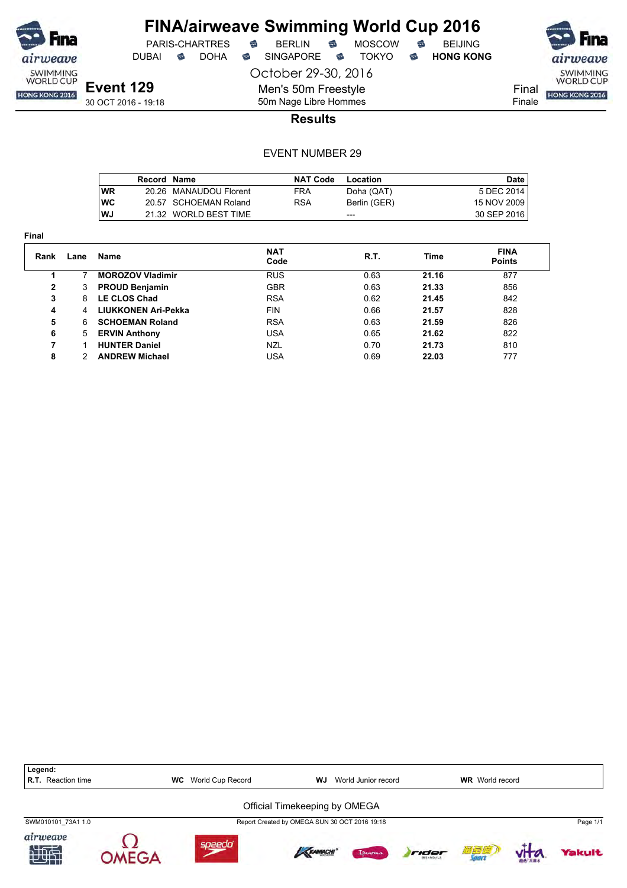# FINA/airweave Swimming World Cup 2016

PARIS-CHARTRES · BERLIN · MOSCOW · BEIJING
DUBAI · DOHA · SINGAPORE · TOKYO · **HONG KONG**

October 29-30, 2016

## Event 129

30 OCT 2016 - 19:18

Men's 50m Freestyle
50m Nage Libre Hommes

Final
Finale

### Results

EVENT NUMBER 29

| | Record | Name | NAT Code | Location | Date |
|---|---|---|---|---|---|
| **WR** | 20.26 | MANAUDOU Florent | FRA | Doha (QAT) | 5 DEC 2014 |
| **WC** | 20.57 | SCHOEMAN Roland | RSA | Berlin (GER) | 15 NOV 2009 |
| **WJ** | 21.32 | WORLD BEST TIME | | --- | 30 SEP 2016 |

**Final**

| Rank | Lane | Name | NAT Code | R.T. | Time | FINA Points |
|---|---|---|---|---|---|---|
| **1** | 7 | **MOROZOV Vladimir** | RUS | 0.63 | **21.16** | 877 |
| **2** | 3 | **PROUD Benjamin** | GBR | 0.63 | **21.33** | 856 |
| **3** | 8 | **LE CLOS Chad** | RSA | 0.62 | **21.45** | 842 |
| **4** | 4 | **LIUKKONEN Ari-Pekka** | FIN | 0.66 | **21.57** | 828 |
| **5** | 6 | **SCHOEMAN Roland** | RSA | 0.63 | **21.59** | 826 |
| **6** | 5 | **ERVIN Anthony** | USA | 0.65 | **21.62** | 822 |
| **7** | 1 | **HUNTER Daniel** | NZL | 0.70 | **21.73** | 810 |
| **8** | 2 | **ANDREW Michael** | USA | 0.69 | **22.03** | 777 |

**Legend:**
**R.T.** Reaction time · **WC** World Cup Record · **WJ** World Junior record · **WR** World record

Official Timekeeping by OMEGA

SWM010101_73A1 1.0 · Report Created by OMEGA SUN 30 OCT 2016 19:18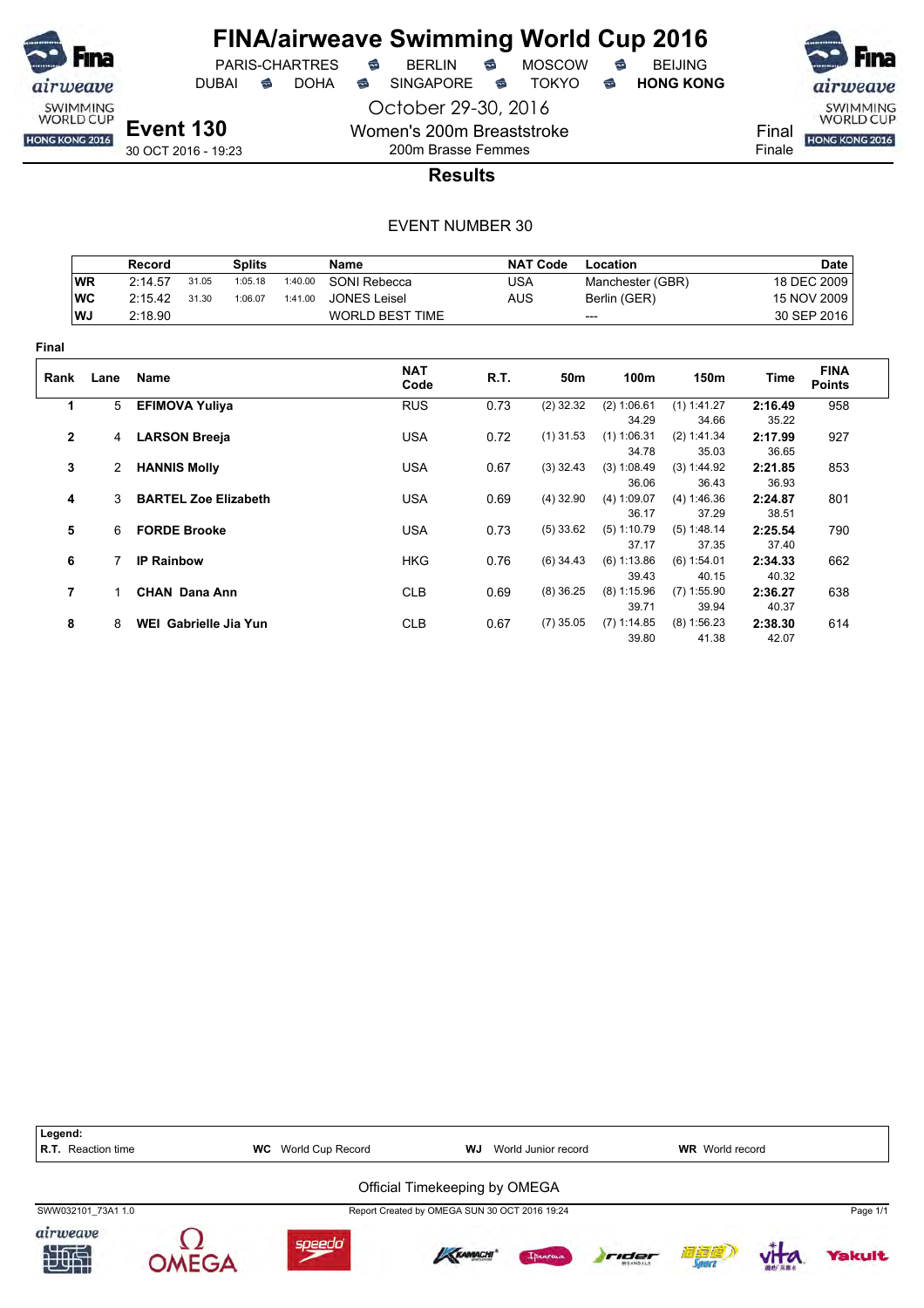# FINA/airweave Swimming World Cup 2016

PARIS-CHARTRES · BERLIN · MOSCOW · BEIJING
DUBAI · DOHA · SINGAPORE · TOKYO · **HONG KONG**

October 29-30, 2016

## Event 130

30 OCT 2016 - 19:23

Women's 200m Breaststroke
200m Brasse Femmes

Final
Finale

### Results

EVENT NUMBER 30

| | Record | | Splits | | Name | NAT Code | Location | Date |
|---|---|---|---|---|---|---|---|---|
| WR | 2:14.57 | 31.05 | 1:05.18 | 1:40.00 | SONI Rebecca | USA | Manchester (GBR) | 18 DEC 2009 |
| WC | 2:15.42 | 31.30 | 1:06.07 | 1:41.00 | JONES Leisel | AUS | Berlin (GER) | 15 NOV 2009 |
| WJ | 2:18.90 | | | | WORLD BEST TIME | | --- | 30 SEP 2016 |

**Final**

| Rank | Lane | Name | NAT Code | R.T. | 50m | 100m | 150m | Time | FINA Points |
|---|---|---|---|---|---|---|---|---|---|
| 1 | 5 | **EFIMOVA Yuliya** | RUS | 0.73 | (2) 32.32 | (2) 1:06.61 / 34.29 | (1) 1:41.27 / 34.66 | **2:16.49** / 35.22 | 958 |
| 2 | 4 | **LARSON Breeja** | USA | 0.72 | (1) 31.53 | (1) 1:06.31 / 34.78 | (2) 1:41.34 / 35.03 | **2:17.99** / 36.65 | 927 |
| 3 | 2 | **HANNIS Molly** | USA | 0.67 | (3) 32.43 | (3) 1:08.49 / 36.06 | (3) 1:44.92 / 36.43 | **2:21.85** / 36.93 | 853 |
| 4 | 3 | **BARTEL Zoe Elizabeth** | USA | 0.69 | (4) 32.90 | (4) 1:09.07 / 36.17 | (4) 1:46.36 / 37.29 | **2:24.87** / 38.51 | 801 |
| 5 | 6 | **FORDE Brooke** | USA | 0.73 | (5) 33.62 | (5) 1:10.79 / 37.17 | (5) 1:48.14 / 37.35 | **2:25.54** / 37.40 | 790 |
| 6 | 7 | **IP Rainbow** | HKG | 0.76 | (6) 34.43 | (6) 1:13.86 / 39.43 | (6) 1:54.01 / 40.15 | **2:34.33** / 40.32 | 662 |
| 7 | 1 | **CHAN Dana Ann** | CLB | 0.69 | (8) 36.25 | (8) 1:15.96 / 39.71 | (7) 1:55.90 / 39.94 | **2:36.27** / 40.37 | 638 |
| 8 | 8 | **WEI Gabrielle Jia Yun** | CLB | 0.67 | (7) 35.05 | (7) 1:14.85 / 39.80 | (8) 1:56.23 / 41.38 | **2:38.30** / 42.07 | 614 |

**Legend:**
**R.T.** Reaction time · **WC** World Cup Record · **WJ** World Junior record · **WR** World record

Official Timekeeping by OMEGA

SWW032101_73A1 1.0 · Report Created by OMEGA SUN 30 OCT 2016 19:24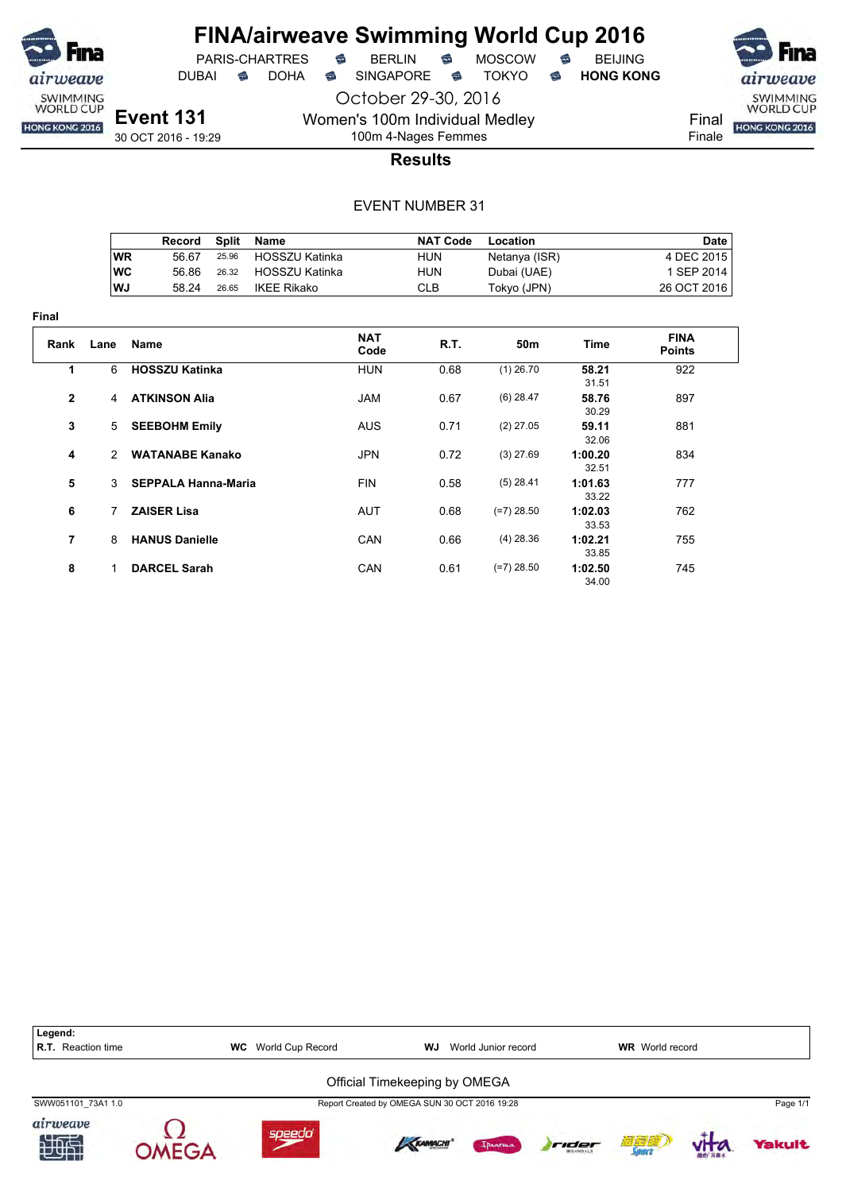# FINA/airweave Swimming World Cup 2016

PARIS-CHARTRES · BERLIN · MOSCOW · BEIJING
DUBAI · DOHA · SINGAPORE · TOKYO · **HONG KONG**

October 29-30, 2016

**Event 131**
30 OCT 2016 - 19:29

Women's 100m Individual Medley
100m 4-Nages Femmes

Final
Finale

## Results

EVENT NUMBER 31

| | Record | Split | Name | NAT Code | Location | Date |
|---|---|---|---|---|---|---|
| WR | 56.67 | 25.96 | HOSSZU Katinka | HUN | Netanya (ISR) | 4 DEC 2015 |
| WC | 56.86 | 26.32 | HOSSZU Katinka | HUN | Dubai (UAE) | 1 SEP 2014 |
| WJ | 58.24 | 26.65 | IKEE Rikako | CLB | Tokyo (JPN) | 26 OCT 2016 |

**Final**

| Rank | Lane | Name | NAT Code | R.T. | 50m | Time | FINA Points |
|---|---|---|---|---|---|---|---|
| 1 | 6 | **HOSSZU Katinka** | HUN | 0.68 | (1) 26.70 | **58.21** 31.51 | 922 |
| 2 | 4 | **ATKINSON Alia** | JAM | 0.67 | (6) 28.47 | **58.76** 30.29 | 897 |
| 3 | 5 | **SEEBOHM Emily** | AUS | 0.71 | (2) 27.05 | **59.11** 32.06 | 881 |
| 4 | 2 | **WATANABE Kanako** | JPN | 0.72 | (3) 27.69 | **1:00.20** 32.51 | 834 |
| 5 | 3 | **SEPPALA Hanna-Maria** | FIN | 0.58 | (5) 28.41 | **1:01.63** 33.22 | 777 |
| 6 | 7 | **ZAISER Lisa** | AUT | 0.68 | (=7) 28.50 | **1:02.03** 33.53 | 762 |
| 7 | 8 | **HANUS Danielle** | CAN | 0.66 | (4) 28.36 | **1:02.21** 33.85 | 755 |
| 8 | 1 | **DARCEL Sarah** | CAN | 0.61 | (=7) 28.50 | **1:02.50** 34.00 | 745 |

**Legend:**
**R.T.** Reaction time · **WC** World Cup Record · **WJ** World Junior record · **WR** World record

Official Timekeeping by OMEGA

SWW051101_73A1 1.0 · Report Created by OMEGA SUN 30 OCT 2016 19:28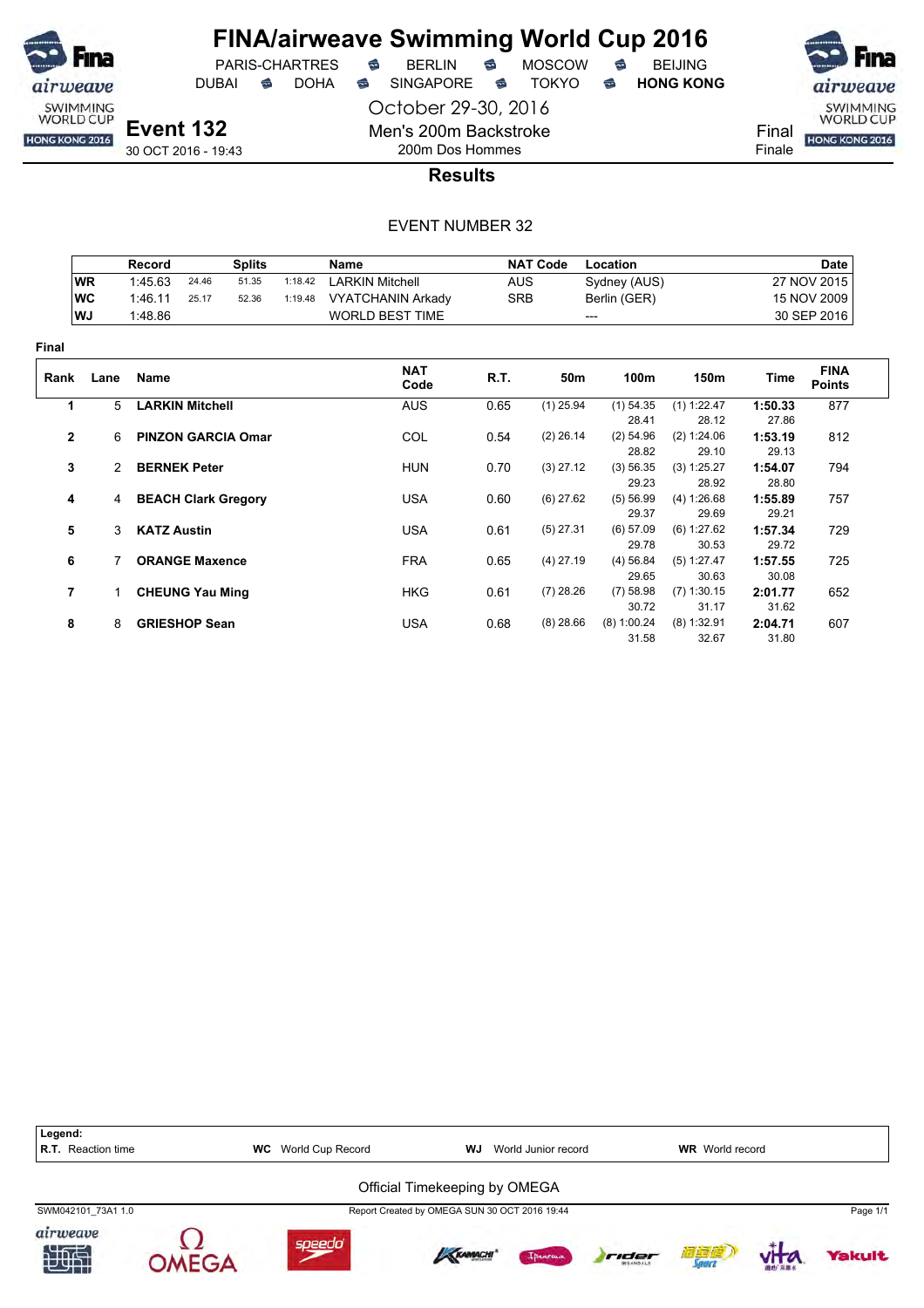# FINA/airweave Swimming World Cup 2016

PARIS-CHARTRES · BERLIN · MOSCOW · BEIJING
DUBAI · DOHA · SINGAPORE · TOKYO · **HONG KONG**

October 29-30, 2016

## Event 132

30 OCT 2016 - 19:43

Men's 200m Backstroke
200m Dos Hommes

Final
Finale

### Results

EVENT NUMBER 32

| | Record | | Splits | | Name | NAT Code | Location | Date |
|---|---|---|---|---|---|---|---|---|
| WR | 1:45.63 | 24.46 | 51.35 | 1:18.42 | LARKIN Mitchell | AUS | Sydney (AUS) | 27 NOV 2015 |
| WC | 1:46.11 | 25.17 | 52.36 | 1:19.48 | VYATCHANIN Arkady | SRB | Berlin (GER) | 15 NOV 2009 |
| WJ | 1:48.86 | | | | WORLD BEST TIME | | --- | 30 SEP 2016 |

**Final**

| Rank | Lane | Name | NAT Code | R.T. | 50m | 100m | 150m | Time | FINA Points |
|---|---|---|---|---|---|---|---|---|---|
| 1 | 5 | **LARKIN Mitchell** | AUS | 0.65 | (1) 25.94 | (1) 54.35<br>28.41 | (1) 1:22.47<br>28.12 | **1:50.33**<br>27.86 | 877 |
| 2 | 6 | **PINZON GARCIA Omar** | COL | 0.54 | (2) 26.14 | (2) 54.96<br>28.82 | (2) 1:24.06<br>29.10 | **1:53.19**<br>29.13 | 812 |
| 3 | 2 | **BERNEK Peter** | HUN | 0.70 | (3) 27.12 | (3) 56.35<br>29.23 | (3) 1:25.27<br>28.92 | **1:54.07**<br>28.80 | 794 |
| 4 | 4 | **BEACH Clark Gregory** | USA | 0.60 | (6) 27.62 | (5) 56.99<br>29.37 | (4) 1:26.68<br>29.69 | **1:55.89**<br>29.21 | 757 |
| 5 | 3 | **KATZ Austin** | USA | 0.61 | (5) 27.31 | (6) 57.09<br>29.78 | (6) 1:27.62<br>30.53 | **1:57.34**<br>29.72 | 729 |
| 6 | 7 | **ORANGE Maxence** | FRA | 0.65 | (4) 27.19 | (4) 56.84<br>29.65 | (5) 1:27.47<br>30.63 | **1:57.55**<br>30.08 | 725 |
| 7 | 1 | **CHEUNG Yau Ming** | HKG | 0.61 | (7) 28.26 | (7) 58.98<br>30.72 | (7) 1:30.15<br>31.17 | **2:01.77**<br>31.62 | 652 |
| 8 | 8 | **GRIESHOP Sean** | USA | 0.68 | (8) 28.66 | (8) 1:00.24<br>31.58 | (8) 1:32.91<br>32.67 | **2:04.71**<br>31.80 | 607 |

**Legend:**
**R.T.** Reaction time · **WC** World Cup Record · **WJ** World Junior record · **WR** World record

Official Timekeeping by OMEGA

SWM042101_73A1 1.0 · Report Created by OMEGA SUN 30 OCT 2016 19:44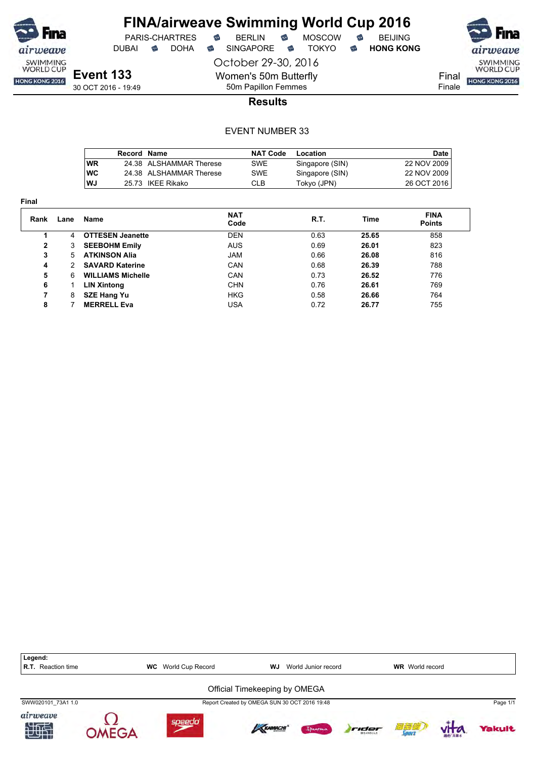# FINA/airweave Swimming World Cup 2016

PARIS-CHARTRES · BERLIN · MOSCOW · BEIJING
DUBAI · DOHA · SINGAPORE · TOKYO · **HONG KONG**

October 29-30, 2016

## Event 133

30 OCT 2016 - 19:49

Women's 50m Butterfly
50m Papillon Femmes

Final
Finale

### Results

EVENT NUMBER 33

| | Record | Name | NAT Code | Location | Date |
|---|---|---|---|---|---|
| WR | 24.38 | ALSHAMMAR Therese | SWE | Singapore (SIN) | 22 NOV 2009 |
| WC | 24.38 | ALSHAMMAR Therese | SWE | Singapore (SIN) | 22 NOV 2009 |
| WJ | 25.73 | IKEE Rikako | CLB | Tokyo (JPN) | 26 OCT 2016 |

**Final**

| Rank | Lane | Name | NAT Code | R.T. | Time | FINA Points |
|---|---|---|---|---|---|---|
| 1 | 4 | **OTTESEN Jeanette** | DEN | 0.63 | **25.65** | 858 |
| 2 | 3 | **SEEBOHM Emily** | AUS | 0.69 | **26.01** | 823 |
| 3 | 5 | **ATKINSON Alia** | JAM | 0.66 | **26.08** | 816 |
| 4 | 2 | **SAVARD Katerine** | CAN | 0.68 | **26.39** | 788 |
| 5 | 6 | **WILLIAMS Michelle** | CAN | 0.73 | **26.52** | 776 |
| 6 | 1 | **LIN Xintong** | CHN | 0.76 | **26.61** | 769 |
| 7 | 8 | **SZE Hang Yu** | HKG | 0.58 | **26.66** | 764 |
| 8 | 7 | **MERRELL Eva** | USA | 0.72 | **26.77** | 755 |

**Legend:**
**R.T.** Reaction time · **WC** World Cup Record · **WJ** World Junior record · **WR** World record

Official Timekeeping by OMEGA

SWW020101_73A1 1.0 · Report Created by OMEGA SUN 30 OCT 2016 19:48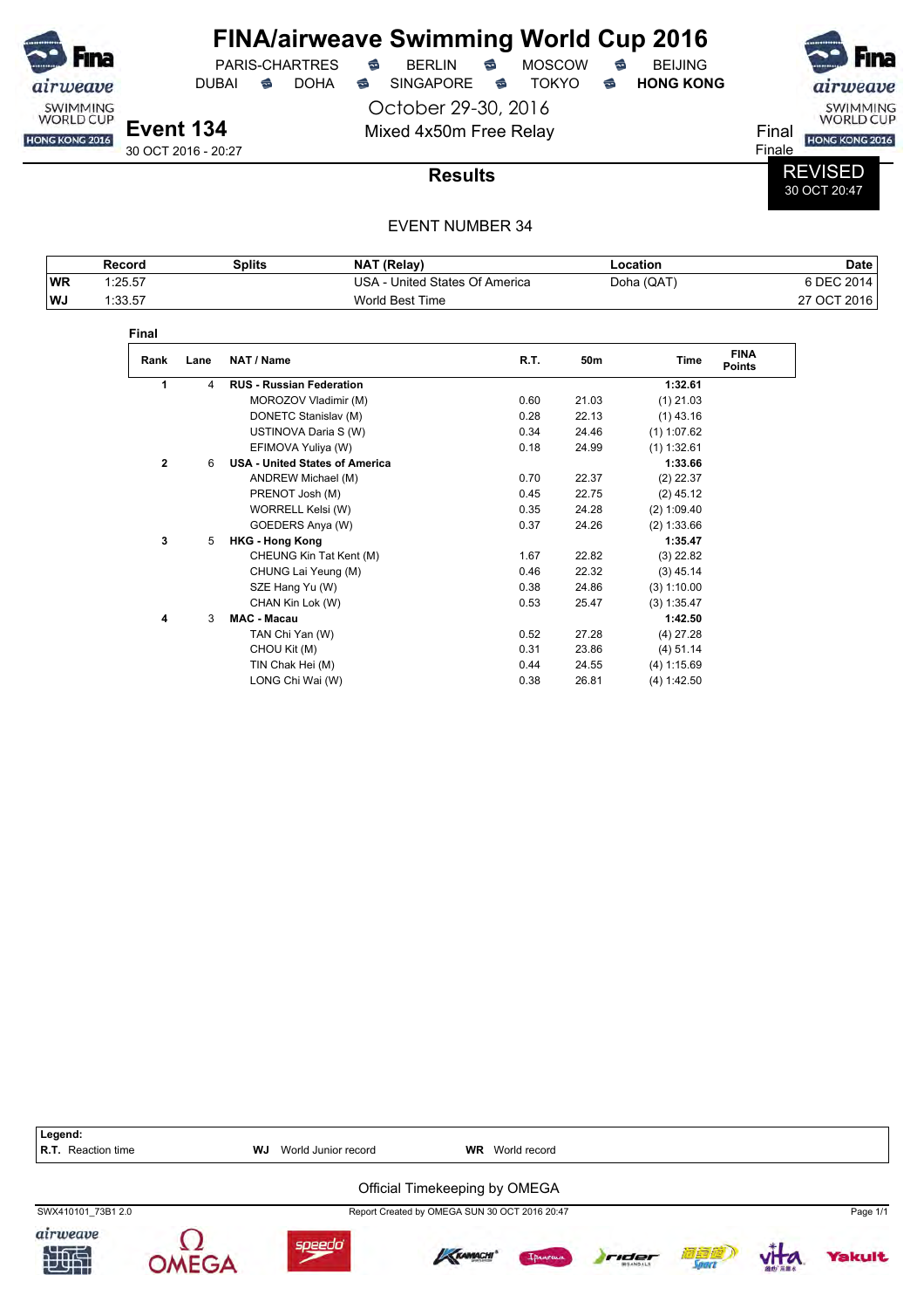# FINA/airweave Swimming World Cup 2016

PARIS-CHARTRES · BERLIN · MOSCOW · BEIJING
DUBAI · DOHA · SINGAPORE · TOKYO · **HONG KONG**

October 29-30, 2016

## Event 134

30 OCT 2016 - 20:27

Mixed 4x50m Free Relay

Final
Finale

### Results

REVISED
30 OCT 20:47

EVENT NUMBER 34

| | Record | Splits | NAT (Relay) | Location | Date |
|---|---|---|---|---|---|
| WR | 1:25.57 | | USA - United States Of America | Doha (QAT) | 6 DEC 2014 |
| WJ | 1:33.57 | | World Best Time | | 27 OCT 2016 |

**Final**

| Rank | Lane | NAT / Name | R.T. | 50m | Time | FINA Points |
|---|---|---|---|---|---|---|
| **1** | 4 | **RUS - Russian Federation** | | | **1:32.61** | |
| | | MOROZOV Vladimir (M) | 0.60 | 21.03 | (1) 21.03 | |
| | | DONETC Stanislav (M) | 0.28 | 22.13 | (1) 43.16 | |
| | | USTINOVA Daria S (W) | 0.34 | 24.46 | (1) 1:07.62 | |
| | | EFIMOVA Yuliya (W) | 0.18 | 24.99 | (1) 1:32.61 | |
| **2** | 6 | **USA - United States of America** | | | **1:33.66** | |
| | | ANDREW Michael (M) | 0.70 | 22.37 | (2) 22.37 | |
| | | PRENOT Josh (M) | 0.45 | 22.75 | (2) 45.12 | |
| | | WORRELL Kelsi (W) | 0.35 | 24.28 | (2) 1:09.40 | |
| | | GOEDERS Anya (W) | 0.37 | 24.26 | (2) 1:33.66 | |
| **3** | 5 | **HKG - Hong Kong** | | | **1:35.47** | |
| | | CHEUNG Kin Tat Kent (M) | 1.67 | 22.82 | (3) 22.82 | |
| | | CHUNG Lai Yeung (M) | 0.46 | 22.32 | (3) 45.14 | |
| | | SZE Hang Yu (W) | 0.38 | 24.86 | (3) 1:10.00 | |
| | | CHAN Kin Lok (W) | 0.53 | 25.47 | (3) 1:35.47 | |
| **4** | 3 | **MAC - Macau** | | | **1:42.50** | |
| | | TAN Chi Yan (W) | 0.52 | 27.28 | (4) 27.28 | |
| | | CHOU Kit (M) | 0.31 | 23.86 | (4) 51.14 | |
| | | TIN Chak Hei (M) | 0.44 | 24.55 | (4) 1:15.69 | |
| | | LONG Chi Wai (W) | 0.38 | 26.81 | (4) 1:42.50 | |

**Legend:**
**R.T.** Reaction time | **WJ** World Junior record | **WR** World record

Official Timekeeping by OMEGA

SWX410101_73B1 2.0 — Report Created by OMEGA SUN 30 OCT 2016 20:47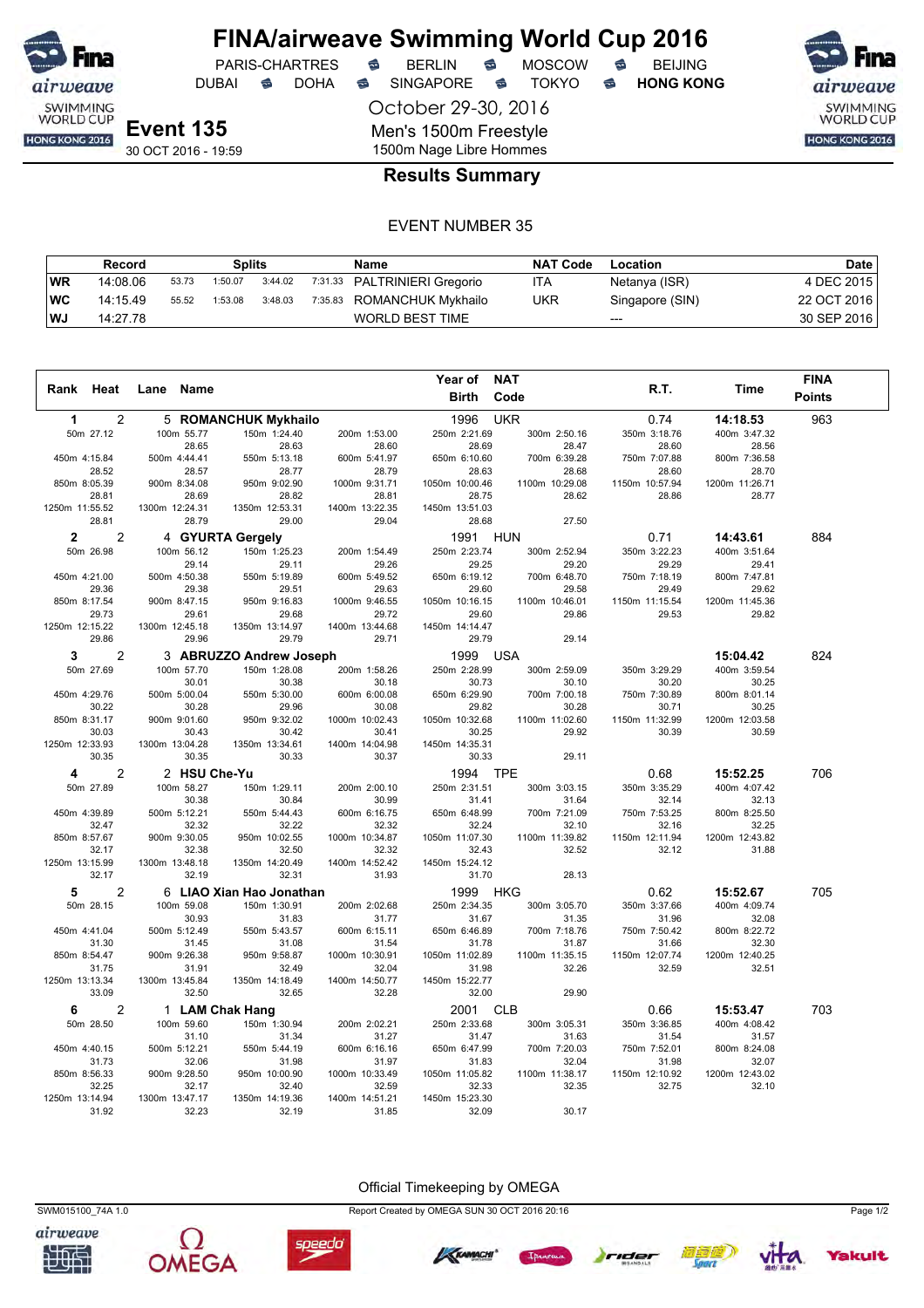# FINA/airweave Swimming World Cup 2016

PARIS-CHARTRES · BERLIN · MOSCOW · BEIJING
DUBAI · DOHA · SINGAPORE · TOKYO · **HONG KONG**

October 29-30, 2016

**Event 135**
30 OCT 2016 - 19:59

Men's 1500m Freestyle
1500m Nage Libre Hommes

## Results Summary

EVENT NUMBER 35

| | Record | Splits | | | | Name | NAT Code | Location | Date |
|---|---|---|---|---|---|---|---|---|---|
| WR | 14:08.06 | 53.73 | 1:50.07 | 3:44.02 | 7:31.33 | PALTRINIERI Gregorio | ITA | Netanya (ISR) | 4 DEC 2015 |
| WC | 14:15.49 | 55.52 | 1:53.08 | 3:48.03 | 7:35.83 | ROMANCHUK Mykhailo | UKR | Singapore (SIN) | 22 OCT 2016 |
| WJ | 14:27.78 | | | | | WORLD BEST TIME | | --- | 30 SEP 2016 |

| Rank | Heat | Lane | Name | Year of Birth | NAT Code | R.T. | Time | FINA Points |
|---|---|---|---|---|---|---|---|---|
| 1 | 2 | 5 | ROMANCHUK Mykhailo | 1996 | UKR | 0.74 | 14:18.53 | 963 |
| 2 | 2 | 4 | GYURTA Gergely | 1991 | HUN | 0.71 | 14:43.61 | 884 |
| 3 | 2 | 3 | ABRUZZO Andrew Joseph | 1999 | USA | | 15:04.42 | 824 |
| 4 | 2 | 2 | HSU Che-Yu | 1994 | TPE | 0.68 | 15:52.25 | 706 |
| 5 | 2 | 6 | LIAO Xian Hao Jonathan | 1999 | HKG | 0.62 | 15:52.67 | 705 |
| 6 | 2 | 1 | LAM Chak Hang | 2001 | CLB | 0.66 | 15:53.47 | 703 |

### Splits

**1 ROMANCHUK Mykhailo**

| Distance | Time | Split |
|---|---|---|
| 50m | 27.12 | |
| 100m | 55.77 | 28.65 |
| 150m | 1:24.40 | 28.63 |
| 200m | 1:53.00 | 28.60 |
| 250m | 2:21.69 | 28.69 |
| 300m | 2:50.16 | 28.47 |
| 350m | 3:18.76 | 28.60 |
| 400m | 3:47.32 | 28.56 |
| 450m | 4:15.84 | 28.52 |
| 500m | 4:44.41 | 28.57 |
| 550m | 5:13.18 | 28.77 |
| 600m | 5:41.97 | 28.79 |
| 650m | 6:10.60 | 28.63 |
| 700m | 6:39.28 | 28.68 |
| 750m | 7:07.88 | 28.60 |
| 800m | 7:36.58 | 28.70 |
| 850m | 8:05.39 | 28.81 |
| 900m | 8:34.08 | 28.69 |
| 950m | 9:02.90 | 28.82 |
| 1000m | 9:31.71 | 28.81 |
| 1050m | 10:00.46 | 28.75 |
| 1100m | 10:29.08 | 28.62 |
| 1150m | 10:57.94 | 28.86 |
| 1200m | 11:26.71 | 28.77 |
| 1250m | 11:55.52 | 28.81 |
| 1300m | 12:24.31 | 28.79 |
| 1350m | 12:53.31 | 29.00 |
| 1400m | 13:22.35 | 29.04 |
| 1450m | 13:51.03 | 28.68 |
| 1500m | 14:18.53 | 27.50 |

**2 GYURTA Gergely**

| Distance | Time | Split |
|---|---|---|
| 50m | 26.98 | |
| 100m | 56.12 | 29.14 |
| 150m | 1:25.23 | 29.11 |
| 200m | 1:54.49 | 29.26 |
| 250m | 2:23.74 | 29.25 |
| 300m | 2:52.94 | 29.20 |
| 350m | 3:22.23 | 29.29 |
| 400m | 3:51.64 | 29.41 |
| 450m | 4:21.00 | 29.36 |
| 500m | 4:50.38 | 29.38 |
| 550m | 5:19.89 | 29.51 |
| 600m | 5:49.52 | 29.63 |
| 650m | 6:19.12 | 29.60 |
| 700m | 6:48.70 | 29.58 |
| 750m | 7:18.19 | 29.49 |
| 800m | 7:47.81 | 29.62 |
| 850m | 8:17.54 | 29.73 |
| 900m | 8:47.15 | 29.61 |
| 950m | 9:16.83 | 29.68 |
| 1000m | 9:46.55 | 29.72 |
| 1050m | 10:16.15 | 29.60 |
| 1100m | 10:46.01 | 29.86 |
| 1150m | 11:15.54 | 29.53 |
| 1200m | 11:45.36 | 29.82 |
| 1250m | 12:15.22 | 29.86 |
| 1300m | 12:45.18 | 29.96 |
| 1350m | 13:14.97 | 29.79 |
| 1400m | 13:44.68 | 29.71 |
| 1450m | 14:14.47 | 29.79 |
| 1500m | 14:43.61 | 29.14 |

**3 ABRUZZO Andrew Joseph**

| Distance | Time | Split |
|---|---|---|
| 50m | 27.69 | |
| 100m | 57.70 | 30.01 |
| 150m | 1:28.08 | 30.38 |
| 200m | 1:58.26 | 30.18 |
| 250m | 2:28.99 | 30.73 |
| 300m | 2:59.09 | 30.10 |
| 350m | 3:29.29 | 30.20 |
| 400m | 3:59.54 | 30.25 |
| 450m | 4:29.76 | 30.22 |
| 500m | 5:00.04 | 30.28 |
| 550m | 5:30.00 | 29.96 |
| 600m | 6:00.08 | 30.08 |
| 650m | 6:29.90 | 29.82 |
| 700m | 7:00.18 | 30.28 |
| 750m | 7:30.89 | 30.71 |
| 800m | 8:01.14 | 30.25 |
| 850m | 8:31.17 | 30.03 |
| 900m | 9:01.60 | 30.43 |
| 950m | 9:32.02 | 30.42 |
| 1000m | 10:02.43 | 30.41 |
| 1050m | 10:32.68 | 30.25 |
| 1100m | 11:02.60 | 29.92 |
| 1150m | 11:32.99 | 30.39 |
| 1200m | 12:03.58 | 30.59 |
| 1250m | 12:33.93 | 30.35 |
| 1300m | 13:04.28 | 30.35 |
| 1350m | 13:34.61 | 30.33 |
| 1400m | 14:04.98 | 30.37 |
| 1450m | 14:35.31 | 30.33 |
| 1500m | 15:04.42 | 29.11 |

**4 HSU Che-Yu**

| Distance | Time | Split |
|---|---|---|
| 50m | 27.89 | |
| 100m | 58.27 | 30.38 |
| 150m | 1:29.11 | 30.84 |
| 200m | 2:00.10 | 30.99 |
| 250m | 2:31.51 | 31.41 |
| 300m | 3:03.15 | 31.64 |
| 350m | 3:35.29 | 32.14 |
| 400m | 4:07.42 | 32.13 |
| 450m | 4:39.89 | 32.47 |
| 500m | 5:12.21 | 32.32 |
| 550m | 5:44.43 | 32.22 |
| 600m | 6:16.75 | 32.32 |
| 650m | 6:48.99 | 32.24 |
| 700m | 7:21.09 | 32.10 |
| 750m | 7:53.25 | 32.16 |
| 800m | 8:25.50 | 32.25 |
| 850m | 8:57.67 | 32.17 |
| 900m | 9:30.05 | 32.38 |
| 950m | 10:02.55 | 32.50 |
| 1000m | 10:34.87 | 32.32 |
| 1050m | 11:07.30 | 32.43 |
| 1100m | 11:39.82 | 32.52 |
| 1150m | 12:11.94 | 32.12 |
| 1200m | 12:43.82 | 31.88 |
| 1250m | 13:15.99 | 32.17 |
| 1300m | 13:48.18 | 32.19 |
| 1350m | 14:20.49 | 32.31 |
| 1400m | 14:52.42 | 31.93 |
| 1450m | 15:24.12 | 31.70 |
| 1500m | 15:52.25 | 28.13 |

**5 LIAO Xian Hao Jonathan**

| Distance | Time | Split |
|---|---|---|
| 50m | 28.15 | |
| 100m | 59.08 | 30.93 |
| 150m | 1:30.91 | 31.83 |
| 200m | 2:02.68 | 31.77 |
| 250m | 2:34.35 | 31.67 |
| 300m | 3:05.70 | 31.35 |
| 350m | 3:37.66 | 31.96 |
| 400m | 4:09.74 | 32.08 |
| 450m | 4:41.04 | 31.30 |
| 500m | 5:12.49 | 31.45 |
| 550m | 5:43.57 | 31.08 |
| 600m | 6:15.11 | 31.54 |
| 650m | 6:46.89 | 31.78 |
| 700m | 7:18.76 | 31.87 |
| 750m | 7:50.42 | 31.66 |
| 800m | 8:22.72 | 32.30 |
| 850m | 8:54.47 | 31.75 |
| 900m | 9:26.38 | 31.91 |
| 950m | 9:58.87 | 32.49 |
| 1000m | 10:30.91 | 32.04 |
| 1050m | 11:02.89 | 31.98 |
| 1100m | 11:35.15 | 32.26 |
| 1150m | 12:07.74 | 32.59 |
| 1200m | 12:40.25 | 32.51 |
| 1250m | 13:13.34 | 33.09 |
| 1300m | 13:45.84 | 32.50 |
| 1350m | 14:18.49 | 32.65 |
| 1400m | 14:50.77 | 32.28 |
| 1450m | 15:22.77 | 32.00 |
| 1500m | 15:52.67 | 29.90 |

**6 LAM Chak Hang**

| Distance | Time | Split |
|---|---|---|
| 50m | 28.50 | |
| 100m | 59.60 | 31.10 |
| 150m | 1:30.94 | 31.34 |
| 200m | 2:02.21 | 31.27 |
| 250m | 2:33.68 | 31.47 |
| 300m | 3:05.31 | 31.63 |
| 350m | 3:36.85 | 31.54 |
| 400m | 4:08.42 | 31.57 |
| 450m | 4:40.15 | 31.73 |
| 500m | 5:12.21 | 32.06 |
| 550m | 5:44.19 | 31.98 |
| 600m | 6:16.16 | 31.97 |
| 650m | 6:47.99 | 31.83 |
| 700m | 7:20.03 | 32.04 |
| 750m | 7:52.01 | 31.98 |
| 800m | 8:24.08 | 32.07 |
| 850m | 8:56.33 | 32.25 |
| 900m | 9:28.50 | 32.17 |
| 950m | 10:00.90 | 32.40 |
| 1000m | 10:33.49 | 32.59 |
| 1050m | 11:05.82 | 32.33 |
| 1100m | 11:38.17 | 32.35 |
| 1150m | 12:10.92 | 32.75 |
| 1200m | 12:43.02 | 32.10 |
| 1250m | 13:14.94 | 31.92 |
| 1300m | 13:47.17 | 32.23 |
| 1350m | 14:19.36 | 32.19 |
| 1400m | 14:51.21 | 31.85 |
| 1450m | 15:23.30 | 32.09 |
| 1500m | 15:53.47 | 30.17 |

Official Timekeeping by OMEGA

SWM015100_74A 1.0 — Report Created by OMEGA SUN 30 OCT 2016 20:16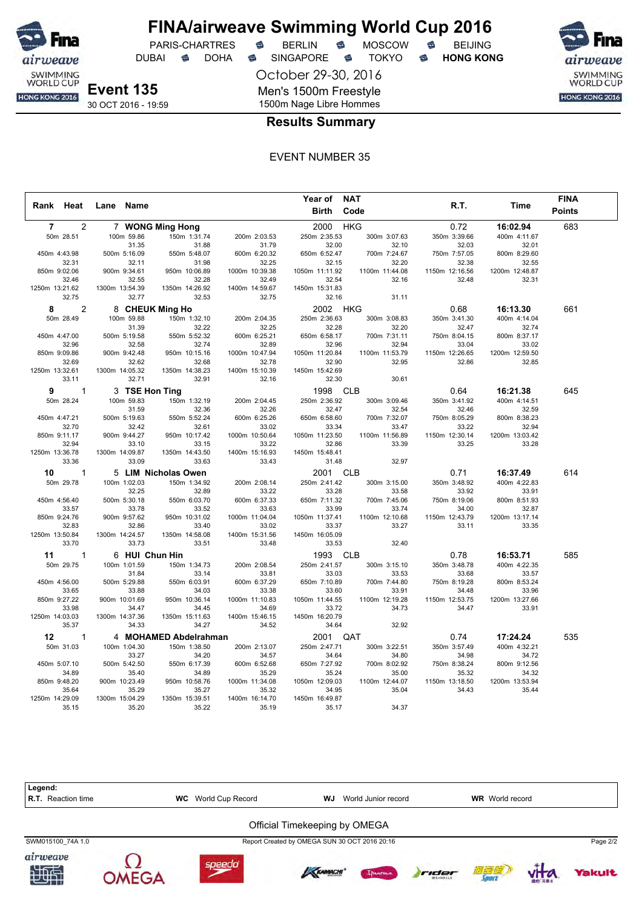# FINA/airweave Swimming World Cup 2016

PARIS-CHARTRES · BERLIN · MOSCOW · BEIJING
DUBAI · DOHA · SINGAPORE · TOKYO · **HONG KONG**

October 29-30, 2016

**Event 135**
30 OCT 2016 - 19:59

Men's 1500m Freestyle
1500m Nage Libre Hommes

## Results Summary

EVENT NUMBER 35

| Rank | Heat | Lane | Name | Year of Birth | NAT Code | R.T. | Time | FINA Points |
|---|---|---|---|---|---|---|---|---|
| 7 | 2 | 7 | WONG Ming Hong | 2000 | HKG | 0.72 | 16:02.94 | 683 |
| 8 | 2 | 8 | CHEUK Ming Ho | 2002 | HKG | 0.68 | 16:13.30 | 661 |
| 9 | 1 | 3 | TSE Hon Ting | 1998 | CLB | 0.64 | 16:21.38 | 645 |
| 10 | 1 | 5 | LIM Nicholas Owen | 2001 | CLB | 0.71 | 16:37.49 | 614 |
| 11 | 1 | 6 | HUI Chun Hin | 1993 | CLB | 0.78 | 16:53.71 | 585 |
| 12 | 1 | 4 | MOHAMED Abdelrahman | 2001 | QAT | 0.74 | 17:24.24 | 535 |

### Splits

**7 WONG Ming Hong**

| Distance | Time | Split |
|---|---|---|
| 50m | 28.51 | |
| 100m | 59.86 | 31.35 |
| 150m | 1:31.74 | 31.88 |
| 200m | 2:03.53 | 31.79 |
| 250m | 2:35.53 | 32.00 |
| 300m | 3:07.63 | 32.10 |
| 350m | 3:39.66 | 32.03 |
| 400m | 4:11.67 | 32.01 |
| 450m | 4:43.98 | 32.31 |
| 500m | 5:16.09 | 32.11 |
| 550m | 5:48.07 | 31.98 |
| 600m | 6:20.32 | 32.25 |
| 650m | 6:52.47 | 32.15 |
| 700m | 7:24.67 | 32.20 |
| 750m | 7:57.05 | 32.38 |
| 800m | 8:29.60 | 32.55 |
| 850m | 9:02.06 | 32.46 |
| 900m | 9:34.61 | 32.55 |
| 950m | 10:06.89 | 32.28 |
| 1000m | 10:39.38 | 32.49 |
| 1050m | 11:11.92 | 32.54 |
| 1100m | 11:44.08 | 32.16 |
| 1150m | 12:16.56 | 32.48 |
| 1200m | 12:48.87 | 32.31 |
| 1250m | 13:21.62 | 32.75 |
| 1300m | 13:54.39 | 32.77 |
| 1350m | 14:26.92 | 32.53 |
| 1400m | 14:59.67 | 32.75 |
| 1450m | 15:31.83 | 32.16 |
| 1500m | 16:02.94 | 31.11 |

**8 CHEUK Ming Ho**

| Distance | Time | Split |
|---|---|---|
| 50m | 28.49 | |
| 100m | 59.88 | 31.39 |
| 150m | 1:32.10 | 32.22 |
| 200m | 2:04.35 | 32.25 |
| 250m | 2:36.63 | 32.28 |
| 300m | 3:08.83 | 32.20 |
| 350m | 3:41.30 | 32.47 |
| 400m | 4:14.04 | 32.74 |
| 450m | 4:47.00 | 32.96 |
| 500m | 5:19.58 | 32.58 |
| 550m | 5:52.32 | 32.74 |
| 600m | 6:25.21 | 32.89 |
| 650m | 6:58.17 | 32.96 |
| 700m | 7:31.11 | 32.94 |
| 750m | 8:04.15 | 33.04 |
| 800m | 8:37.17 | 33.02 |
| 850m | 9:09.86 | 32.69 |
| 900m | 9:42.48 | 32.62 |
| 950m | 10:15.16 | 32.68 |
| 1000m | 10:47.94 | 32.78 |
| 1050m | 11:20.84 | 32.90 |
| 1100m | 11:53.79 | 32.95 |
| 1150m | 12:26.65 | 32.86 |
| 1200m | 12:59.50 | 32.85 |
| 1250m | 13:32.61 | 33.11 |
| 1300m | 14:05.32 | 32.71 |
| 1350m | 14:38.23 | 32.91 |
| 1400m | 15:10.39 | 32.16 |
| 1450m | 15:42.69 | 32.30 |
| 1500m | 16:13.30 | 30.61 |

**9 TSE Hon Ting**

| Distance | Time | Split |
|---|---|---|
| 50m | 28.24 | |
| 100m | 59.83 | 31.59 |
| 150m | 1:32.19 | 32.36 |
| 200m | 2:04.45 | 32.26 |
| 250m | 2:36.92 | 32.47 |
| 300m | 3:09.46 | 32.54 |
| 350m | 3:41.92 | 32.46 |
| 400m | 4:14.51 | 32.59 |
| 450m | 4:47.21 | 32.70 |
| 500m | 5:19.63 | 32.42 |
| 550m | 5:52.24 | 32.61 |
| 600m | 6:25.26 | 33.02 |
| 650m | 6:58.60 | 33.34 |
| 700m | 7:32.07 | 33.47 |
| 750m | 8:05.29 | 33.22 |
| 800m | 8:38.23 | 32.94 |
| 850m | 9:11.17 | 32.94 |
| 900m | 9:44.27 | 33.10 |
| 950m | 10:17.42 | 33.15 |
| 1000m | 10:50.64 | 33.22 |
| 1050m | 11:23.50 | 32.86 |
| 1100m | 11:56.89 | 33.39 |
| 1150m | 12:30.14 | 33.25 |
| 1200m | 13:03.42 | 33.28 |
| 1250m | 13:36.78 | 33.36 |
| 1300m | 14:09.87 | 33.09 |
| 1350m | 14:43.50 | 33.63 |
| 1400m | 15:16.93 | 33.43 |
| 1450m | 15:48.41 | 31.48 |
| 1500m | 16:21.38 | 32.97 |

**10 LIM Nicholas Owen**

| Distance | Time | Split |
|---|---|---|
| 50m | 29.78 | |
| 100m | 1:02.03 | 32.25 |
| 150m | 1:34.92 | 32.89 |
| 200m | 2:08.14 | 33.22 |
| 250m | 2:41.42 | 33.28 |
| 300m | 3:15.00 | 33.58 |
| 350m | 3:48.92 | 33.92 |
| 400m | 4:22.83 | 33.91 |
| 450m | 4:56.40 | 33.57 |
| 500m | 5:30.18 | 33.78 |
| 550m | 6:03.70 | 33.52 |
| 600m | 6:37.33 | 33.63 |
| 650m | 7:11.32 | 33.99 |
| 700m | 7:45.06 | 33.74 |
| 750m | 8:19.06 | 34.00 |
| 800m | 8:51.93 | 32.87 |
| 850m | 9:24.76 | 32.83 |
| 900m | 9:57.62 | 32.86 |
| 950m | 10:31.02 | 33.40 |
| 1000m | 11:04.04 | 33.02 |
| 1050m | 11:37.41 | 33.37 |
| 1100m | 12:10.68 | 33.27 |
| 1150m | 12:43.79 | 33.11 |
| 1200m | 13:17.14 | 33.35 |
| 1250m | 13:50.84 | 33.70 |
| 1300m | 14:24.57 | 33.73 |
| 1350m | 14:58.08 | 33.51 |
| 1400m | 15:31.56 | 33.48 |
| 1450m | 16:05.09 | 33.53 |
| 1500m | 16:37.49 | 32.40 |

**11 HUI Chun Hin**

| Distance | Time | Split |
|---|---|---|
| 50m | 29.75 | |
| 100m | 1:01.59 | 31.84 |
| 150m | 1:34.73 | 33.14 |
| 200m | 2:08.54 | 33.81 |
| 250m | 2:41.57 | 33.03 |
| 300m | 3:15.10 | 33.53 |
| 350m | 3:48.78 | 33.68 |
| 400m | 4:22.35 | 33.57 |
| 450m | 4:56.00 | 33.65 |
| 500m | 5:29.88 | 33.88 |
| 550m | 6:03.91 | 34.03 |
| 600m | 6:37.29 | 33.38 |
| 650m | 7:10.89 | 33.60 |
| 700m | 7:44.80 | 33.91 |
| 750m | 8:19.28 | 34.48 |
| 800m | 8:53.24 | 33.96 |
| 850m | 9:27.22 | 33.98 |
| 900m | 10:01.69 | 34.47 |
| 950m | 10:36.14 | 34.45 |
| 1000m | 11:10.83 | 34.69 |
| 1050m | 11:44.55 | 33.72 |
| 1100m | 12:19.28 | 34.73 |
| 1150m | 12:53.75 | 34.47 |
| 1200m | 13:27.66 | 33.91 |
| 1250m | 14:03.03 | 35.37 |
| 1300m | 14:37.36 | 34.33 |
| 1350m | 15:11.63 | 34.27 |
| 1400m | 15:46.15 | 34.52 |
| 1450m | 16:20.79 | 34.64 |
| 1500m | 16:53.71 | 32.92 |

**12 MOHAMED Abdelrahman**

| Distance | Time | Split |
|---|---|---|
| 50m | 31.03 | |
| 100m | 1:04.30 | 33.27 |
| 150m | 1:38.50 | 34.20 |
| 200m | 2:13.07 | 34.57 |
| 250m | 2:47.71 | 34.64 |
| 300m | 3:22.51 | 34.80 |
| 350m | 3:57.49 | 34.98 |
| 400m | 4:32.21 | 34.72 |
| 450m | 5:07.10 | 34.89 |
| 500m | 5:42.50 | 35.40 |
| 550m | 6:17.39 | 34.89 |
| 600m | 6:52.68 | 35.29 |
| 650m | 7:27.92 | 35.24 |
| 700m | 8:02.92 | 35.00 |
| 750m | 8:38.24 | 35.32 |
| 800m | 9:12.56 | 34.32 |
| 850m | 9:48.20 | 35.64 |
| 900m | 10:23.49 | 35.29 |
| 950m | 10:58.76 | 35.27 |
| 1000m | 11:34.08 | 35.32 |
| 1050m | 12:09.03 | 34.95 |
| 1100m | 12:44.07 | 35.04 |
| 1150m | 13:18.50 | 34.43 |
| 1200m | 13:53.94 | 35.44 |
| 1250m | 14:29.09 | 35.15 |
| 1300m | 15:04.29 | 35.20 |
| 1350m | 15:39.51 | 35.22 |
| 1400m | 16:14.70 | 35.19 |
| 1450m | 16:49.87 | 35.17 |
| 1500m | 17:24.24 | 34.37 |

**Legend:**
**R.T.** Reaction time · **WC** World Cup Record · **WJ** World Junior record · **WR** World record

Official Timekeeping by OMEGA

SWM015100_74A 1.0 — Report Created by OMEGA SUN 30 OCT 2016 20:16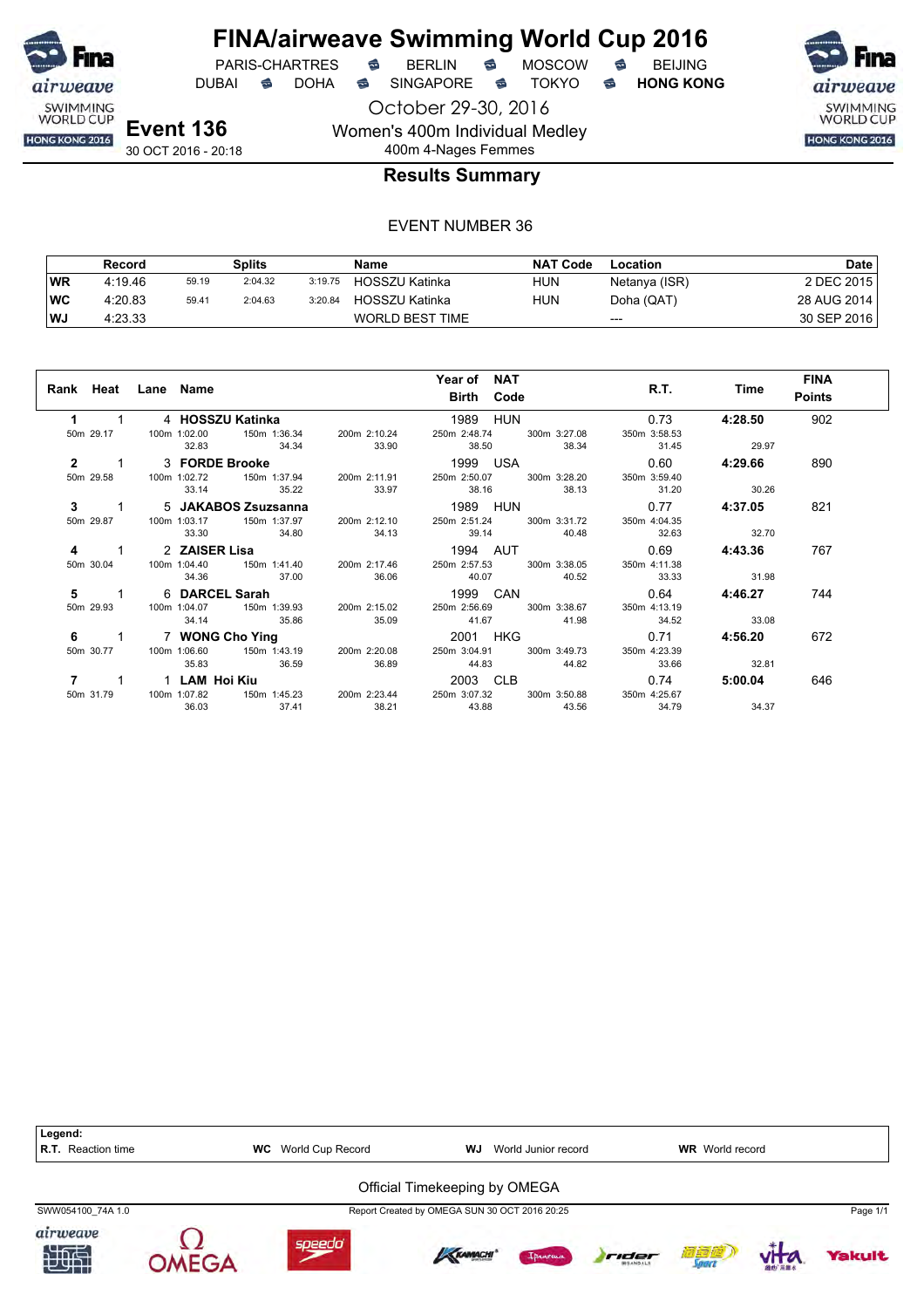# FINA/airweave Swimming World Cup 2016

PARIS-CHARTRES · BERLIN · MOSCOW · BEIJING
DUBAI · DOHA · SINGAPORE · TOKYO · **HONG KONG**

October 29-30, 2016

**Event 136**
30 OCT 2016 - 20:18

Women's 400m Individual Medley
400m 4-Nages Femmes

## Results Summary

EVENT NUMBER 36

| | Record | Splits | | | Name | NAT Code | Location | Date |
|---|---|---|---|---|---|---|---|---|
| WR | 4:19.46 | 59.19 | 2:04.32 | 3:19.75 | HOSSZU Katinka | HUN | Netanya (ISR) | 2 DEC 2015 |
| WC | 4:20.83 | 59.41 | 2:04.63 | 3:20.84 | HOSSZU Katinka | HUN | Doha (QAT) | 28 AUG 2014 |
| WJ | 4:23.33 | | | | WORLD BEST TIME | | --- | 30 SEP 2016 |

| Rank | Heat | Lane | Name | Year of Birth | NAT Code | R.T. | Time | FINA Points |
|---|---|---|---|---|---|---|---|---|
| 1 | 1 | 4 | **HOSSZU Katinka** | 1989 | HUN | 0.73 | **4:28.50** | 902 |
| | | | 50m 29.17 / 100m 1:02.00 (32.83) / 150m 1:36.34 (34.34) / 200m 2:10.24 (33.90) / 250m 2:48.74 (38.50) / 300m 3:27.08 (38.34) / 350m 3:58.53 (31.45) | | | | 29.97 | |
| 2 | 1 | 3 | **FORDE Brooke** | 1999 | USA | 0.60 | **4:29.66** | 890 |
| | | | 50m 29.58 / 100m 1:02.72 (33.14) / 150m 1:37.94 (35.22) / 200m 2:11.91 (33.97) / 250m 2:50.07 (38.16) / 300m 3:28.20 (38.13) / 350m 3:59.40 (31.20) | | | | 30.26 | |
| 3 | 1 | 5 | **JAKABOS Zsuzsanna** | 1989 | HUN | 0.77 | **4:37.05** | 821 |
| | | | 50m 29.87 / 100m 1:03.17 (33.30) / 150m 1:37.97 (34.80) / 200m 2:12.10 (34.13) / 250m 2:51.24 (39.14) / 300m 3:31.72 (40.48) / 350m 4:04.35 (32.63) | | | | 32.70 | |
| 4 | 1 | 2 | **ZAISER Lisa** | 1994 | AUT | 0.69 | **4:43.36** | 767 |
| | | | 50m 30.04 / 100m 1:04.40 (34.36) / 150m 1:41.40 (37.00) / 200m 2:17.46 (36.06) / 250m 2:57.53 (40.07) / 300m 3:38.05 (40.52) / 350m 4:11.38 (33.33) | | | | 31.98 | |
| 5 | 1 | 6 | **DARCEL Sarah** | 1999 | CAN | 0.64 | **4:46.27** | 744 |
| | | | 50m 29.93 / 100m 1:04.07 (34.14) / 150m 1:39.93 (35.86) / 200m 2:15.02 (35.09) / 250m 2:56.69 (41.67) / 300m 3:38.67 (41.98) / 350m 4:13.19 (34.52) | | | | 33.08 | |
| 6 | 1 | 7 | **WONG Cho Ying** | 2001 | HKG | 0.71 | **4:56.20** | 672 |
| | | | 50m 30.77 / 100m 1:06.60 (35.83) / 150m 1:43.19 (36.59) / 200m 2:20.08 (36.89) / 250m 3:04.91 (44.83) / 300m 3:49.73 (44.82) / 350m 4:23.39 (33.66) | | | | 32.81 | |
| 7 | 1 | 1 | **LAM Hoi Kiu** | 2003 | CLB | 0.74 | **5:00.04** | 646 |
| | | | 50m 31.79 / 100m 1:07.82 (36.03) / 150m 1:45.23 (37.41) / 200m 2:23.44 (38.21) / 250m 3:07.32 (43.88) / 300m 3:50.88 (43.56) / 350m 4:25.67 (34.79) | | | | 34.37 | |

**Legend:**
**R.T.** Reaction time · **WC** World Cup Record · **WJ** World Junior record · **WR** World record

Official Timekeeping by OMEGA

SWW054100_74A 1.0 · Report Created by OMEGA SUN 30 OCT 2016 20:25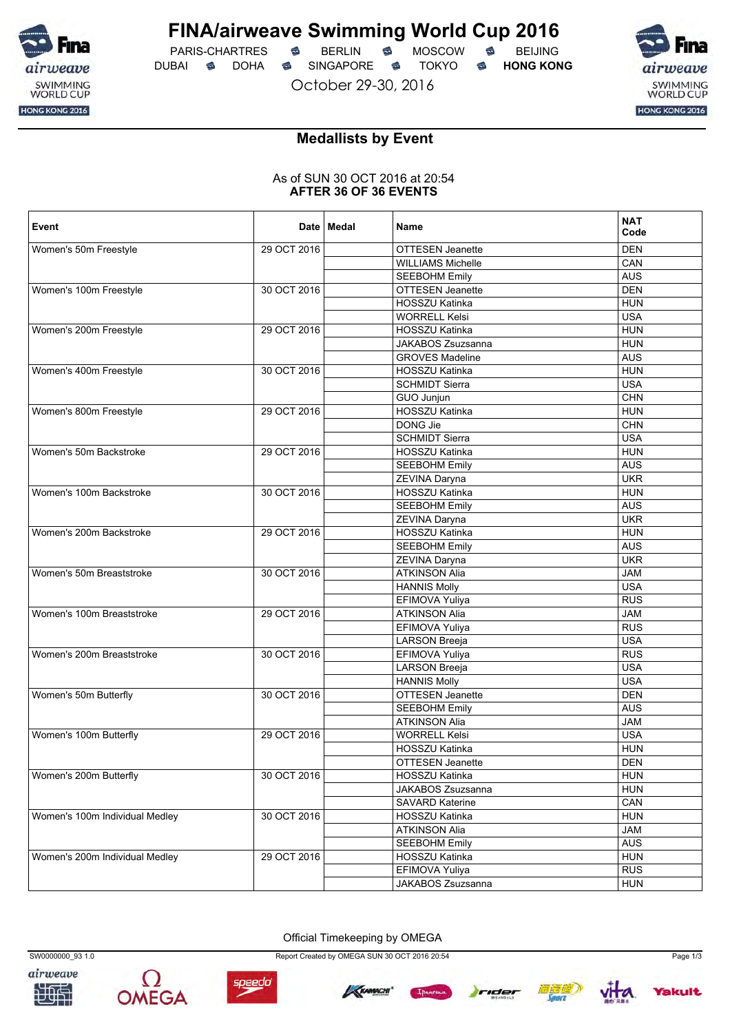# FINA/airweave Swimming World Cup 2016

PARIS-CHARTRES · BERLIN · MOSCOW · BEIJING
DUBAI · DOHA · SINGAPORE · TOKYO · **HONG KONG**

October 29-30, 2016

## Medallists by Event

As of SUN 30 OCT 2016 at 20:54
**AFTER 36 OF 36 EVENTS**

| Event | Date | Medal | Name | NAT Code |
|---|---|---|---|---|
| Women's 50m Freestyle | 29 OCT 2016 | | OTTESEN Jeanette | DEN |
| | | | WILLIAMS Michelle | CAN |
| | | | SEEBOHM Emily | AUS |
| Women's 100m Freestyle | 30 OCT 2016 | | OTTESEN Jeanette | DEN |
| | | | HOSSZU Katinka | HUN |
| | | | WORRELL Kelsi | USA |
| Women's 200m Freestyle | 29 OCT 2016 | | HOSSZU Katinka | HUN |
| | | | JAKABOS Zsuzsanna | HUN |
| | | | GROVES Madeline | AUS |
| Women's 400m Freestyle | 30 OCT 2016 | | HOSSZU Katinka | HUN |
| | | | SCHMIDT Sierra | USA |
| | | | GUO Junjun | CHN |
| Women's 800m Freestyle | 29 OCT 2016 | | HOSSZU Katinka | HUN |
| | | | DONG Jie | CHN |
| | | | SCHMIDT Sierra | USA |
| Women's 50m Backstroke | 29 OCT 2016 | | HOSSZU Katinka | HUN |
| | | | SEEBOHM Emily | AUS |
| | | | ZEVINA Daryna | UKR |
| Women's 100m Backstroke | 30 OCT 2016 | | HOSSZU Katinka | HUN |
| | | | SEEBOHM Emily | AUS |
| | | | ZEVINA Daryna | UKR |
| Women's 200m Backstroke | 29 OCT 2016 | | HOSSZU Katinka | HUN |
| | | | SEEBOHM Emily | AUS |
| | | | ZEVINA Daryna | UKR |
| Women's 50m Breaststroke | 30 OCT 2016 | | ATKINSON Alia | JAM |
| | | | HANNIS Molly | USA |
| | | | EFIMOVA Yuliya | RUS |
| Women's 100m Breaststroke | 29 OCT 2016 | | ATKINSON Alia | JAM |
| | | | EFIMOVA Yuliya | RUS |
| | | | LARSON Breeja | USA |
| Women's 200m Breaststroke | 30 OCT 2016 | | EFIMOVA Yuliya | RUS |
| | | | LARSON Breeja | USA |
| | | | HANNIS Molly | USA |
| Women's 50m Butterfly | 30 OCT 2016 | | OTTESEN Jeanette | DEN |
| | | | SEEBOHM Emily | AUS |
| | | | ATKINSON Alia | JAM |
| Women's 100m Butterfly | 29 OCT 2016 | | WORRELL Kelsi | USA |
| | | | HOSSZU Katinka | HUN |
| | | | OTTESEN Jeanette | DEN |
| Women's 200m Butterfly | 30 OCT 2016 | | HOSSZU Katinka | HUN |
| | | | JAKABOS Zsuzsanna | HUN |
| | | | SAVARD Katerine | CAN |
| Women's 100m Individual Medley | 30 OCT 2016 | | HOSSZU Katinka | HUN |
| | | | ATKINSON Alia | JAM |
| | | | SEEBOHM Emily | AUS |
| Women's 200m Individual Medley | 29 OCT 2016 | | HOSSZU Katinka | HUN |
| | | | EFIMOVA Yuliya | RUS |
| | | | JAKABOS Zsuzsanna | HUN |

Official Timekeeping by OMEGA

SW0000000_93 1.0 — Report Created by OMEGA SUN 30 OCT 2016 20:54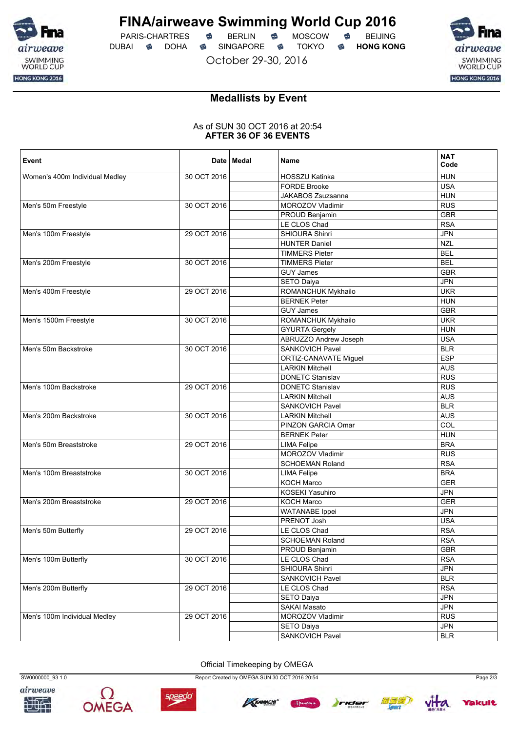# FINA/airweave Swimming World Cup 2016

PARIS-CHARTRES · BERLIN · MOSCOW · BEIJING
DUBAI · DOHA · SINGAPORE · TOKYO · **HONG KONG**

October 29-30, 2016

## Medallists by Event

As of SUN 30 OCT 2016 at 20:54
**AFTER 36 OF 36 EVENTS**

| Event | Date | Medal | Name | NAT Code |
|---|---|---|---|---|
| Women's 400m Individual Medley | 30 OCT 2016 | | HOSSZU Katinka | HUN |
| | | | FORDE Brooke | USA |
| | | | JAKABOS Zsuzsanna | HUN |
| Men's 50m Freestyle | 30 OCT 2016 | | MOROZOV Vladimir | RUS |
| | | | PROUD Benjamin | GBR |
| | | | LE CLOS Chad | RSA |
| Men's 100m Freestyle | 29 OCT 2016 | | SHIOURA Shinri | JPN |
| | | | HUNTER Daniel | NZL |
| | | | TIMMERS Pieter | BEL |
| Men's 200m Freestyle | 30 OCT 2016 | | TIMMERS Pieter | BEL |
| | | | GUY James | GBR |
| | | | SETO Daiya | JPN |
| Men's 400m Freestyle | 29 OCT 2016 | | ROMANCHUK Mykhailo | UKR |
| | | | BERNEK Peter | HUN |
| | | | GUY James | GBR |
| Men's 1500m Freestyle | 30 OCT 2016 | | ROMANCHUK Mykhailo | UKR |
| | | | GYURTA Gergely | HUN |
| | | | ABRUZZO Andrew Joseph | USA |
| Men's 50m Backstroke | 30 OCT 2016 | | SANKOVICH Pavel | BLR |
| | | | ORTIZ-CANAVATE Miguel | ESP |
| | | | LARKIN Mitchell | AUS |
| | | | DONETC Stanislav | RUS |
| Men's 100m Backstroke | 29 OCT 2016 | | DONETC Stanislav | RUS |
| | | | LARKIN Mitchell | AUS |
| | | | SANKOVICH Pavel | BLR |
| Men's 200m Backstroke | 30 OCT 2016 | | LARKIN Mitchell | AUS |
| | | | PINZON GARCIA Omar | COL |
| | | | BERNEK Peter | HUN |
| Men's 50m Breaststroke | 29 OCT 2016 | | LIMA Felipe | BRA |
| | | | MOROZOV Vladimir | RUS |
| | | | SCHOEMAN Roland | RSA |
| Men's 100m Breaststroke | 30 OCT 2016 | | LIMA Felipe | BRA |
| | | | KOCH Marco | GER |
| | | | KOSEKI Yasuhiro | JPN |
| Men's 200m Breaststroke | 29 OCT 2016 | | KOCH Marco | GER |
| | | | WATANABE Ippei | JPN |
| | | | PRENOT Josh | USA |
| Men's 50m Butterfly | 29 OCT 2016 | | LE CLOS Chad | RSA |
| | | | SCHOEMAN Roland | RSA |
| | | | PROUD Benjamin | GBR |
| Men's 100m Butterfly | 30 OCT 2016 | | LE CLOS Chad | RSA |
| | | | SHIOURA Shinri | JPN |
| | | | SANKOVICH Pavel | BLR |
| Men's 200m Butterfly | 29 OCT 2016 | | LE CLOS Chad | RSA |
| | | | SETO Daiya | JPN |
| | | | SAKAI Masato | JPN |
| Men's 100m Individual Medley | 29 OCT 2016 | | MOROZOV Vladimir | RUS |
| | | | SETO Daiya | JPN |
| | | | SANKOVICH Pavel | BLR |

Official Timekeeping by OMEGA

SW0000000_93 1.0 · Report Created by OMEGA SUN 30 OCT 2016 20:54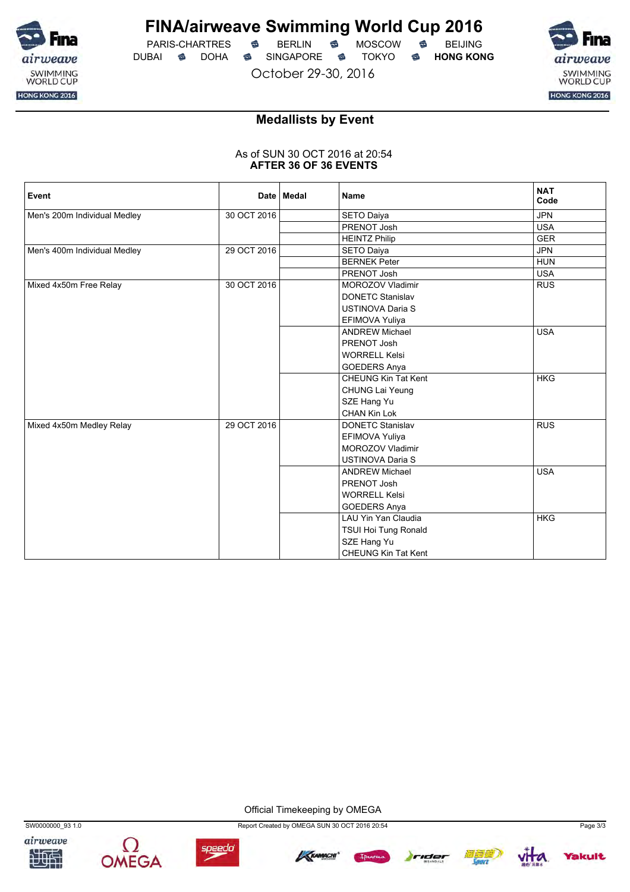# FINA/airweave Swimming World Cup 2016

PARIS-CHARTRES · BERLIN · MOSCOW · BEIJING
DUBAI · DOHA · SINGAPORE · TOKYO · **HONG KONG**

October 29-30, 2016

## Medallists by Event

As of SUN 30 OCT 2016 at 20:54
**AFTER 36 OF 36 EVENTS**

| Event | Date | Medal | Name | NAT Code |
|---|---|---|---|---|
| Men's 200m Individual Medley | 30 OCT 2016 | | SETO Daiya | JPN |
| | | | PRENOT Josh | USA |
| | | | HEINTZ Philip | GER |
| Men's 400m Individual Medley | 29 OCT 2016 | | SETO Daiya | JPN |
| | | | BERNEK Peter | HUN |
| | | | PRENOT Josh | USA |
| Mixed 4x50m Free Relay | 30 OCT 2016 | | MOROZOV Vladimir<br>DONETC Stanislav<br>USTINOVA Daria S<br>EFIMOVA Yuliya | RUS |
| | | | ANDREW Michael<br>PRENOT Josh<br>WORRELL Kelsi<br>GOEDERS Anya | USA |
| | | | CHEUNG Kin Tat Kent<br>CHUNG Lai Yeung<br>SZE Hang Yu<br>CHAN Kin Lok | HKG |
| Mixed 4x50m Medley Relay | 29 OCT 2016 | | DONETC Stanislav<br>EFIMOVA Yuliya<br>MOROZOV Vladimir<br>USTINOVA Daria S | RUS |
| | | | ANDREW Michael<br>PRENOT Josh<br>WORRELL Kelsi<br>GOEDERS Anya | USA |
| | | | LAU Yin Yan Claudia<br>TSUI Hoi Tung Ronald<br>SZE Hang Yu<br>CHEUNG Kin Tat Kent | HKG |

Official Timekeeping by OMEGA

SW0000000_93 1.0 · Report Created by OMEGA SUN 30 OCT 2016 20:54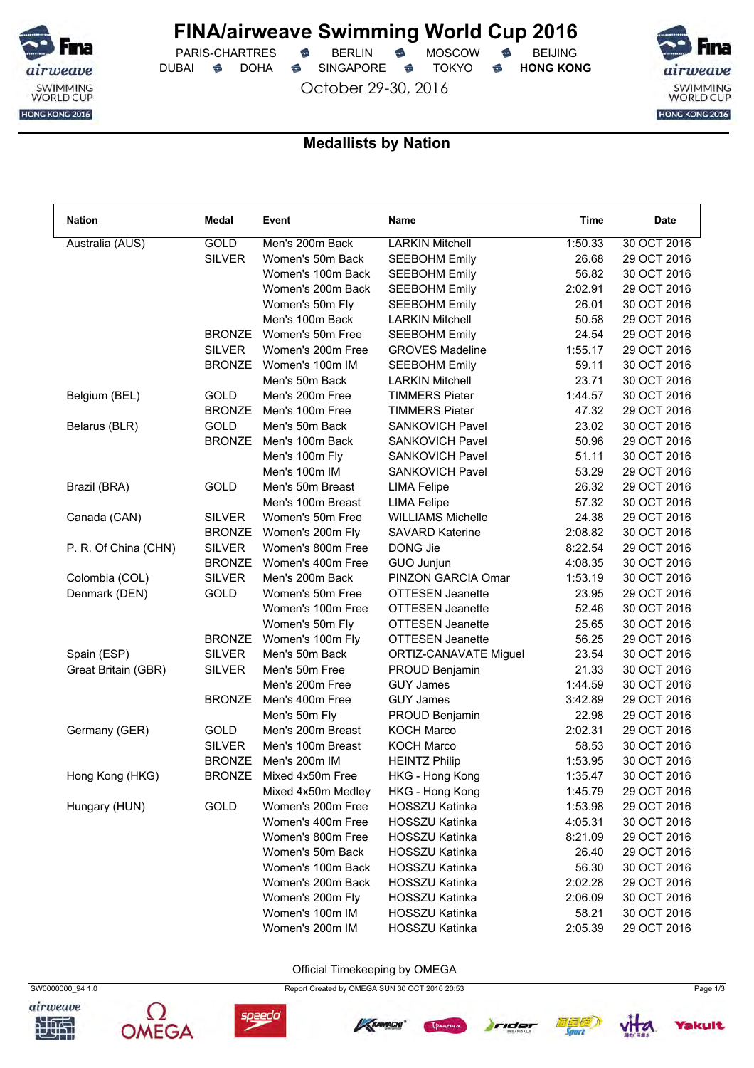# FINA/airweave Swimming World Cup 2016

PARIS-CHARTRES · BERLIN · MOSCOW · BEIJING
DUBAI · DOHA · SINGAPORE · TOKYO · **HONG KONG**

October 29-30, 2016

## Medallists by Nation

| Nation | Medal | Event | Name | Time | Date |
|---|---|---|---|---|---|
| Australia (AUS) | GOLD | Men's 200m Back | LARKIN Mitchell | 1:50.33 | 30 OCT 2016 |
| | SILVER | Women's 50m Back | SEEBOHM Emily | 26.68 | 29 OCT 2016 |
| | | Women's 100m Back | SEEBOHM Emily | 56.82 | 30 OCT 2016 |
| | | Women's 200m Back | SEEBOHM Emily | 2:02.91 | 29 OCT 2016 |
| | | Women's 50m Fly | SEEBOHM Emily | 26.01 | 30 OCT 2016 |
| | | Men's 100m Back | LARKIN Mitchell | 50.58 | 29 OCT 2016 |
| | BRONZE | Women's 50m Free | SEEBOHM Emily | 24.54 | 29 OCT 2016 |
| | SILVER | Women's 200m Free | GROVES Madeline | 1:55.17 | 29 OCT 2016 |
| | BRONZE | Women's 100m IM | SEEBOHM Emily | 59.11 | 30 OCT 2016 |
| | | Men's 50m Back | LARKIN Mitchell | 23.71 | 30 OCT 2016 |
| Belgium (BEL) | GOLD | Men's 200m Free | TIMMERS Pieter | 1:44.57 | 30 OCT 2016 |
| | BRONZE | Men's 100m Free | TIMMERS Pieter | 47.32 | 29 OCT 2016 |
| Belarus (BLR) | GOLD | Men's 50m Back | SANKOVICH Pavel | 23.02 | 30 OCT 2016 |
| | BRONZE | Men's 100m Back | SANKOVICH Pavel | 50.96 | 29 OCT 2016 |
| | | Men's 100m Fly | SANKOVICH Pavel | 51.11 | 30 OCT 2016 |
| | | Men's 100m IM | SANKOVICH Pavel | 53.29 | 29 OCT 2016 |
| Brazil (BRA) | GOLD | Men's 50m Breast | LIMA Felipe | 26.32 | 29 OCT 2016 |
| | | Men's 100m Breast | LIMA Felipe | 57.32 | 30 OCT 2016 |
| Canada (CAN) | SILVER | Women's 50m Free | WILLIAMS Michelle | 24.38 | 29 OCT 2016 |
| | BRONZE | Women's 200m Fly | SAVARD Katerine | 2:08.82 | 30 OCT 2016 |
| P. R. Of China (CHN) | SILVER | Women's 800m Free | DONG Jie | 8:22.54 | 29 OCT 2016 |
| | BRONZE | Women's 400m Free | GUO Junjun | 4:08.35 | 30 OCT 2016 |
| Colombia (COL) | SILVER | Men's 200m Back | PINZON GARCIA Omar | 1:53.19 | 30 OCT 2016 |
| Denmark (DEN) | GOLD | Women's 50m Free | OTTESEN Jeanette | 23.95 | 29 OCT 2016 |
| | | Women's 100m Free | OTTESEN Jeanette | 52.46 | 30 OCT 2016 |
| | | Women's 50m Fly | OTTESEN Jeanette | 25.65 | 30 OCT 2016 |
| | BRONZE | Women's 100m Fly | OTTESEN Jeanette | 56.25 | 29 OCT 2016 |
| Spain (ESP) | SILVER | Men's 50m Back | ORTIZ-CANAVATE Miguel | 23.54 | 30 OCT 2016 |
| Great Britain (GBR) | SILVER | Men's 50m Free | PROUD Benjamin | 21.33 | 30 OCT 2016 |
| | | Men's 200m Free | GUY James | 1:44.59 | 30 OCT 2016 |
| | BRONZE | Men's 400m Free | GUY James | 3:42.89 | 29 OCT 2016 |
| | | Men's 50m Fly | PROUD Benjamin | 22.98 | 29 OCT 2016 |
| Germany (GER) | GOLD | Men's 200m Breast | KOCH Marco | 2:02.31 | 29 OCT 2016 |
| | SILVER | Men's 100m Breast | KOCH Marco | 58.53 | 30 OCT 2016 |
| | BRONZE | Men's 200m IM | HEINTZ Philip | 1:53.95 | 30 OCT 2016 |
| Hong Kong (HKG) | BRONZE | Mixed 4x50m Free | HKG - Hong Kong | 1:35.47 | 30 OCT 2016 |
| | | Mixed 4x50m Medley | HKG - Hong Kong | 1:45.79 | 29 OCT 2016 |
| Hungary (HUN) | GOLD | Women's 200m Free | HOSSZU Katinka | 1:53.98 | 29 OCT 2016 |
| | | Women's 400m Free | HOSSZU Katinka | 4:05.31 | 30 OCT 2016 |
| | | Women's 800m Free | HOSSZU Katinka | 8:21.09 | 29 OCT 2016 |
| | | Women's 50m Back | HOSSZU Katinka | 26.40 | 29 OCT 2016 |
| | | Women's 100m Back | HOSSZU Katinka | 56.30 | 30 OCT 2016 |
| | | Women's 200m Back | HOSSZU Katinka | 2:02.28 | 29 OCT 2016 |
| | | Women's 200m Fly | HOSSZU Katinka | 2:06.09 | 30 OCT 2016 |
| | | Women's 100m IM | HOSSZU Katinka | 58.21 | 30 OCT 2016 |
| | | Women's 200m IM | HOSSZU Katinka | 2:05.39 | 29 OCT 2016 |

Official Timekeeping by OMEGA

SW0000000_94 1.0 · Report Created by OMEGA SUN 30 OCT 2016 20:53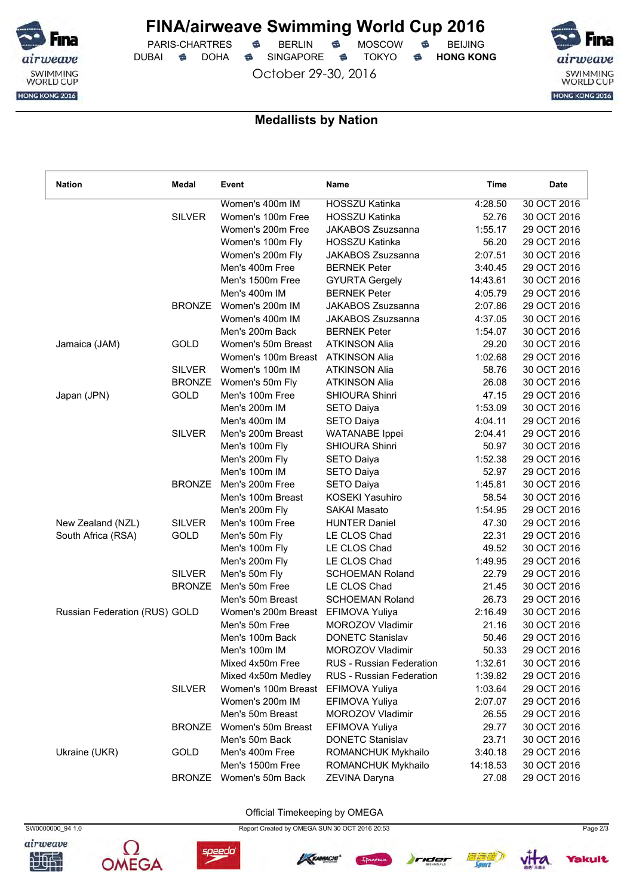# FINA/airweave Swimming World Cup 2016

PARIS-CHARTRES · BERLIN · MOSCOW · BEIJING
DUBAI · DOHA · SINGAPORE · TOKYO · **HONG KONG**

October 29-30, 2016

## Medallists by Nation

| Nation | Medal | Event | Name | Time | Date |
|---|---|---|---|---|---|
| | | Women's 400m IM | HOSSZU Katinka | 4:28.50 | 30 OCT 2016 |
| | SILVER | Women's 100m Free | HOSSZU Katinka | 52.76 | 30 OCT 2016 |
| | | Women's 200m Free | JAKABOS Zsuzsanna | 1:55.17 | 29 OCT 2016 |
| | | Women's 100m Fly | HOSSZU Katinka | 56.20 | 29 OCT 2016 |
| | | Women's 200m Fly | JAKABOS Zsuzsanna | 2:07.51 | 30 OCT 2016 |
| | | Men's 400m Free | BERNEK Peter | 3:40.45 | 29 OCT 2016 |
| | | Men's 1500m Free | GYURTA Gergely | 14:43.61 | 30 OCT 2016 |
| | | Men's 400m IM | BERNEK Peter | 4:05.79 | 29 OCT 2016 |
| | BRONZE | Women's 200m IM | JAKABOS Zsuzsanna | 2:07.86 | 29 OCT 2016 |
| | | Women's 400m IM | JAKABOS Zsuzsanna | 4:37.05 | 30 OCT 2016 |
| | | Men's 200m Back | BERNEK Peter | 1:54.07 | 30 OCT 2016 |
| Jamaica (JAM) | GOLD | Women's 50m Breast | ATKINSON Alia | 29.20 | 30 OCT 2016 |
| | | Women's 100m Breast | ATKINSON Alia | 1:02.68 | 29 OCT 2016 |
| | SILVER | Women's 100m IM | ATKINSON Alia | 58.76 | 30 OCT 2016 |
| | BRONZE | Women's 50m Fly | ATKINSON Alia | 26.08 | 30 OCT 2016 |
| Japan (JPN) | GOLD | Men's 100m Free | SHIOURA Shinri | 47.15 | 29 OCT 2016 |
| | | Men's 200m IM | SETO Daiya | 1:53.09 | 30 OCT 2016 |
| | | Men's 400m IM | SETO Daiya | 4:04.11 | 29 OCT 2016 |
| | SILVER | Men's 200m Breast | WATANABE Ippei | 2:04.41 | 29 OCT 2016 |
| | | Men's 100m Fly | SHIOURA Shinri | 50.97 | 30 OCT 2016 |
| | | Men's 200m Fly | SETO Daiya | 1:52.38 | 29 OCT 2016 |
| | | Men's 100m IM | SETO Daiya | 52.97 | 29 OCT 2016 |
| | BRONZE | Men's 200m Free | SETO Daiya | 1:45.81 | 30 OCT 2016 |
| | | Men's 100m Breast | KOSEKI Yasuhiro | 58.54 | 30 OCT 2016 |
| | | Men's 200m Fly | SAKAI Masato | 1:54.95 | 29 OCT 2016 |
| New Zealand (NZL) | SILVER | Men's 100m Free | HUNTER Daniel | 47.30 | 29 OCT 2016 |
| South Africa (RSA) | GOLD | Men's 50m Fly | LE CLOS Chad | 22.31 | 29 OCT 2016 |
| | | Men's 100m Fly | LE CLOS Chad | 49.52 | 30 OCT 2016 |
| | | Men's 200m Fly | LE CLOS Chad | 1:49.95 | 29 OCT 2016 |
| | SILVER | Men's 50m Fly | SCHOEMAN Roland | 22.79 | 29 OCT 2016 |
| | BRONZE | Men's 50m Free | LE CLOS Chad | 21.45 | 30 OCT 2016 |
| | | Men's 50m Breast | SCHOEMAN Roland | 26.73 | 29 OCT 2016 |
| Russian Federation (RUS) | GOLD | Women's 200m Breast | EFIMOVA Yuliya | 2:16.49 | 30 OCT 2016 |
| | | Men's 50m Free | MOROZOV Vladimir | 21.16 | 30 OCT 2016 |
| | | Men's 100m Back | DONETC Stanislav | 50.46 | 29 OCT 2016 |
| | | Men's 100m IM | MOROZOV Vladimir | 50.33 | 29 OCT 2016 |
| | | Mixed 4x50m Free | RUS - Russian Federation | 1:32.61 | 30 OCT 2016 |
| | | Mixed 4x50m Medley | RUS - Russian Federation | 1:39.82 | 29 OCT 2016 |
| | SILVER | Women's 100m Breast | EFIMOVA Yuliya | 1:03.64 | 29 OCT 2016 |
| | | Women's 200m IM | EFIMOVA Yuliya | 2:07.07 | 29 OCT 2016 |
| | | Men's 50m Breast | MOROZOV Vladimir | 26.55 | 29 OCT 2016 |
| | BRONZE | Women's 50m Breast | EFIMOVA Yuliya | 29.77 | 30 OCT 2016 |
| | | Men's 50m Back | DONETC Stanislav | 23.71 | 30 OCT 2016 |
| Ukraine (UKR) | GOLD | Men's 400m Free | ROMANCHUK Mykhailo | 3:40.18 | 29 OCT 2016 |
| | | Men's 1500m Free | ROMANCHUK Mykhailo | 14:18.53 | 30 OCT 2016 |
| | BRONZE | Women's 50m Back | ZEVINA Daryna | 27.08 | 29 OCT 2016 |

Official Timekeeping by OMEGA

SW0000000_94 1.0 — Report Created by OMEGA SUN 30 OCT 2016 20:53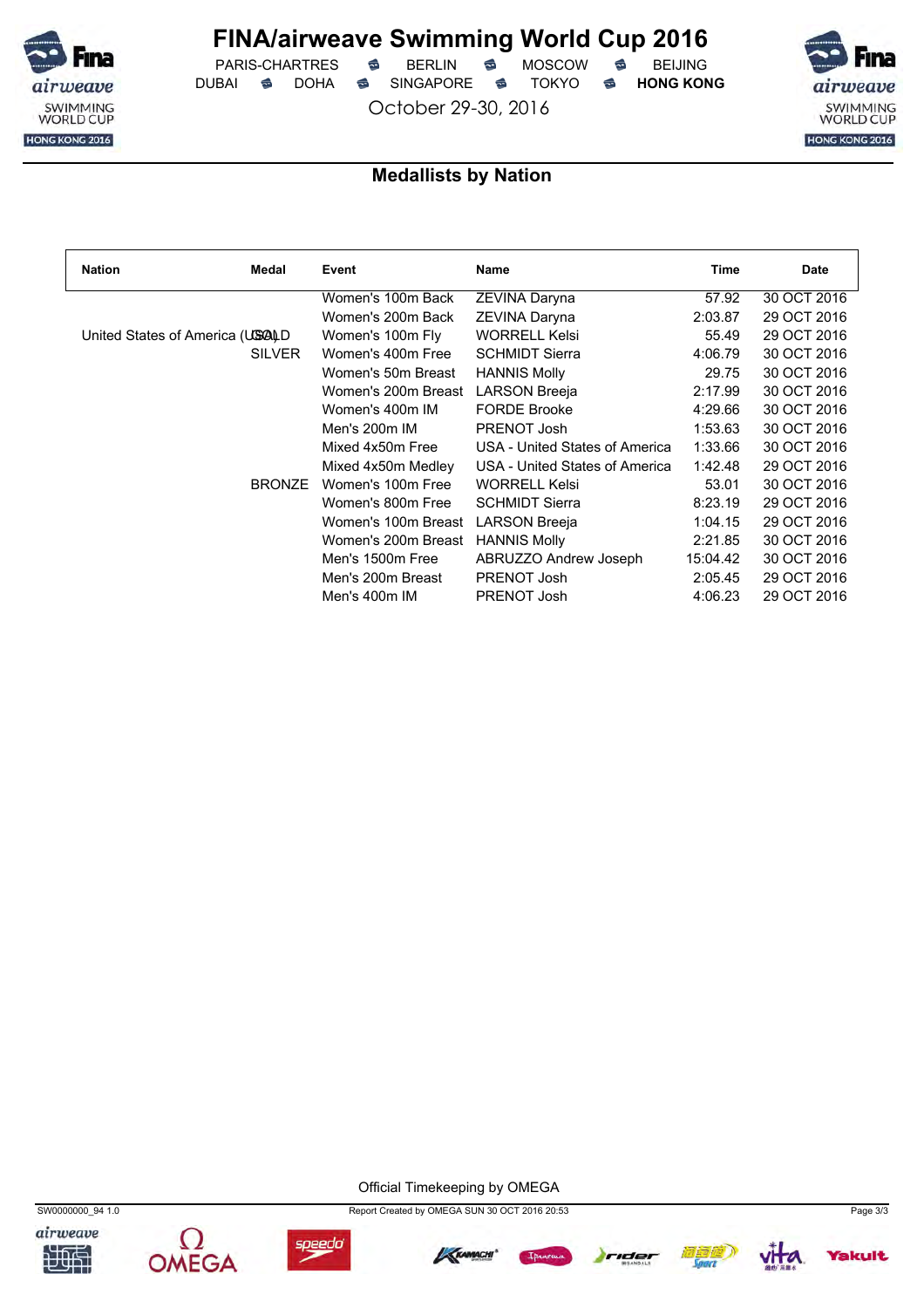# FINA/airweave Swimming World Cup 2016

PARIS-CHARTRES · BERLIN · MOSCOW · BEIJING
DUBAI · DOHA · SINGAPORE · TOKYO · **HONG KONG**

October 29-30, 2016

## Medallists by Nation

| Nation | Medal | Event | Name | Time | Date |
|---|---|---|---|---|---|
| United States of America (USA) | GOLD | Women's 100m Back | ZEVINA Daryna | 57.92 | 30 OCT 2016 |
| | | Women's 200m Back | ZEVINA Daryna | 2:03.87 | 29 OCT 2016 |
| | | Women's 100m Fly | WORRELL Kelsi | 55.49 | 29 OCT 2016 |
| | SILVER | Women's 400m Free | SCHMIDT Sierra | 4:06.79 | 30 OCT 2016 |
| | | Women's 50m Breast | HANNIS Molly | 29.75 | 30 OCT 2016 |
| | | Women's 200m Breast | LARSON Breeja | 2:17.99 | 30 OCT 2016 |
| | | Women's 400m IM | FORDE Brooke | 4:29.66 | 30 OCT 2016 |
| | | Men's 200m IM | PRENOT Josh | 1:53.63 | 30 OCT 2016 |
| | | Mixed 4x50m Free | USA - United States of America | 1:33.66 | 30 OCT 2016 |
| | | Mixed 4x50m Medley | USA - United States of America | 1:42.48 | 29 OCT 2016 |
| | BRONZE | Women's 100m Free | WORRELL Kelsi | 53.01 | 30 OCT 2016 |
| | | Women's 800m Free | SCHMIDT Sierra | 8:23.19 | 29 OCT 2016 |
| | | Women's 100m Breast | LARSON Breeja | 1:04.15 | 29 OCT 2016 |
| | | Women's 200m Breast | HANNIS Molly | 2:21.85 | 30 OCT 2016 |
| | | Men's 1500m Free | ABRUZZO Andrew Joseph | 15:04.42 | 30 OCT 2016 |
| | | Men's 200m Breast | PRENOT Josh | 2:05.45 | 29 OCT 2016 |
| | | Men's 400m IM | PRENOT Josh | 4:06.23 | 29 OCT 2016 |

Official Timekeeping by OMEGA

SW0000000_94 1.0 · Report Created by OMEGA SUN 30 OCT 2016 20:53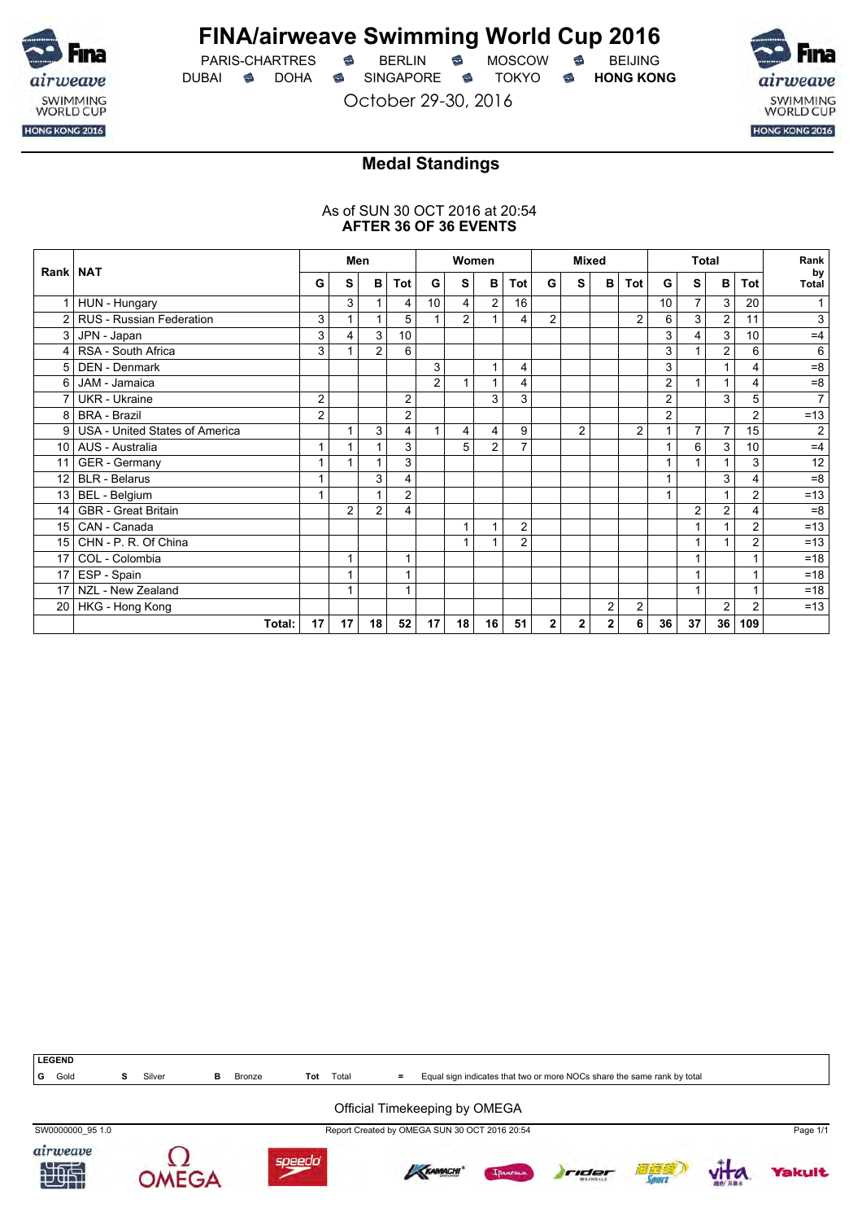# FINA/airweave Swimming World Cup 2016

PARIS-CHARTRES · BERLIN · MOSCOW · BEIJING
DUBAI · DOHA · SINGAPORE · TOKYO · **HONG KONG**

October 29-30, 2016

## Medal Standings

As of SUN 30 OCT 2016 at 20:54
**AFTER 36 OF 36 EVENTS**

| Rank | NAT | Men | | | | Women | | | | Mixed | | | | Total | | | | Rank by Total |
|---|---|---|---|---|---|---|---|---|---|---|---|---|---|---|---|---|---|---|
| | | G | S | B | Tot | G | S | B | Tot | G | S | B | Tot | G | S | B | Tot | |
| 1 | HUN - Hungary | | 3 | 1 | 4 | 10 | 4 | 2 | 16 | | | | | 10 | 7 | 3 | 20 | 1 |
| 2 | RUS - Russian Federation | 3 | 1 | 1 | 5 | 1 | 2 | 1 | 4 | 2 | | | 2 | 6 | 3 | 2 | 11 | 3 |
| 3 | JPN - Japan | 3 | 4 | 3 | 10 | | | | | | | | | 3 | 4 | 3 | 10 | =4 |
| 4 | RSA - South Africa | 3 | 1 | 2 | 6 | | | | | | | | | 3 | 1 | 2 | 6 | 6 |
| 5 | DEN - Denmark | | | | | 3 | | 1 | 4 | | | | | 3 | | 1 | 4 | =8 |
| 6 | JAM - Jamaica | | | | | 2 | 1 | 1 | 4 | | | | | 2 | 1 | 1 | 4 | =8 |
| 7 | UKR - Ukraine | 2 | | | 2 | | | 3 | 3 | | | | | 2 | | 3 | 5 | 7 |
| 8 | BRA - Brazil | 2 | | | 2 | | | | | | | | | 2 | | | 2 | =13 |
| 9 | USA - United States of America | | 1 | 3 | 4 | 1 | 4 | 4 | 9 | | 2 | | 2 | 1 | 7 | 7 | 15 | 2 |
| 10 | AUS - Australia | 1 | 1 | 1 | 3 | | 5 | 2 | 7 | | | | | 1 | 6 | 3 | 10 | =4 |
| 11 | GER - Germany | 1 | 1 | 1 | 3 | | | | | | | | | 1 | 1 | 1 | 3 | 12 |
| 12 | BLR - Belarus | 1 | | 3 | 4 | | | | | | | | | 1 | | 3 | 4 | =8 |
| 13 | BEL - Belgium | 1 | | 1 | 2 | | | | | | | | | 1 | | 1 | 2 | =13 |
| 14 | GBR - Great Britain | | 2 | 2 | 4 | | | | | | | | | | 2 | 2 | 4 | =8 |
| 15 | CAN - Canada | | | | | | 1 | 1 | 2 | | | | | | 1 | 1 | 2 | =13 |
| 15 | CHN - P. R. Of China | | | | | | 1 | 1 | 2 | | | | | | 1 | 1 | 2 | =13 |
| 17 | COL - Colombia | | 1 | | 1 | | | | | | | | | | 1 | | 1 | =18 |
| 17 | ESP - Spain | | 1 | | 1 | | | | | | | | | | 1 | | 1 | =18 |
| 17 | NZL - New Zealand | | 1 | | 1 | | | | | | | | | | 1 | | 1 | =18 |
| 20 | HKG - Hong Kong | | | | | | | | | | | 2 | 2 | | | 2 | 2 | =13 |
| | **Total:** | **17** | **17** | **18** | **52** | **17** | **18** | **16** | **51** | **2** | **2** | **2** | **6** | **36** | **37** | **36** | **109** | |

**LEGEND**

**G** Gold **S** Silver **B** Bronze **Tot** Total **=** Equal sign indicates that two or more NOCs share the same rank by total

Official Timekeeping by OMEGA

SW0000000_95 1.0 Report Created by OMEGA SUN 30 OCT 2016 20:54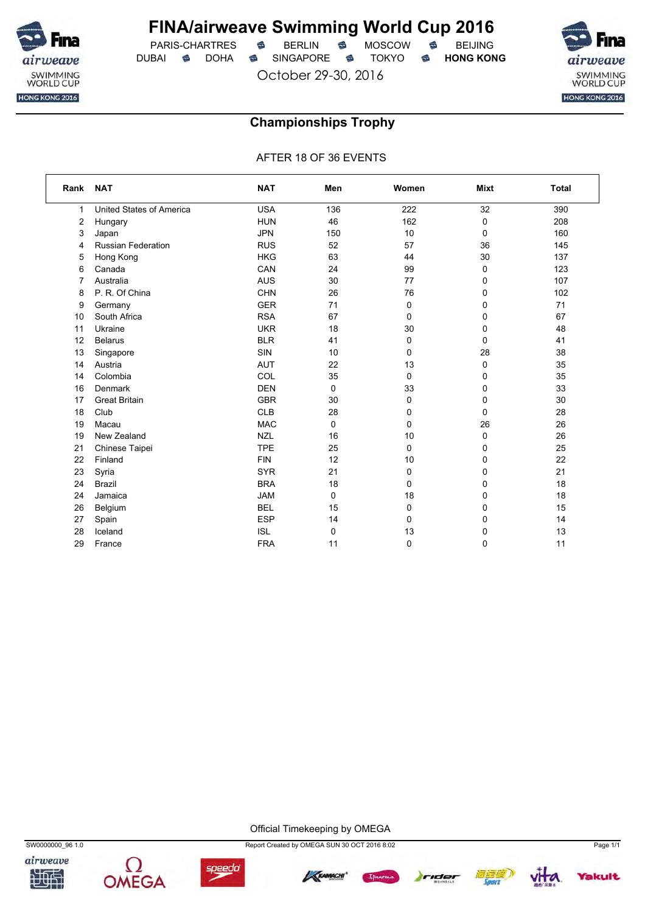# FINA/airweave Swimming World Cup 2016

PARIS-CHARTRES • BERLIN • MOSCOW • BEIJING
DUBAI • DOHA • SINGAPORE • TOKYO • **HONG KONG**

October 29-30, 2016

## Championships Trophy

AFTER 18 OF 36 EVENTS

| Rank | NAT | NAT | Men | Women | Mixt | Total |
|---|---|---|---|---|---|---|
| 1 | United States of America | USA | 136 | 222 | 32 | 390 |
| 2 | Hungary | HUN | 46 | 162 | 0 | 208 |
| 3 | Japan | JPN | 150 | 10 | 0 | 160 |
| 4 | Russian Federation | RUS | 52 | 57 | 36 | 145 |
| 5 | Hong Kong | HKG | 63 | 44 | 30 | 137 |
| 6 | Canada | CAN | 24 | 99 | 0 | 123 |
| 7 | Australia | AUS | 30 | 77 | 0 | 107 |
| 8 | P. R. Of China | CHN | 26 | 76 | 0 | 102 |
| 9 | Germany | GER | 71 | 0 | 0 | 71 |
| 10 | South Africa | RSA | 67 | 0 | 0 | 67 |
| 11 | Ukraine | UKR | 18 | 30 | 0 | 48 |
| 12 | Belarus | BLR | 41 | 0 | 0 | 41 |
| 13 | Singapore | SIN | 10 | 0 | 28 | 38 |
| 14 | Austria | AUT | 22 | 13 | 0 | 35 |
| 14 | Colombia | COL | 35 | 0 | 0 | 35 |
| 16 | Denmark | DEN | 0 | 33 | 0 | 33 |
| 17 | Great Britain | GBR | 30 | 0 | 0 | 30 |
| 18 | Club | CLB | 28 | 0 | 0 | 28 |
| 19 | Macau | MAC | 0 | 0 | 26 | 26 |
| 19 | New Zealand | NZL | 16 | 10 | 0 | 26 |
| 21 | Chinese Taipei | TPE | 25 | 0 | 0 | 25 |
| 22 | Finland | FIN | 12 | 10 | 0 | 22 |
| 23 | Syria | SYR | 21 | 0 | 0 | 21 |
| 24 | Brazil | BRA | 18 | 0 | 0 | 18 |
| 24 | Jamaica | JAM | 0 | 18 | 0 | 18 |
| 26 | Belgium | BEL | 15 | 0 | 0 | 15 |
| 27 | Spain | ESP | 14 | 0 | 0 | 14 |
| 28 | Iceland | ISL | 0 | 13 | 0 | 13 |
| 29 | France | FRA | 11 | 0 | 0 | 11 |

Official Timekeeping by OMEGA

SW0000000_96 1.0 Report Created by OMEGA SUN 30 OCT 2016 8:02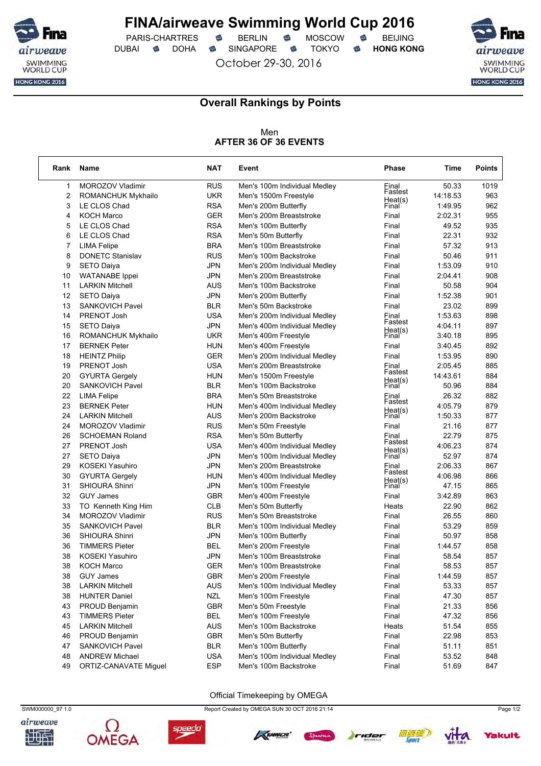# FINA/airweave Swimming World Cup 2016

PARIS-CHARTRES · BERLIN · MOSCOW · BEIJING
DUBAI · DOHA · SINGAPORE · TOKYO · **HONG KONG**

October 29-30, 2016

## Overall Rankings by Points

Men
**AFTER 36 OF 36 EVENTS**

| Rank | Name | NAT | Event | Phase | Time | Points |
|---|---|---|---|---|---|---|
| 1 | MOROZOV Vladimir | RUS | Men's 100m Individual Medley | Final | 50.33 | 1019 |
| 2 | ROMANCHUK Mykhailo | UKR | Men's 1500m Freestyle | Fastest Heat(s) | 14:18.53 | 963 |
| 3 | LE CLOS Chad | RSA | Men's 200m Butterfly | Final | 1:49.95 | 962 |
| 4 | KOCH Marco | GER | Men's 200m Breaststroke | Final | 2:02.31 | 955 |
| 5 | LE CLOS Chad | RSA | Men's 100m Butterfly | Final | 49.52 | 935 |
| 6 | LE CLOS Chad | RSA | Men's 50m Butterfly | Final | 22.31 | 932 |
| 7 | LIMA Felipe | BRA | Men's 100m Breaststroke | Final | 57.32 | 913 |
| 8 | DONETC Stanislav | RUS | Men's 100m Backstroke | Final | 50.46 | 911 |
| 9 | SETO Daiya | JPN | Men's 200m Individual Medley | Final | 1:53.09 | 910 |
| 10 | WATANABE Ippei | JPN | Men's 200m Breaststroke | Final | 2:04.41 | 908 |
| 11 | LARKIN Mitchell | AUS | Men's 100m Backstroke | Final | 50.58 | 904 |
| 12 | SETO Daiya | JPN | Men's 200m Butterfly | Final | 1:52.38 | 901 |
| 13 | SANKOVICH Pavel | BLR | Men's 50m Backstroke | Final | 23.02 | 899 |
| 14 | PRENOT Josh | USA | Men's 200m Individual Medley | Final | 1:53.63 | 898 |
| 15 | SETO Daiya | JPN | Men's 400m Individual Medley | Fastest Heat(s) | 4:04.11 | 897 |
| 16 | ROMANCHUK Mykhailo | UKR | Men's 400m Freestyle | Final | 3:40.18 | 895 |
| 17 | BERNEK Peter | HUN | Men's 400m Freestyle | Final | 3:40.45 | 892 |
| 18 | HEINTZ Philip | GER | Men's 200m Individual Medley | Final | 1:53.95 | 890 |
| 19 | PRENOT Josh | USA | Men's 200m Breaststroke | Final | 2:05.45 | 885 |
| 20 | GYURTA Gergely | HUN | Men's 1500m Freestyle | Fastest Heat(s) | 14:43.61 | 884 |
| 20 | SANKOVICH Pavel | BLR | Men's 100m Backstroke | Final | 50.96 | 884 |
| 22 | LIMA Felipe | BRA | Men's 50m Breaststroke | Final | 26.32 | 882 |
| 23 | BERNEK Peter | HUN | Men's 400m Individual Medley | Fastest Heat(s) | 4:05.79 | 879 |
| 24 | LARKIN Mitchell | AUS | Men's 200m Backstroke | Final | 1:50.33 | 877 |
| 24 | MOROZOV Vladimir | RUS | Men's 50m Freestyle | Final | 21.16 | 877 |
| 26 | SCHOEMAN Roland | RSA | Men's 50m Butterfly | Final | 22.79 | 875 |
| 27 | PRENOT Josh | USA | Men's 400m Individual Medley | Fastest Heat(s) | 4:06.23 | 874 |
| 27 | SETO Daiya | JPN | Men's 100m Individual Medley | Final | 52.97 | 874 |
| 29 | KOSEKI Yasuhiro | JPN | Men's 200m Breaststroke | Final | 2:06.33 | 867 |
| 30 | GYURTA Gergely | HUN | Men's 400m Individual Medley | Fastest Heat(s) | 4:06.98 | 866 |
| 31 | SHIOURA Shinri | JPN | Men's 100m Freestyle | Final | 47.15 | 865 |
| 32 | GUY James | GBR | Men's 400m Freestyle | Final | 3:42.89 | 863 |
| 33 | TO Kenneth King Him | CLB | Men's 50m Butterfly | Heats | 22.90 | 862 |
| 34 | MOROZOV Vladimir | RUS | Men's 50m Breaststroke | Final | 26.55 | 860 |
| 35 | SANKOVICH Pavel | BLR | Men's 100m Individual Medley | Final | 53.29 | 859 |
| 36 | SHIOURA Shinri | JPN | Men's 100m Butterfly | Final | 50.97 | 858 |
| 36 | TIMMERS Pieter | BEL | Men's 200m Freestyle | Final | 1:44.57 | 858 |
| 38 | KOSEKI Yasuhiro | JPN | Men's 100m Breaststroke | Final | 58.54 | 857 |
| 38 | KOCH Marco | GER | Men's 100m Breaststroke | Final | 58.53 | 857 |
| 38 | GUY James | GBR | Men's 200m Freestyle | Final | 1:44.59 | 857 |
| 38 | LARKIN Mitchell | AUS | Men's 100m Individual Medley | Final | 53.33 | 857 |
| 38 | HUNTER Daniel | NZL | Men's 100m Freestyle | Final | 47.30 | 857 |
| 43 | PROUD Benjamin | GBR | Men's 50m Freestyle | Final | 21.33 | 856 |
| 43 | TIMMERS Pieter | BEL | Men's 100m Freestyle | Final | 47.32 | 856 |
| 45 | LARKIN Mitchell | AUS | Men's 100m Backstroke | Heats | 51.54 | 855 |
| 46 | PROUD Benjamin | GBR | Men's 50m Butterfly | Final | 22.98 | 853 |
| 47 | SANKOVICH Pavel | BLR | Men's 100m Butterfly | Final | 51.11 | 851 |
| 48 | ANDREW Michael | USA | Men's 100m Individual Medley | Final | 53.52 | 848 |
| 49 | ORTIZ-CANAVATE Miguel | ESP | Men's 100m Backstroke | Final | 51.69 | 847 |

Official Timekeeping by OMEGA

SWM000000_97 1.0 · Report Created by OMEGA SUN 30 OCT 2016 21:14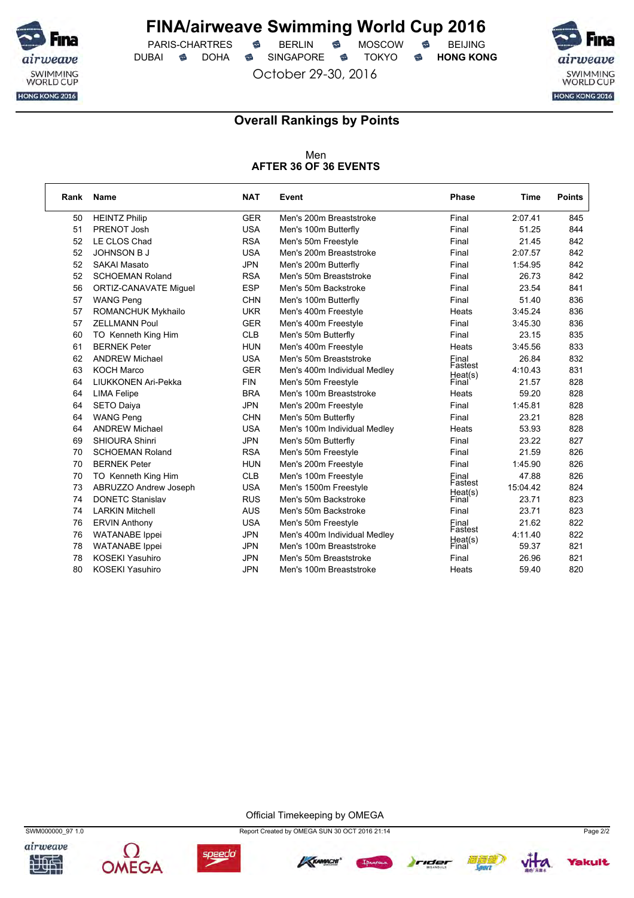# FINA/airweave Swimming World Cup 2016

PARIS-CHARTRES · BERLIN · MOSCOW · BEIJING
DUBAI · DOHA · SINGAPORE · TOKYO · **HONG KONG**

October 29-30, 2016

## Overall Rankings by Points

Men
**AFTER 36 OF 36 EVENTS**

| Rank | Name | NAT | Event | Phase | Time | Points |
|---|---|---|---|---|---|---|
| 50 | HEINTZ Philip | GER | Men's 200m Breaststroke | Final | 2:07.41 | 845 |
| 51 | PRENOT Josh | USA | Men's 100m Butterfly | Final | 51.25 | 844 |
| 52 | LE CLOS Chad | RSA | Men's 50m Freestyle | Final | 21.45 | 842 |
| 52 | JOHNSON B J | USA | Men's 200m Breaststroke | Final | 2:07.57 | 842 |
| 52 | SAKAI Masato | JPN | Men's 200m Butterfly | Final | 1:54.95 | 842 |
| 52 | SCHOEMAN Roland | RSA | Men's 50m Breaststroke | Final | 26.73 | 842 |
| 56 | ORTIZ-CANAVATE Miguel | ESP | Men's 50m Backstroke | Final | 23.54 | 841 |
| 57 | WANG Peng | CHN | Men's 100m Butterfly | Final | 51.40 | 836 |
| 57 | ROMANCHUK Mykhailo | UKR | Men's 400m Freestyle | Heats | 3:45.24 | 836 |
| 57 | ZELLMANN Poul | GER | Men's 400m Freestyle | Final | 3:45.30 | 836 |
| 60 | TO Kenneth King Him | CLB | Men's 50m Butterfly | Final | 23.15 | 835 |
| 61 | BERNEK Peter | HUN | Men's 400m Freestyle | Heats | 3:45.56 | 833 |
| 62 | ANDREW Michael | USA | Men's 50m Breaststroke | Final | 26.84 | 832 |
| 63 | KOCH Marco | GER | Men's 400m Individual Medley | Fastest Heat(s) | 4:10.43 | 831 |
| 64 | LIUKKONEN Ari-Pekka | FIN | Men's 50m Freestyle | Final | 21.57 | 828 |
| 64 | LIMA Felipe | BRA | Men's 100m Breaststroke | Heats | 59.20 | 828 |
| 64 | SETO Daiya | JPN | Men's 200m Freestyle | Final | 1:45.81 | 828 |
| 64 | WANG Peng | CHN | Men's 50m Butterfly | Final | 23.21 | 828 |
| 64 | ANDREW Michael | USA | Men's 100m Individual Medley | Heats | 53.93 | 828 |
| 69 | SHIOURA Shinri | JPN | Men's 50m Butterfly | Final | 23.22 | 827 |
| 70 | SCHOEMAN Roland | RSA | Men's 50m Freestyle | Final | 21.59 | 826 |
| 70 | BERNEK Peter | HUN | Men's 200m Freestyle | Final | 1:45.90 | 826 |
| 70 | TO Kenneth King Him | CLB | Men's 100m Freestyle | Final | 47.88 | 826 |
| 73 | ABRUZZO Andrew Joseph | USA | Men's 1500m Freestyle | Fastest Heat(s) | 15:04.42 | 824 |
| 74 | DONETC Stanislav | RUS | Men's 50m Backstroke | Final | 23.71 | 823 |
| 74 | LARKIN Mitchell | AUS | Men's 50m Backstroke | Final | 23.71 | 823 |
| 76 | ERVIN Anthony | USA | Men's 50m Freestyle | Final | 21.62 | 822 |
| 76 | WATANABE Ippei | JPN | Men's 400m Individual Medley | Fastest Heat(s) | 4:11.40 | 822 |
| 78 | WATANABE Ippei | JPN | Men's 100m Breaststroke | Final | 59.37 | 821 |
| 78 | KOSEKI Yasuhiro | JPN | Men's 50m Breaststroke | Final | 26.96 | 821 |
| 80 | KOSEKI Yasuhiro | JPN | Men's 100m Breaststroke | Heats | 59.40 | 820 |

Official Timekeeping by OMEGA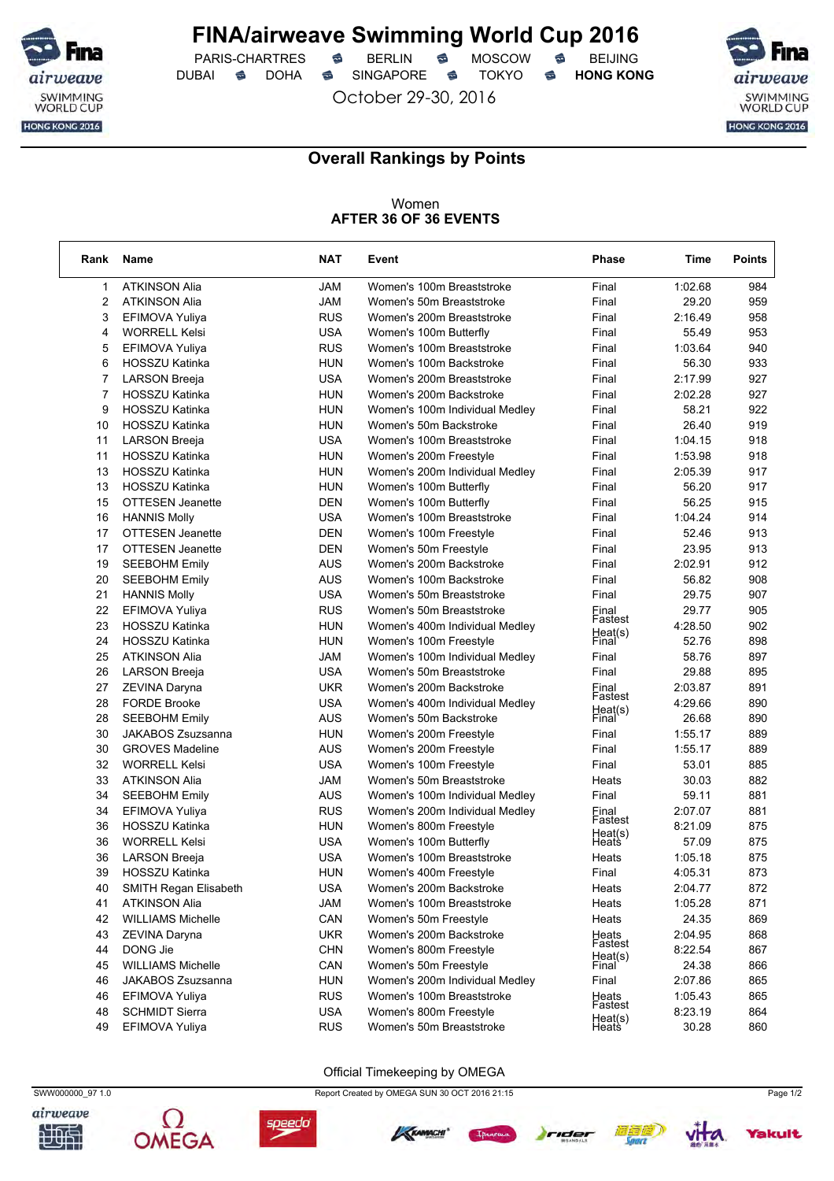# FINA/airweave Swimming World Cup 2016

PARIS-CHARTRES · BERLIN · MOSCOW · BEIJING
DUBAI · DOHA · SINGAPORE · TOKYO · **HONG KONG**

October 29-30, 2016

## Overall Rankings by Points

Women
**AFTER 36 OF 36 EVENTS**

| Rank | Name | NAT | Event | Phase | Time | Points |
|---|---|---|---|---|---|---|
| 1 | ATKINSON Alia | JAM | Women's 100m Breaststroke | Final | 1:02.68 | 984 |
| 2 | ATKINSON Alia | JAM | Women's 50m Breaststroke | Final | 29.20 | 959 |
| 3 | EFIMOVA Yuliya | RUS | Women's 200m Breaststroke | Final | 2:16.49 | 958 |
| 4 | WORRELL Kelsi | USA | Women's 100m Butterfly | Final | 55.49 | 953 |
| 5 | EFIMOVA Yuliya | RUS | Women's 100m Breaststroke | Final | 1:03.64 | 940 |
| 6 | HOSSZU Katinka | HUN | Women's 100m Backstroke | Final | 56.30 | 933 |
| 7 | LARSON Breeja | USA | Women's 200m Breaststroke | Final | 2:17.99 | 927 |
| 7 | HOSSZU Katinka | HUN | Women's 200m Backstroke | Final | 2:02.28 | 927 |
| 9 | HOSSZU Katinka | HUN | Women's 100m Individual Medley | Final | 58.21 | 922 |
| 10 | HOSSZU Katinka | HUN | Women's 50m Backstroke | Final | 26.40 | 919 |
| 11 | LARSON Breeja | USA | Women's 100m Breaststroke | Final | 1:04.15 | 918 |
| 11 | HOSSZU Katinka | HUN | Women's 200m Freestyle | Final | 1:53.98 | 918 |
| 13 | HOSSZU Katinka | HUN | Women's 200m Individual Medley | Final | 2:05.39 | 917 |
| 13 | HOSSZU Katinka | HUN | Women's 100m Butterfly | Final | 56.20 | 917 |
| 15 | OTTESEN Jeanette | DEN | Women's 100m Butterfly | Final | 56.25 | 915 |
| 16 | HANNIS Molly | USA | Women's 100m Breaststroke | Final | 1:04.24 | 914 |
| 17 | OTTESEN Jeanette | DEN | Women's 100m Freestyle | Final | 52.46 | 913 |
| 17 | OTTESEN Jeanette | DEN | Women's 50m Freestyle | Final | 23.95 | 913 |
| 19 | SEEBOHM Emily | AUS | Women's 200m Backstroke | Final | 2:02.91 | 912 |
| 20 | SEEBOHM Emily | AUS | Women's 100m Backstroke | Final | 56.82 | 908 |
| 21 | HANNIS Molly | USA | Women's 50m Breaststroke | Final | 29.75 | 907 |
| 22 | EFIMOVA Yuliya | RUS | Women's 50m Breaststroke | Final | 29.77 | 905 |
| 23 | HOSSZU Katinka | HUN | Women's 400m Individual Medley | Fastest Heat(s) | 4:28.50 | 902 |
| 24 | HOSSZU Katinka | HUN | Women's 100m Freestyle | Final | 52.76 | 898 |
| 25 | ATKINSON Alia | JAM | Women's 100m Individual Medley | Final | 58.76 | 897 |
| 26 | LARSON Breeja | USA | Women's 50m Breaststroke | Final | 29.88 | 895 |
| 27 | ZEVINA Daryna | UKR | Women's 200m Backstroke | Final | 2:03.87 | 891 |
| 28 | FORDE Brooke | USA | Women's 400m Individual Medley | Fastest Heat(s) | 4:29.66 | 890 |
| 28 | SEEBOHM Emily | AUS | Women's 50m Backstroke | Final | 26.68 | 890 |
| 30 | JAKABOS Zsuzsanna | HUN | Women's 200m Freestyle | Final | 1:55.17 | 889 |
| 30 | GROVES Madeline | AUS | Women's 200m Freestyle | Final | 1:55.17 | 889 |
| 32 | WORRELL Kelsi | USA | Women's 100m Freestyle | Final | 53.01 | 885 |
| 33 | ATKINSON Alia | JAM | Women's 50m Breaststroke | Heats | 30.03 | 882 |
| 34 | SEEBOHM Emily | AUS | Women's 100m Individual Medley | Final | 59.11 | 881 |
| 34 | EFIMOVA Yuliya | RUS | Women's 200m Individual Medley | Final | 2:07.07 | 881 |
| 36 | HOSSZU Katinka | HUN | Women's 800m Freestyle | Fastest Heat(s) | 8:21.09 | 875 |
| 36 | WORRELL Kelsi | USA | Women's 100m Butterfly | Heats | 57.09 | 875 |
| 36 | LARSON Breeja | USA | Women's 100m Breaststroke | Heats | 1:05.18 | 875 |
| 39 | HOSSZU Katinka | HUN | Women's 400m Freestyle | Final | 4:05.31 | 873 |
| 40 | SMITH Regan Elisabeth | USA | Women's 200m Backstroke | Heats | 2:04.77 | 872 |
| 41 | ATKINSON Alia | JAM | Women's 100m Breaststroke | Heats | 1:05.28 | 871 |
| 42 | WILLIAMS Michelle | CAN | Women's 50m Freestyle | Heats | 24.35 | 869 |
| 43 | ZEVINA Daryna | UKR | Women's 200m Backstroke | Heats | 2:04.95 | 868 |
| 44 | DONG Jie | CHN | Women's 800m Freestyle | Fastest Heat(s) | 8:22.54 | 867 |
| 45 | WILLIAMS Michelle | CAN | Women's 50m Freestyle | Final | 24.38 | 866 |
| 46 | JAKABOS Zsuzsanna | HUN | Women's 200m Individual Medley | Final | 2:07.86 | 865 |
| 46 | EFIMOVA Yuliya | RUS | Women's 100m Breaststroke | Heats | 1:05.43 | 865 |
| 48 | SCHMIDT Sierra | USA | Women's 800m Freestyle | Fastest Heat(s) | 8:23.19 | 864 |
| 49 | EFIMOVA Yuliya | RUS | Women's 50m Breaststroke | Heats | 30.28 | 860 |

Official Timekeeping by OMEGA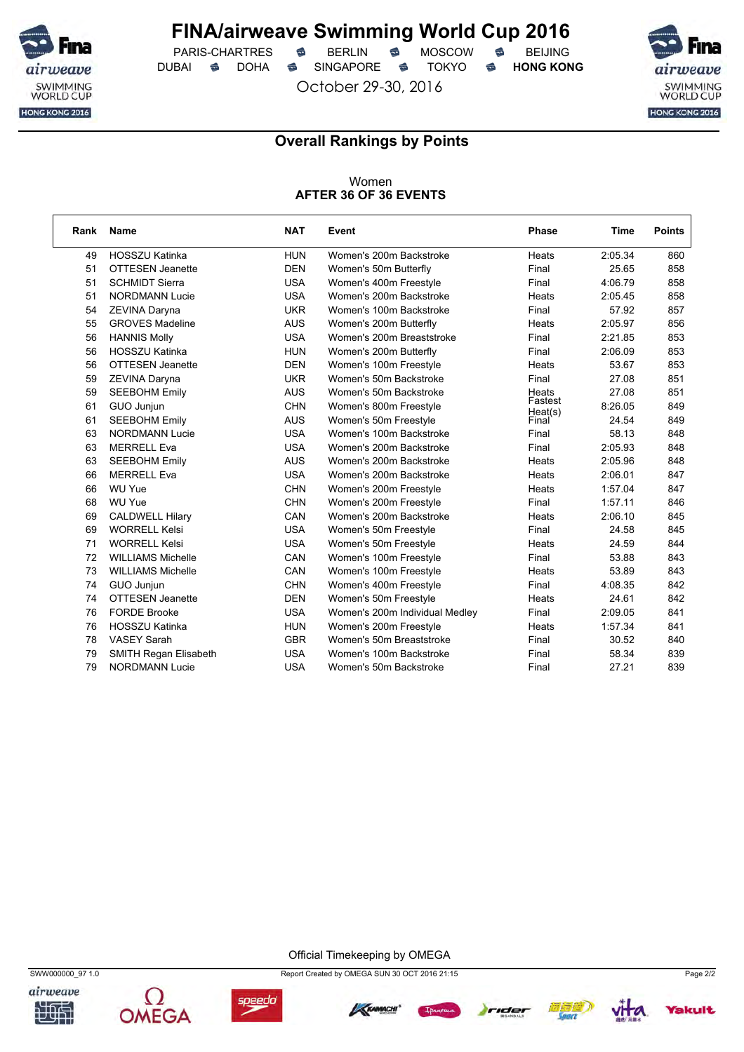# FINA/airweave Swimming World Cup 2016

PARIS-CHARTRES · BERLIN · MOSCOW · BEIJING
DUBAI · DOHA · SINGAPORE · TOKYO · **HONG KONG**

October 29-30, 2016

## Overall Rankings by Points

Women
**AFTER 36 OF 36 EVENTS**

| Rank | Name | NAT | Event | Phase | Time | Points |
|---|---|---|---|---|---|---|
| 49 | HOSSZU Katinka | HUN | Women's 200m Backstroke | Heats | 2:05.34 | 860 |
| 51 | OTTESEN Jeanette | DEN | Women's 50m Butterfly | Final | 25.65 | 858 |
| 51 | SCHMIDT Sierra | USA | Women's 400m Freestyle | Final | 4:06.79 | 858 |
| 51 | NORDMANN Lucie | USA | Women's 200m Backstroke | Heats | 2:05.45 | 858 |
| 54 | ZEVINA Daryna | UKR | Women's 100m Backstroke | Final | 57.92 | 857 |
| 55 | GROVES Madeline | AUS | Women's 200m Butterfly | Heats | 2:05.97 | 856 |
| 56 | HANNIS Molly | USA | Women's 200m Breaststroke | Final | 2:21.85 | 853 |
| 56 | HOSSZU Katinka | HUN | Women's 200m Butterfly | Final | 2:06.09 | 853 |
| 56 | OTTESEN Jeanette | DEN | Women's 100m Freestyle | Heats | 53.67 | 853 |
| 59 | ZEVINA Daryna | UKR | Women's 50m Backstroke | Final | 27.08 | 851 |
| 59 | SEEBOHM Emily | AUS | Women's 50m Backstroke | Heats | 27.08 | 851 |
| 61 | GUO Junjun | CHN | Women's 800m Freestyle | Fastest Heat(s) | 8:26.05 | 849 |
| 61 | SEEBOHM Emily | AUS | Women's 50m Freestyle | Final | 24.54 | 849 |
| 63 | NORDMANN Lucie | USA | Women's 100m Backstroke | Final | 58.13 | 848 |
| 63 | MERRELL Eva | USA | Women's 200m Backstroke | Final | 2:05.93 | 848 |
| 63 | SEEBOHM Emily | AUS | Women's 200m Backstroke | Heats | 2:05.96 | 848 |
| 66 | MERRELL Eva | USA | Women's 200m Backstroke | Heats | 2:06.01 | 847 |
| 66 | WU Yue | CHN | Women's 200m Freestyle | Heats | 1:57.04 | 847 |
| 68 | WU Yue | CHN | Women's 200m Freestyle | Final | 1:57.11 | 846 |
| 69 | CALDWELL Hilary | CAN | Women's 200m Backstroke | Heats | 2:06.10 | 845 |
| 69 | WORRELL Kelsi | USA | Women's 50m Freestyle | Final | 24.58 | 845 |
| 71 | WORRELL Kelsi | USA | Women's 50m Freestyle | Heats | 24.59 | 844 |
| 72 | WILLIAMS Michelle | CAN | Women's 100m Freestyle | Final | 53.88 | 843 |
| 73 | WILLIAMS Michelle | CAN | Women's 100m Freestyle | Heats | 53.89 | 843 |
| 74 | GUO Junjun | CHN | Women's 400m Freestyle | Final | 4:08.35 | 842 |
| 74 | OTTESEN Jeanette | DEN | Women's 50m Freestyle | Heats | 24.61 | 842 |
| 76 | FORDE Brooke | USA | Women's 200m Individual Medley | Final | 2:09.05 | 841 |
| 76 | HOSSZU Katinka | HUN | Women's 200m Freestyle | Heats | 1:57.34 | 841 |
| 78 | VASEY Sarah | GBR | Women's 50m Breaststroke | Final | 30.52 | 840 |
| 79 | SMITH Regan Elisabeth | USA | Women's 100m Backstroke | Final | 58.34 | 839 |
| 79 | NORDMANN Lucie | USA | Women's 50m Backstroke | Final | 27.21 | 839 |

Official Timekeeping by OMEGA

SWW000000_97 1.0 · Report Created by OMEGA SUN 30 OCT 2016 21:15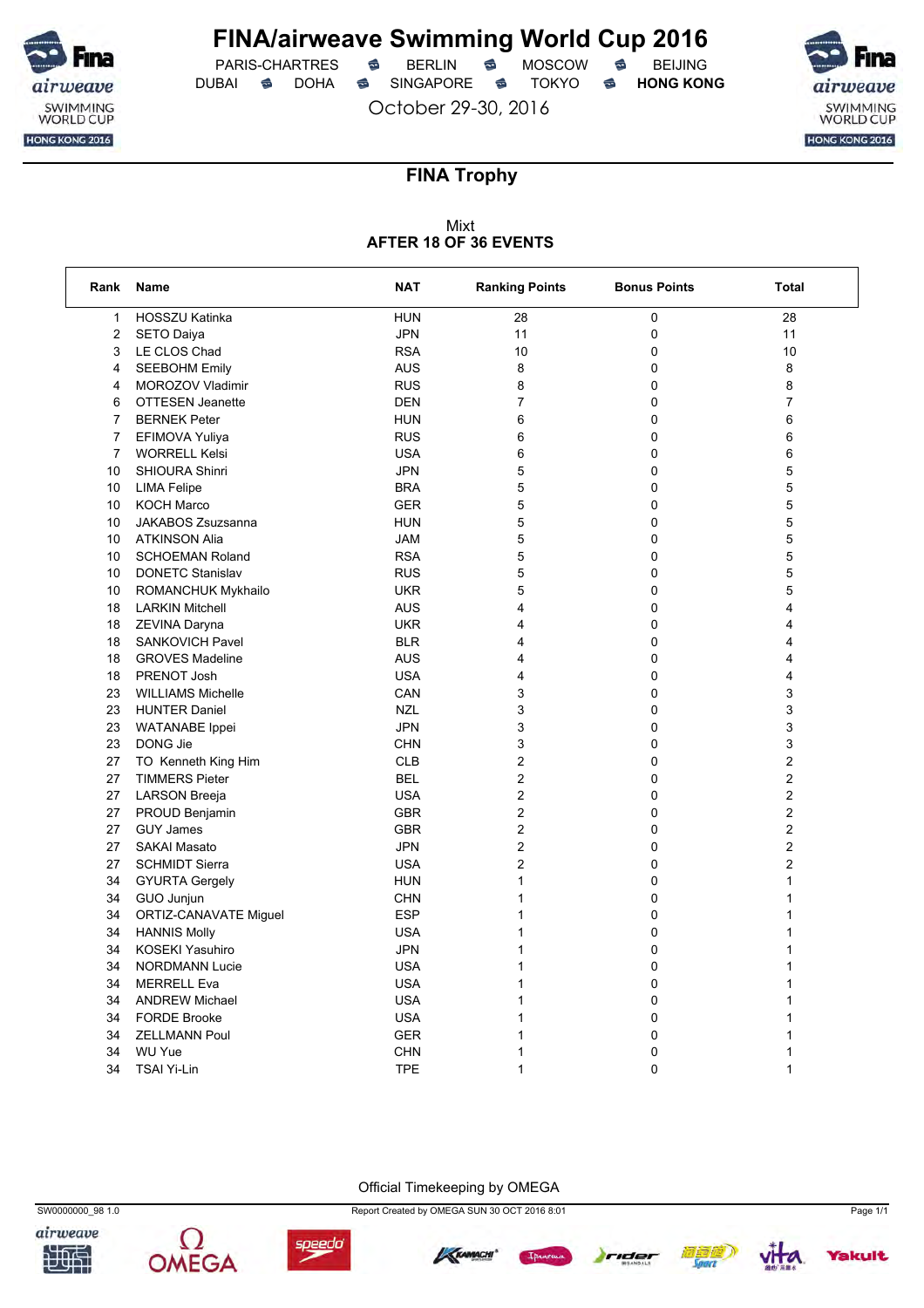# FINA/airweave Swimming World Cup 2016

PARIS-CHARTRES · BERLIN · MOSCOW · BEIJING
DUBAI · DOHA · SINGAPORE · TOKYO · **HONG KONG**

October 29-30, 2016

## FINA Trophy

Mixt
**AFTER 18 OF 36 EVENTS**

| Rank | Name | NAT | Ranking Points | Bonus Points | Total |
|---|---|---|---|---|---|
| 1 | HOSSZU Katinka | HUN | 28 | 0 | 28 |
| 2 | SETO Daiya | JPN | 11 | 0 | 11 |
| 3 | LE CLOS Chad | RSA | 10 | 0 | 10 |
| 4 | SEEBOHM Emily | AUS | 8 | 0 | 8 |
| 4 | MOROZOV Vladimir | RUS | 8 | 0 | 8 |
| 6 | OTTESEN Jeanette | DEN | 7 | 0 | 7 |
| 7 | BERNEK Peter | HUN | 6 | 0 | 6 |
| 7 | EFIMOVA Yuliya | RUS | 6 | 0 | 6 |
| 7 | WORRELL Kelsi | USA | 6 | 0 | 6 |
| 10 | SHIOURA Shinri | JPN | 5 | 0 | 5 |
| 10 | LIMA Felipe | BRA | 5 | 0 | 5 |
| 10 | KOCH Marco | GER | 5 | 0 | 5 |
| 10 | JAKABOS Zsuzsanna | HUN | 5 | 0 | 5 |
| 10 | ATKINSON Alia | JAM | 5 | 0 | 5 |
| 10 | SCHOEMAN Roland | RSA | 5 | 0 | 5 |
| 10 | DONETC Stanislav | RUS | 5 | 0 | 5 |
| 10 | ROMANCHUK Mykhailo | UKR | 5 | 0 | 5 |
| 18 | LARKIN Mitchell | AUS | 4 | 0 | 4 |
| 18 | ZEVINA Daryna | UKR | 4 | 0 | 4 |
| 18 | SANKOVICH Pavel | BLR | 4 | 0 | 4 |
| 18 | GROVES Madeline | AUS | 4 | 0 | 4 |
| 18 | PRENOT Josh | USA | 4 | 0 | 4 |
| 23 | WILLIAMS Michelle | CAN | 3 | 0 | 3 |
| 23 | HUNTER Daniel | NZL | 3 | 0 | 3 |
| 23 | WATANABE Ippei | JPN | 3 | 0 | 3 |
| 23 | DONG Jie | CHN | 3 | 0 | 3 |
| 27 | TO Kenneth King Him | CLB | 2 | 0 | 2 |
| 27 | TIMMERS Pieter | BEL | 2 | 0 | 2 |
| 27 | LARSON Breeja | USA | 2 | 0 | 2 |
| 27 | PROUD Benjamin | GBR | 2 | 0 | 2 |
| 27 | GUY James | GBR | 2 | 0 | 2 |
| 27 | SAKAI Masato | JPN | 2 | 0 | 2 |
| 27 | SCHMIDT Sierra | USA | 2 | 0 | 2 |
| 34 | GYURTA Gergely | HUN | 1 | 0 | 1 |
| 34 | GUO Junjun | CHN | 1 | 0 | 1 |
| 34 | ORTIZ-CANAVATE Miguel | ESP | 1 | 0 | 1 |
| 34 | HANNIS Molly | USA | 1 | 0 | 1 |
| 34 | KOSEKI Yasuhiro | JPN | 1 | 0 | 1 |
| 34 | NORDMANN Lucie | USA | 1 | 0 | 1 |
| 34 | MERRELL Eva | USA | 1 | 0 | 1 |
| 34 | ANDREW Michael | USA | 1 | 0 | 1 |
| 34 | FORDE Brooke | USA | 1 | 0 | 1 |
| 34 | ZELLMANN Poul | GER | 1 | 0 | 1 |
| 34 | WU Yue | CHN | 1 | 0 | 1 |
| 34 | TSAI Yi-Lin | TPE | 1 | 0 | 1 |

Official Timekeeping by OMEGA

SW0000000_98 1.0 — Report Created by OMEGA SUN 30 OCT 2016 8:01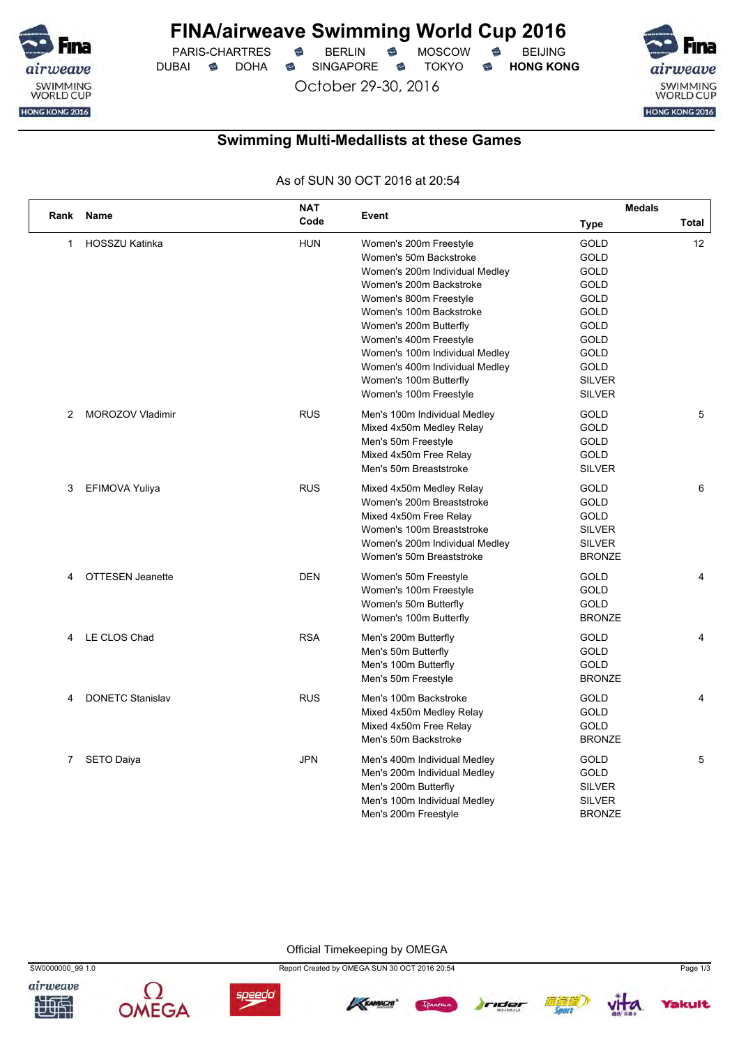# FINA/airweave Swimming World Cup 2016

PARIS-CHARTRES · BERLIN · MOSCOW · BEIJING
DUBAI · DOHA · SINGAPORE · TOKYO · **HONG KONG**

October 29-30, 2016

## Swimming Multi-Medallists at these Games

As of SUN 30 OCT 2016 at 20:54

| Rank | Name | NAT Code | Event | Medals Type | Total |
|---|---|---|---|---|---|
| 1 | HOSSZU Katinka | HUN | Women's 200m Freestyle | GOLD | 12 |
| | | | Women's 50m Backstroke | GOLD | |
| | | | Women's 200m Individual Medley | GOLD | |
| | | | Women's 200m Backstroke | GOLD | |
| | | | Women's 800m Freestyle | GOLD | |
| | | | Women's 100m Backstroke | GOLD | |
| | | | Women's 200m Butterfly | GOLD | |
| | | | Women's 400m Freestyle | GOLD | |
| | | | Women's 100m Individual Medley | GOLD | |
| | | | Women's 400m Individual Medley | GOLD | |
| | | | Women's 100m Butterfly | SILVER | |
| | | | Women's 100m Freestyle | SILVER | |
| 2 | MOROZOV Vladimir | RUS | Men's 100m Individual Medley | GOLD | 5 |
| | | | Mixed 4x50m Medley Relay | GOLD | |
| | | | Men's 50m Freestyle | GOLD | |
| | | | Mixed 4x50m Free Relay | GOLD | |
| | | | Men's 50m Breaststroke | SILVER | |
| 3 | EFIMOVA Yuliya | RUS | Mixed 4x50m Medley Relay | GOLD | 6 |
| | | | Women's 200m Breaststroke | GOLD | |
| | | | Mixed 4x50m Free Relay | GOLD | |
| | | | Women's 100m Breaststroke | SILVER | |
| | | | Women's 200m Individual Medley | SILVER | |
| | | | Women's 50m Breaststroke | BRONZE | |
| 4 | OTTESEN Jeanette | DEN | Women's 50m Freestyle | GOLD | 4 |
| | | | Women's 100m Freestyle | GOLD | |
| | | | Women's 50m Butterfly | GOLD | |
| | | | Women's 100m Butterfly | BRONZE | |
| 4 | LE CLOS Chad | RSA | Men's 200m Butterfly | GOLD | 4 |
| | | | Men's 50m Butterfly | GOLD | |
| | | | Men's 100m Butterfly | GOLD | |
| | | | Men's 50m Freestyle | BRONZE | |
| 4 | DONETC Stanislav | RUS | Men's 100m Backstroke | GOLD | 4 |
| | | | Mixed 4x50m Medley Relay | GOLD | |
| | | | Mixed 4x50m Free Relay | GOLD | |
| | | | Men's 50m Backstroke | BRONZE | |
| 7 | SETO Daiya | JPN | Men's 400m Individual Medley | GOLD | 5 |
| | | | Men's 200m Individual Medley | GOLD | |
| | | | Men's 200m Butterfly | SILVER | |
| | | | Men's 100m Individual Medley | SILVER | |
| | | | Men's 200m Freestyle | BRONZE | |

Official Timekeeping by OMEGA

SW0000000_99 1.0 — Report Created by OMEGA SUN 30 OCT 2016 20:54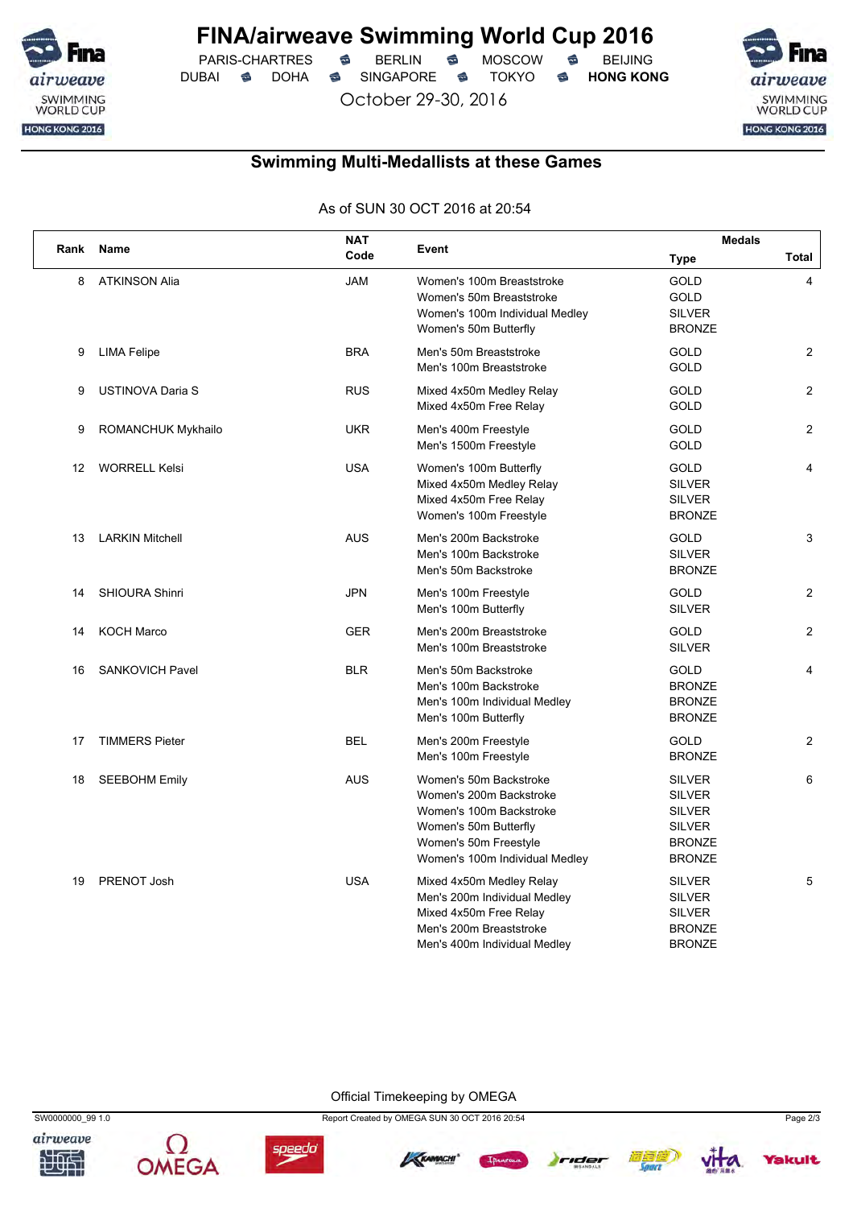# FINA/airweave Swimming World Cup 2016

PARIS-CHARTRES · BERLIN · MOSCOW · BEIJING
DUBAI · DOHA · SINGAPORE · TOKYO · **HONG KONG**

October 29-30, 2016

## Swimming Multi-Medallists at these Games

As of SUN 30 OCT 2016 at 20:54

| Rank | Name | NAT Code | Event | Medals Type | Total |
|---|---|---|---|---|---|
| 8 | ATKINSON Alia | JAM | Women's 100m Breaststroke | GOLD | 4 |
| | | | Women's 50m Breaststroke | GOLD | |
| | | | Women's 100m Individual Medley | SILVER | |
| | | | Women's 50m Butterfly | BRONZE | |
| 9 | LIMA Felipe | BRA | Men's 50m Breaststroke | GOLD | 2 |
| | | | Men's 100m Breaststroke | GOLD | |
| 9 | USTINOVA Daria S | RUS | Mixed 4x50m Medley Relay | GOLD | 2 |
| | | | Mixed 4x50m Free Relay | GOLD | |
| 9 | ROMANCHUK Mykhailo | UKR | Men's 400m Freestyle | GOLD | 2 |
| | | | Men's 1500m Freestyle | GOLD | |
| 12 | WORRELL Kelsi | USA | Women's 100m Butterfly | GOLD | 4 |
| | | | Mixed 4x50m Medley Relay | SILVER | |
| | | | Mixed 4x50m Free Relay | SILVER | |
| | | | Women's 100m Freestyle | BRONZE | |
| 13 | LARKIN Mitchell | AUS | Men's 200m Backstroke | GOLD | 3 |
| | | | Men's 100m Backstroke | SILVER | |
| | | | Men's 50m Backstroke | BRONZE | |
| 14 | SHIOURA Shinri | JPN | Men's 100m Freestyle | GOLD | 2 |
| | | | Men's 100m Butterfly | SILVER | |
| 14 | KOCH Marco | GER | Men's 200m Breaststroke | GOLD | 2 |
| | | | Men's 100m Breaststroke | SILVER | |
| 16 | SANKOVICH Pavel | BLR | Men's 50m Backstroke | GOLD | 4 |
| | | | Men's 100m Backstroke | BRONZE | |
| | | | Men's 100m Individual Medley | BRONZE | |
| | | | Men's 100m Butterfly | BRONZE | |
| 17 | TIMMERS Pieter | BEL | Men's 200m Freestyle | GOLD | 2 |
| | | | Men's 100m Freestyle | BRONZE | |
| 18 | SEEBOHM Emily | AUS | Women's 50m Backstroke | SILVER | 6 |
| | | | Women's 200m Backstroke | SILVER | |
| | | | Women's 100m Backstroke | SILVER | |
| | | | Women's 50m Butterfly | SILVER | |
| | | | Women's 50m Freestyle | BRONZE | |
| | | | Women's 100m Individual Medley | BRONZE | |
| 19 | PRENOT Josh | USA | Mixed 4x50m Medley Relay | SILVER | 5 |
| | | | Men's 200m Individual Medley | SILVER | |
| | | | Mixed 4x50m Free Relay | SILVER | |
| | | | Men's 200m Breaststroke | BRONZE | |
| | | | Men's 400m Individual Medley | BRONZE | |

Official Timekeeping by OMEGA

SW0000000_99 1.0 — Report Created by OMEGA SUN 30 OCT 2016 20:54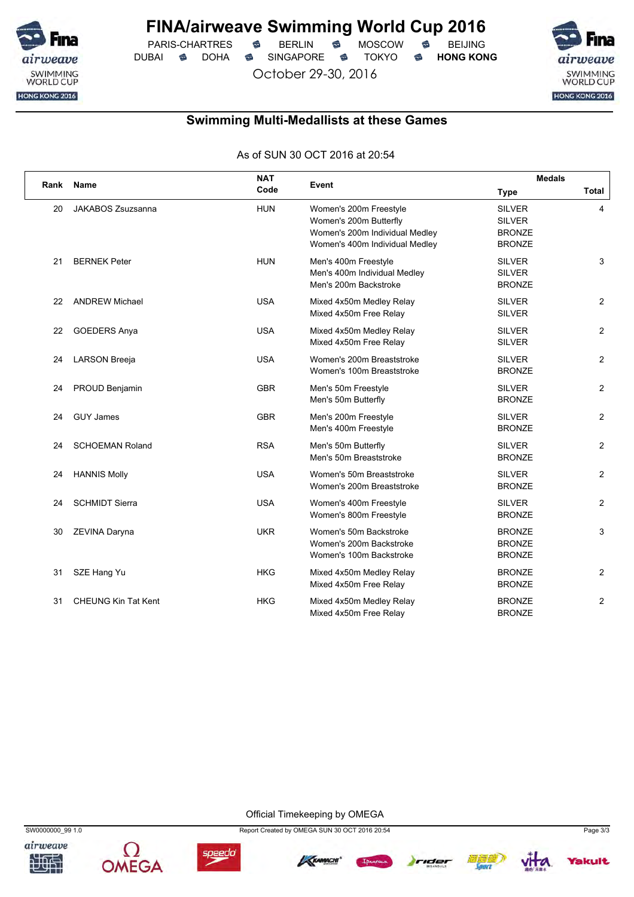# FINA/airweave Swimming World Cup 2016

PARIS-CHARTRES · BERLIN · MOSCOW · BEIJING
DUBAI · DOHA · SINGAPORE · TOKYO · **HONG KONG**

October 29-30, 2016

## Swimming Multi-Medallists at these Games

As of SUN 30 OCT 2016 at 20:54

| Rank | Name | NAT Code | Event | Medals Type | Total |
|---|---|---|---|---|---|
| 20 | JAKABOS Zsuzsanna | HUN | Women's 200m Freestyle<br>Women's 200m Butterfly<br>Women's 200m Individual Medley<br>Women's 400m Individual Medley | SILVER<br>SILVER<br>BRONZE<br>BRONZE | 4 |
| 21 | BERNEK Peter | HUN | Men's 400m Freestyle<br>Men's 400m Individual Medley<br>Men's 200m Backstroke | SILVER<br>SILVER<br>BRONZE | 3 |
| 22 | ANDREW Michael | USA | Mixed 4x50m Medley Relay<br>Mixed 4x50m Free Relay | SILVER<br>SILVER | 2 |
| 22 | GOEDERS Anya | USA | Mixed 4x50m Medley Relay<br>Mixed 4x50m Free Relay | SILVER<br>SILVER | 2 |
| 24 | LARSON Breeja | USA | Women's 200m Breaststroke<br>Women's 100m Breaststroke | SILVER<br>BRONZE | 2 |
| 24 | PROUD Benjamin | GBR | Men's 50m Freestyle<br>Men's 50m Butterfly | SILVER<br>BRONZE | 2 |
| 24 | GUY James | GBR | Men's 200m Freestyle<br>Men's 400m Freestyle | SILVER<br>BRONZE | 2 |
| 24 | SCHOEMAN Roland | RSA | Men's 50m Butterfly<br>Men's 50m Breaststroke | SILVER<br>BRONZE | 2 |
| 24 | HANNIS Molly | USA | Women's 50m Breaststroke<br>Women's 200m Breaststroke | SILVER<br>BRONZE | 2 |
| 24 | SCHMIDT Sierra | USA | Women's 400m Freestyle<br>Women's 800m Freestyle | SILVER<br>BRONZE | 2 |
| 30 | ZEVINA Daryna | UKR | Women's 50m Backstroke<br>Women's 200m Backstroke<br>Women's 100m Backstroke | BRONZE<br>BRONZE<br>BRONZE | 3 |
| 31 | SZE Hang Yu | HKG | Mixed 4x50m Medley Relay<br>Mixed 4x50m Free Relay | BRONZE<br>BRONZE | 2 |
| 31 | CHEUNG Kin Tat Kent | HKG | Mixed 4x50m Medley Relay<br>Mixed 4x50m Free Relay | BRONZE<br>BRONZE | 2 |

Official Timekeeping by OMEGA

SW0000000_99 1.0 · Report Created by OMEGA SUN 30 OCT 2016 20:54